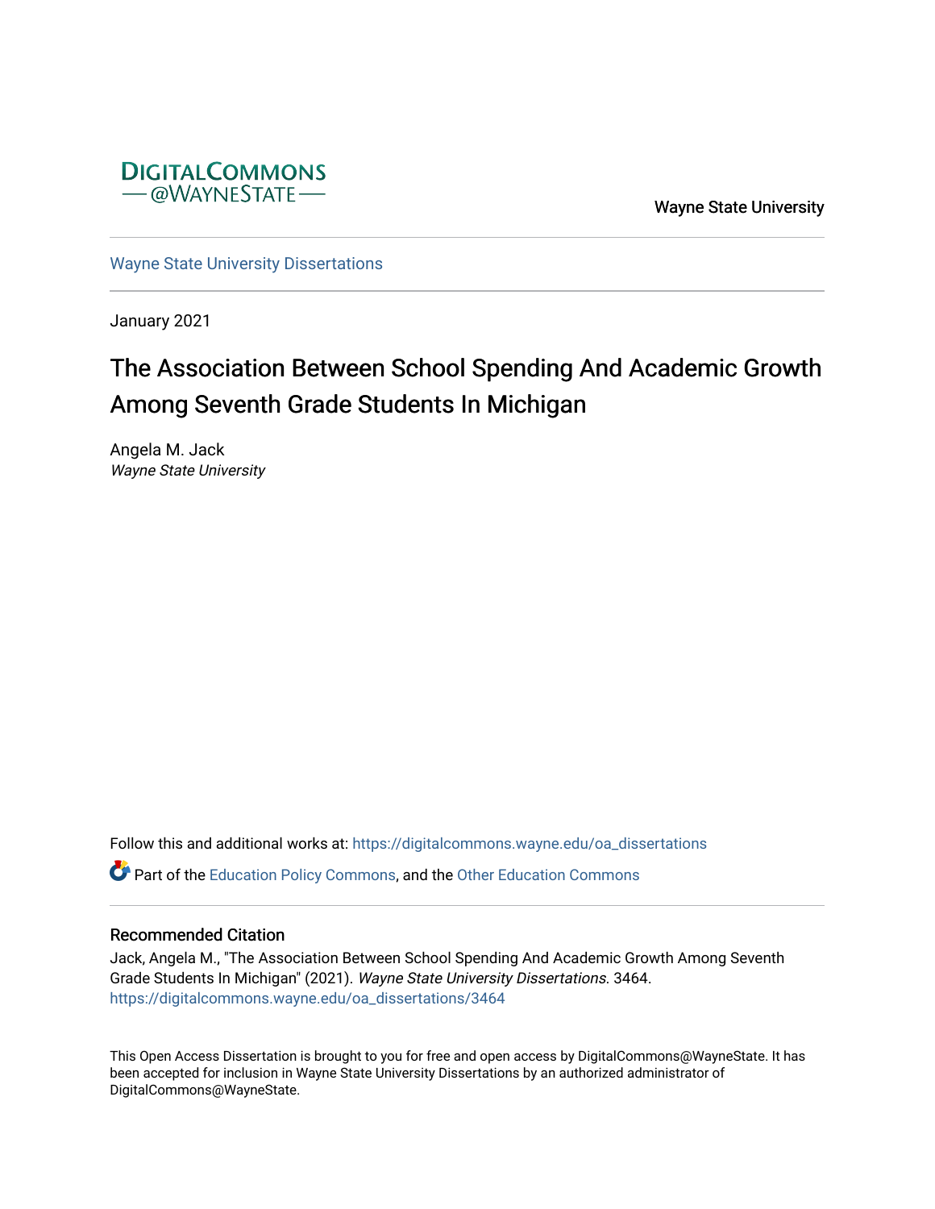DIGITALCOMMONS
@WAYNESTATE

Wayne State University

Wayne State University Dissertations

January 2021

# The Association Between School Spending And Academic Growth Among Seventh Grade Students In Michigan

Angela M. Jack
*Wayne State University*

Follow this and additional works at: https://digitalcommons.wayne.edu/oa_dissertations

Part of the Education Policy Commons, and the Other Education Commons

## Recommended Citation

Jack, Angela M., "The Association Between School Spending And Academic Growth Among Seventh Grade Students In Michigan" (2021). *Wayne State University Dissertations*. 3464.
https://digitalcommons.wayne.edu/oa_dissertations/3464

This Open Access Dissertation is brought to you for free and open access by DigitalCommons@WayneState. It has been accepted for inclusion in Wayne State University Dissertations by an authorized administrator of DigitalCommons@WayneState.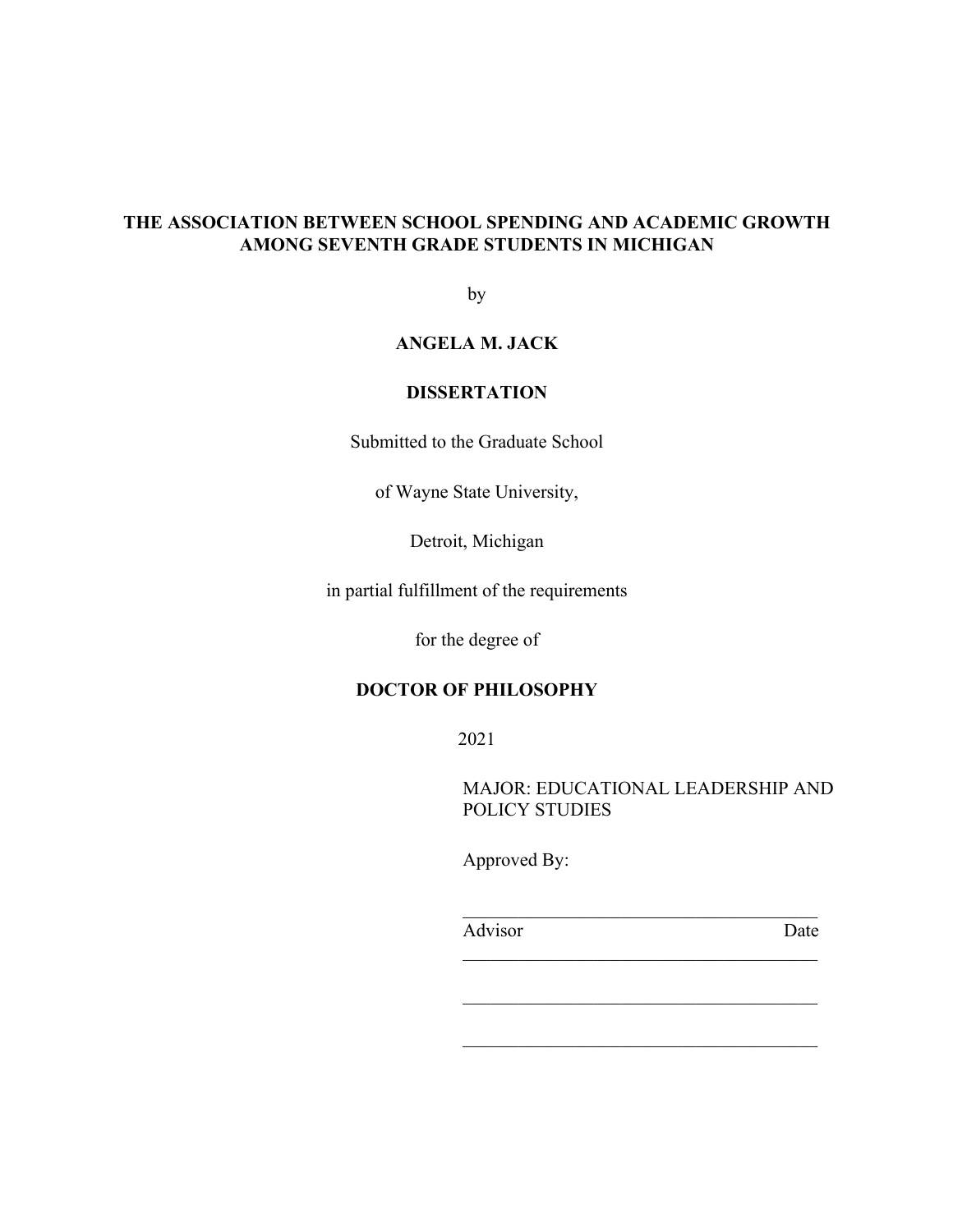**THE ASSOCIATION BETWEEN SCHOOL SPENDING AND ACADEMIC GROWTH AMONG SEVENTH GRADE STUDENTS IN MICHIGAN**

by

**ANGELA M. JACK**

**DISSERTATION**

Submitted to the Graduate School

of Wayne State University,

Detroit, Michigan

in partial fulfillment of the requirements

for the degree of

**DOCTOR OF PHILOSOPHY**

2021

MAJOR: EDUCATIONAL LEADERSHIP AND POLICY STUDIES

Approved By:

_______________________________________

Advisor                                                    Date

_______________________________________

_______________________________________

_______________________________________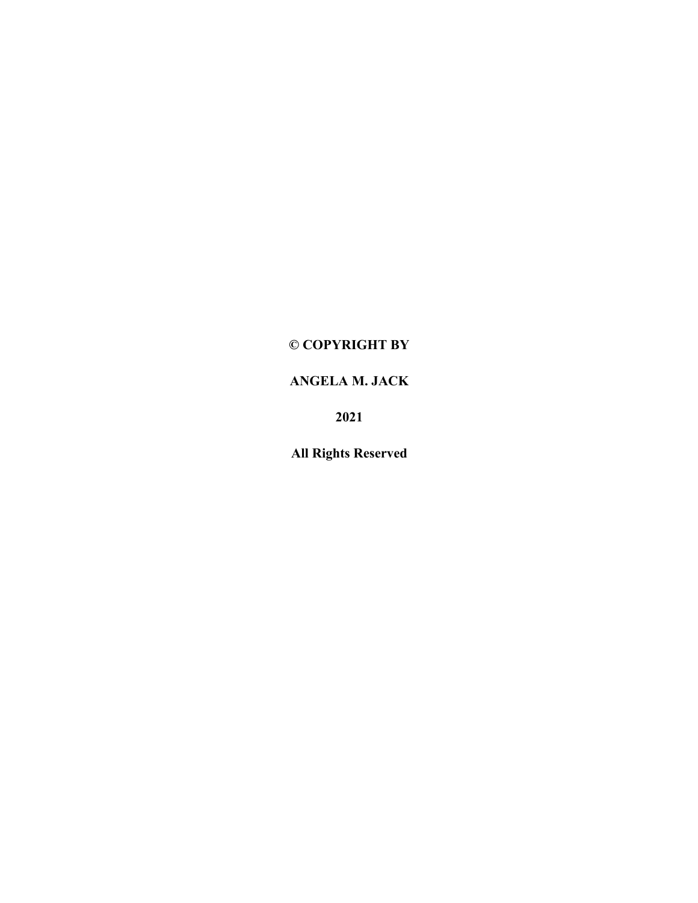**© COPYRIGHT BY**

**ANGELA M. JACK**

**2021**

**All Rights Reserved**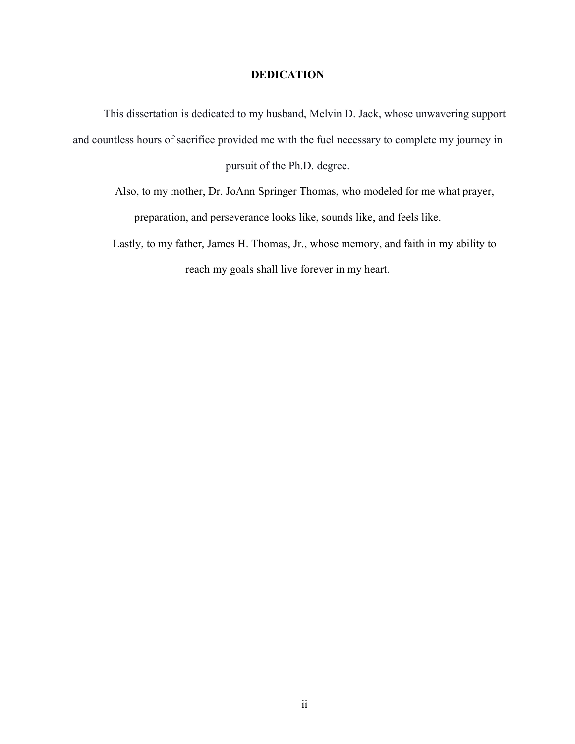# DEDICATION

This dissertation is dedicated to my husband, Melvin D. Jack, whose unwavering support and countless hours of sacrifice provided me with the fuel necessary to complete my journey in pursuit of the Ph.D. degree.

Also, to my mother, Dr. JoAnn Springer Thomas, who modeled for me what prayer, preparation, and perseverance looks like, sounds like, and feels like.

Lastly, to my father, James H. Thomas, Jr., whose memory, and faith in my ability to reach my goals shall live forever in my heart.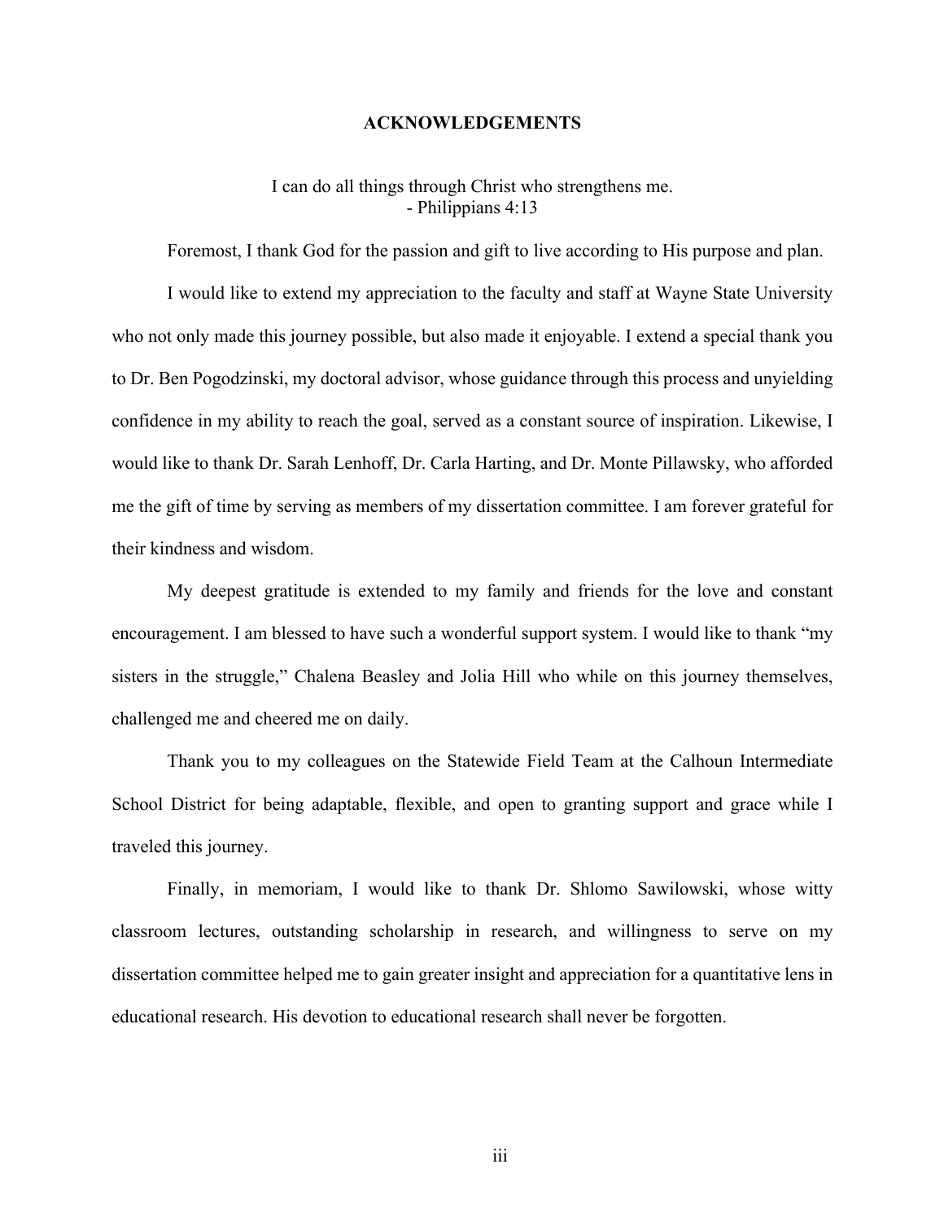# ACKNOWLEDGEMENTS

I can do all things through Christ who strengthens me.
- Philippians 4:13

Foremost, I thank God for the passion and gift to live according to His purpose and plan.

I would like to extend my appreciation to the faculty and staff at Wayne State University who not only made this journey possible, but also made it enjoyable. I extend a special thank you to Dr. Ben Pogodzinski, my doctoral advisor, whose guidance through this process and unyielding confidence in my ability to reach the goal, served as a constant source of inspiration. Likewise, I would like to thank Dr. Sarah Lenhoff, Dr. Carla Harting, and Dr. Monte Pillawsky, who afforded me the gift of time by serving as members of my dissertation committee. I am forever grateful for their kindness and wisdom.

My deepest gratitude is extended to my family and friends for the love and constant encouragement. I am blessed to have such a wonderful support system. I would like to thank "my sisters in the struggle," Chalena Beasley and Jolia Hill who while on this journey themselves, challenged me and cheered me on daily.

Thank you to my colleagues on the Statewide Field Team at the Calhoun Intermediate School District for being adaptable, flexible, and open to granting support and grace while I traveled this journey.

Finally, in memoriam, I would like to thank Dr. Shlomo Sawilowski, whose witty classroom lectures, outstanding scholarship in research, and willingness to serve on my dissertation committee helped me to gain greater insight and appreciation for a quantitative lens in educational research. His devotion to educational research shall never be forgotten.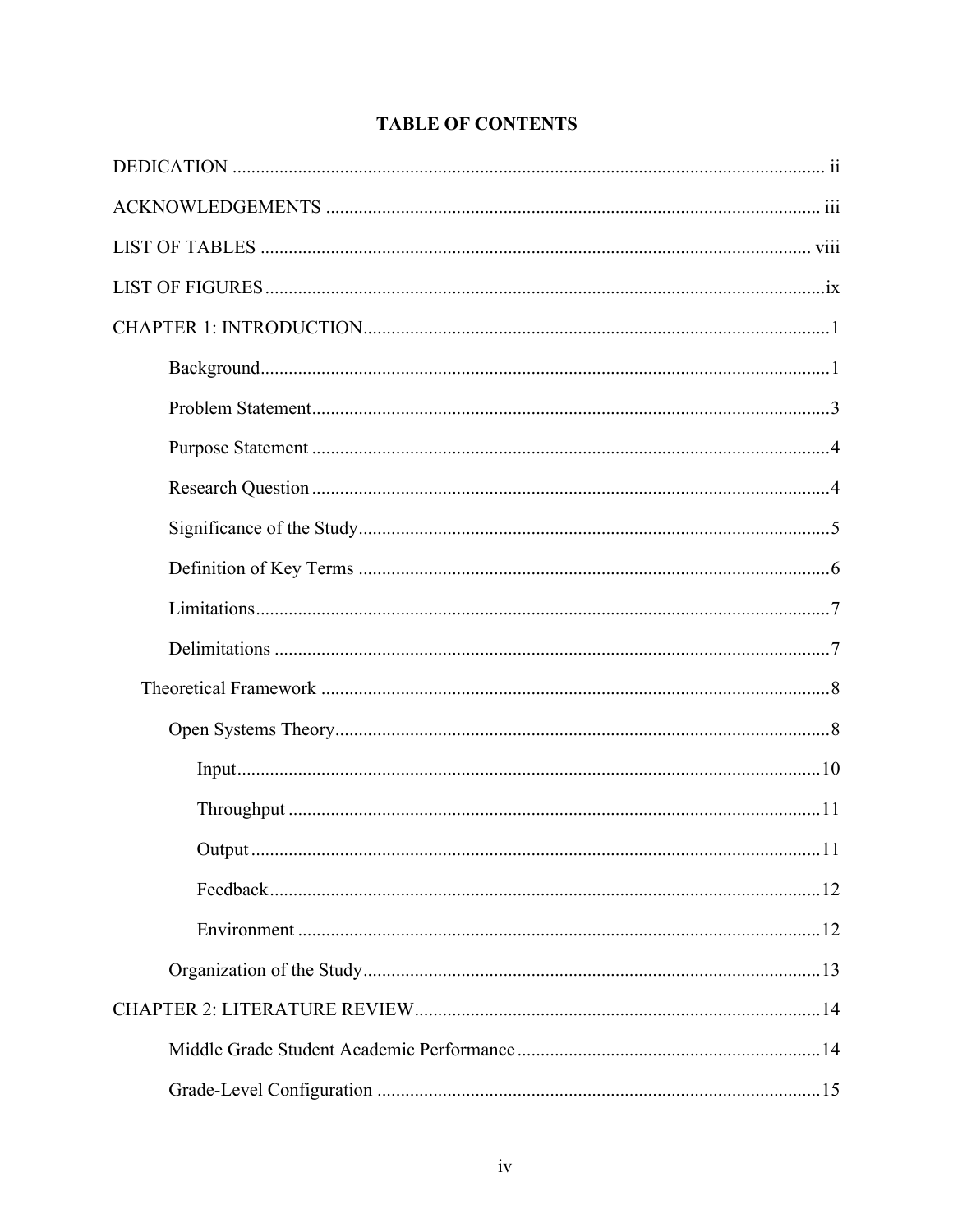# TABLE OF CONTENTS

DEDICATION .............................................................................................................. ii

ACKNOWLEDGEMENTS ......................................................................................... iii

LIST OF TABLES ...................................................................................................... viii

LIST OF FIGURES ....................................................................................................... ix

CHAPTER 1: INTRODUCTION .................................................................................... 1

- Background ........................................................................................................... 1
- Problem Statement ................................................................................................ 3
- Purpose Statement ................................................................................................ 4
- Research Question ................................................................................................ 4
- Significance of the Study ...................................................................................... 5
- Definition of Key Terms ....................................................................................... 6
- Limitations ........................................................................................................... 7
- Delimitations ........................................................................................................ 7

Theoretical Framework ............................................................................................... 8

- Open Systems Theory ........................................................................................... 8
  - Input ............................................................................................................ 10
  - Throughput .................................................................................................. 11
  - Output ......................................................................................................... 11
  - Feedback ..................................................................................................... 12
  - Environment ................................................................................................ 12
- Organization of the Study .................................................................................... 13

CHAPTER 2: LITERATURE REVIEW ........................................................................ 14

- Middle Grade Student Academic Performance ................................................... 14
- Grade-Level Configuration ................................................................................. 15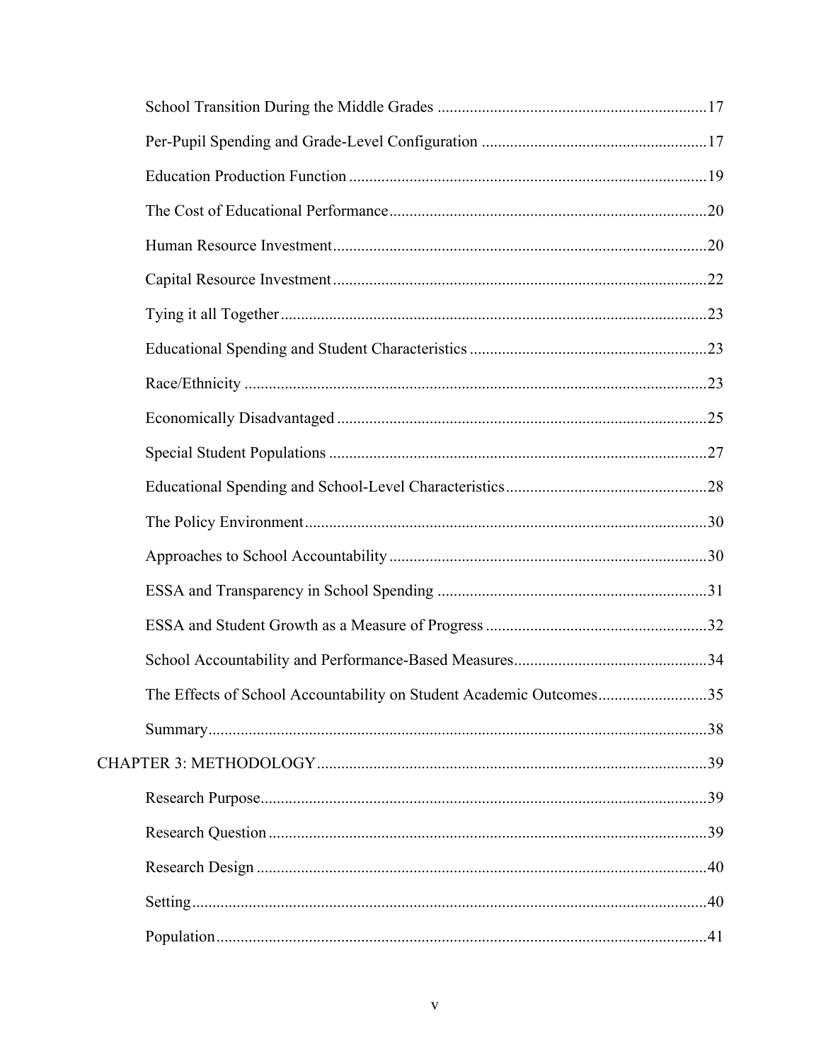School Transition During the Middle Grades ....................................................................17

Per-Pupil Spending and Grade-Level Configuration ........................................................17

Education Production Function ..........................................................................................19

The Cost of Educational Performance.................................................................................20

Human Resource Investment................................................................................................20

Capital Resource Investment................................................................................................22

Tying it all Together.............................................................................................................23

Educational Spending and Student Characteristics ............................................................23

Race/Ethnicity .....................................................................................................................23

Economically Disadvantaged ..............................................................................................25

Special Student Populations ................................................................................................27

Educational Spending and School-Level Characteristics....................................................28

The Policy Environment.......................................................................................................30

Approaches to School Accountability .................................................................................30

ESSA and Transparency in School Spending .....................................................................31

ESSA and Student Growth as a Measure of Progress .........................................................32

School Accountability and Performance-Based Measures...................................................34

The Effects of School Accountability on Student Academic Outcomes...............................35

Summary...............................................................................................................................38

CHAPTER 3: METHODOLOGY.............................................................................................39

Research Purpose..................................................................................................................39

Research Question ................................................................................................................39

Research Design ...................................................................................................................40

Setting...................................................................................................................................40

Population.............................................................................................................................41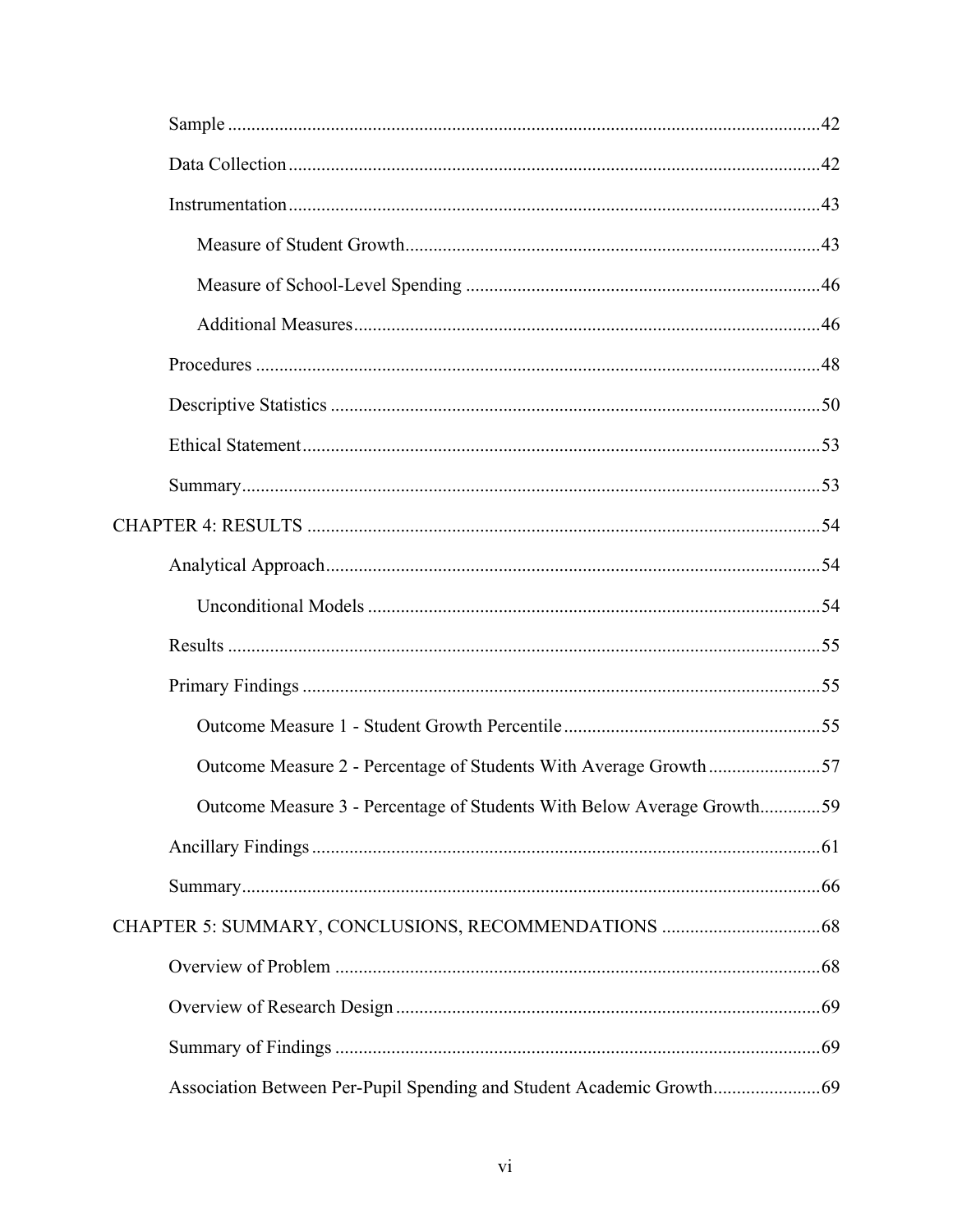Sample ... 42

Data Collection ... 42

Instrumentation ... 43

Measure of Student Growth ... 43

Measure of School-Level Spending ... 46

Additional Measures ... 46

Procedures ... 48

Descriptive Statistics ... 50

Ethical Statement ... 53

Summary ... 53

CHAPTER 4: RESULTS ... 54

Analytical Approach ... 54

Unconditional Models ... 54

Results ... 55

Primary Findings ... 55

Outcome Measure 1 - Student Growth Percentile ... 55

Outcome Measure 2 - Percentage of Students With Average Growth ... 57

Outcome Measure 3 - Percentage of Students With Below Average Growth ... 59

Ancillary Findings ... 61

Summary ... 66

CHAPTER 5: SUMMARY, CONCLUSIONS, RECOMMENDATIONS ... 68

Overview of Problem ... 68

Overview of Research Design ... 69

Summary of Findings ... 69

Association Between Per-Pupil Spending and Student Academic Growth ... 69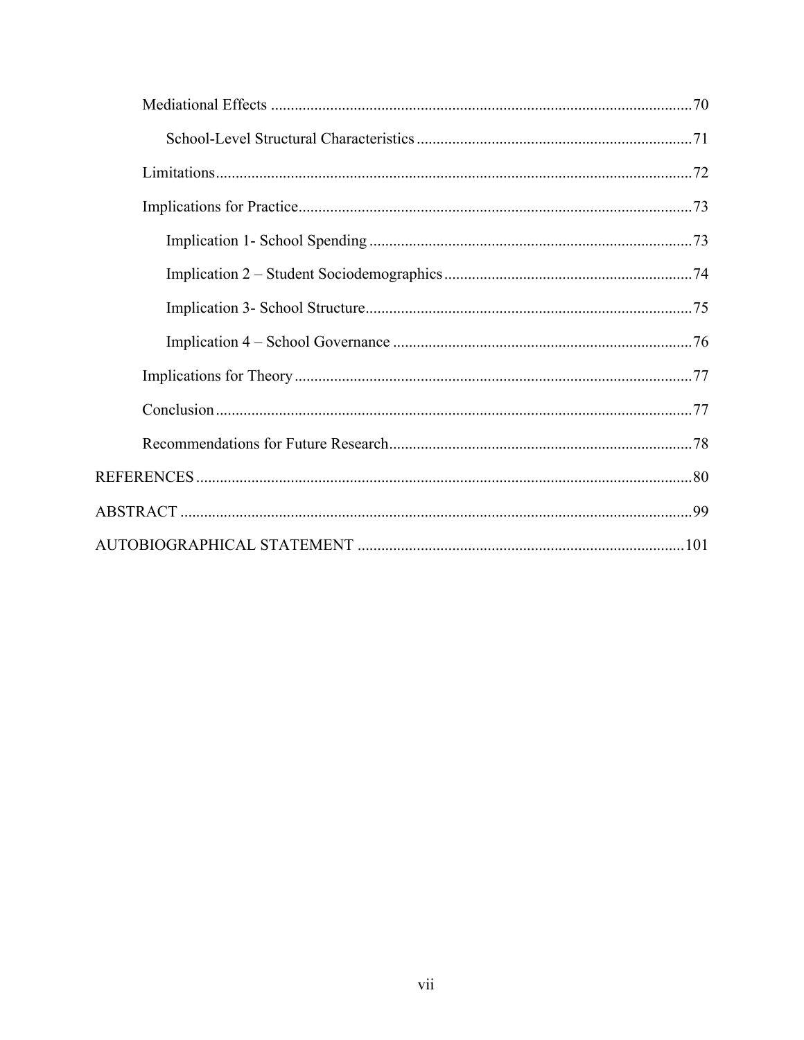Mediational Effects ........................................................................................................70

School-Level Structural Characteristics ....................................................................71

Limitations.......................................................................................................................72

Implications for Practice..................................................................................................73

Implication 1- School Spending ................................................................................73

Implication 2 – Student Sociodemographics .............................................................74

Implication 3- School Structure.................................................................................75

Implication 4 – School Governance ..........................................................................76

Implications for Theory...................................................................................................77

Conclusion.......................................................................................................................77

Recommendations for Future Research...........................................................................78

REFERENCES ...........................................................................................................................80

ABSTRACT ...............................................................................................................................99

AUTOBIOGRAPHICAL STATEMENT .................................................................................101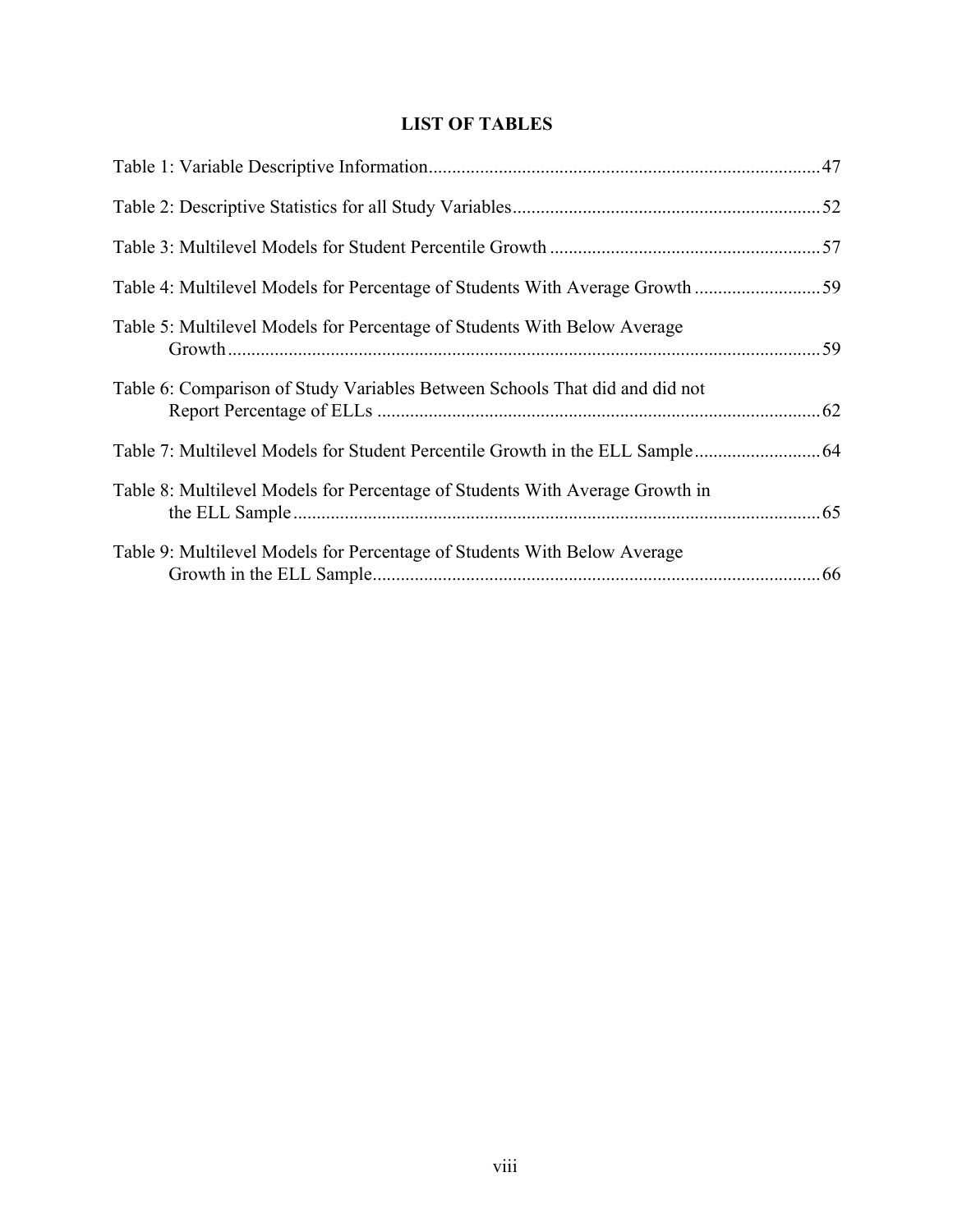# LIST OF TABLES

Table 1: Variable Descriptive Information ... 47

Table 2: Descriptive Statistics for all Study Variables ... 52

Table 3: Multilevel Models for Student Percentile Growth ... 57

Table 4: Multilevel Models for Percentage of Students With Average Growth ... 59

Table 5: Multilevel Models for Percentage of Students With Below Average Growth ... 59

Table 6: Comparison of Study Variables Between Schools That did and did not Report Percentage of ELLs ... 62

Table 7: Multilevel Models for Student Percentile Growth in the ELL Sample ... 64

Table 8: Multilevel Models for Percentage of Students With Average Growth in the ELL Sample ... 65

Table 9: Multilevel Models for Percentage of Students With Below Average Growth in the ELL Sample ... 66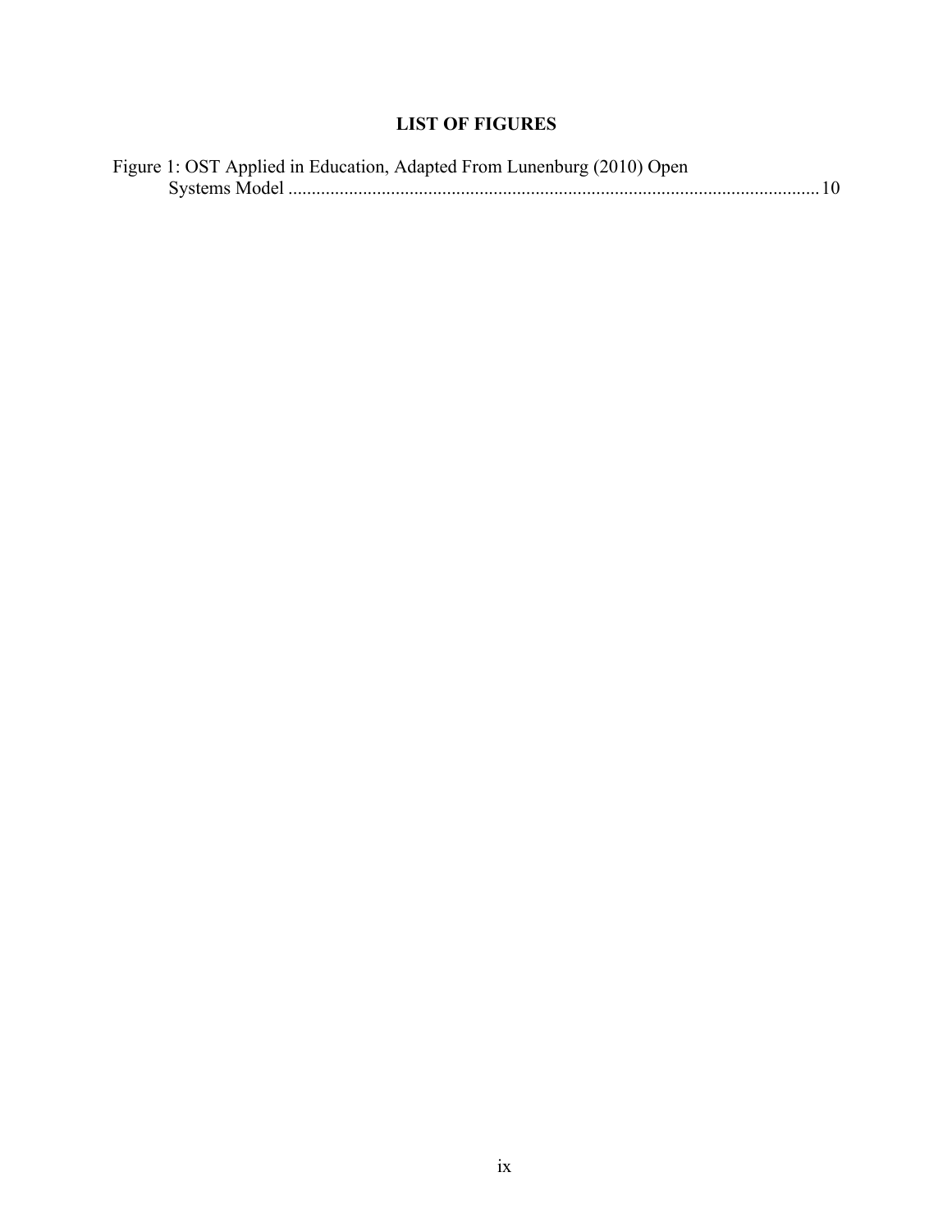# LIST OF FIGURES

Figure 1: OST Applied in Education, Adapted From Lunenburg (2010) Open Systems Model ..................................................................................................................10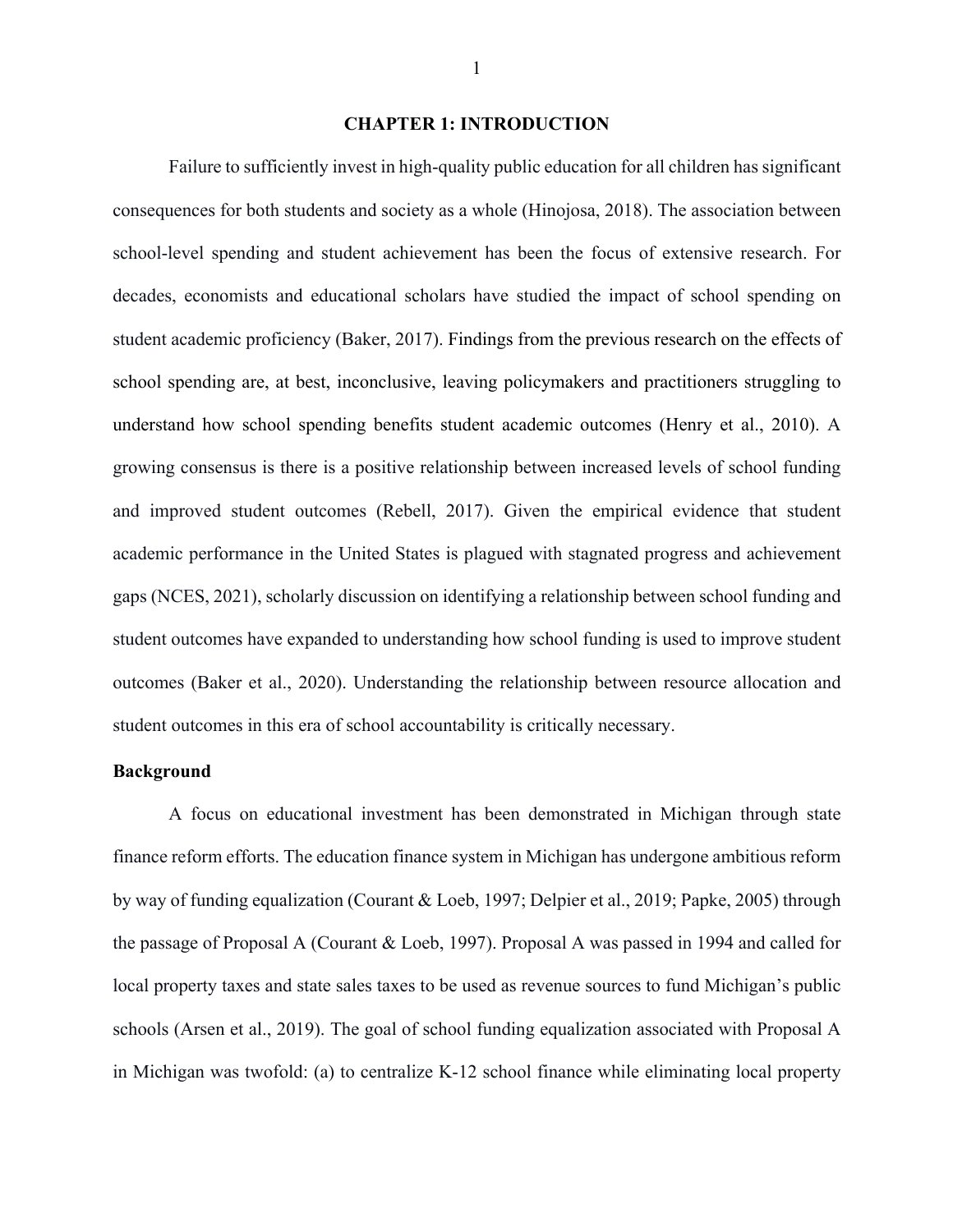# CHAPTER 1: INTRODUCTION

Failure to sufficiently invest in high-quality public education for all children has significant consequences for both students and society as a whole (Hinojosa, 2018). The association between school-level spending and student achievement has been the focus of extensive research. For decades, economists and educational scholars have studied the impact of school spending on student academic proficiency (Baker, 2017). Findings from the previous research on the effects of school spending are, at best, inconclusive, leaving policymakers and practitioners struggling to understand how school spending benefits student academic outcomes (Henry et al., 2010). A growing consensus is there is a positive relationship between increased levels of school funding and improved student outcomes (Rebell, 2017). Given the empirical evidence that student academic performance in the United States is plagued with stagnated progress and achievement gaps (NCES, 2021), scholarly discussion on identifying a relationship between school funding and student outcomes have expanded to understanding how school funding is used to improve student outcomes (Baker et al., 2020). Understanding the relationship between resource allocation and student outcomes in this era of school accountability is critically necessary.

## Background

A focus on educational investment has been demonstrated in Michigan through state finance reform efforts. The education finance system in Michigan has undergone ambitious reform by way of funding equalization (Courant & Loeb, 1997; Delpier et al., 2019; Papke, 2005) through the passage of Proposal A (Courant & Loeb, 1997). Proposal A was passed in 1994 and called for local property taxes and state sales taxes to be used as revenue sources to fund Michigan's public schools (Arsen et al., 2019). The goal of school funding equalization associated with Proposal A in Michigan was twofold: (a) to centralize K-12 school finance while eliminating local property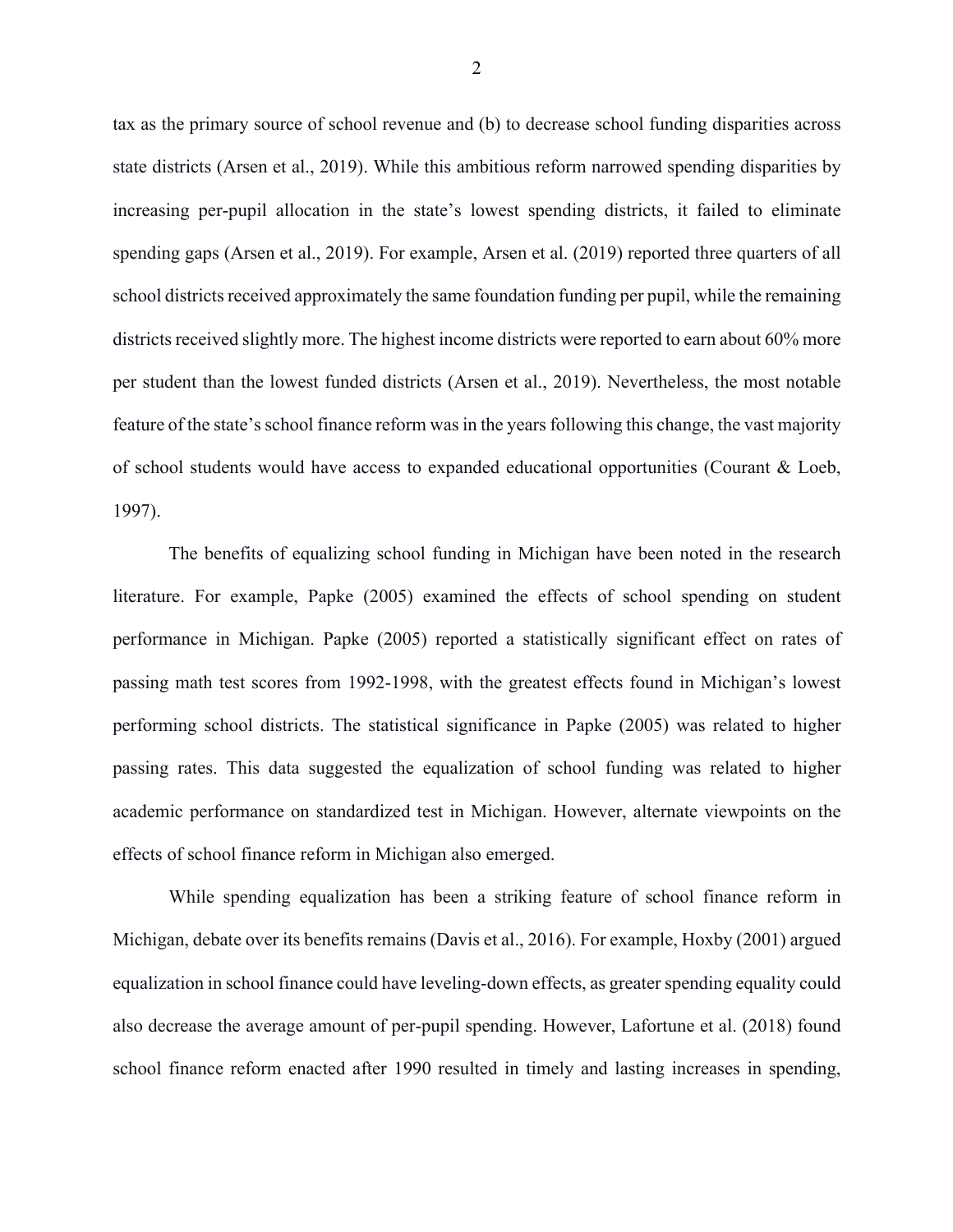tax as the primary source of school revenue and (b) to decrease school funding disparities across state districts (Arsen et al., 2019). While this ambitious reform narrowed spending disparities by increasing per-pupil allocation in the state's lowest spending districts, it failed to eliminate spending gaps (Arsen et al., 2019). For example, Arsen et al. (2019) reported three quarters of all school districts received approximately the same foundation funding per pupil, while the remaining districts received slightly more. The highest income districts were reported to earn about 60% more per student than the lowest funded districts (Arsen et al., 2019). Nevertheless, the most notable feature of the state's school finance reform was in the years following this change, the vast majority of school students would have access to expanded educational opportunities (Courant & Loeb, 1997).

The benefits of equalizing school funding in Michigan have been noted in the research literature. For example, Papke (2005) examined the effects of school spending on student performance in Michigan. Papke (2005) reported a statistically significant effect on rates of passing math test scores from 1992-1998, with the greatest effects found in Michigan's lowest performing school districts. The statistical significance in Papke (2005) was related to higher passing rates. This data suggested the equalization of school funding was related to higher academic performance on standardized test in Michigan. However, alternate viewpoints on the effects of school finance reform in Michigan also emerged.

While spending equalization has been a striking feature of school finance reform in Michigan, debate over its benefits remains (Davis et al., 2016). For example, Hoxby (2001) argued equalization in school finance could have leveling-down effects, as greater spending equality could also decrease the average amount of per-pupil spending. However, Lafortune et al. (2018) found school finance reform enacted after 1990 resulted in timely and lasting increases in spending,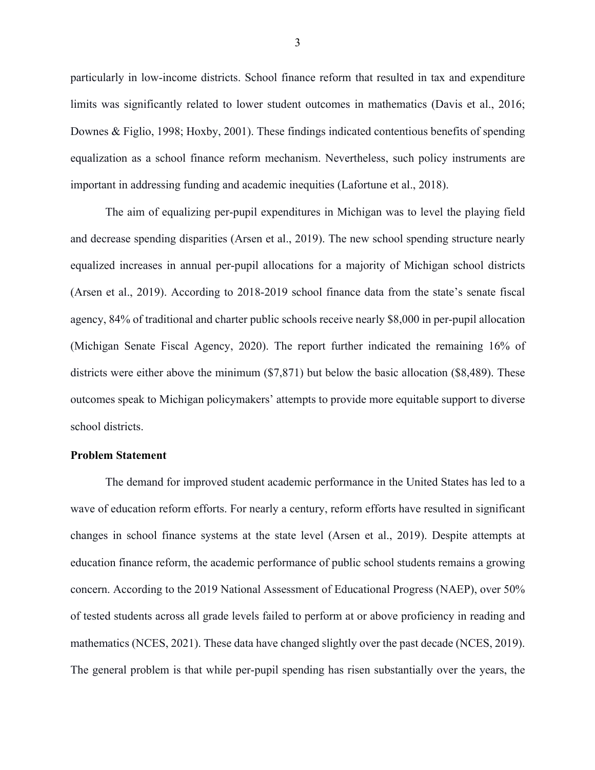particularly in low-income districts. School finance reform that resulted in tax and expenditure limits was significantly related to lower student outcomes in mathematics (Davis et al., 2016; Downes & Figlio, 1998; Hoxby, 2001). These findings indicated contentious benefits of spending equalization as a school finance reform mechanism. Nevertheless, such policy instruments are important in addressing funding and academic inequities (Lafortune et al., 2018).

The aim of equalizing per-pupil expenditures in Michigan was to level the playing field and decrease spending disparities (Arsen et al., 2019). The new school spending structure nearly equalized increases in annual per-pupil allocations for a majority of Michigan school districts (Arsen et al., 2019). According to 2018-2019 school finance data from the state's senate fiscal agency, 84% of traditional and charter public schools receive nearly $8,000 in per-pupil allocation (Michigan Senate Fiscal Agency, 2020). The report further indicated the remaining 16% of districts were either above the minimum ($7,871) but below the basic allocation ($8,489). These outcomes speak to Michigan policymakers' attempts to provide more equitable support to diverse school districts.

**Problem Statement**

The demand for improved student academic performance in the United States has led to a wave of education reform efforts. For nearly a century, reform efforts have resulted in significant changes in school finance systems at the state level (Arsen et al., 2019). Despite attempts at education finance reform, the academic performance of public school students remains a growing concern. According to the 2019 National Assessment of Educational Progress (NAEP), over 50% of tested students across all grade levels failed to perform at or above proficiency in reading and mathematics (NCES, 2021). These data have changed slightly over the past decade (NCES, 2019). The general problem is that while per-pupil spending has risen substantially over the years, the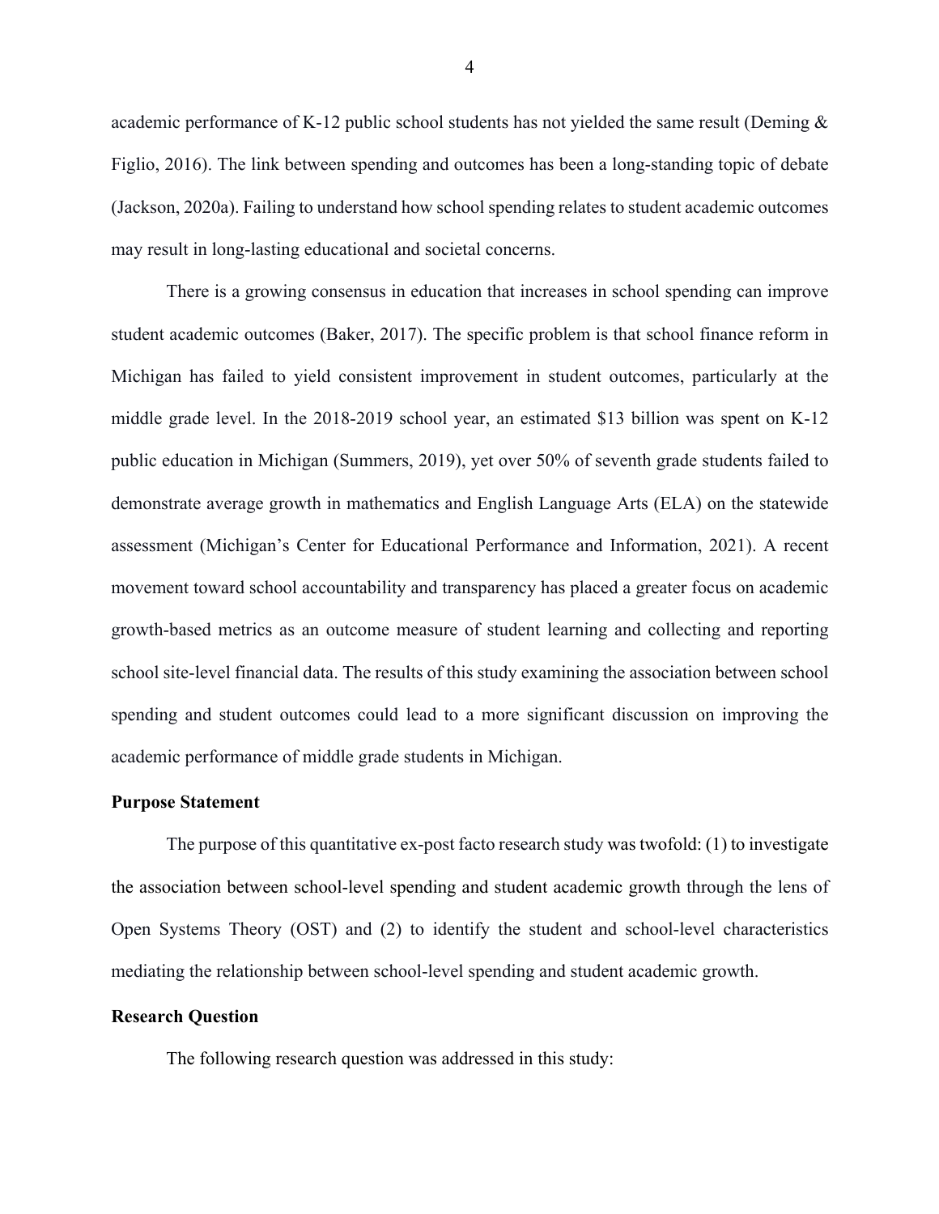academic performance of K-12 public school students has not yielded the same result (Deming & Figlio, 2016). The link between spending and outcomes has been a long-standing topic of debate (Jackson, 2020a). Failing to understand how school spending relates to student academic outcomes may result in long-lasting educational and societal concerns.

There is a growing consensus in education that increases in school spending can improve student academic outcomes (Baker, 2017). The specific problem is that school finance reform in Michigan has failed to yield consistent improvement in student outcomes, particularly at the middle grade level. In the 2018-2019 school year, an estimated $13 billion was spent on K-12 public education in Michigan (Summers, 2019), yet over 50% of seventh grade students failed to demonstrate average growth in mathematics and English Language Arts (ELA) on the statewide assessment (Michigan's Center for Educational Performance and Information, 2021). A recent movement toward school accountability and transparency has placed a greater focus on academic growth-based metrics as an outcome measure of student learning and collecting and reporting school site-level financial data. The results of this study examining the association between school spending and student outcomes could lead to a more significant discussion on improving the academic performance of middle grade students in Michigan.

**Purpose Statement**

The purpose of this quantitative ex-post facto research study was twofold: (1) to investigate the association between school-level spending and student academic growth through the lens of Open Systems Theory (OST) and (2) to identify the student and school-level characteristics mediating the relationship between school-level spending and student academic growth.

**Research Question**

The following research question was addressed in this study: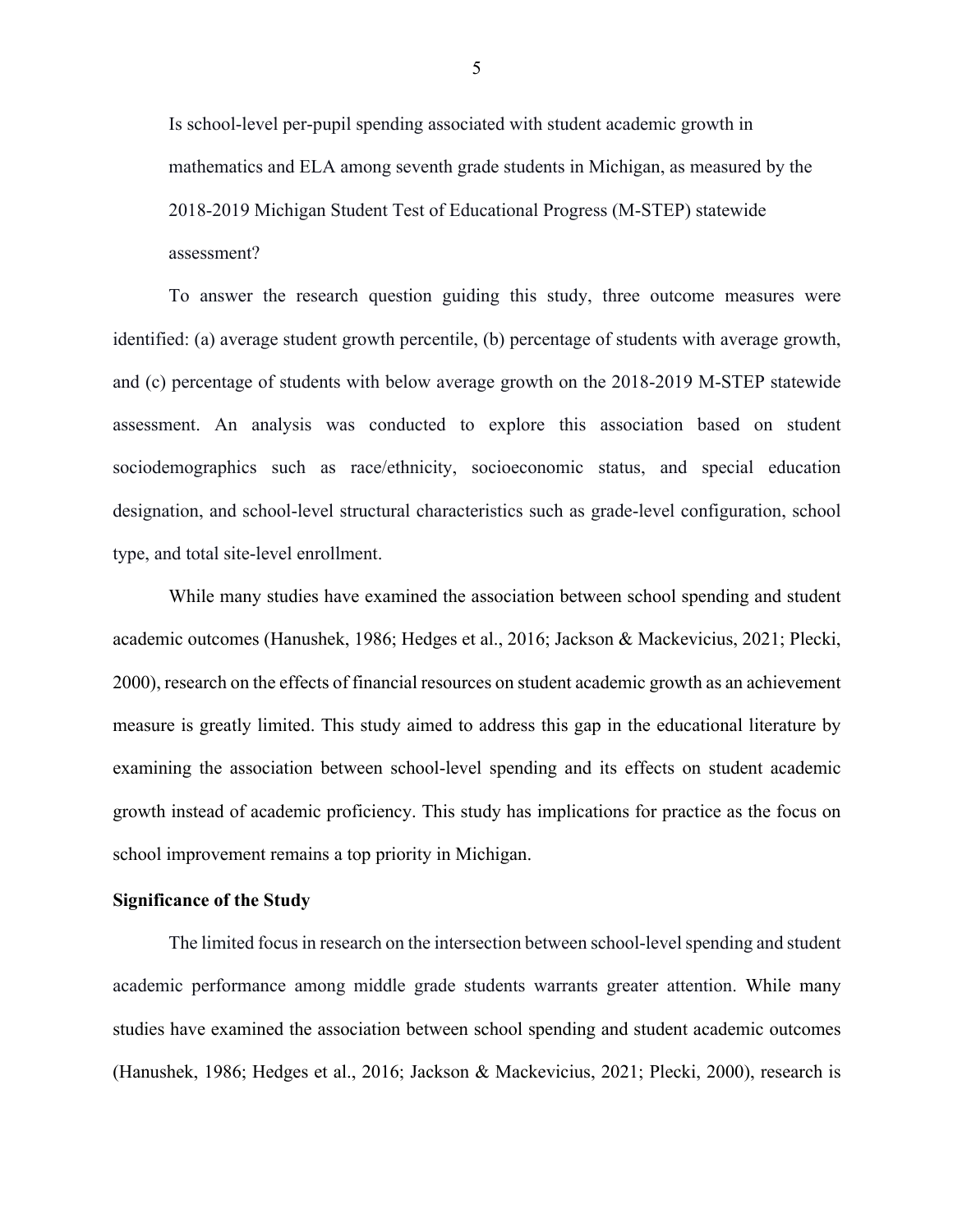> Is school-level per-pupil spending associated with student academic growth in mathematics and ELA among seventh grade students in Michigan, as measured by the 2018-2019 Michigan Student Test of Educational Progress (M-STEP) statewide assessment?

To answer the research question guiding this study, three outcome measures were identified: (a) average student growth percentile, (b) percentage of students with average growth, and (c) percentage of students with below average growth on the 2018-2019 M-STEP statewide assessment. An analysis was conducted to explore this association based on student sociodemographics such as race/ethnicity, socioeconomic status, and special education designation, and school-level structural characteristics such as grade-level configuration, school type, and total site-level enrollment.

While many studies have examined the association between school spending and student academic outcomes (Hanushek, 1986; Hedges et al., 2016; Jackson & Mackevicius, 2021; Plecki, 2000), research on the effects of financial resources on student academic growth as an achievement measure is greatly limited. This study aimed to address this gap in the educational literature by examining the association between school-level spending and its effects on student academic growth instead of academic proficiency. This study has implications for practice as the focus on school improvement remains a top priority in Michigan.

**Significance of the Study**

The limited focus in research on the intersection between school-level spending and student academic performance among middle grade students warrants greater attention. While many studies have examined the association between school spending and student academic outcomes (Hanushek, 1986; Hedges et al., 2016; Jackson & Mackevicius, 2021; Plecki, 2000), research is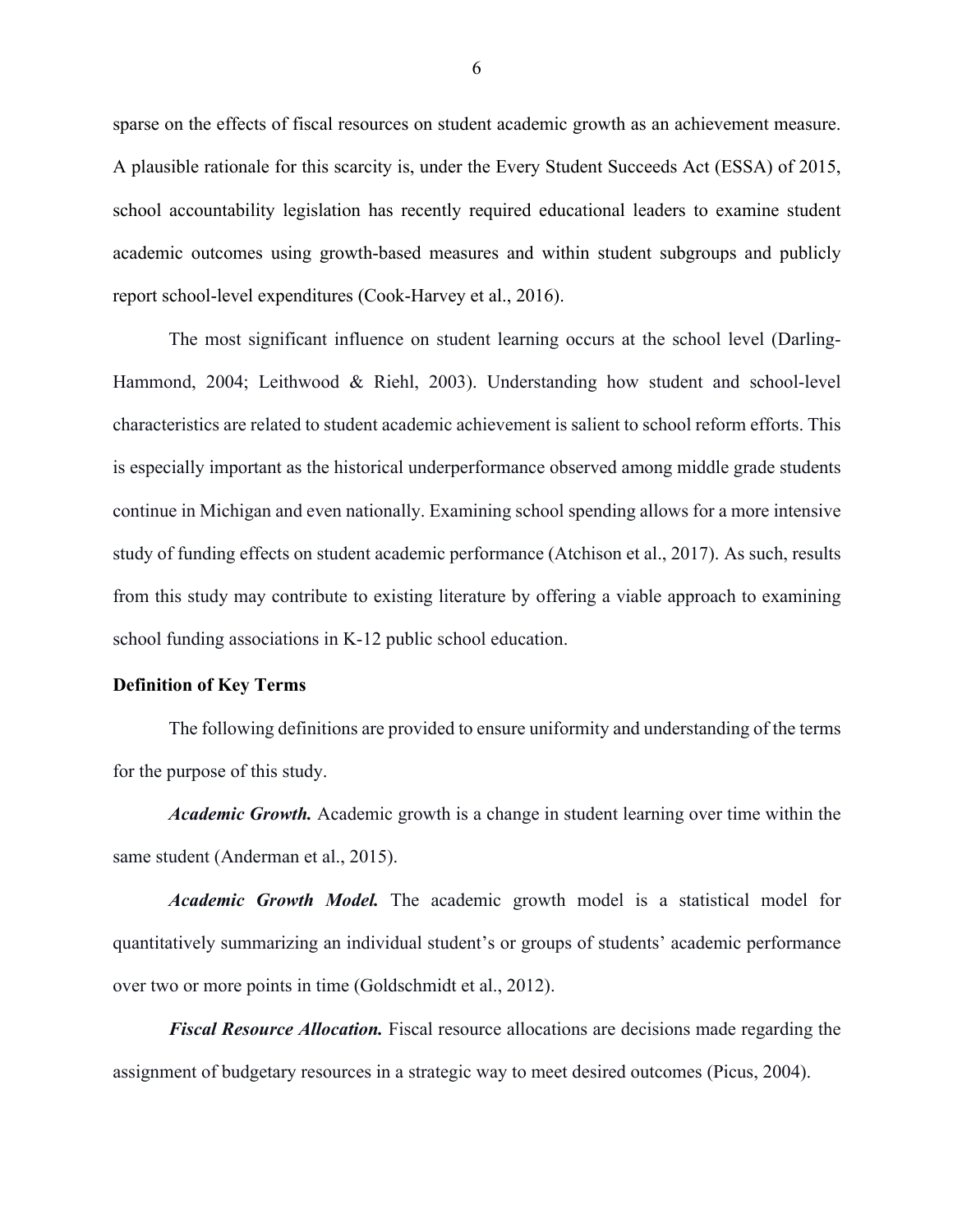sparse on the effects of fiscal resources on student academic growth as an achievement measure. A plausible rationale for this scarcity is, under the Every Student Succeeds Act (ESSA) of 2015, school accountability legislation has recently required educational leaders to examine student academic outcomes using growth-based measures and within student subgroups and publicly report school-level expenditures (Cook-Harvey et al., 2016).

The most significant influence on student learning occurs at the school level (Darling-Hammond, 2004; Leithwood & Riehl, 2003). Understanding how student and school-level characteristics are related to student academic achievement is salient to school reform efforts. This is especially important as the historical underperformance observed among middle grade students continue in Michigan and even nationally. Examining school spending allows for a more intensive study of funding effects on student academic performance (Atchison et al., 2017). As such, results from this study may contribute to existing literature by offering a viable approach to examining school funding associations in K-12 public school education.

**Definition of Key Terms**

The following definitions are provided to ensure uniformity and understanding of the terms for the purpose of this study.

***Academic Growth.*** Academic growth is a change in student learning over time within the same student (Anderman et al., 2015).

***Academic Growth Model.*** The academic growth model is a statistical model for quantitatively summarizing an individual student's or groups of students' academic performance over two or more points in time (Goldschmidt et al., 2012).

***Fiscal Resource Allocation.*** Fiscal resource allocations are decisions made regarding the assignment of budgetary resources in a strategic way to meet desired outcomes (Picus, 2004).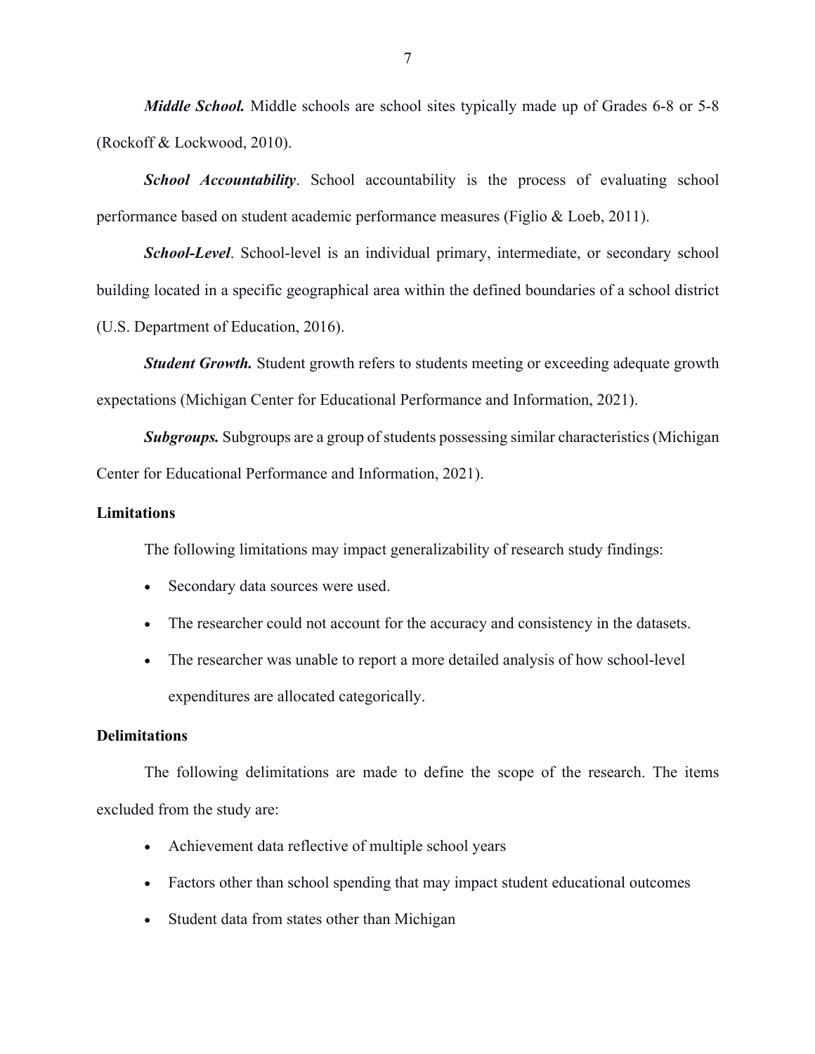***Middle School.*** Middle schools are school sites typically made up of Grades 6-8 or 5-8 (Rockoff & Lockwood, 2010).

***School Accountability***. School accountability is the process of evaluating school performance based on student academic performance measures (Figlio & Loeb, 2011).

***School-Level***. School-level is an individual primary, intermediate, or secondary school building located in a specific geographical area within the defined boundaries of a school district (U.S. Department of Education, 2016).

***Student Growth.*** Student growth refers to students meeting or exceeding adequate growth expectations (Michigan Center for Educational Performance and Information, 2021).

***Subgroups.*** Subgroups are a group of students possessing similar characteristics (Michigan Center for Educational Performance and Information, 2021).

## Limitations

The following limitations may impact generalizability of research study findings:

- Secondary data sources were used.
- The researcher could not account for the accuracy and consistency in the datasets.
- The researcher was unable to report a more detailed analysis of how school-level expenditures are allocated categorically.

## Delimitations

The following delimitations are made to define the scope of the research. The items excluded from the study are:

- Achievement data reflective of multiple school years
- Factors other than school spending that may impact student educational outcomes
- Student data from states other than Michigan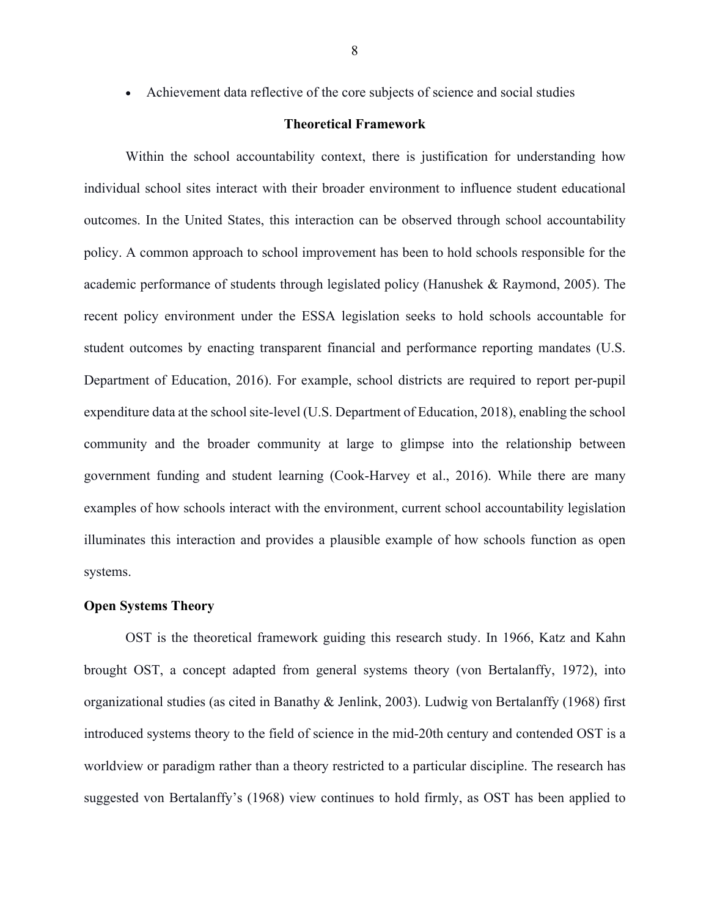- Achievement data reflective of the core subjects of science and social studies

## Theoretical Framework

Within the school accountability context, there is justification for understanding how individual school sites interact with their broader environment to influence student educational outcomes. In the United States, this interaction can be observed through school accountability policy. A common approach to school improvement has been to hold schools responsible for the academic performance of students through legislated policy (Hanushek & Raymond, 2005). The recent policy environment under the ESSA legislation seeks to hold schools accountable for student outcomes by enacting transparent financial and performance reporting mandates (U.S. Department of Education, 2016). For example, school districts are required to report per-pupil expenditure data at the school site-level (U.S. Department of Education, 2018), enabling the school community and the broader community at large to glimpse into the relationship between government funding and student learning (Cook-Harvey et al., 2016). While there are many examples of how schools interact with the environment, current school accountability legislation illuminates this interaction and provides a plausible example of how schools function as open systems.

### Open Systems Theory

OST is the theoretical framework guiding this research study. In 1966, Katz and Kahn brought OST, a concept adapted from general systems theory (von Bertalanffy, 1972), into organizational studies (as cited in Banathy & Jenlink, 2003). Ludwig von Bertalanffy (1968) first introduced systems theory to the field of science in the mid-20th century and contended OST is a worldview or paradigm rather than a theory restricted to a particular discipline. The research has suggested von Bertalanffy's (1968) view continues to hold firmly, as OST has been applied to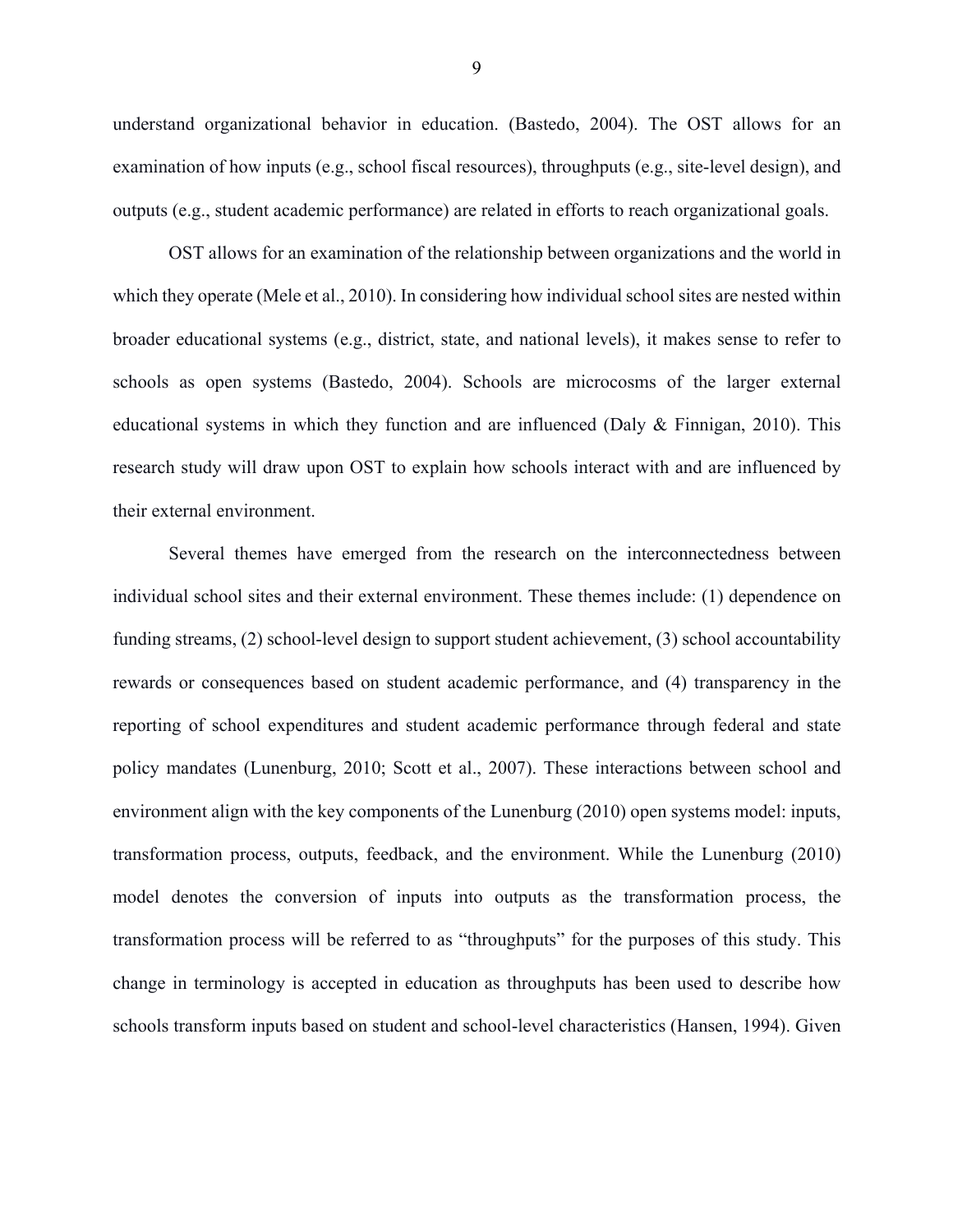understand organizational behavior in education. (Bastedo, 2004). The OST allows for an examination of how inputs (e.g., school fiscal resources), throughputs (e.g., site-level design), and outputs (e.g., student academic performance) are related in efforts to reach organizational goals.

OST allows for an examination of the relationship between organizations and the world in which they operate (Mele et al., 2010). In considering how individual school sites are nested within broader educational systems (e.g., district, state, and national levels), it makes sense to refer to schools as open systems (Bastedo, 2004). Schools are microcosms of the larger external educational systems in which they function and are influenced (Daly & Finnigan, 2010). This research study will draw upon OST to explain how schools interact with and are influenced by their external environment.

Several themes have emerged from the research on the interconnectedness between individual school sites and their external environment. These themes include: (1) dependence on funding streams, (2) school-level design to support student achievement, (3) school accountability rewards or consequences based on student academic performance, and (4) transparency in the reporting of school expenditures and student academic performance through federal and state policy mandates (Lunenburg, 2010; Scott et al., 2007). These interactions between school and environment align with the key components of the Lunenburg (2010) open systems model: inputs, transformation process, outputs, feedback, and the environment. While the Lunenburg (2010) model denotes the conversion of inputs into outputs as the transformation process, the transformation process will be referred to as "throughputs" for the purposes of this study. This change in terminology is accepted in education as throughputs has been used to describe how schools transform inputs based on student and school-level characteristics (Hansen, 1994). Given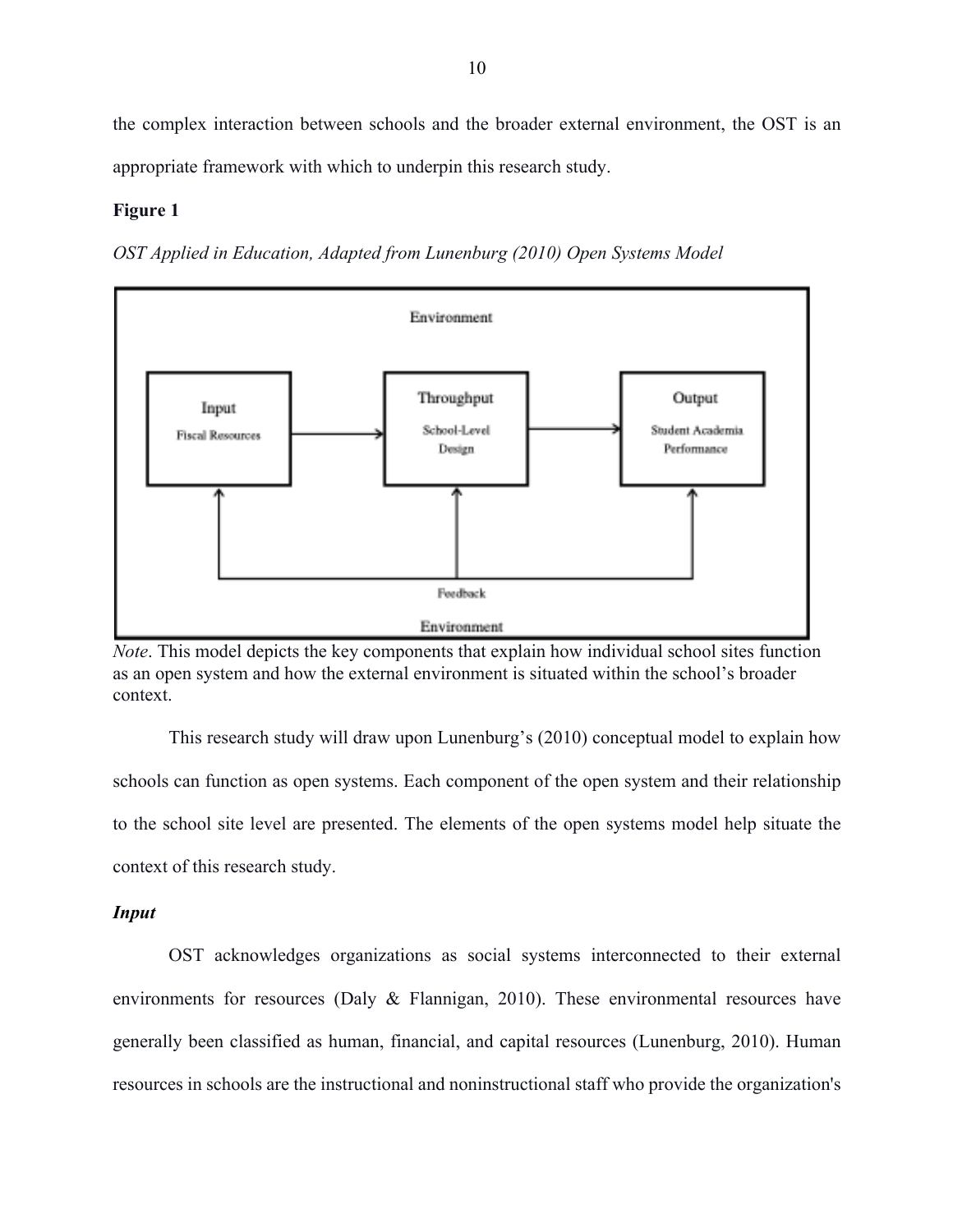the complex interaction between schools and the broader external environment, the OST is an appropriate framework with which to underpin this research study.

**Figure 1**

*OST Applied in Education, Adapted from Lunenburg (2010) Open Systems Model*

Environment

Input
Fiscal Resources

Throughput
School-Level Design

Output
Student Academia Performance

Feedback

Environment

*Note*. This model depicts the key components that explain how individual school sites function as an open system and how the external environment is situated within the school's broader context.

This research study will draw upon Lunenburg's (2010) conceptual model to explain how schools can function as open systems. Each component of the open system and their relationship to the school site level are presented. The elements of the open systems model help situate the context of this research study.

### *Input*

OST acknowledges organizations as social systems interconnected to their external environments for resources (Daly & Flannigan, 2010). These environmental resources have generally been classified as human, financial, and capital resources (Lunenburg, 2010). Human resources in schools are the instructional and noninstructional staff who provide the organization's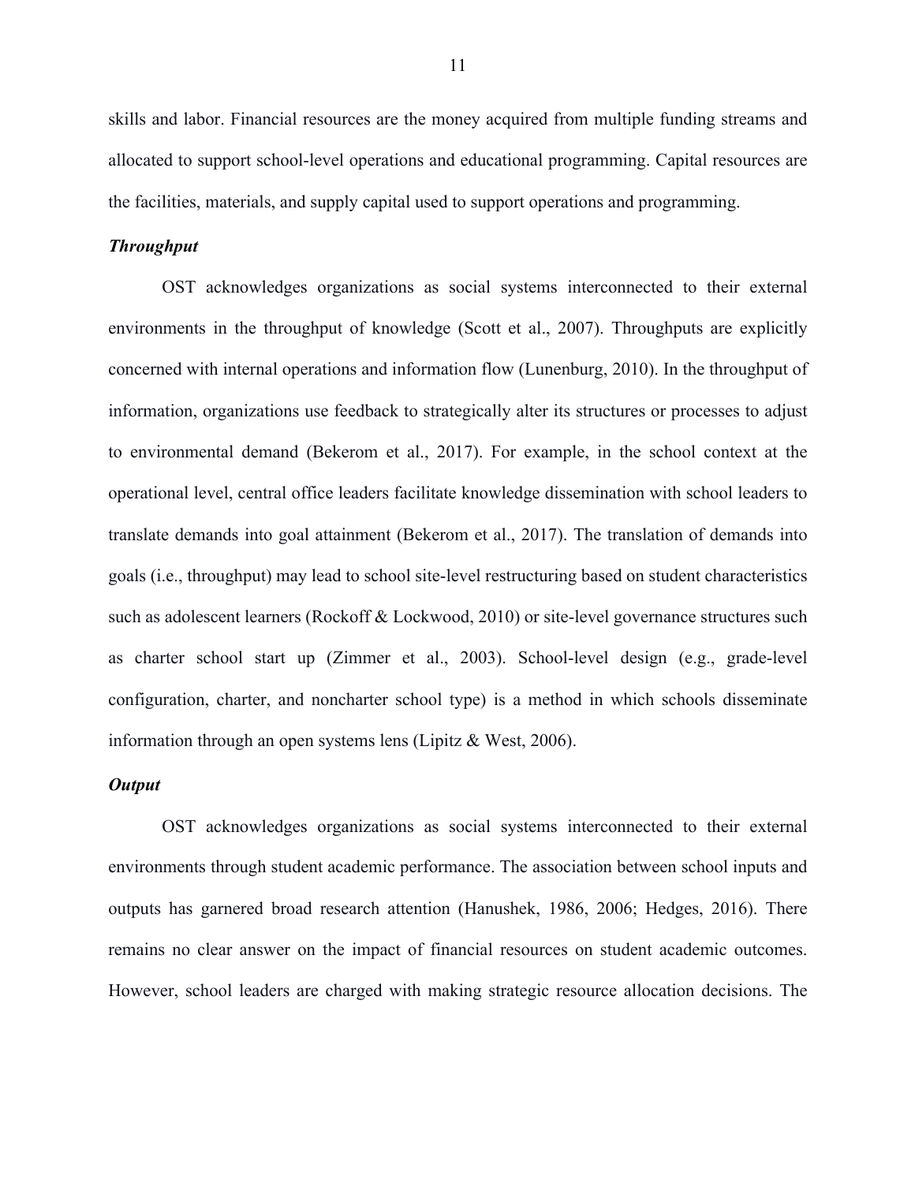skills and labor. Financial resources are the money acquired from multiple funding streams and allocated to support school-level operations and educational programming. Capital resources are the facilities, materials, and supply capital used to support operations and programming.

### *Throughput*

OST acknowledges organizations as social systems interconnected to their external environments in the throughput of knowledge (Scott et al., 2007). Throughputs are explicitly concerned with internal operations and information flow (Lunenburg, 2010). In the throughput of information, organizations use feedback to strategically alter its structures or processes to adjust to environmental demand (Bekerom et al., 2017). For example, in the school context at the operational level, central office leaders facilitate knowledge dissemination with school leaders to translate demands into goal attainment (Bekerom et al., 2017). The translation of demands into goals (i.e., throughput) may lead to school site-level restructuring based on student characteristics such as adolescent learners (Rockoff & Lockwood, 2010) or site-level governance structures such as charter school start up (Zimmer et al., 2003). School-level design (e.g., grade-level configuration, charter, and noncharter school type) is a method in which schools disseminate information through an open systems lens (Lipitz & West, 2006).

### *Output*

OST acknowledges organizations as social systems interconnected to their external environments through student academic performance. The association between school inputs and outputs has garnered broad research attention (Hanushek, 1986, 2006; Hedges, 2016). There remains no clear answer on the impact of financial resources on student academic outcomes. However, school leaders are charged with making strategic resource allocation decisions. The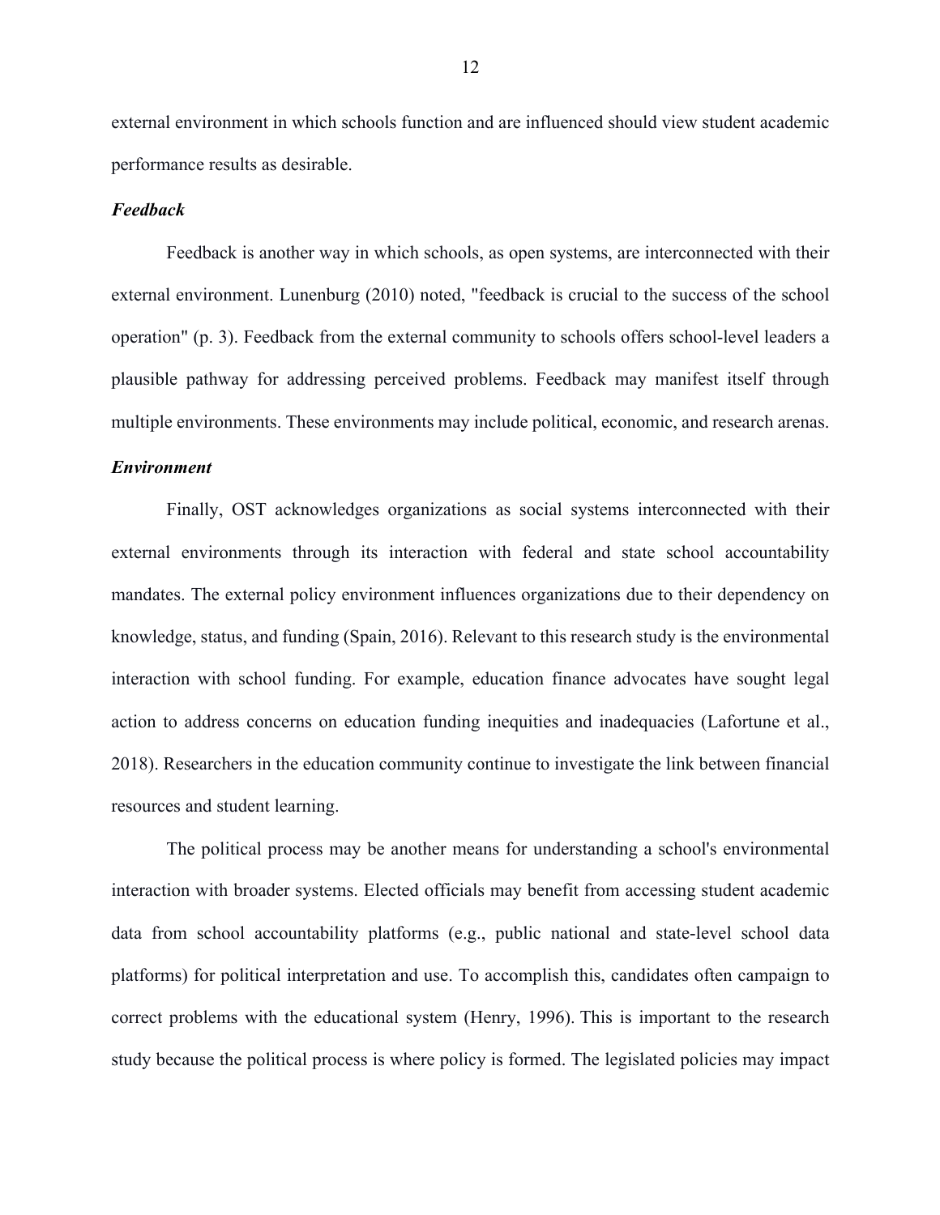external environment in which schools function and are influenced should view student academic performance results as desirable.

### *Feedback*

Feedback is another way in which schools, as open systems, are interconnected with their external environment. Lunenburg (2010) noted, "feedback is crucial to the success of the school operation" (p. 3). Feedback from the external community to schools offers school-level leaders a plausible pathway for addressing perceived problems. Feedback may manifest itself through multiple environments. These environments may include political, economic, and research arenas.

### *Environment*

Finally, OST acknowledges organizations as social systems interconnected with their external environments through its interaction with federal and state school accountability mandates. The external policy environment influences organizations due to their dependency on knowledge, status, and funding (Spain, 2016). Relevant to this research study is the environmental interaction with school funding. For example, education finance advocates have sought legal action to address concerns on education funding inequities and inadequacies (Lafortune et al., 2018). Researchers in the education community continue to investigate the link between financial resources and student learning.

The political process may be another means for understanding a school's environmental interaction with broader systems. Elected officials may benefit from accessing student academic data from school accountability platforms (e.g., public national and state-level school data platforms) for political interpretation and use. To accomplish this, candidates often campaign to correct problems with the educational system (Henry, 1996). This is important to the research study because the political process is where policy is formed. The legislated policies may impact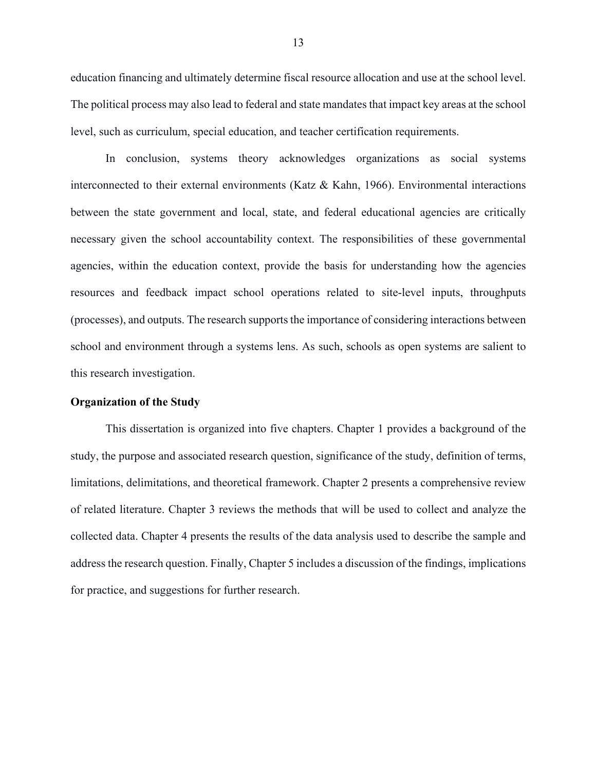education financing and ultimately determine fiscal resource allocation and use at the school level. The political process may also lead to federal and state mandates that impact key areas at the school level, such as curriculum, special education, and teacher certification requirements.

In conclusion, systems theory acknowledges organizations as social systems interconnected to their external environments (Katz & Kahn, 1966). Environmental interactions between the state government and local, state, and federal educational agencies are critically necessary given the school accountability context. The responsibilities of these governmental agencies, within the education context, provide the basis for understanding how the agencies resources and feedback impact school operations related to site-level inputs, throughputs (processes), and outputs. The research supports the importance of considering interactions between school and environment through a systems lens. As such, schools as open systems are salient to this research investigation.

## Organization of the Study

This dissertation is organized into five chapters. Chapter 1 provides a background of the study, the purpose and associated research question, significance of the study, definition of terms, limitations, delimitations, and theoretical framework. Chapter 2 presents a comprehensive review of related literature. Chapter 3 reviews the methods that will be used to collect and analyze the collected data. Chapter 4 presents the results of the data analysis used to describe the sample and address the research question. Finally, Chapter 5 includes a discussion of the findings, implications for practice, and suggestions for further research.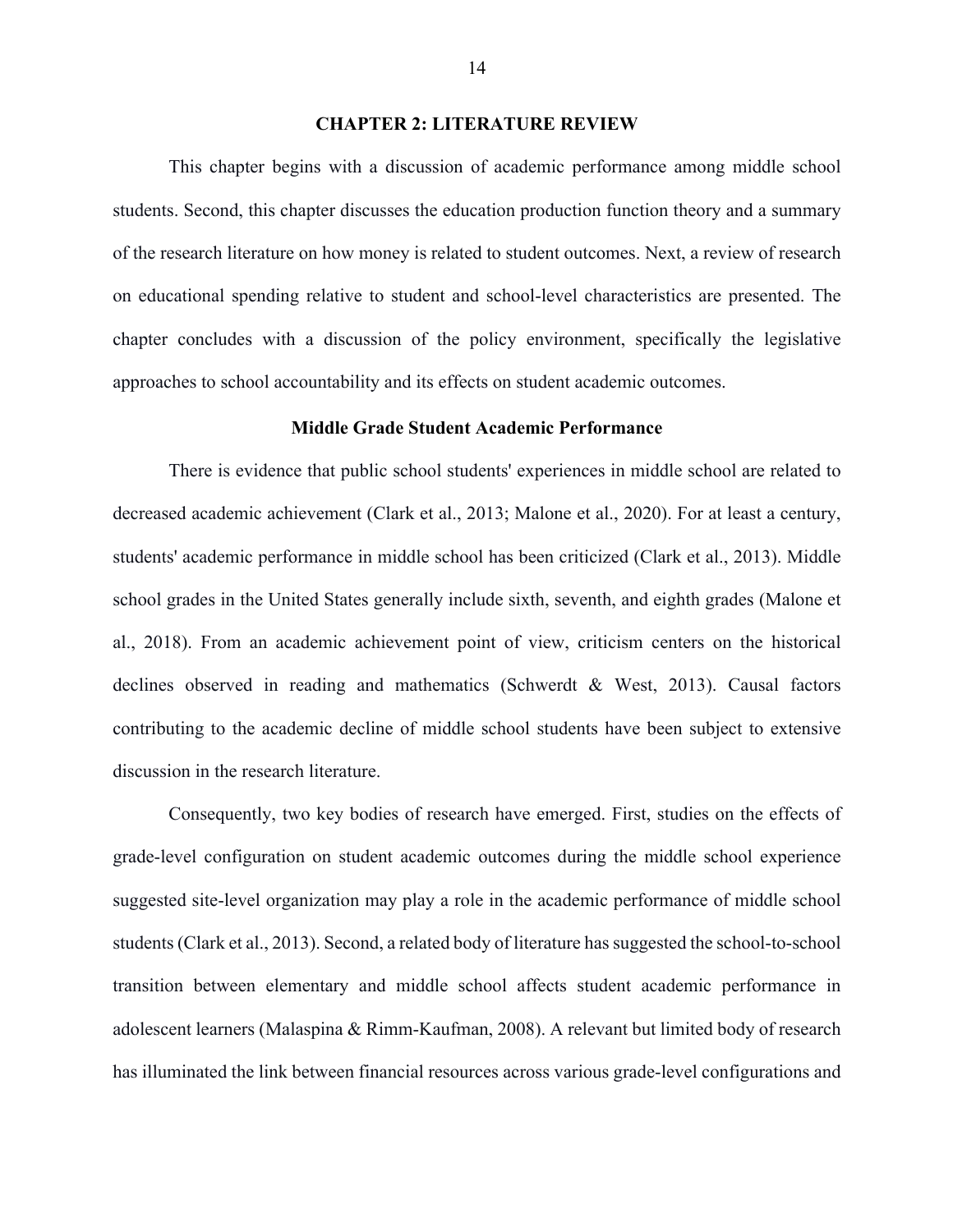# CHAPTER 2: LITERATURE REVIEW

This chapter begins with a discussion of academic performance among middle school students. Second, this chapter discusses the education production function theory and a summary of the research literature on how money is related to student outcomes. Next, a review of research on educational spending relative to student and school-level characteristics are presented. The chapter concludes with a discussion of the policy environment, specifically the legislative approaches to school accountability and its effects on student academic outcomes.

## Middle Grade Student Academic Performance

There is evidence that public school students' experiences in middle school are related to decreased academic achievement (Clark et al., 2013; Malone et al., 2020). For at least a century, students' academic performance in middle school has been criticized (Clark et al., 2013). Middle school grades in the United States generally include sixth, seventh, and eighth grades (Malone et al., 2018). From an academic achievement point of view, criticism centers on the historical declines observed in reading and mathematics (Schwerdt & West, 2013). Causal factors contributing to the academic decline of middle school students have been subject to extensive discussion in the research literature.

Consequently, two key bodies of research have emerged. First, studies on the effects of grade-level configuration on student academic outcomes during the middle school experience suggested site-level organization may play a role in the academic performance of middle school students (Clark et al., 2013). Second, a related body of literature has suggested the school-to-school transition between elementary and middle school affects student academic performance in adolescent learners (Malaspina & Rimm-Kaufman, 2008). A relevant but limited body of research has illuminated the link between financial resources across various grade-level configurations and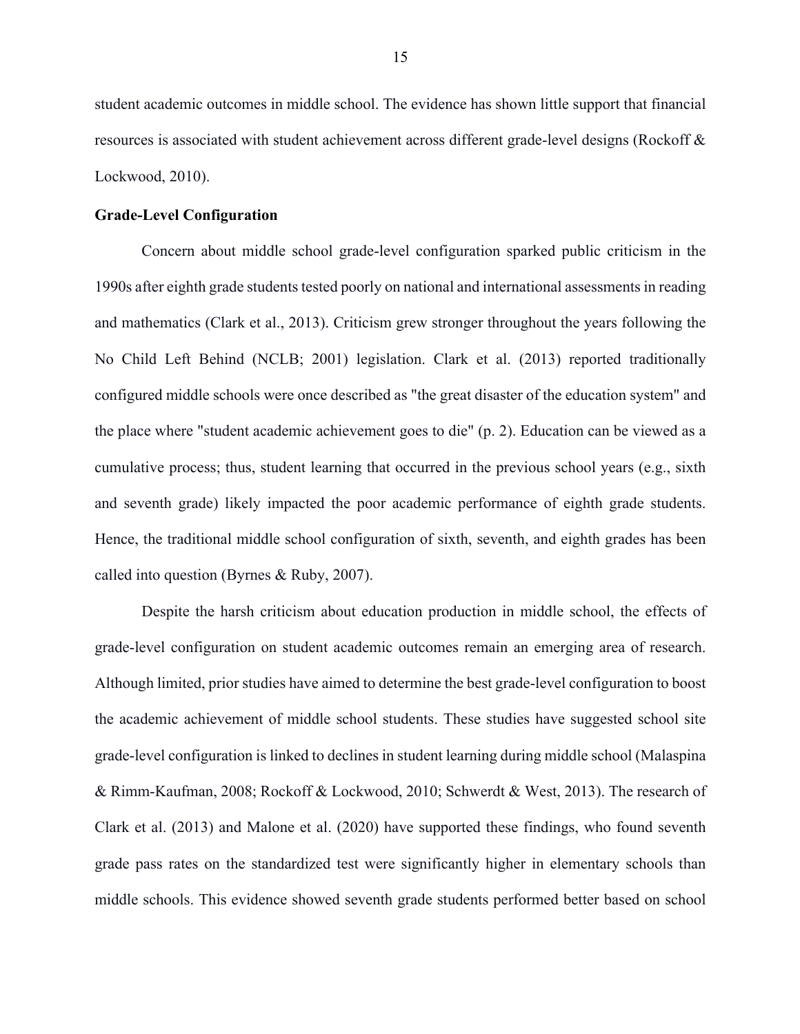student academic outcomes in middle school. The evidence has shown little support that financial resources is associated with student achievement across different grade-level designs (Rockoff & Lockwood, 2010).

### Grade-Level Configuration

Concern about middle school grade-level configuration sparked public criticism in the 1990s after eighth grade students tested poorly on national and international assessments in reading and mathematics (Clark et al., 2013). Criticism grew stronger throughout the years following the No Child Left Behind (NCLB; 2001) legislation. Clark et al. (2013) reported traditionally configured middle schools were once described as "the great disaster of the education system" and the place where "student academic achievement goes to die" (p. 2). Education can be viewed as a cumulative process; thus, student learning that occurred in the previous school years (e.g., sixth and seventh grade) likely impacted the poor academic performance of eighth grade students. Hence, the traditional middle school configuration of sixth, seventh, and eighth grades has been called into question (Byrnes & Ruby, 2007).

Despite the harsh criticism about education production in middle school, the effects of grade-level configuration on student academic outcomes remain an emerging area of research. Although limited, prior studies have aimed to determine the best grade-level configuration to boost the academic achievement of middle school students. These studies have suggested school site grade-level configuration is linked to declines in student learning during middle school (Malaspina & Rimm-Kaufman, 2008; Rockoff & Lockwood, 2010; Schwerdt & West, 2013). The research of Clark et al. (2013) and Malone et al. (2020) have supported these findings, who found seventh grade pass rates on the standardized test were significantly higher in elementary schools than middle schools. This evidence showed seventh grade students performed better based on school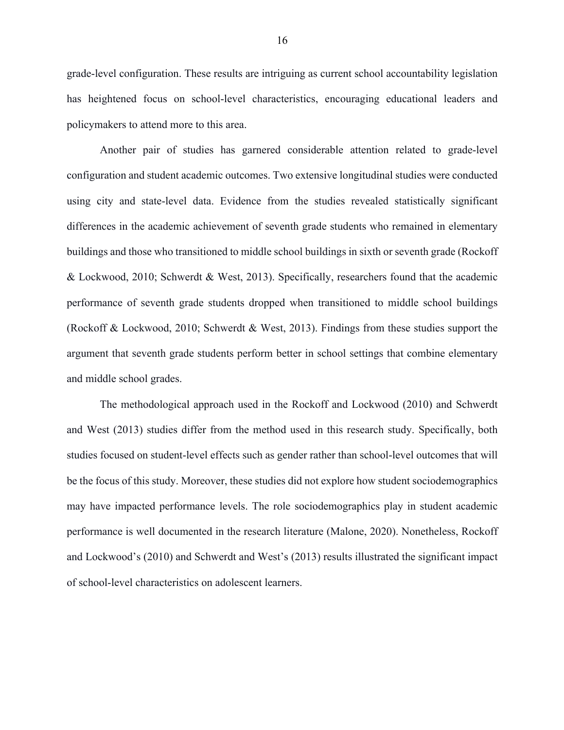grade-level configuration. These results are intriguing as current school accountability legislation has heightened focus on school-level characteristics, encouraging educational leaders and policymakers to attend more to this area.

Another pair of studies has garnered considerable attention related to grade-level configuration and student academic outcomes. Two extensive longitudinal studies were conducted using city and state-level data. Evidence from the studies revealed statistically significant differences in the academic achievement of seventh grade students who remained in elementary buildings and those who transitioned to middle school buildings in sixth or seventh grade (Rockoff & Lockwood, 2010; Schwerdt & West, 2013). Specifically, researchers found that the academic performance of seventh grade students dropped when transitioned to middle school buildings (Rockoff & Lockwood, 2010; Schwerdt & West, 2013). Findings from these studies support the argument that seventh grade students perform better in school settings that combine elementary and middle school grades.

The methodological approach used in the Rockoff and Lockwood (2010) and Schwerdt and West (2013) studies differ from the method used in this research study. Specifically, both studies focused on student-level effects such as gender rather than school-level outcomes that will be the focus of this study. Moreover, these studies did not explore how student sociodemographics may have impacted performance levels. The role sociodemographics play in student academic performance is well documented in the research literature (Malone, 2020). Nonetheless, Rockoff and Lockwood's (2010) and Schwerdt and West's (2013) results illustrated the significant impact of school-level characteristics on adolescent learners.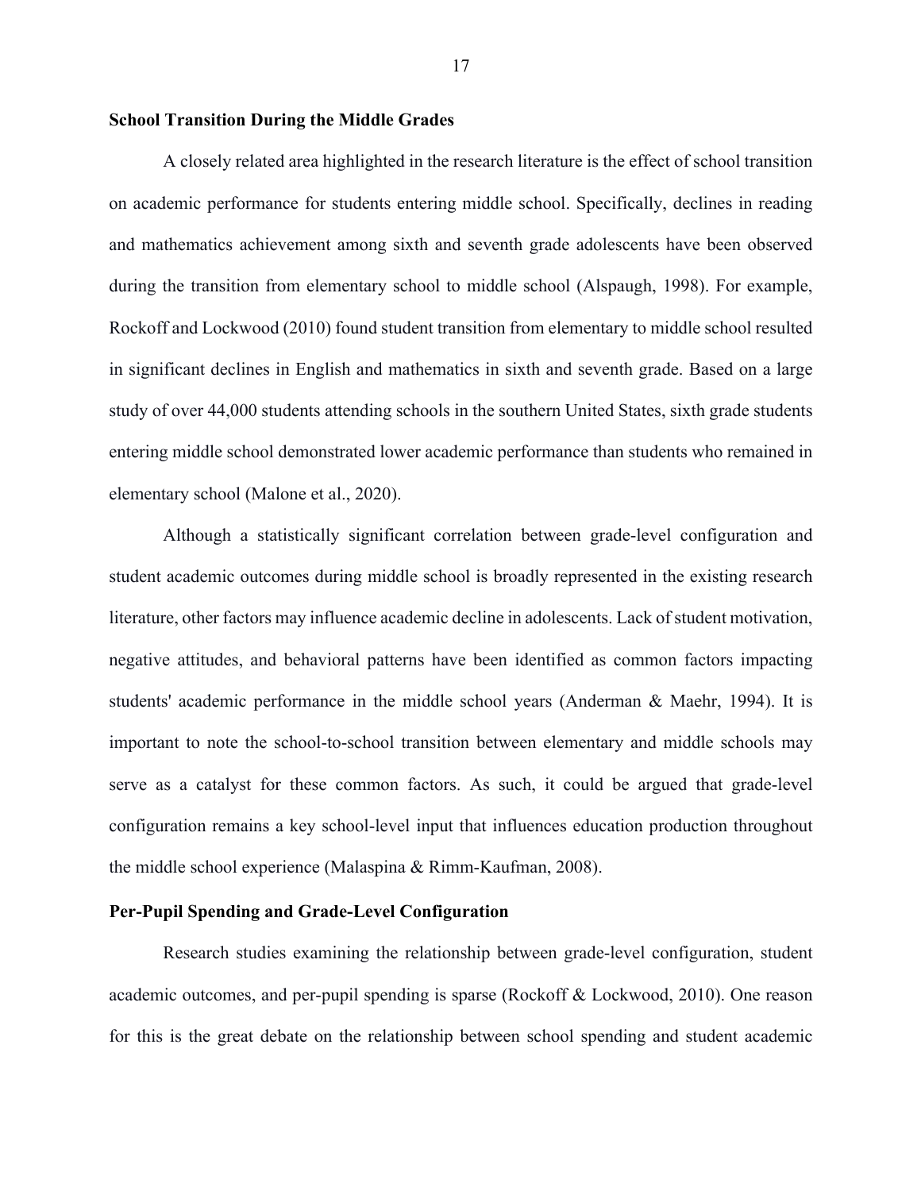**School Transition During the Middle Grades**

A closely related area highlighted in the research literature is the effect of school transition on academic performance for students entering middle school. Specifically, declines in reading and mathematics achievement among sixth and seventh grade adolescents have been observed during the transition from elementary school to middle school (Alspaugh, 1998). For example, Rockoff and Lockwood (2010) found student transition from elementary to middle school resulted in significant declines in English and mathematics in sixth and seventh grade. Based on a large study of over 44,000 students attending schools in the southern United States, sixth grade students entering middle school demonstrated lower academic performance than students who remained in elementary school (Malone et al., 2020).

Although a statistically significant correlation between grade-level configuration and student academic outcomes during middle school is broadly represented in the existing research literature, other factors may influence academic decline in adolescents. Lack of student motivation, negative attitudes, and behavioral patterns have been identified as common factors impacting students' academic performance in the middle school years (Anderman & Maehr, 1994). It is important to note the school-to-school transition between elementary and middle schools may serve as a catalyst for these common factors. As such, it could be argued that grade-level configuration remains a key school-level input that influences education production throughout the middle school experience (Malaspina & Rimm-Kaufman, 2008).

**Per-Pupil Spending and Grade-Level Configuration**

Research studies examining the relationship between grade-level configuration, student academic outcomes, and per-pupil spending is sparse (Rockoff & Lockwood, 2010). One reason for this is the great debate on the relationship between school spending and student academic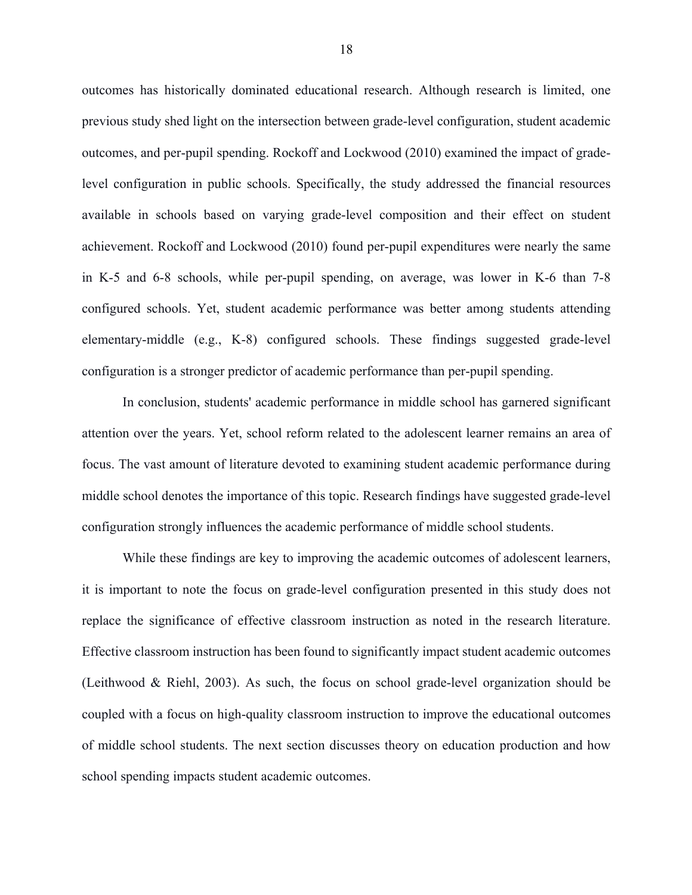outcomes has historically dominated educational research. Although research is limited, one previous study shed light on the intersection between grade-level configuration, student academic outcomes, and per-pupil spending. Rockoff and Lockwood (2010) examined the impact of grade-level configuration in public schools. Specifically, the study addressed the financial resources available in schools based on varying grade-level composition and their effect on student achievement. Rockoff and Lockwood (2010) found per-pupil expenditures were nearly the same in K-5 and 6-8 schools, while per-pupil spending, on average, was lower in K-6 than 7-8 configured schools. Yet, student academic performance was better among students attending elementary-middle (e.g., K-8) configured schools. These findings suggested grade-level configuration is a stronger predictor of academic performance than per-pupil spending.

In conclusion, students' academic performance in middle school has garnered significant attention over the years. Yet, school reform related to the adolescent learner remains an area of focus. The vast amount of literature devoted to examining student academic performance during middle school denotes the importance of this topic. Research findings have suggested grade-level configuration strongly influences the academic performance of middle school students.

While these findings are key to improving the academic outcomes of adolescent learners, it is important to note the focus on grade-level configuration presented in this study does not replace the significance of effective classroom instruction as noted in the research literature. Effective classroom instruction has been found to significantly impact student academic outcomes (Leithwood & Riehl, 2003). As such, the focus on school grade-level organization should be coupled with a focus on high-quality classroom instruction to improve the educational outcomes of middle school students. The next section discusses theory on education production and how school spending impacts student academic outcomes.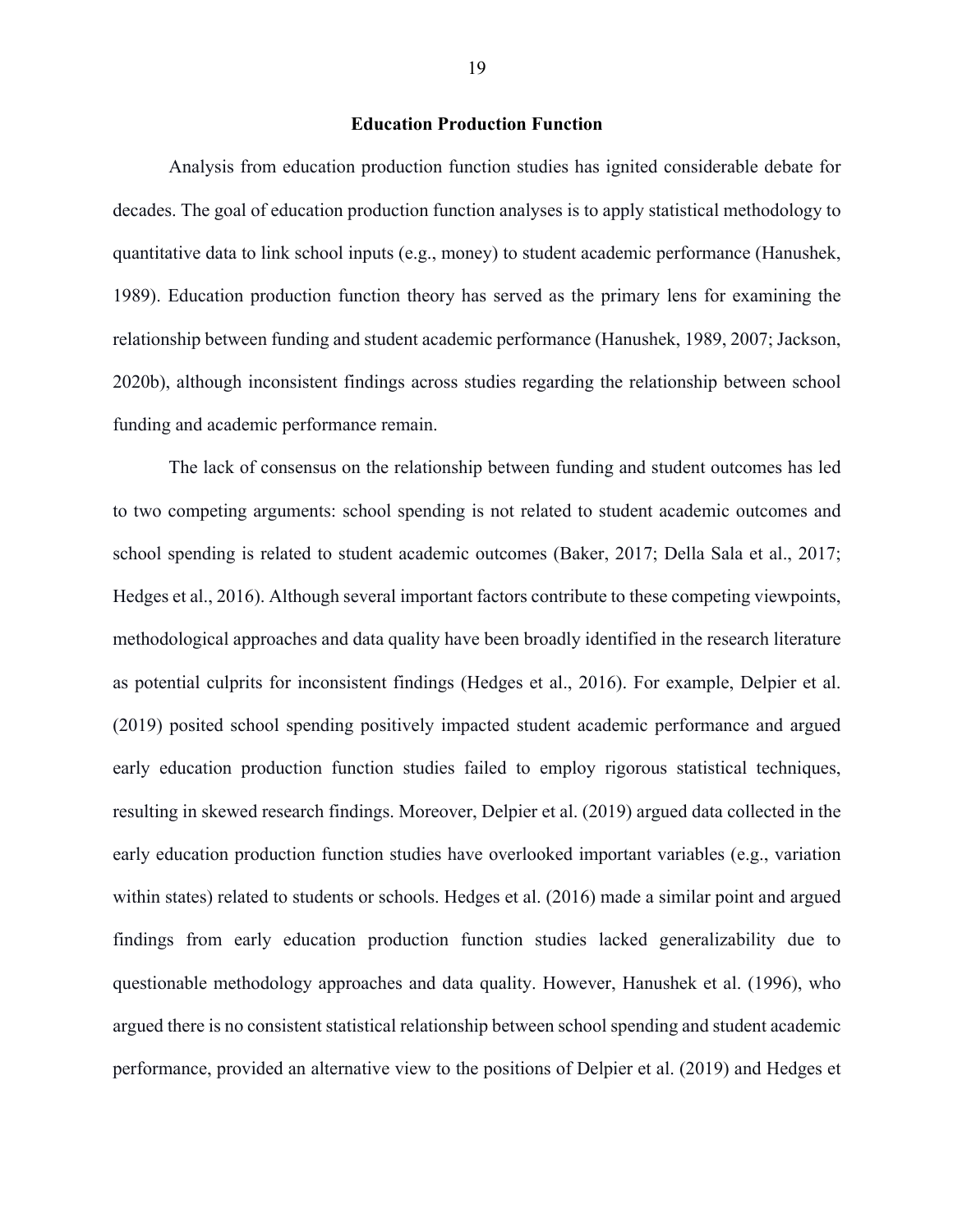## Education Production Function

Analysis from education production function studies has ignited considerable debate for decades. The goal of education production function analyses is to apply statistical methodology to quantitative data to link school inputs (e.g., money) to student academic performance (Hanushek, 1989). Education production function theory has served as the primary lens for examining the relationship between funding and student academic performance (Hanushek, 1989, 2007; Jackson, 2020b), although inconsistent findings across studies regarding the relationship between school funding and academic performance remain.

The lack of consensus on the relationship between funding and student outcomes has led to two competing arguments: school spending is not related to student academic outcomes and school spending is related to student academic outcomes (Baker, 2017; Della Sala et al., 2017; Hedges et al., 2016). Although several important factors contribute to these competing viewpoints, methodological approaches and data quality have been broadly identified in the research literature as potential culprits for inconsistent findings (Hedges et al., 2016). For example, Delpier et al. (2019) posited school spending positively impacted student academic performance and argued early education production function studies failed to employ rigorous statistical techniques, resulting in skewed research findings. Moreover, Delpier et al. (2019) argued data collected in the early education production function studies have overlooked important variables (e.g., variation within states) related to students or schools. Hedges et al. (2016) made a similar point and argued findings from early education production function studies lacked generalizability due to questionable methodology approaches and data quality. However, Hanushek et al. (1996), who argued there is no consistent statistical relationship between school spending and student academic performance, provided an alternative view to the positions of Delpier et al. (2019) and Hedges et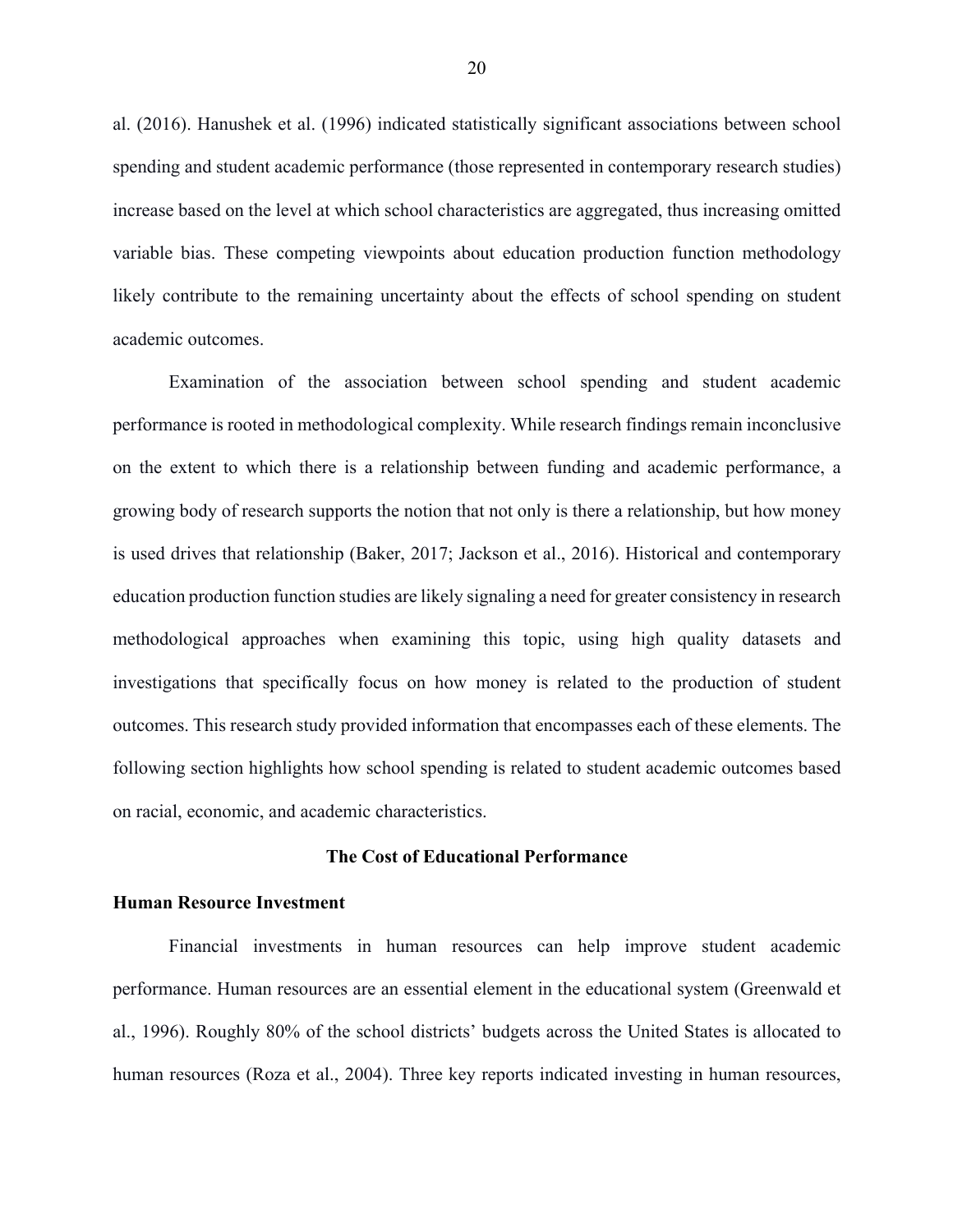al. (2016). Hanushek et al. (1996) indicated statistically significant associations between school spending and student academic performance (those represented in contemporary research studies) increase based on the level at which school characteristics are aggregated, thus increasing omitted variable bias. These competing viewpoints about education production function methodology likely contribute to the remaining uncertainty about the effects of school spending on student academic outcomes.

Examination of the association between school spending and student academic performance is rooted in methodological complexity. While research findings remain inconclusive on the extent to which there is a relationship between funding and academic performance, a growing body of research supports the notion that not only is there a relationship, but how money is used drives that relationship (Baker, 2017; Jackson et al., 2016). Historical and contemporary education production function studies are likely signaling a need for greater consistency in research methodological approaches when examining this topic, using high quality datasets and investigations that specifically focus on how money is related to the production of student outcomes. This research study provided information that encompasses each of these elements. The following section highlights how school spending is related to student academic outcomes based on racial, economic, and academic characteristics.

## The Cost of Educational Performance

### Human Resource Investment

Financial investments in human resources can help improve student academic performance. Human resources are an essential element in the educational system (Greenwald et al., 1996). Roughly 80% of the school districts' budgets across the United States is allocated to human resources (Roza et al., 2004). Three key reports indicated investing in human resources,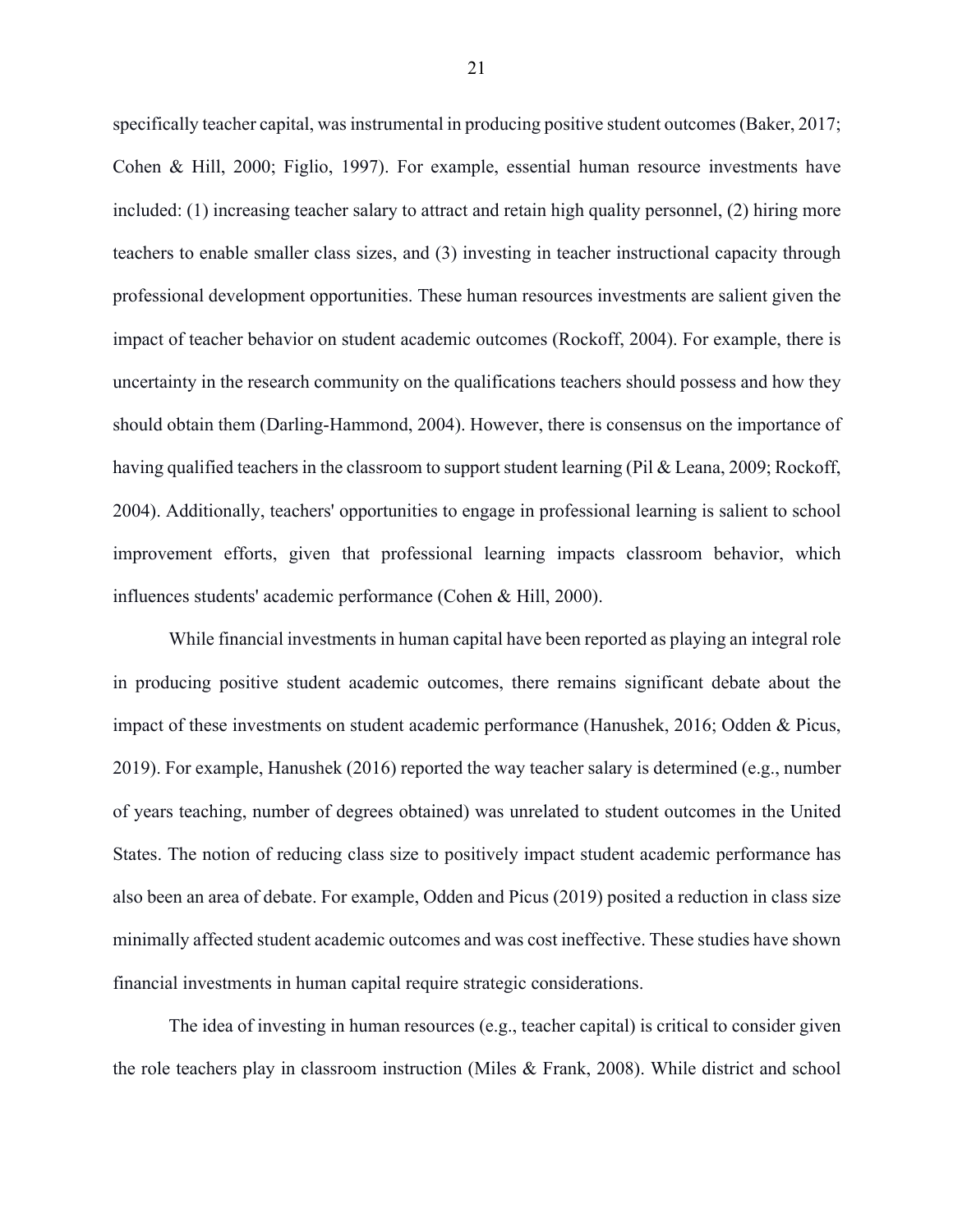specifically teacher capital, was instrumental in producing positive student outcomes (Baker, 2017; Cohen & Hill, 2000; Figlio, 1997). For example, essential human resource investments have included: (1) increasing teacher salary to attract and retain high quality personnel, (2) hiring more teachers to enable smaller class sizes, and (3) investing in teacher instructional capacity through professional development opportunities. These human resources investments are salient given the impact of teacher behavior on student academic outcomes (Rockoff, 2004). For example, there is uncertainty in the research community on the qualifications teachers should possess and how they should obtain them (Darling-Hammond, 2004). However, there is consensus on the importance of having qualified teachers in the classroom to support student learning (Pil & Leana, 2009; Rockoff, 2004). Additionally, teachers' opportunities to engage in professional learning is salient to school improvement efforts, given that professional learning impacts classroom behavior, which influences students' academic performance (Cohen & Hill, 2000).

While financial investments in human capital have been reported as playing an integral role in producing positive student academic outcomes, there remains significant debate about the impact of these investments on student academic performance (Hanushek, 2016; Odden & Picus, 2019). For example, Hanushek (2016) reported the way teacher salary is determined (e.g., number of years teaching, number of degrees obtained) was unrelated to student outcomes in the United States. The notion of reducing class size to positively impact student academic performance has also been an area of debate. For example, Odden and Picus (2019) posited a reduction in class size minimally affected student academic outcomes and was cost ineffective. These studies have shown financial investments in human capital require strategic considerations.

The idea of investing in human resources (e.g., teacher capital) is critical to consider given the role teachers play in classroom instruction (Miles & Frank, 2008). While district and school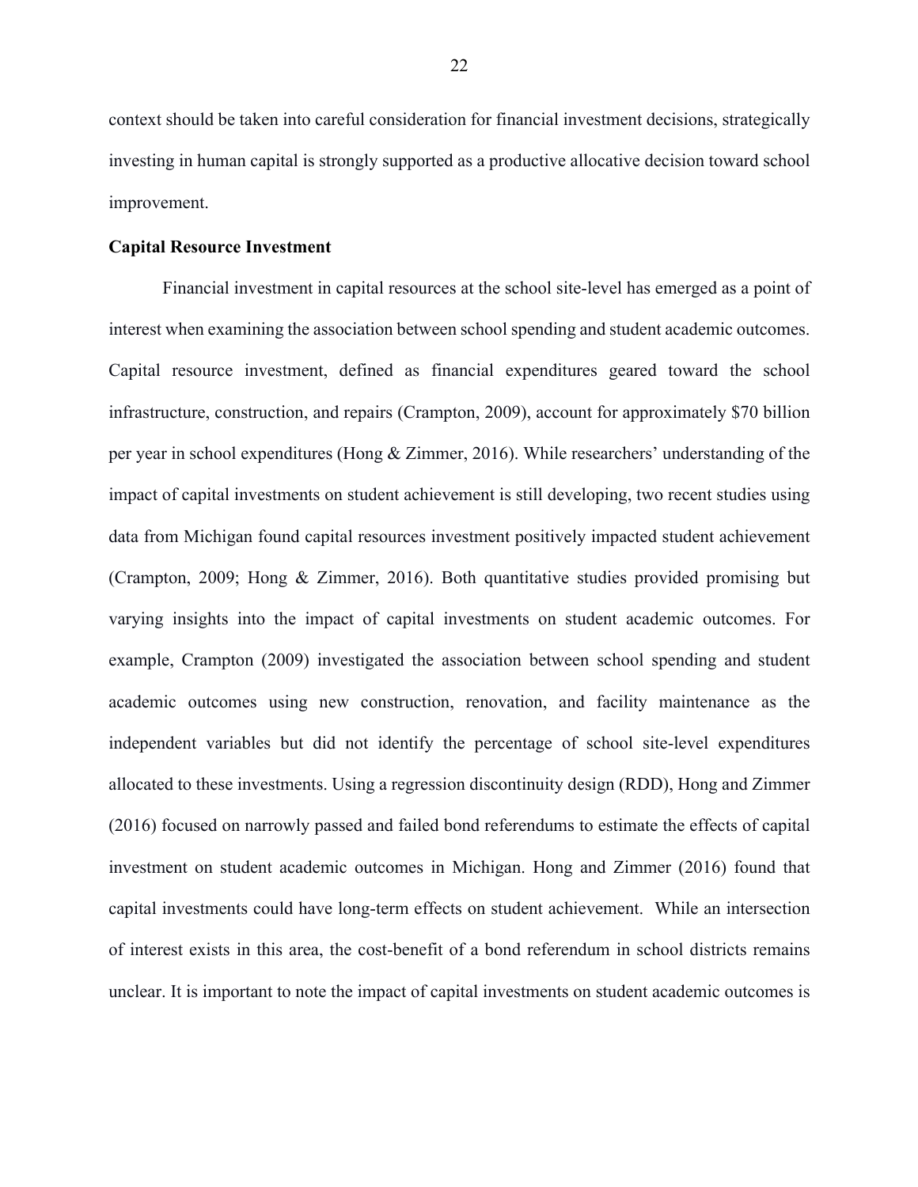context should be taken into careful consideration for financial investment decisions, strategically investing in human capital is strongly supported as a productive allocative decision toward school improvement.

**Capital Resource Investment**

Financial investment in capital resources at the school site-level has emerged as a point of interest when examining the association between school spending and student academic outcomes. Capital resource investment, defined as financial expenditures geared toward the school infrastructure, construction, and repairs (Crampton, 2009), account for approximately $70 billion per year in school expenditures (Hong & Zimmer, 2016). While researchers' understanding of the impact of capital investments on student achievement is still developing, two recent studies using data from Michigan found capital resources investment positively impacted student achievement (Crampton, 2009; Hong & Zimmer, 2016). Both quantitative studies provided promising but varying insights into the impact of capital investments on student academic outcomes. For example, Crampton (2009) investigated the association between school spending and student academic outcomes using new construction, renovation, and facility maintenance as the independent variables but did not identify the percentage of school site-level expenditures allocated to these investments. Using a regression discontinuity design (RDD), Hong and Zimmer (2016) focused on narrowly passed and failed bond referendums to estimate the effects of capital investment on student academic outcomes in Michigan. Hong and Zimmer (2016) found that capital investments could have long-term effects on student achievement. While an intersection of interest exists in this area, the cost-benefit of a bond referendum in school districts remains unclear. It is important to note the impact of capital investments on student academic outcomes is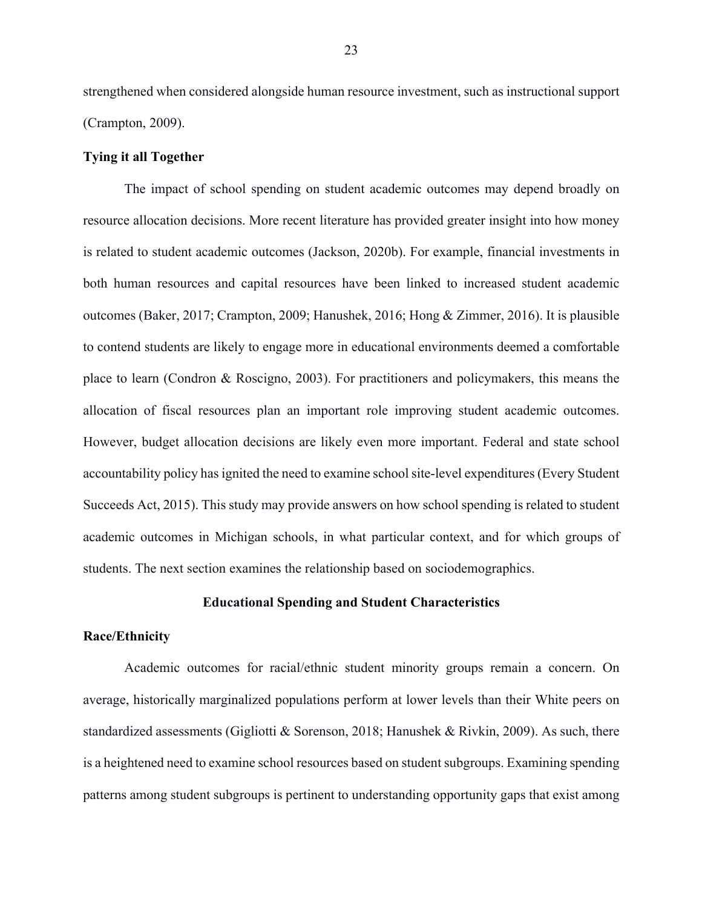strengthened when considered alongside human resource investment, such as instructional support (Crampton, 2009).

### Tying it all Together

The impact of school spending on student academic outcomes may depend broadly on resource allocation decisions. More recent literature has provided greater insight into how money is related to student academic outcomes (Jackson, 2020b). For example, financial investments in both human resources and capital resources have been linked to increased student academic outcomes (Baker, 2017; Crampton, 2009; Hanushek, 2016; Hong & Zimmer, 2016). It is plausible to contend students are likely to engage more in educational environments deemed a comfortable place to learn (Condron & Roscigno, 2003). For practitioners and policymakers, this means the allocation of fiscal resources plan an important role improving student academic outcomes. However, budget allocation decisions are likely even more important. Federal and state school accountability policy has ignited the need to examine school site-level expenditures (Every Student Succeeds Act, 2015). This study may provide answers on how school spending is related to student academic outcomes in Michigan schools, in what particular context, and for which groups of students. The next section examines the relationship based on sociodemographics.

## Educational Spending and Student Characteristics

### Race/Ethnicity

Academic outcomes for racial/ethnic student minority groups remain a concern. On average, historically marginalized populations perform at lower levels than their White peers on standardized assessments (Gigliotti & Sorenson, 2018; Hanushek & Rivkin, 2009). As such, there is a heightened need to examine school resources based on student subgroups. Examining spending patterns among student subgroups is pertinent to understanding opportunity gaps that exist among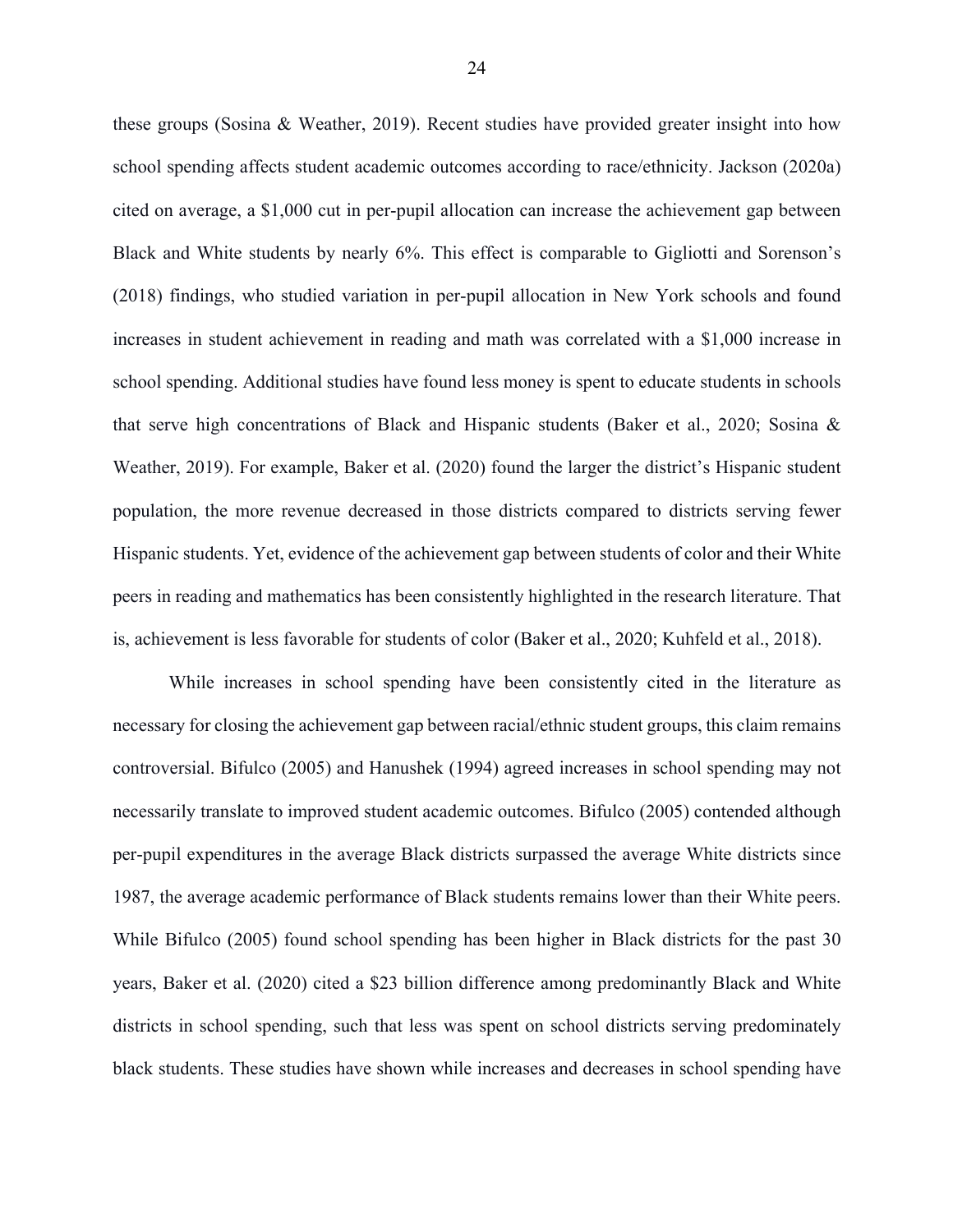these groups (Sosina & Weather, 2019). Recent studies have provided greater insight into how school spending affects student academic outcomes according to race/ethnicity. Jackson (2020a) cited on average, a $1,000 cut in per-pupil allocation can increase the achievement gap between Black and White students by nearly 6%. This effect is comparable to Gigliotti and Sorenson's (2018) findings, who studied variation in per-pupil allocation in New York schools and found increases in student achievement in reading and math was correlated with a $1,000 increase in school spending. Additional studies have found less money is spent to educate students in schools that serve high concentrations of Black and Hispanic students (Baker et al., 2020; Sosina & Weather, 2019). For example, Baker et al. (2020) found the larger the district's Hispanic student population, the more revenue decreased in those districts compared to districts serving fewer Hispanic students. Yet, evidence of the achievement gap between students of color and their White peers in reading and mathematics has been consistently highlighted in the research literature. That is, achievement is less favorable for students of color (Baker et al., 2020; Kuhfeld et al., 2018).

While increases in school spending have been consistently cited in the literature as necessary for closing the achievement gap between racial/ethnic student groups, this claim remains controversial. Bifulco (2005) and Hanushek (1994) agreed increases in school spending may not necessarily translate to improved student academic outcomes. Bifulco (2005) contended although per-pupil expenditures in the average Black districts surpassed the average White districts since 1987, the average academic performance of Black students remains lower than their White peers. While Bifulco (2005) found school spending has been higher in Black districts for the past 30 years, Baker et al. (2020) cited a $23 billion difference among predominantly Black and White districts in school spending, such that less was spent on school districts serving predominately black students. These studies have shown while increases and decreases in school spending have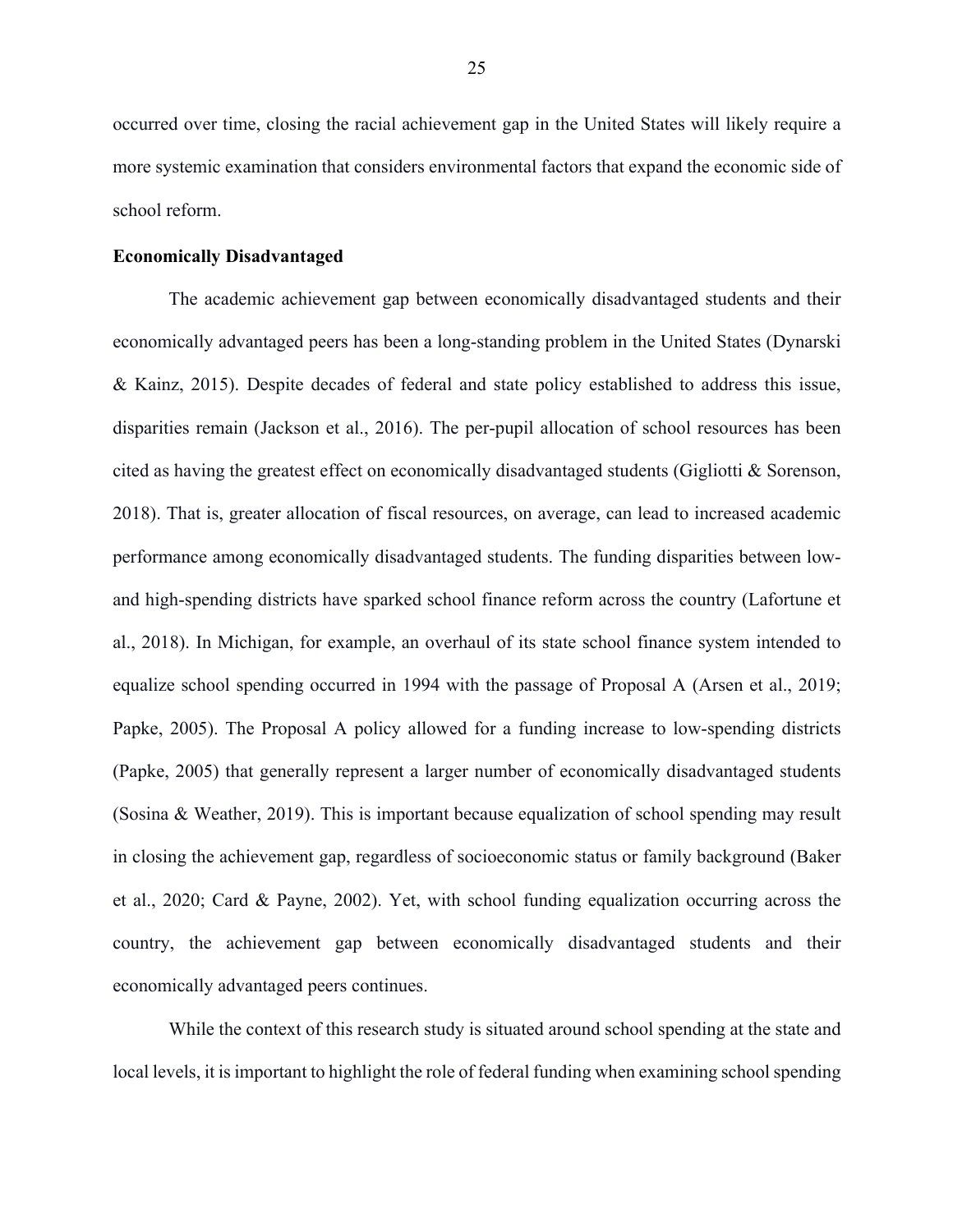occurred over time, closing the racial achievement gap in the United States will likely require a more systemic examination that considers environmental factors that expand the economic side of school reform.

**Economically Disadvantaged**

The academic achievement gap between economically disadvantaged students and their economically advantaged peers has been a long-standing problem in the United States (Dynarski & Kainz, 2015). Despite decades of federal and state policy established to address this issue, disparities remain (Jackson et al., 2016). The per-pupil allocation of school resources has been cited as having the greatest effect on economically disadvantaged students (Gigliotti & Sorenson, 2018). That is, greater allocation of fiscal resources, on average, can lead to increased academic performance among economically disadvantaged students. The funding disparities between low- and high-spending districts have sparked school finance reform across the country (Lafortune et al., 2018). In Michigan, for example, an overhaul of its state school finance system intended to equalize school spending occurred in 1994 with the passage of Proposal A (Arsen et al., 2019; Papke, 2005). The Proposal A policy allowed for a funding increase to low-spending districts (Papke, 2005) that generally represent a larger number of economically disadvantaged students (Sosina & Weather, 2019). This is important because equalization of school spending may result in closing the achievement gap, regardless of socioeconomic status or family background (Baker et al., 2020; Card & Payne, 2002). Yet, with school funding equalization occurring across the country, the achievement gap between economically disadvantaged students and their economically advantaged peers continues.

While the context of this research study is situated around school spending at the state and local levels, it is important to highlight the role of federal funding when examining school spending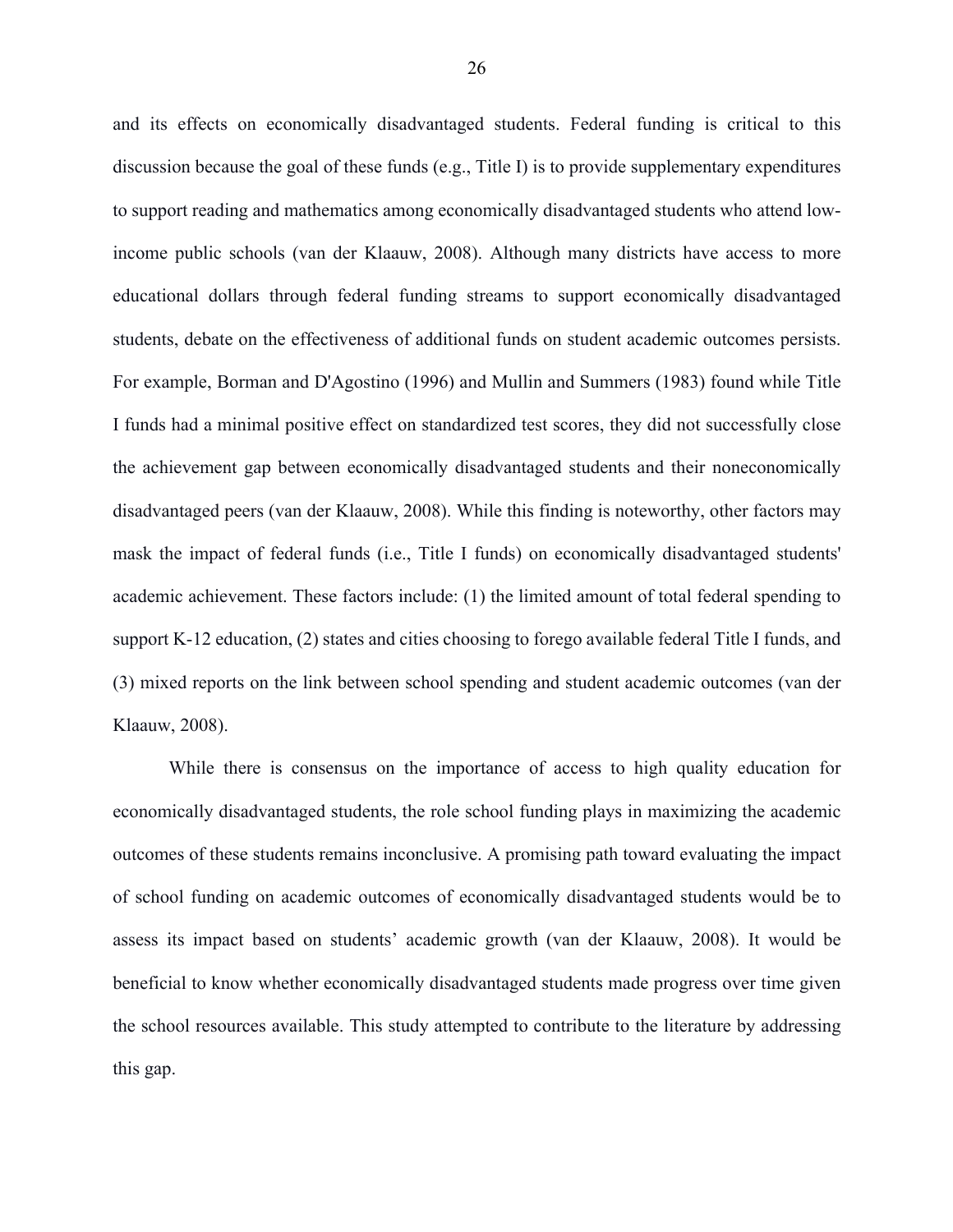and its effects on economically disadvantaged students. Federal funding is critical to this discussion because the goal of these funds (e.g., Title I) is to provide supplementary expenditures to support reading and mathematics among economically disadvantaged students who attend low-income public schools (van der Klaauw, 2008). Although many districts have access to more educational dollars through federal funding streams to support economically disadvantaged students, debate on the effectiveness of additional funds on student academic outcomes persists. For example, Borman and D'Agostino (1996) and Mullin and Summers (1983) found while Title I funds had a minimal positive effect on standardized test scores, they did not successfully close the achievement gap between economically disadvantaged students and their noneconomically disadvantaged peers (van der Klaauw, 2008). While this finding is noteworthy, other factors may mask the impact of federal funds (i.e., Title I funds) on economically disadvantaged students' academic achievement. These factors include: (1) the limited amount of total federal spending to support K-12 education, (2) states and cities choosing to forego available federal Title I funds, and (3) mixed reports on the link between school spending and student academic outcomes (van der Klaauw, 2008).

While there is consensus on the importance of access to high quality education for economically disadvantaged students, the role school funding plays in maximizing the academic outcomes of these students remains inconclusive. A promising path toward evaluating the impact of school funding on academic outcomes of economically disadvantaged students would be to assess its impact based on students' academic growth (van der Klaauw, 2008). It would be beneficial to know whether economically disadvantaged students made progress over time given the school resources available. This study attempted to contribute to the literature by addressing this gap.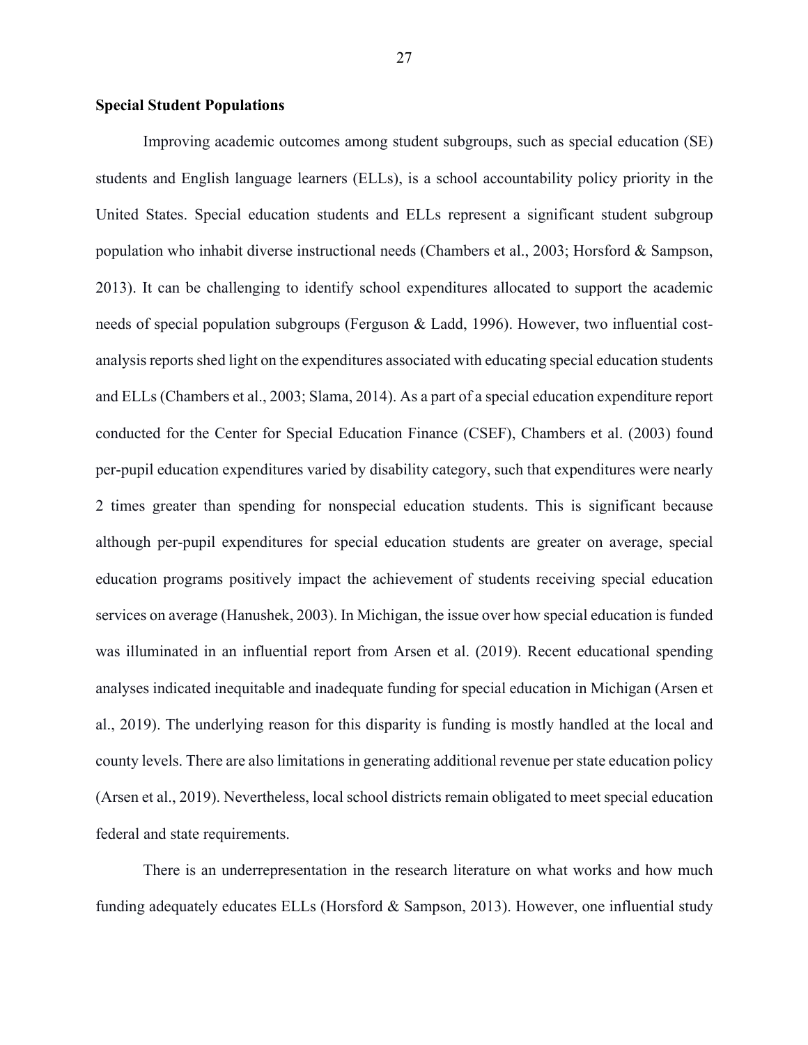**Special Student Populations**

Improving academic outcomes among student subgroups, such as special education (SE) students and English language learners (ELLs), is a school accountability policy priority in the United States. Special education students and ELLs represent a significant student subgroup population who inhabit diverse instructional needs (Chambers et al., 2003; Horsford & Sampson, 2013). It can be challenging to identify school expenditures allocated to support the academic needs of special population subgroups (Ferguson & Ladd, 1996). However, two influential cost-analysis reports shed light on the expenditures associated with educating special education students and ELLs (Chambers et al., 2003; Slama, 2014). As a part of a special education expenditure report conducted for the Center for Special Education Finance (CSEF), Chambers et al. (2003) found per-pupil education expenditures varied by disability category, such that expenditures were nearly 2 times greater than spending for nonspecial education students. This is significant because although per-pupil expenditures for special education students are greater on average, special education programs positively impact the achievement of students receiving special education services on average (Hanushek, 2003). In Michigan, the issue over how special education is funded was illuminated in an influential report from Arsen et al. (2019). Recent educational spending analyses indicated inequitable and inadequate funding for special education in Michigan (Arsen et al., 2019). The underlying reason for this disparity is funding is mostly handled at the local and county levels. There are also limitations in generating additional revenue per state education policy (Arsen et al., 2019). Nevertheless, local school districts remain obligated to meet special education federal and state requirements.

There is an underrepresentation in the research literature on what works and how much funding adequately educates ELLs (Horsford & Sampson, 2013). However, one influential study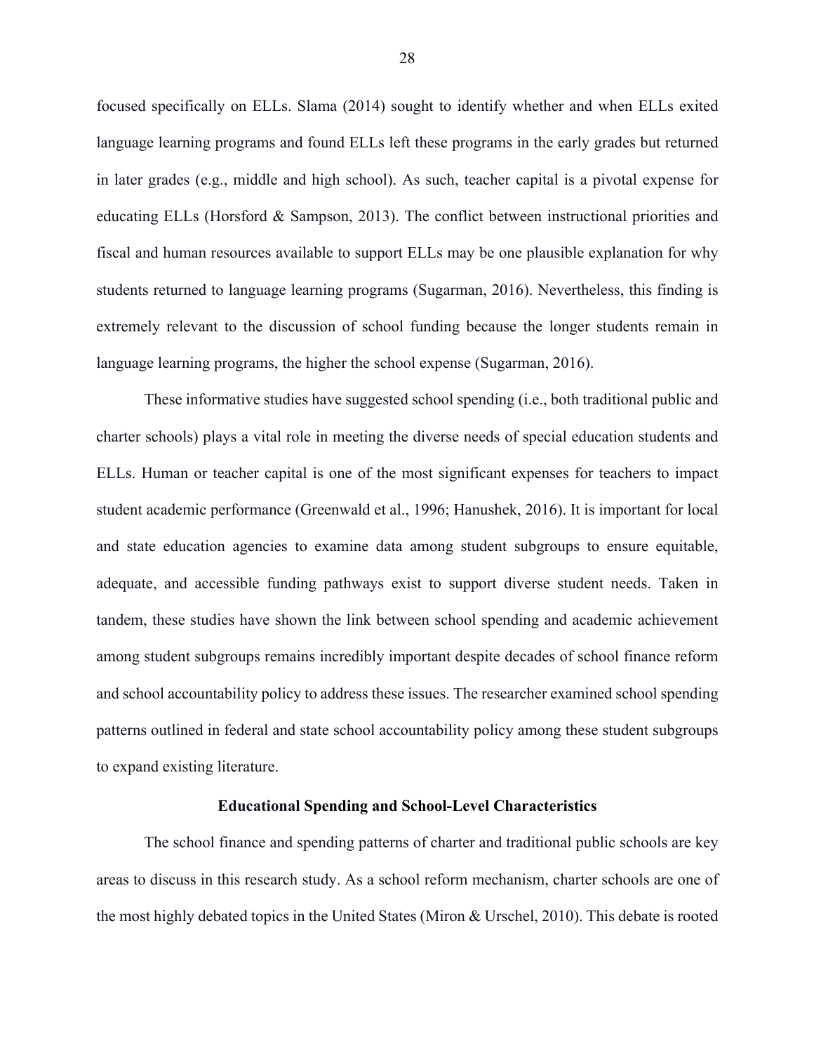focused specifically on ELLs. Slama (2014) sought to identify whether and when ELLs exited language learning programs and found ELLs left these programs in the early grades but returned in later grades (e.g., middle and high school). As such, teacher capital is a pivotal expense for educating ELLs (Horsford & Sampson, 2013). The conflict between instructional priorities and fiscal and human resources available to support ELLs may be one plausible explanation for why students returned to language learning programs (Sugarman, 2016). Nevertheless, this finding is extremely relevant to the discussion of school funding because the longer students remain in language learning programs, the higher the school expense (Sugarman, 2016).

These informative studies have suggested school spending (i.e., both traditional public and charter schools) plays a vital role in meeting the diverse needs of special education students and ELLs. Human or teacher capital is one of the most significant expenses for teachers to impact student academic performance (Greenwald et al., 1996; Hanushek, 2016). It is important for local and state education agencies to examine data among student subgroups to ensure equitable, adequate, and accessible funding pathways exist to support diverse student needs. Taken in tandem, these studies have shown the link between school spending and academic achievement among student subgroups remains incredibly important despite decades of school finance reform and school accountability policy to address these issues. The researcher examined school spending patterns outlined in federal and state school accountability policy among these student subgroups to expand existing literature.

## Educational Spending and School-Level Characteristics

The school finance and spending patterns of charter and traditional public schools are key areas to discuss in this research study. As a school reform mechanism, charter schools are one of the most highly debated topics in the United States (Miron & Urschel, 2010). This debate is rooted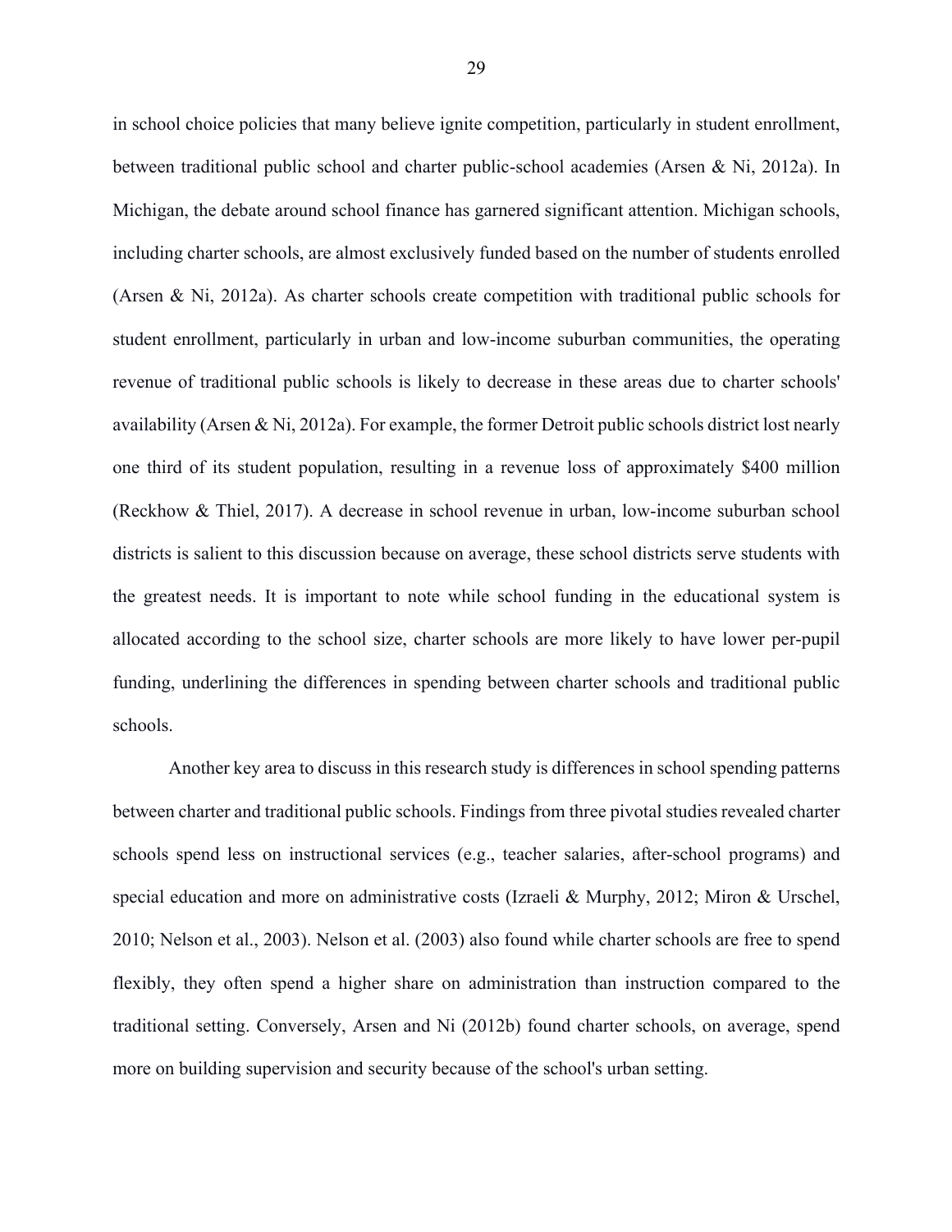in school choice policies that many believe ignite competition, particularly in student enrollment, between traditional public school and charter public-school academies (Arsen & Ni, 2012a). In Michigan, the debate around school finance has garnered significant attention. Michigan schools, including charter schools, are almost exclusively funded based on the number of students enrolled (Arsen & Ni, 2012a). As charter schools create competition with traditional public schools for student enrollment, particularly in urban and low-income suburban communities, the operating revenue of traditional public schools is likely to decrease in these areas due to charter schools' availability (Arsen & Ni, 2012a). For example, the former Detroit public schools district lost nearly one third of its student population, resulting in a revenue loss of approximately $400 million (Reckhow & Thiel, 2017). A decrease in school revenue in urban, low-income suburban school districts is salient to this discussion because on average, these school districts serve students with the greatest needs. It is important to note while school funding in the educational system is allocated according to the school size, charter schools are more likely to have lower per-pupil funding, underlining the differences in spending between charter schools and traditional public schools.

Another key area to discuss in this research study is differences in school spending patterns between charter and traditional public schools. Findings from three pivotal studies revealed charter schools spend less on instructional services (e.g., teacher salaries, after-school programs) and special education and more on administrative costs (Izraeli & Murphy, 2012; Miron & Urschel, 2010; Nelson et al., 2003). Nelson et al. (2003) also found while charter schools are free to spend flexibly, they often spend a higher share on administration than instruction compared to the traditional setting. Conversely, Arsen and Ni (2012b) found charter schools, on average, spend more on building supervision and security because of the school's urban setting.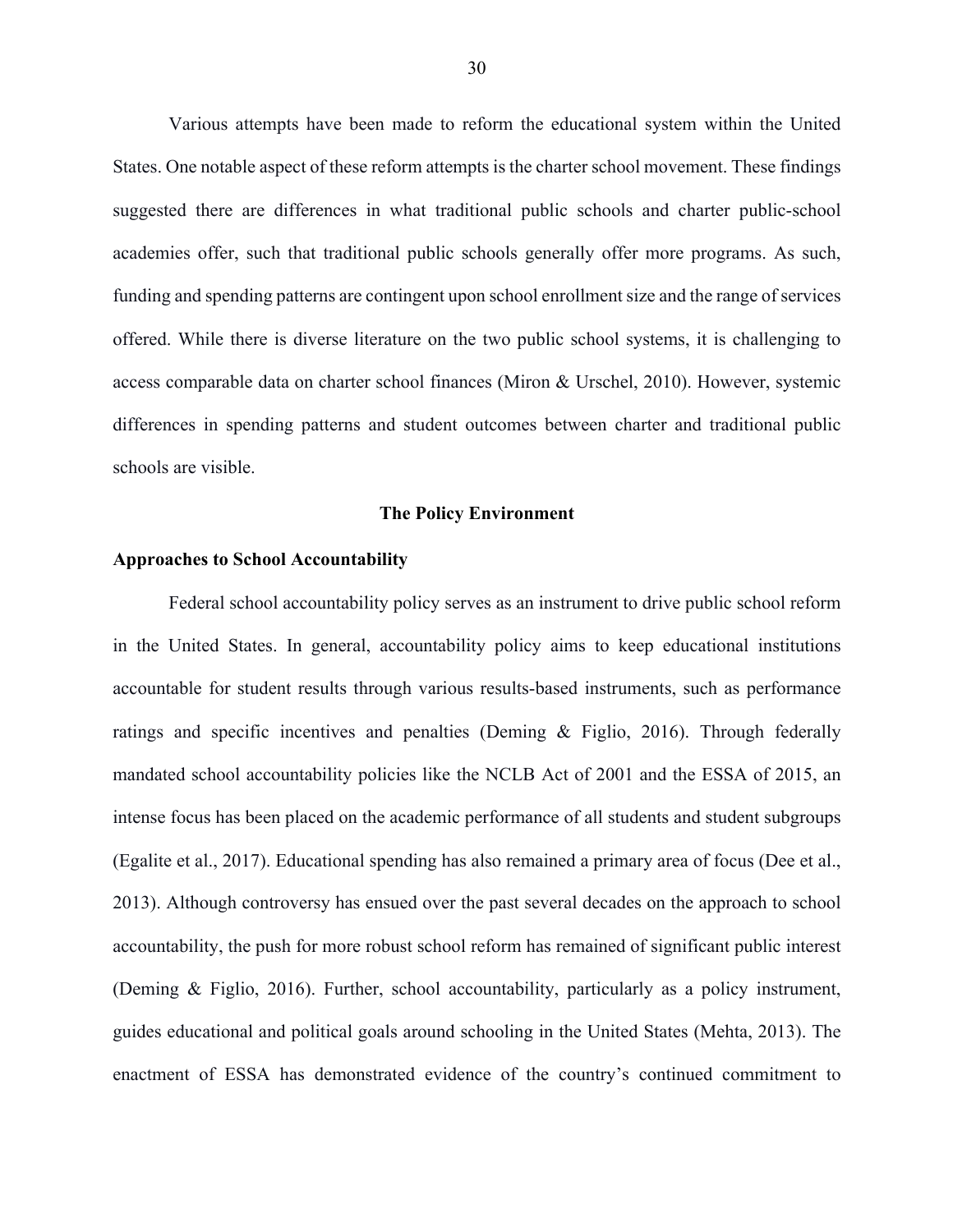Various attempts have been made to reform the educational system within the United States. One notable aspect of these reform attempts is the charter school movement. These findings suggested there are differences in what traditional public schools and charter public-school academies offer, such that traditional public schools generally offer more programs. As such, funding and spending patterns are contingent upon school enrollment size and the range of services offered. While there is diverse literature on the two public school systems, it is challenging to access comparable data on charter school finances (Miron & Urschel, 2010). However, systemic differences in spending patterns and student outcomes between charter and traditional public schools are visible.

## The Policy Environment

### Approaches to School Accountability

Federal school accountability policy serves as an instrument to drive public school reform in the United States. In general, accountability policy aims to keep educational institutions accountable for student results through various results-based instruments, such as performance ratings and specific incentives and penalties (Deming & Figlio, 2016). Through federally mandated school accountability policies like the NCLB Act of 2001 and the ESSA of 2015, an intense focus has been placed on the academic performance of all students and student subgroups (Egalite et al., 2017). Educational spending has also remained a primary area of focus (Dee et al., 2013). Although controversy has ensued over the past several decades on the approach to school accountability, the push for more robust school reform has remained of significant public interest (Deming & Figlio, 2016). Further, school accountability, particularly as a policy instrument, guides educational and political goals around schooling in the United States (Mehta, 2013). The enactment of ESSA has demonstrated evidence of the country's continued commitment to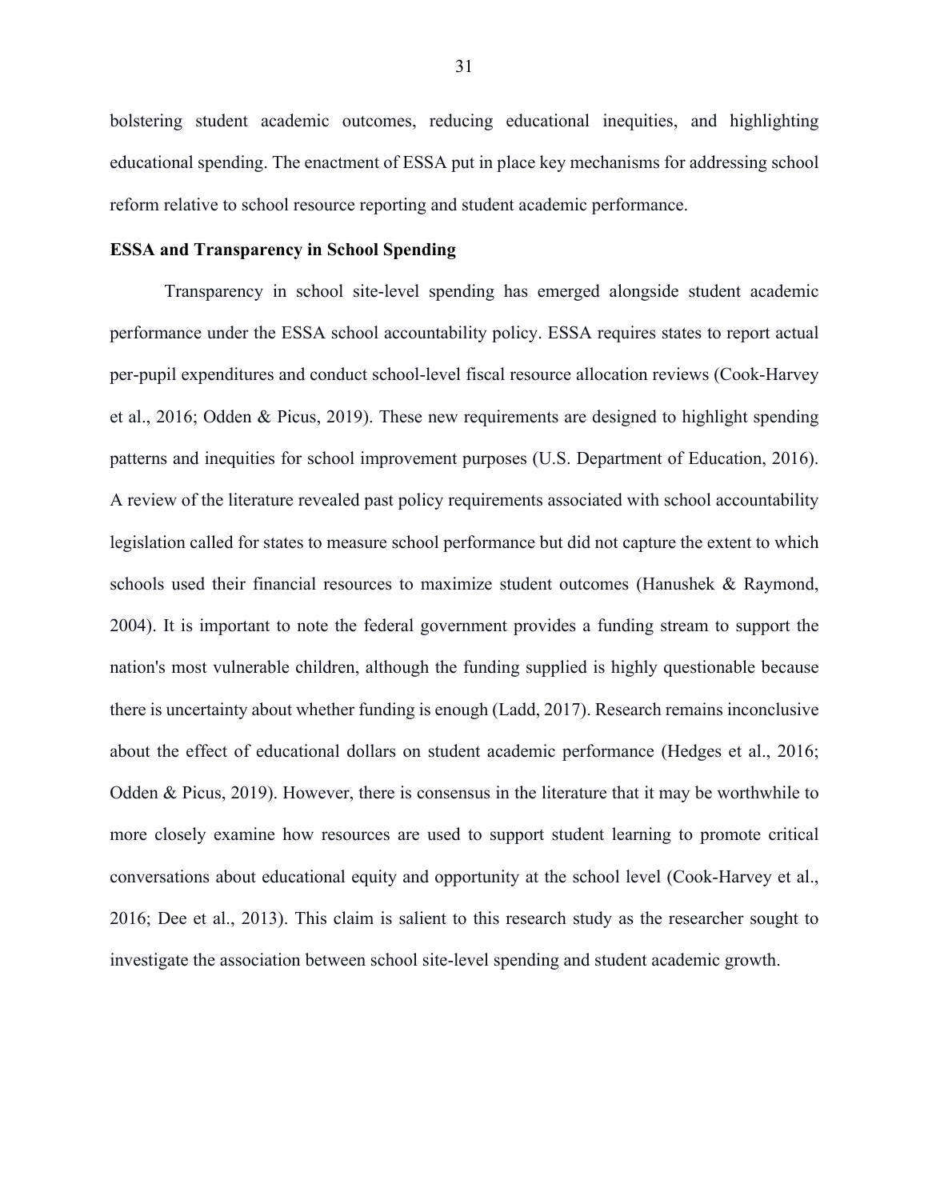bolstering student academic outcomes, reducing educational inequities, and highlighting educational spending. The enactment of ESSA put in place key mechanisms for addressing school reform relative to school resource reporting and student academic performance.

**ESSA and Transparency in School Spending**

Transparency in school site-level spending has emerged alongside student academic performance under the ESSA school accountability policy. ESSA requires states to report actual per-pupil expenditures and conduct school-level fiscal resource allocation reviews (Cook-Harvey et al., 2016; Odden & Picus, 2019). These new requirements are designed to highlight spending patterns and inequities for school improvement purposes (U.S. Department of Education, 2016). A review of the literature revealed past policy requirements associated with school accountability legislation called for states to measure school performance but did not capture the extent to which schools used their financial resources to maximize student outcomes (Hanushek & Raymond, 2004). It is important to note the federal government provides a funding stream to support the nation's most vulnerable children, although the funding supplied is highly questionable because there is uncertainty about whether funding is enough (Ladd, 2017). Research remains inconclusive about the effect of educational dollars on student academic performance (Hedges et al., 2016; Odden & Picus, 2019). However, there is consensus in the literature that it may be worthwhile to more closely examine how resources are used to support student learning to promote critical conversations about educational equity and opportunity at the school level (Cook-Harvey et al., 2016; Dee et al., 2013). This claim is salient to this research study as the researcher sought to investigate the association between school site-level spending and student academic growth.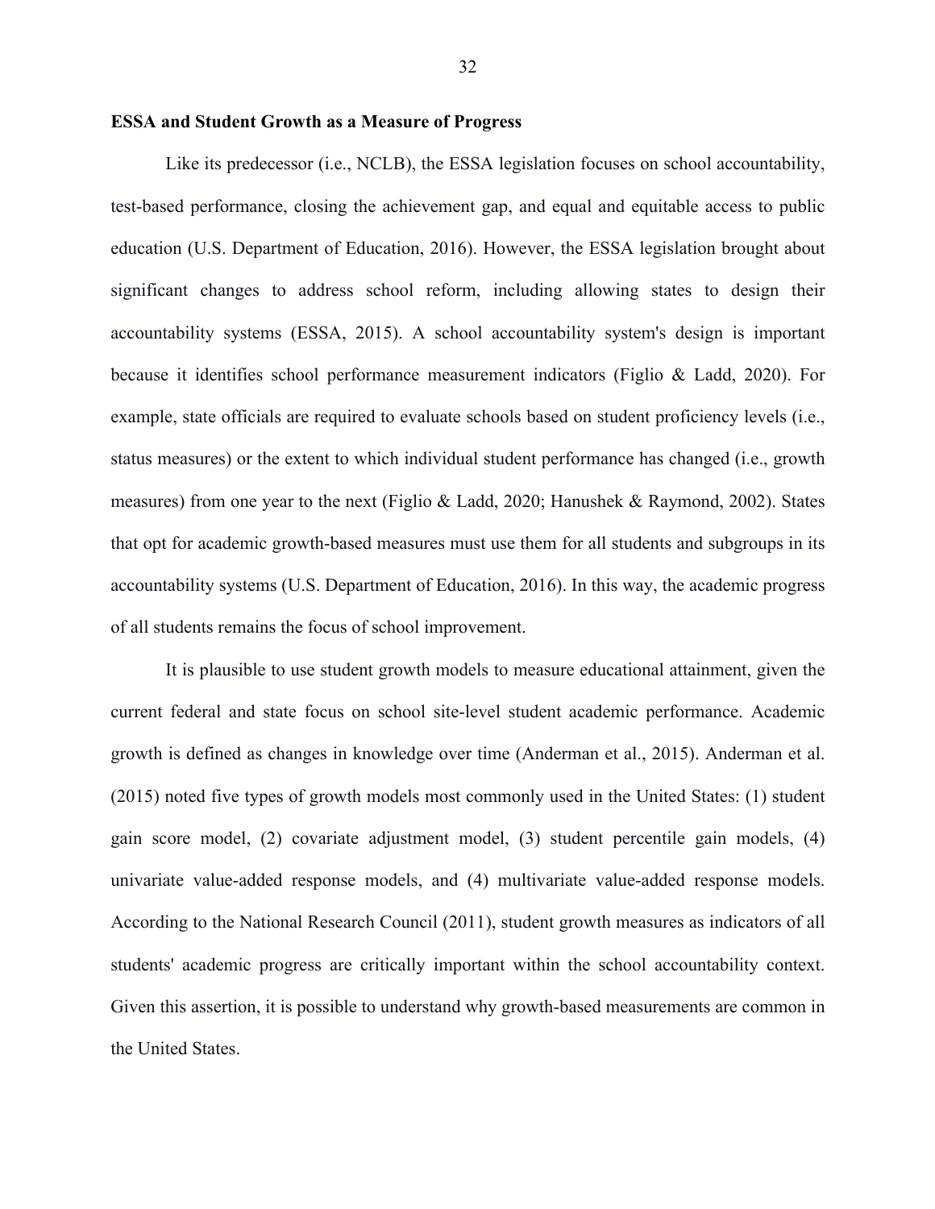**ESSA and Student Growth as a Measure of Progress**

Like its predecessor (i.e., NCLB), the ESSA legislation focuses on school accountability, test-based performance, closing the achievement gap, and equal and equitable access to public education (U.S. Department of Education, 2016). However, the ESSA legislation brought about significant changes to address school reform, including allowing states to design their accountability systems (ESSA, 2015). A school accountability system's design is important because it identifies school performance measurement indicators (Figlio & Ladd, 2020). For example, state officials are required to evaluate schools based on student proficiency levels (i.e., status measures) or the extent to which individual student performance has changed (i.e., growth measures) from one year to the next (Figlio & Ladd, 2020; Hanushek & Raymond, 2002). States that opt for academic growth-based measures must use them for all students and subgroups in its accountability systems (U.S. Department of Education, 2016). In this way, the academic progress of all students remains the focus of school improvement.

It is plausible to use student growth models to measure educational attainment, given the current federal and state focus on school site-level student academic performance. Academic growth is defined as changes in knowledge over time (Anderman et al., 2015). Anderman et al. (2015) noted five types of growth models most commonly used in the United States: (1) student gain score model, (2) covariate adjustment model, (3) student percentile gain models, (4) univariate value-added response models, and (4) multivariate value-added response models. According to the National Research Council (2011), student growth measures as indicators of all students' academic progress are critically important within the school accountability context. Given this assertion, it is possible to understand why growth-based measurements are common in the United States.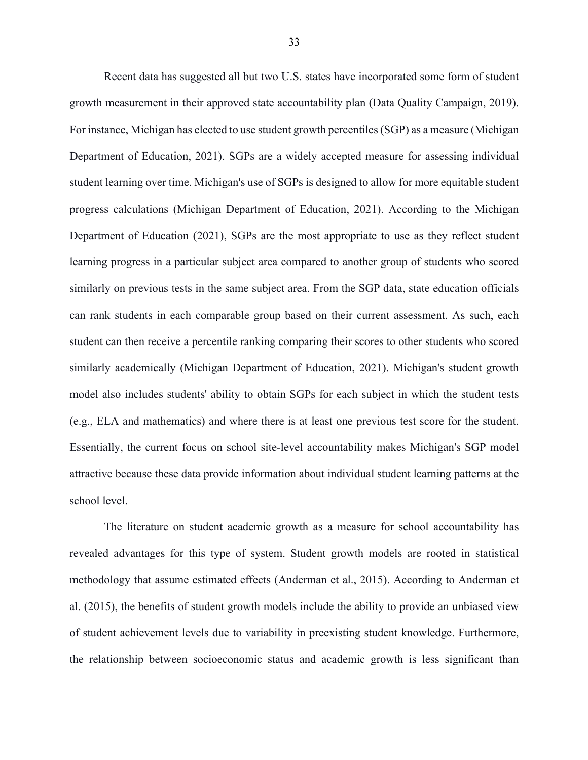Recent data has suggested all but two U.S. states have incorporated some form of student growth measurement in their approved state accountability plan (Data Quality Campaign, 2019). For instance, Michigan has elected to use student growth percentiles (SGP) as a measure (Michigan Department of Education, 2021). SGPs are a widely accepted measure for assessing individual student learning over time. Michigan's use of SGPs is designed to allow for more equitable student progress calculations (Michigan Department of Education, 2021). According to the Michigan Department of Education (2021), SGPs are the most appropriate to use as they reflect student learning progress in a particular subject area compared to another group of students who scored similarly on previous tests in the same subject area. From the SGP data, state education officials can rank students in each comparable group based on their current assessment. As such, each student can then receive a percentile ranking comparing their scores to other students who scored similarly academically (Michigan Department of Education, 2021). Michigan's student growth model also includes students' ability to obtain SGPs for each subject in which the student tests (e.g., ELA and mathematics) and where there is at least one previous test score for the student. Essentially, the current focus on school site-level accountability makes Michigan's SGP model attractive because these data provide information about individual student learning patterns at the school level.

The literature on student academic growth as a measure for school accountability has revealed advantages for this type of system. Student growth models are rooted in statistical methodology that assume estimated effects (Anderman et al., 2015). According to Anderman et al. (2015), the benefits of student growth models include the ability to provide an unbiased view of student achievement levels due to variability in preexisting student knowledge. Furthermore, the relationship between socioeconomic status and academic growth is less significant than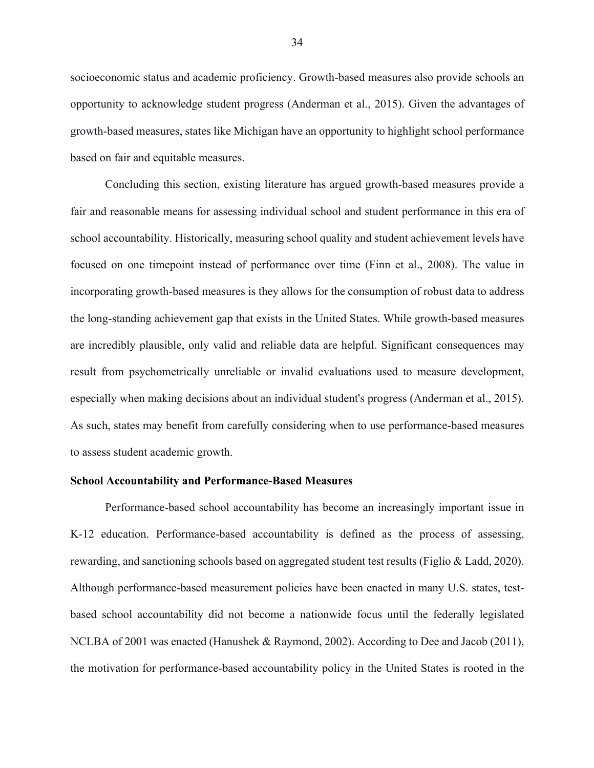socioeconomic status and academic proficiency. Growth-based measures also provide schools an opportunity to acknowledge student progress (Anderman et al., 2015). Given the advantages of growth-based measures, states like Michigan have an opportunity to highlight school performance based on fair and equitable measures.

Concluding this section, existing literature has argued growth-based measures provide a fair and reasonable means for assessing individual school and student performance in this era of school accountability. Historically, measuring school quality and student achievement levels have focused on one timepoint instead of performance over time (Finn et al., 2008). The value in incorporating growth-based measures is they allows for the consumption of robust data to address the long-standing achievement gap that exists in the United States. While growth-based measures are incredibly plausible, only valid and reliable data are helpful. Significant consequences may result from psychometrically unreliable or invalid evaluations used to measure development, especially when making decisions about an individual student's progress (Anderman et al., 2015). As such, states may benefit from carefully considering when to use performance-based measures to assess student academic growth.

**School Accountability and Performance-Based Measures**

Performance-based school accountability has become an increasingly important issue in K-12 education. Performance-based accountability is defined as the process of assessing, rewarding, and sanctioning schools based on aggregated student test results (Figlio & Ladd, 2020). Although performance-based measurement policies have been enacted in many U.S. states, test-based school accountability did not become a nationwide focus until the federally legislated NCLBA of 2001 was enacted (Hanushek & Raymond, 2002). According to Dee and Jacob (2011), the motivation for performance-based accountability policy in the United States is rooted in the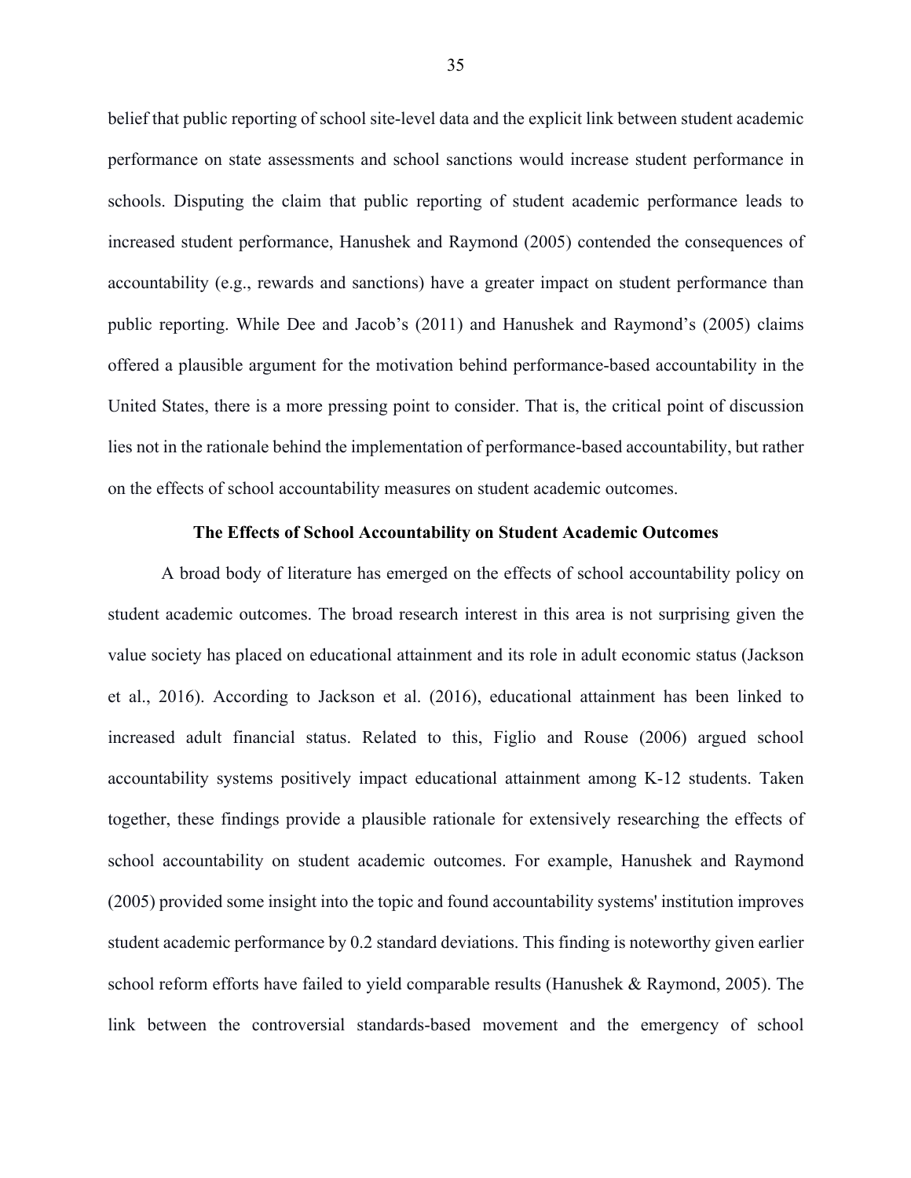belief that public reporting of school site-level data and the explicit link between student academic performance on state assessments and school sanctions would increase student performance in schools. Disputing the claim that public reporting of student academic performance leads to increased student performance, Hanushek and Raymond (2005) contended the consequences of accountability (e.g., rewards and sanctions) have a greater impact on student performance than public reporting. While Dee and Jacob's (2011) and Hanushek and Raymond's (2005) claims offered a plausible argument for the motivation behind performance-based accountability in the United States, there is a more pressing point to consider. That is, the critical point of discussion lies not in the rationale behind the implementation of performance-based accountability, but rather on the effects of school accountability measures on student academic outcomes.

## The Effects of School Accountability on Student Academic Outcomes

A broad body of literature has emerged on the effects of school accountability policy on student academic outcomes. The broad research interest in this area is not surprising given the value society has placed on educational attainment and its role in adult economic status (Jackson et al., 2016). According to Jackson et al. (2016), educational attainment has been linked to increased adult financial status. Related to this, Figlio and Rouse (2006) argued school accountability systems positively impact educational attainment among K-12 students. Taken together, these findings provide a plausible rationale for extensively researching the effects of school accountability on student academic outcomes. For example, Hanushek and Raymond (2005) provided some insight into the topic and found accountability systems' institution improves student academic performance by 0.2 standard deviations. This finding is noteworthy given earlier school reform efforts have failed to yield comparable results (Hanushek & Raymond, 2005). The link between the controversial standards-based movement and the emergency of school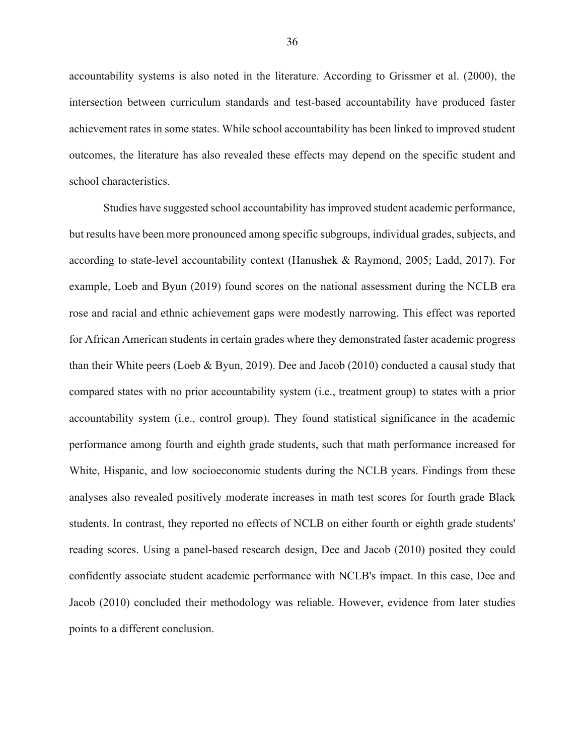accountability systems is also noted in the literature. According to Grissmer et al. (2000), the intersection between curriculum standards and test-based accountability have produced faster achievement rates in some states. While school accountability has been linked to improved student outcomes, the literature has also revealed these effects may depend on the specific student and school characteristics.

Studies have suggested school accountability has improved student academic performance, but results have been more pronounced among specific subgroups, individual grades, subjects, and according to state-level accountability context (Hanushek & Raymond, 2005; Ladd, 2017). For example, Loeb and Byun (2019) found scores on the national assessment during the NCLB era rose and racial and ethnic achievement gaps were modestly narrowing. This effect was reported for African American students in certain grades where they demonstrated faster academic progress than their White peers (Loeb & Byun, 2019). Dee and Jacob (2010) conducted a causal study that compared states with no prior accountability system (i.e., treatment group) to states with a prior accountability system (i.e., control group). They found statistical significance in the academic performance among fourth and eighth grade students, such that math performance increased for White, Hispanic, and low socioeconomic students during the NCLB years. Findings from these analyses also revealed positively moderate increases in math test scores for fourth grade Black students. In contrast, they reported no effects of NCLB on either fourth or eighth grade students' reading scores. Using a panel-based research design, Dee and Jacob (2010) posited they could confidently associate student academic performance with NCLB's impact. In this case, Dee and Jacob (2010) concluded their methodology was reliable. However, evidence from later studies points to a different conclusion.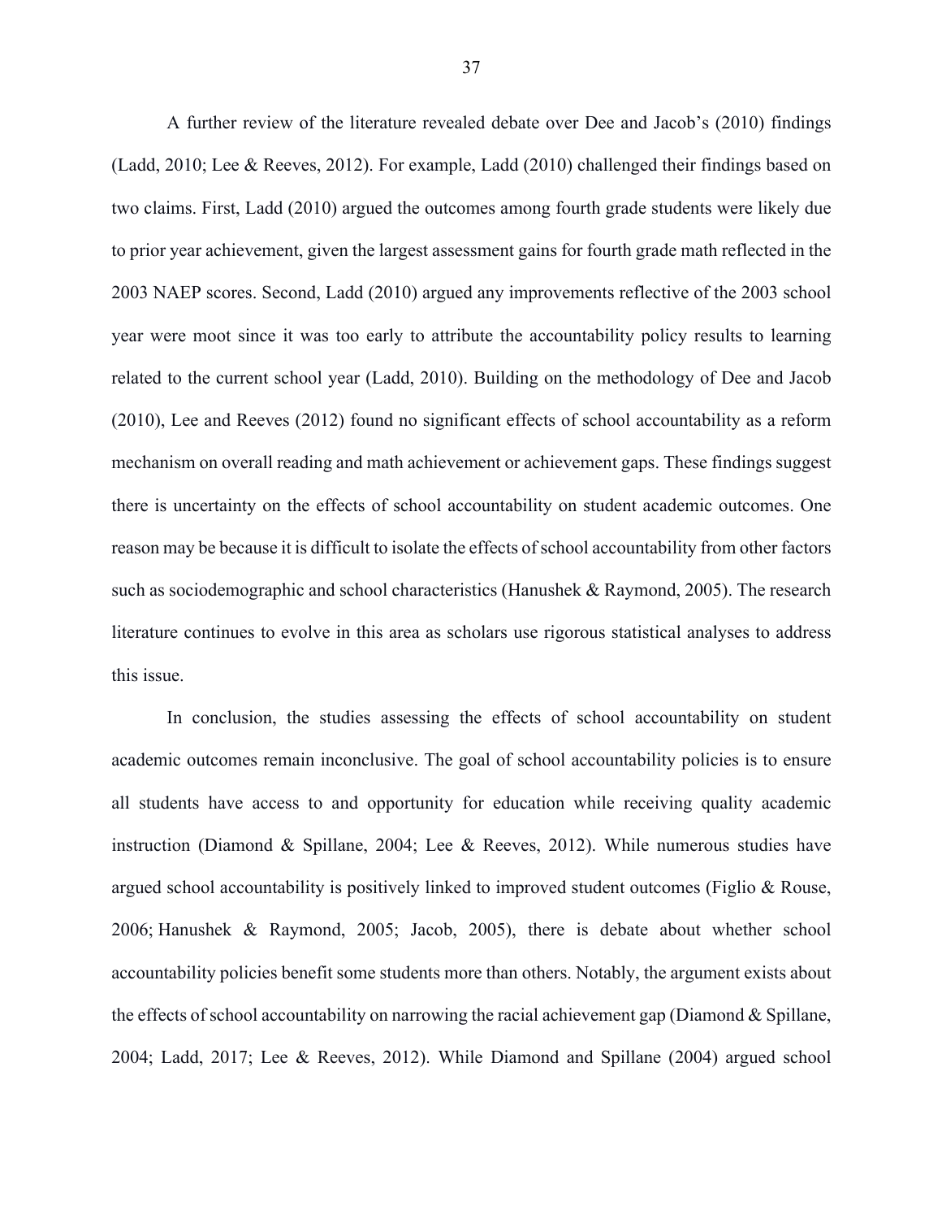A further review of the literature revealed debate over Dee and Jacob's (2010) findings (Ladd, 2010; Lee & Reeves, 2012). For example, Ladd (2010) challenged their findings based on two claims. First, Ladd (2010) argued the outcomes among fourth grade students were likely due to prior year achievement, given the largest assessment gains for fourth grade math reflected in the 2003 NAEP scores. Second, Ladd (2010) argued any improvements reflective of the 2003 school year were moot since it was too early to attribute the accountability policy results to learning related to the current school year (Ladd, 2010). Building on the methodology of Dee and Jacob (2010), Lee and Reeves (2012) found no significant effects of school accountability as a reform mechanism on overall reading and math achievement or achievement gaps. These findings suggest there is uncertainty on the effects of school accountability on student academic outcomes. One reason may be because it is difficult to isolate the effects of school accountability from other factors such as sociodemographic and school characteristics (Hanushek & Raymond, 2005). The research literature continues to evolve in this area as scholars use rigorous statistical analyses to address this issue.

In conclusion, the studies assessing the effects of school accountability on student academic outcomes remain inconclusive. The goal of school accountability policies is to ensure all students have access to and opportunity for education while receiving quality academic instruction (Diamond & Spillane, 2004; Lee & Reeves, 2012). While numerous studies have argued school accountability is positively linked to improved student outcomes (Figlio & Rouse, 2006; Hanushek & Raymond, 2005; Jacob, 2005), there is debate about whether school accountability policies benefit some students more than others. Notably, the argument exists about the effects of school accountability on narrowing the racial achievement gap (Diamond & Spillane, 2004; Ladd, 2017; Lee & Reeves, 2012). While Diamond and Spillane (2004) argued school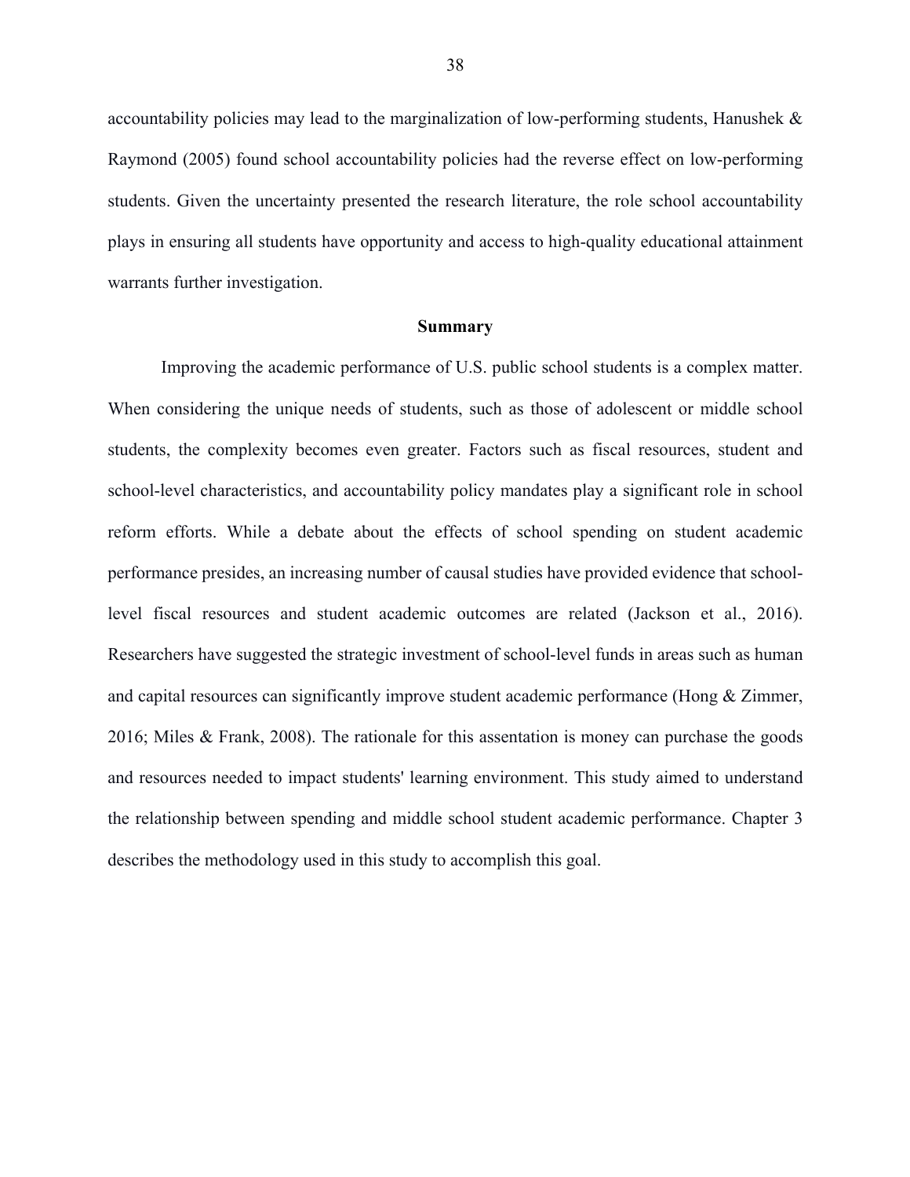accountability policies may lead to the marginalization of low-performing students, Hanushek & Raymond (2005) found school accountability policies had the reverse effect on low-performing students. Given the uncertainty presented the research literature, the role school accountability plays in ensuring all students have opportunity and access to high-quality educational attainment warrants further investigation.

## Summary

Improving the academic performance of U.S. public school students is a complex matter. When considering the unique needs of students, such as those of adolescent or middle school students, the complexity becomes even greater. Factors such as fiscal resources, student and school-level characteristics, and accountability policy mandates play a significant role in school reform efforts. While a debate about the effects of school spending on student academic performance presides, an increasing number of causal studies have provided evidence that school-level fiscal resources and student academic outcomes are related (Jackson et al., 2016). Researchers have suggested the strategic investment of school-level funds in areas such as human and capital resources can significantly improve student academic performance (Hong & Zimmer, 2016; Miles & Frank, 2008). The rationale for this assentation is money can purchase the goods and resources needed to impact students' learning environment. This study aimed to understand the relationship between spending and middle school student academic performance. Chapter 3 describes the methodology used in this study to accomplish this goal.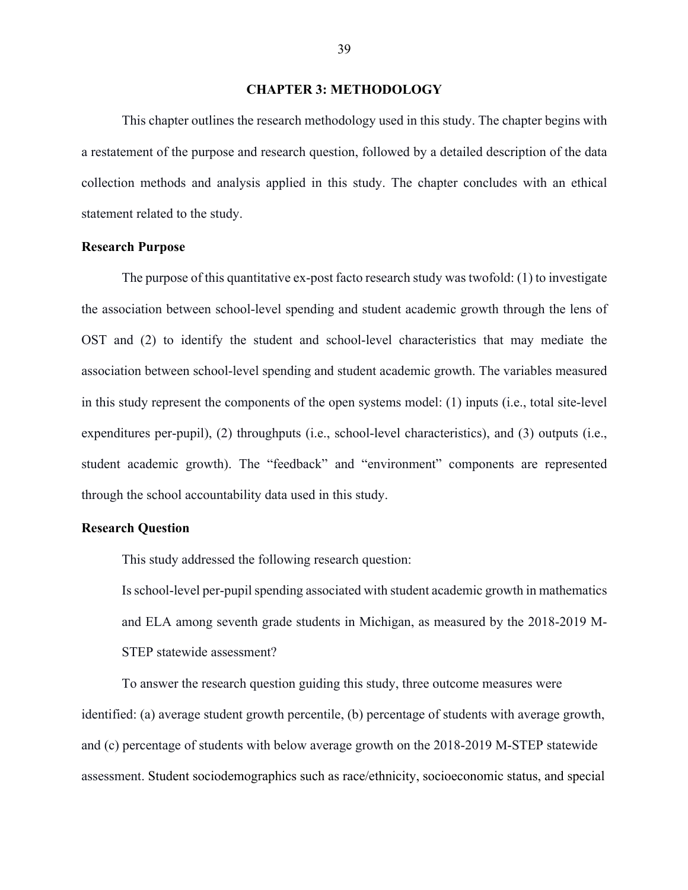# CHAPTER 3: METHODOLOGY

This chapter outlines the research methodology used in this study. The chapter begins with a restatement of the purpose and research question, followed by a detailed description of the data collection methods and analysis applied in this study. The chapter concludes with an ethical statement related to the study.

## Research Purpose

The purpose of this quantitative ex-post facto research study was twofold: (1) to investigate the association between school-level spending and student academic growth through the lens of OST and (2) to identify the student and school-level characteristics that may mediate the association between school-level spending and student academic growth. The variables measured in this study represent the components of the open systems model: (1) inputs (i.e., total site-level expenditures per-pupil), (2) throughputs (i.e., school-level characteristics), and (3) outputs (i.e., student academic growth). The "feedback" and "environment" components are represented through the school accountability data used in this study.

## Research Question

This study addressed the following research question:

> Is school-level per-pupil spending associated with student academic growth in mathematics and ELA among seventh grade students in Michigan, as measured by the 2018-2019 M-STEP statewide assessment?

To answer the research question guiding this study, three outcome measures were identified: (a) average student growth percentile, (b) percentage of students with average growth, and (c) percentage of students with below average growth on the 2018-2019 M-STEP statewide assessment. Student sociodemographics such as race/ethnicity, socioeconomic status, and special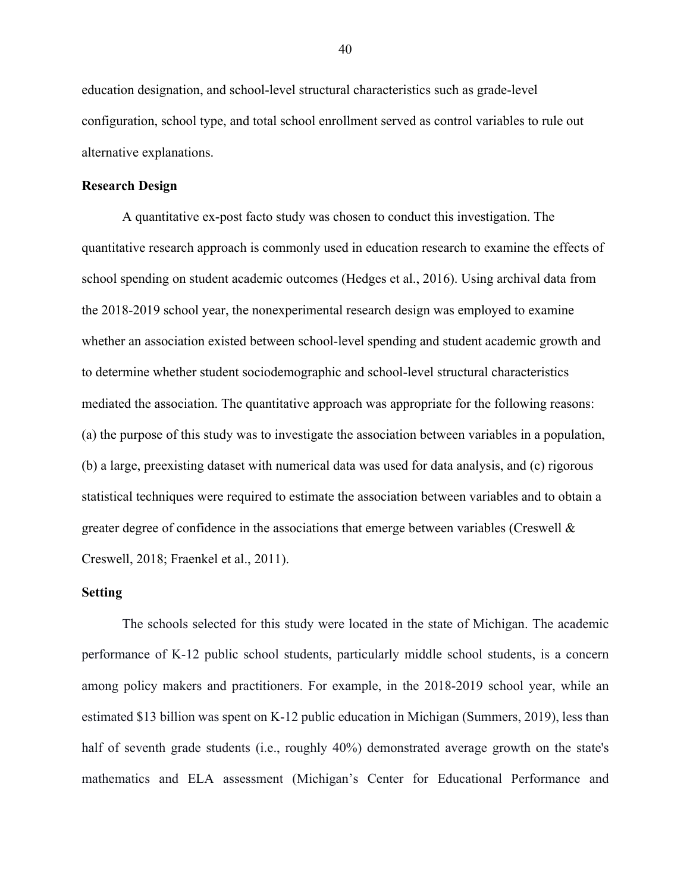education designation, and school-level structural characteristics such as grade-level configuration, school type, and total school enrollment served as control variables to rule out alternative explanations.

### Research Design

A quantitative ex-post facto study was chosen to conduct this investigation. The quantitative research approach is commonly used in education research to examine the effects of school spending on student academic outcomes (Hedges et al., 2016). Using archival data from the 2018-2019 school year, the nonexperimental research design was employed to examine whether an association existed between school-level spending and student academic growth and to determine whether student sociodemographic and school-level structural characteristics mediated the association. The quantitative approach was appropriate for the following reasons: (a) the purpose of this study was to investigate the association between variables in a population, (b) a large, preexisting dataset with numerical data was used for data analysis, and (c) rigorous statistical techniques were required to estimate the association between variables and to obtain a greater degree of confidence in the associations that emerge between variables (Creswell & Creswell, 2018; Fraenkel et al., 2011).

### Setting

The schools selected for this study were located in the state of Michigan. The academic performance of K-12 public school students, particularly middle school students, is a concern among policy makers and practitioners. For example, in the 2018-2019 school year, while an estimated $13 billion was spent on K-12 public education in Michigan (Summers, 2019), less than half of seventh grade students (i.e., roughly 40%) demonstrated average growth on the state's mathematics and ELA assessment (Michigan's Center for Educational Performance and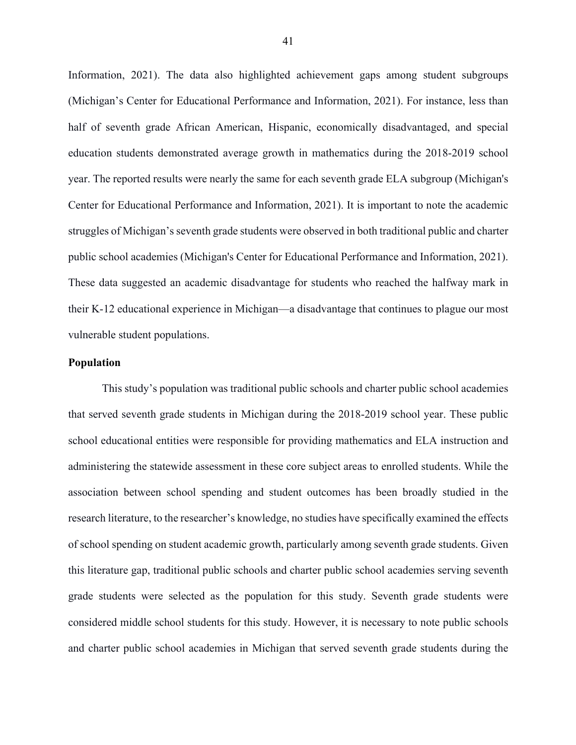Information, 2021). The data also highlighted achievement gaps among student subgroups (Michigan’s Center for Educational Performance and Information, 2021). For instance, less than half of seventh grade African American, Hispanic, economically disadvantaged, and special education students demonstrated average growth in mathematics during the 2018-2019 school year. The reported results were nearly the same for each seventh grade ELA subgroup (Michigan's Center for Educational Performance and Information, 2021). It is important to note the academic struggles of Michigan’s seventh grade students were observed in both traditional public and charter public school academies (Michigan's Center for Educational Performance and Information, 2021). These data suggested an academic disadvantage for students who reached the halfway mark in their K-12 educational experience in Michigan—a disadvantage that continues to plague our most vulnerable student populations.

## Population

This study’s population was traditional public schools and charter public school academies that served seventh grade students in Michigan during the 2018-2019 school year. These public school educational entities were responsible for providing mathematics and ELA instruction and administering the statewide assessment in these core subject areas to enrolled students. While the association between school spending and student outcomes has been broadly studied in the research literature, to the researcher’s knowledge, no studies have specifically examined the effects of school spending on student academic growth, particularly among seventh grade students. Given this literature gap, traditional public schools and charter public school academies serving seventh grade students were selected as the population for this study. Seventh grade students were considered middle school students for this study. However, it is necessary to note public schools and charter public school academies in Michigan that served seventh grade students during the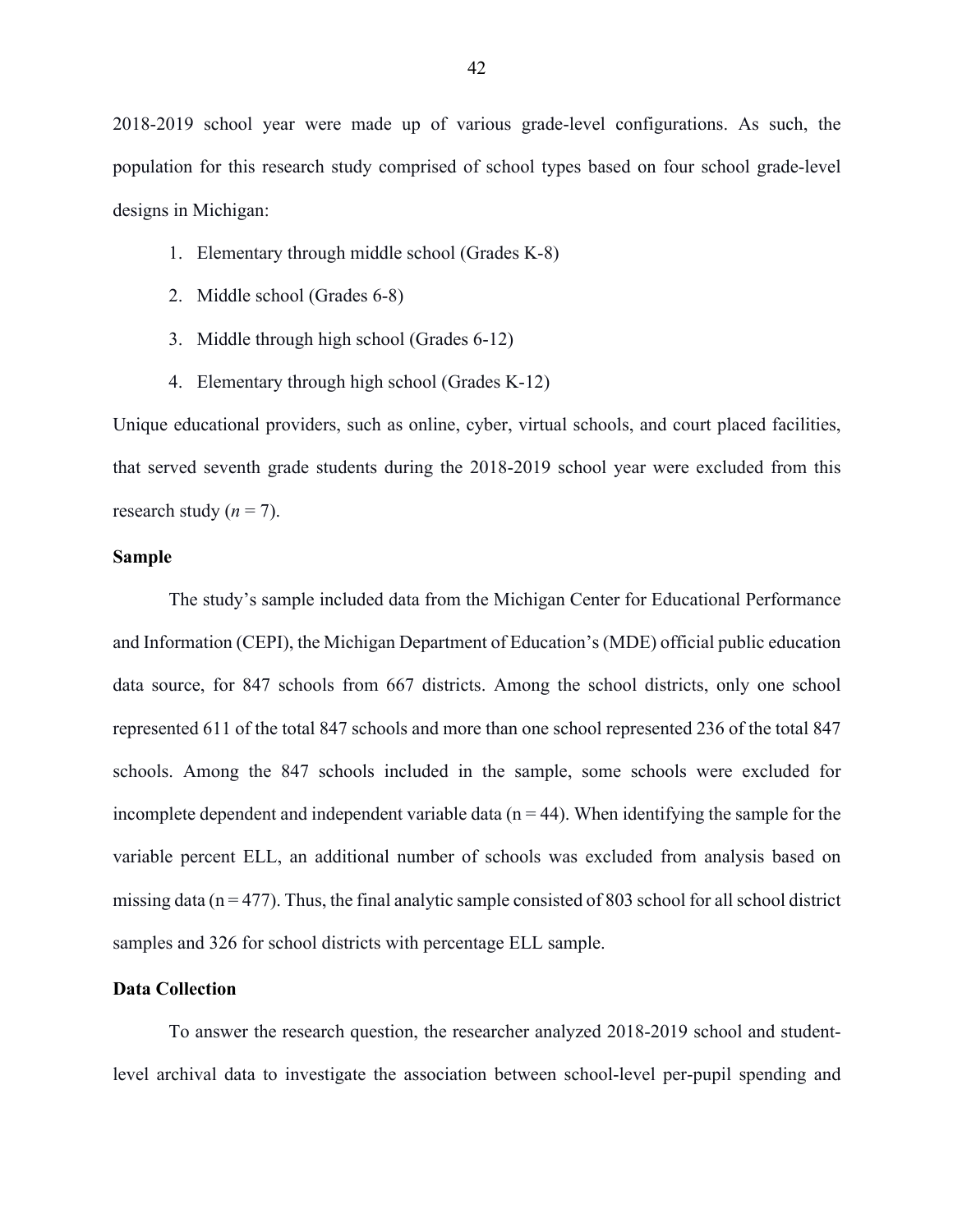2018-2019 school year were made up of various grade-level configurations. As such, the population for this research study comprised of school types based on four school grade-level designs in Michigan:

1. Elementary through middle school (Grades K-8)
2. Middle school (Grades 6-8)
3. Middle through high school (Grades 6-12)
4. Elementary through high school (Grades K-12)

Unique educational providers, such as online, cyber, virtual schools, and court placed facilities, that served seventh grade students during the 2018-2019 school year were excluded from this research study ($n = 7$).

**Sample**

The study's sample included data from the Michigan Center for Educational Performance and Information (CEPI), the Michigan Department of Education's (MDE) official public education data source, for 847 schools from 667 districts. Among the school districts, only one school represented 611 of the total 847 schools and more than one school represented 236 of the total 847 schools. Among the 847 schools included in the sample, some schools were excluded for incomplete dependent and independent variable data ($n = 44$). When identifying the sample for the variable percent ELL, an additional number of schools was excluded from analysis based on missing data ($n = 477$). Thus, the final analytic sample consisted of 803 school for all school district samples and 326 for school districts with percentage ELL sample.

**Data Collection**

To answer the research question, the researcher analyzed 2018-2019 school and student-level archival data to investigate the association between school-level per-pupil spending and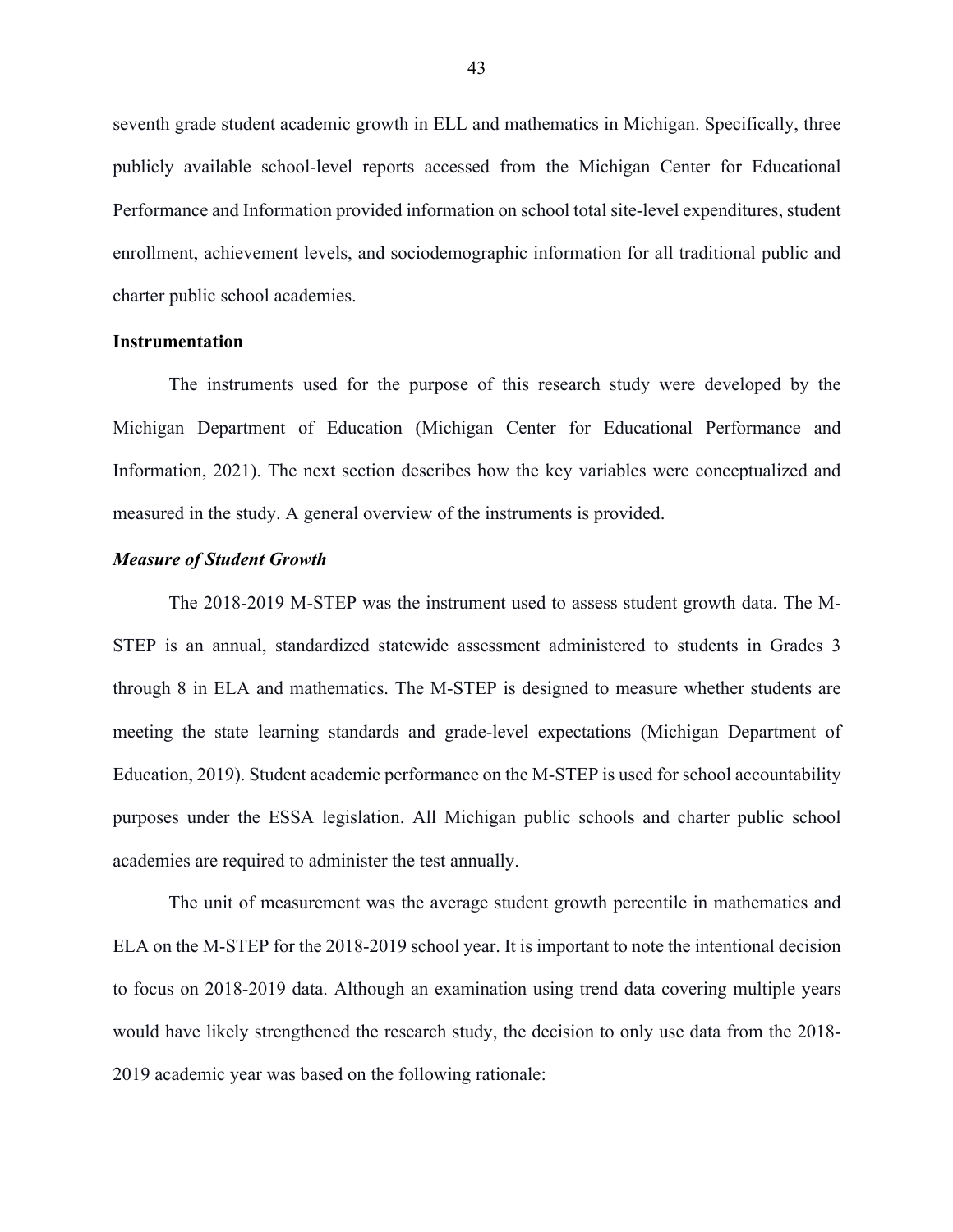seventh grade student academic growth in ELL and mathematics in Michigan. Specifically, three publicly available school-level reports accessed from the Michigan Center for Educational Performance and Information provided information on school total site-level expenditures, student enrollment, achievement levels, and sociodemographic information for all traditional public and charter public school academies.

## Instrumentation

The instruments used for the purpose of this research study were developed by the Michigan Department of Education (Michigan Center for Educational Performance and Information, 2021). The next section describes how the key variables were conceptualized and measured in the study. A general overview of the instruments is provided.

### *Measure of Student Growth*

The 2018-2019 M-STEP was the instrument used to assess student growth data. The M-STEP is an annual, standardized statewide assessment administered to students in Grades 3 through 8 in ELA and mathematics. The M-STEP is designed to measure whether students are meeting the state learning standards and grade-level expectations (Michigan Department of Education, 2019). Student academic performance on the M-STEP is used for school accountability purposes under the ESSA legislation. All Michigan public schools and charter public school academies are required to administer the test annually.

The unit of measurement was the average student growth percentile in mathematics and ELA on the M-STEP for the 2018-2019 school year. It is important to note the intentional decision to focus on 2018-2019 data. Although an examination using trend data covering multiple years would have likely strengthened the research study, the decision to only use data from the 2018-2019 academic year was based on the following rationale: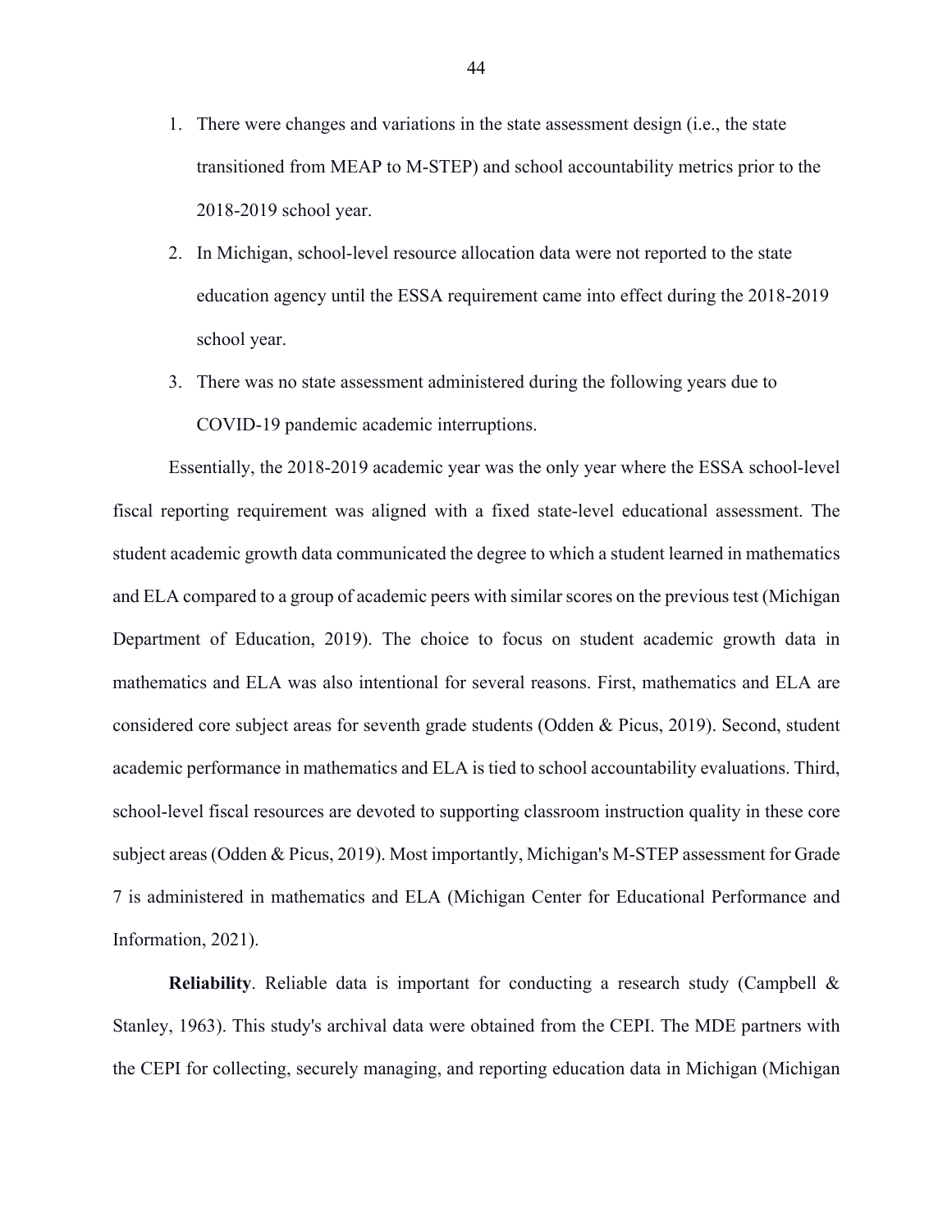1. There were changes and variations in the state assessment design (i.e., the state transitioned from MEAP to M-STEP) and school accountability metrics prior to the 2018-2019 school year.
2. In Michigan, school-level resource allocation data were not reported to the state education agency until the ESSA requirement came into effect during the 2018-2019 school year.
3. There was no state assessment administered during the following years due to COVID-19 pandemic academic interruptions.

Essentially, the 2018-2019 academic year was the only year where the ESSA school-level fiscal reporting requirement was aligned with a fixed state-level educational assessment. The student academic growth data communicated the degree to which a student learned in mathematics and ELA compared to a group of academic peers with similar scores on the previous test (Michigan Department of Education, 2019). The choice to focus on student academic growth data in mathematics and ELA was also intentional for several reasons. First, mathematics and ELA are considered core subject areas for seventh grade students (Odden & Picus, 2019). Second, student academic performance in mathematics and ELA is tied to school accountability evaluations. Third, school-level fiscal resources are devoted to supporting classroom instruction quality in these core subject areas (Odden & Picus, 2019). Most importantly, Michigan's M-STEP assessment for Grade 7 is administered in mathematics and ELA (Michigan Center for Educational Performance and Information, 2021).

**Reliability**. Reliable data is important for conducting a research study (Campbell & Stanley, 1963). This study's archival data were obtained from the CEPI. The MDE partners with the CEPI for collecting, securely managing, and reporting education data in Michigan (Michigan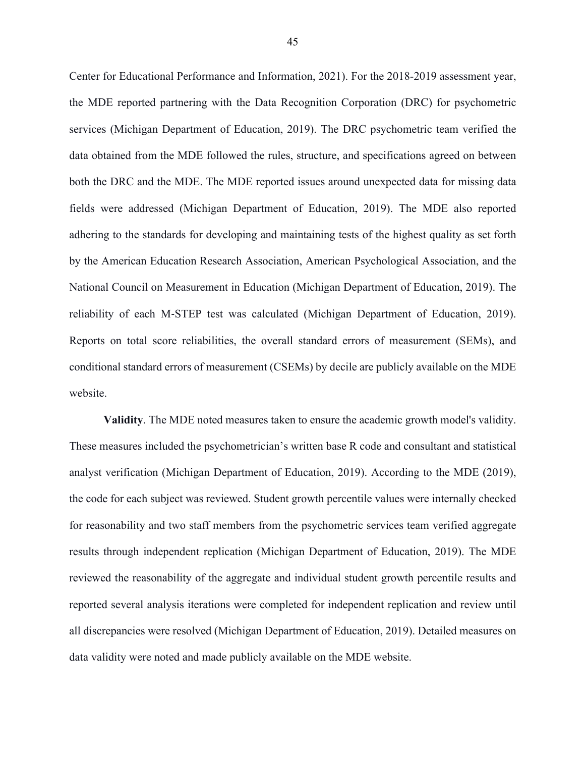Center for Educational Performance and Information, 2021). For the 2018-2019 assessment year, the MDE reported partnering with the Data Recognition Corporation (DRC) for psychometric services (Michigan Department of Education, 2019). The DRC psychometric team verified the data obtained from the MDE followed the rules, structure, and specifications agreed on between both the DRC and the MDE. The MDE reported issues around unexpected data for missing data fields were addressed (Michigan Department of Education, 2019). The MDE also reported adhering to the standards for developing and maintaining tests of the highest quality as set forth by the American Education Research Association, American Psychological Association, and the National Council on Measurement in Education (Michigan Department of Education, 2019). The reliability of each M-STEP test was calculated (Michigan Department of Education, 2019). Reports on total score reliabilities, the overall standard errors of measurement (SEMs), and conditional standard errors of measurement (CSEMs) by decile are publicly available on the MDE website.

**Validity**. The MDE noted measures taken to ensure the academic growth model's validity. These measures included the psychometrician's written base R code and consultant and statistical analyst verification (Michigan Department of Education, 2019). According to the MDE (2019), the code for each subject was reviewed. Student growth percentile values were internally checked for reasonability and two staff members from the psychometric services team verified aggregate results through independent replication (Michigan Department of Education, 2019). The MDE reviewed the reasonability of the aggregate and individual student growth percentile results and reported several analysis iterations were completed for independent replication and review until all discrepancies were resolved (Michigan Department of Education, 2019). Detailed measures on data validity were noted and made publicly available on the MDE website.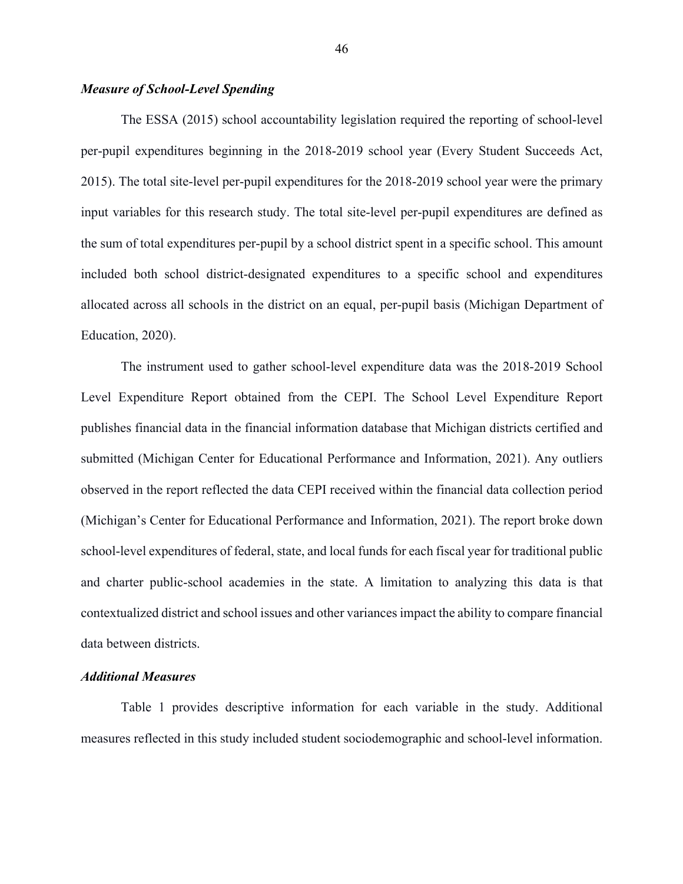### *Measure of School-Level Spending*

The ESSA (2015) school accountability legislation required the reporting of school-level per-pupil expenditures beginning in the 2018-2019 school year (Every Student Succeeds Act, 2015). The total site-level per-pupil expenditures for the 2018-2019 school year were the primary input variables for this research study. The total site-level per-pupil expenditures are defined as the sum of total expenditures per-pupil by a school district spent in a specific school. This amount included both school district-designated expenditures to a specific school and expenditures allocated across all schools in the district on an equal, per-pupil basis (Michigan Department of Education, 2020).

The instrument used to gather school-level expenditure data was the 2018-2019 School Level Expenditure Report obtained from the CEPI. The School Level Expenditure Report publishes financial data in the financial information database that Michigan districts certified and submitted (Michigan Center for Educational Performance and Information, 2021). Any outliers observed in the report reflected the data CEPI received within the financial data collection period (Michigan's Center for Educational Performance and Information, 2021). The report broke down school-level expenditures of federal, state, and local funds for each fiscal year for traditional public and charter public-school academies in the state. A limitation to analyzing this data is that contextualized district and school issues and other variances impact the ability to compare financial data between districts.

### *Additional Measures*

Table 1 provides descriptive information for each variable in the study. Additional measures reflected in this study included student sociodemographic and school-level information.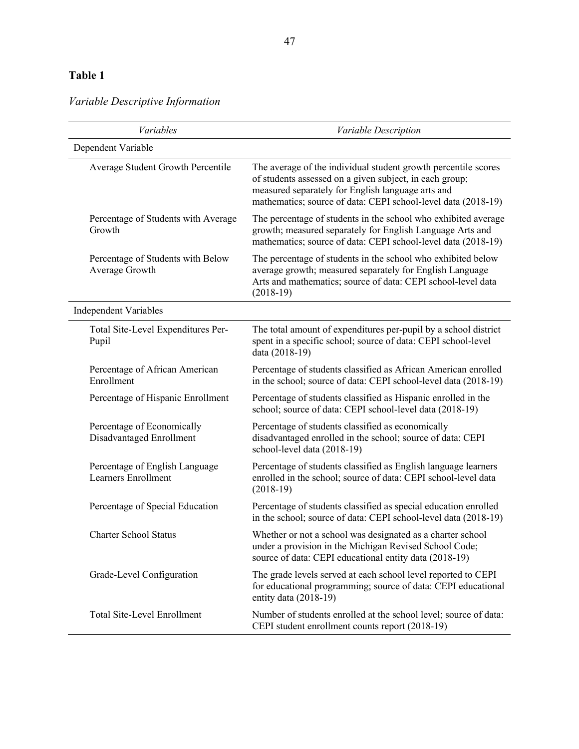**Table 1**

*Variable Descriptive Information*

| *Variables* | *Variable Description* |
|---|---|
| Dependent Variable | |
| Average Student Growth Percentile | The average of the individual student growth percentile scores of students assessed on a given subject, in each group; measured separately for English language arts and mathematics; source of data: CEPI school-level data (2018-19) |
| Percentage of Students with Average Growth | The percentage of students in the school who exhibited average growth; measured separately for English Language Arts and mathematics; source of data: CEPI school-level data (2018-19) |
| Percentage of Students with Below Average Growth | The percentage of students in the school who exhibited below average growth; measured separately for English Language Arts and mathematics; source of data: CEPI school-level data (2018-19) |
| Independent Variables | |
| Total Site-Level Expenditures Per-Pupil | The total amount of expenditures per-pupil by a school district spent in a specific school; source of data: CEPI school-level data (2018-19) |
| Percentage of African American Enrollment | Percentage of students classified as African American enrolled in the school; source of data: CEPI school-level data (2018-19) |
| Percentage of Hispanic Enrollment | Percentage of students classified as Hispanic enrolled in the school; source of data: CEPI school-level data (2018-19) |
| Percentage of Economically Disadvantaged Enrollment | Percentage of students classified as economically disadvantaged enrolled in the school; source of data: CEPI school-level data (2018-19) |
| Percentage of English Language Learners Enrollment | Percentage of students classified as English language learners enrolled in the school; source of data: CEPI school-level data (2018-19) |
| Percentage of Special Education | Percentage of students classified as special education enrolled in the school; source of data: CEPI school-level data (2018-19) |
| Charter School Status | Whether or not a school was designated as a charter school under a provision in the Michigan Revised School Code; source of data: CEPI educational entity data (2018-19) |
| Grade-Level Configuration | The grade levels served at each school level reported to CEPI for educational programming; source of data: CEPI educational entity data (2018-19) |
| Total Site-Level Enrollment | Number of students enrolled at the school level; source of data: CEPI student enrollment counts report (2018-19) |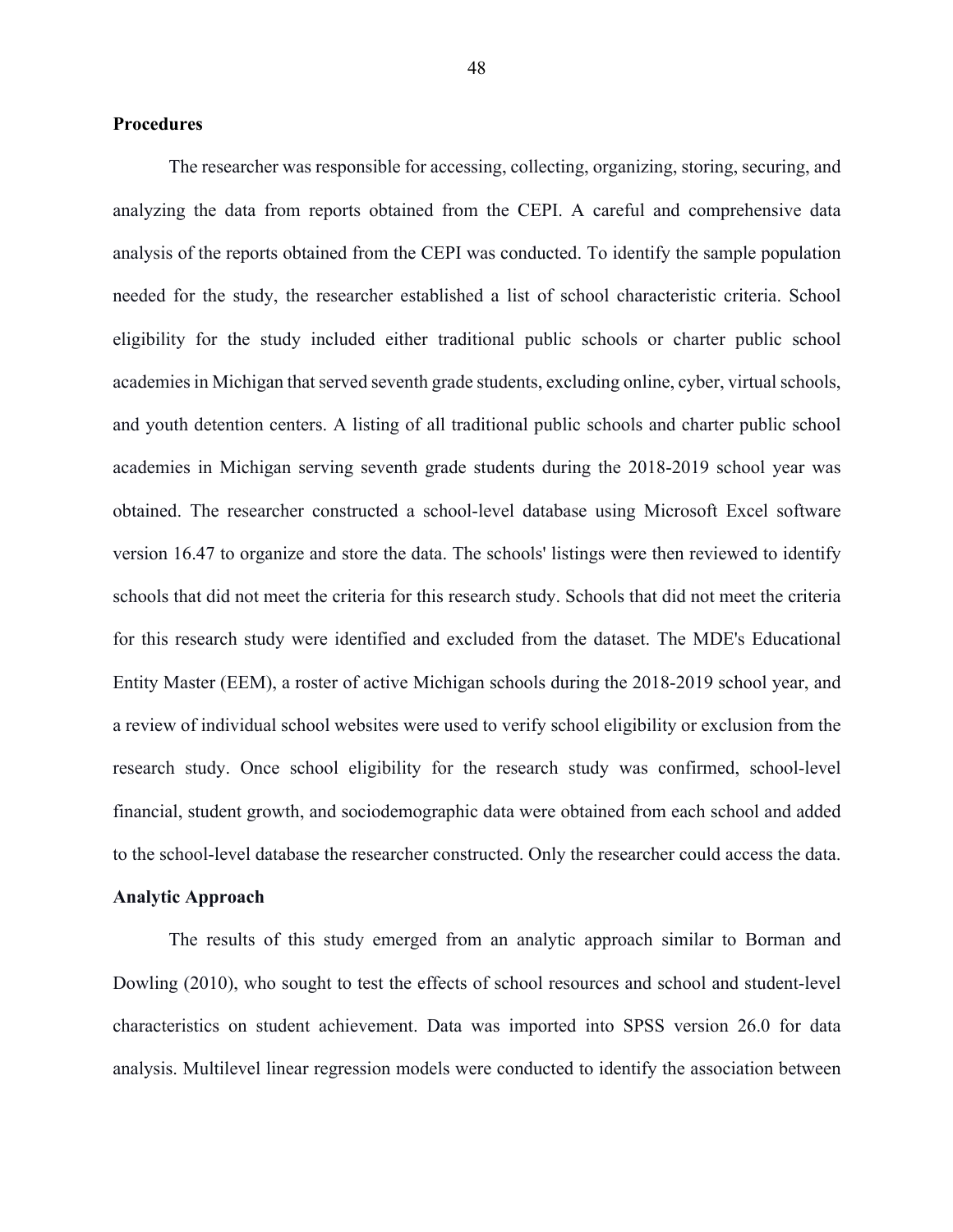## Procedures

The researcher was responsible for accessing, collecting, organizing, storing, securing, and analyzing the data from reports obtained from the CEPI. A careful and comprehensive data analysis of the reports obtained from the CEPI was conducted. To identify the sample population needed for the study, the researcher established a list of school characteristic criteria. School eligibility for the study included either traditional public schools or charter public school academies in Michigan that served seventh grade students, excluding online, cyber, virtual schools, and youth detention centers. A listing of all traditional public schools and charter public school academies in Michigan serving seventh grade students during the 2018-2019 school year was obtained. The researcher constructed a school-level database using Microsoft Excel software version 16.47 to organize and store the data. The schools' listings were then reviewed to identify schools that did not meet the criteria for this research study. Schools that did not meet the criteria for this research study were identified and excluded from the dataset. The MDE's Educational Entity Master (EEM), a roster of active Michigan schools during the 2018-2019 school year, and a review of individual school websites were used to verify school eligibility or exclusion from the research study. Once school eligibility for the research study was confirmed, school-level financial, student growth, and sociodemographic data were obtained from each school and added to the school-level database the researcher constructed. Only the researcher could access the data.

## Analytic Approach

The results of this study emerged from an analytic approach similar to Borman and Dowling (2010), who sought to test the effects of school resources and school and student-level characteristics on student achievement. Data was imported into SPSS version 26.0 for data analysis. Multilevel linear regression models were conducted to identify the association between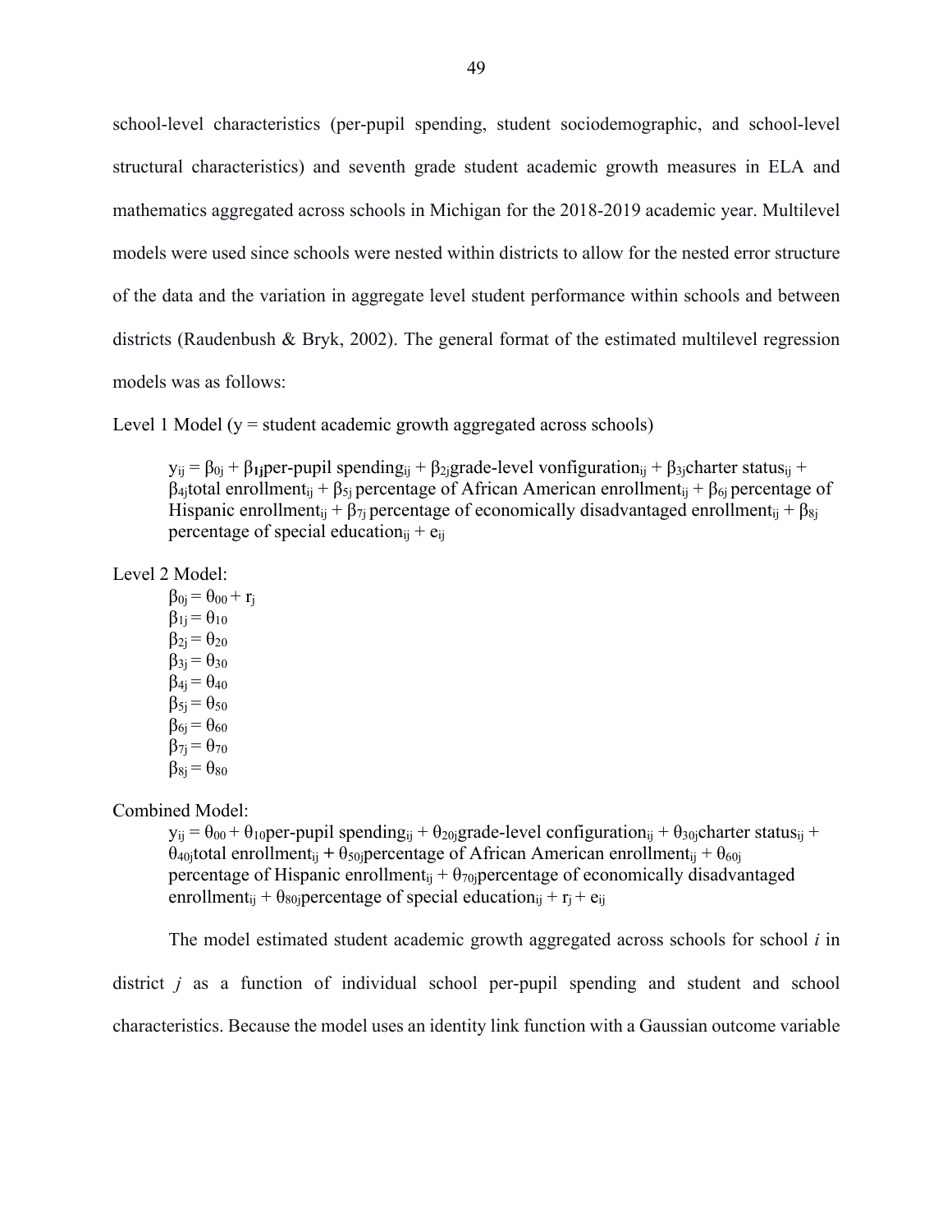school-level characteristics (per-pupil spending, student sociodemographic, and school-level structural characteristics) and seventh grade student academic growth measures in ELA and mathematics aggregated across schools in Michigan for the 2018-2019 academic year. Multilevel models were used since schools were nested within districts to allow for the nested error structure of the data and the variation in aggregate level student performance within schools and between districts (Raudenbush & Bryk, 2002). The general format of the estimated multilevel regression models was as follows:

Level 1 Model (y = student academic growth aggregated across schools)

> $y_{ij} = \beta_{0j} + \beta_{\mathbf{1j}}$per-pupil spending$_{ij}$ + $\beta_{2j}$grade-level vonfiguration$_{ij}$ + $\beta_{3j}$charter status$_{ij}$ + $\beta_{4j}$total enrollment$_{ij}$ + $\beta_{5j}$ percentage of African American enrollment$_{ij}$ + $\beta_{6j}$ percentage of Hispanic enrollment$_{ij}$ + $\beta_{7j}$ percentage of economically disadvantaged enrollment$_{ij}$ + $\beta_{8j}$ percentage of special education$_{ij}$ + $e_{ij}$

Level 2 Model:

> $\beta_{0j} = \theta_{00} + r_j$
> $\beta_{1j} = \theta_{10}$
> $\beta_{2j} = \theta_{20}$
> $\beta_{3j} = \theta_{30}$
> $\beta_{4j} = \theta_{40}$
> $\beta_{5j} = \theta_{50}$
> $\beta_{6j} = \theta_{60}$
> $\beta_{7j} = \theta_{70}$
> $\beta_{8j} = \theta_{80}$

Combined Model:

> $y_{ij} = \theta_{00} + \theta_{10}$per-pupil spending$_{ij}$ + $\theta_{20j}$grade-level configuration$_{ij}$ + $\theta_{30j}$charter status$_{ij}$ + $\theta_{40j}$total enrollment$_{ij}$ + $\theta_{50j}$percentage of African American enrollment$_{ij}$ + $\theta_{60j}$ percentage of Hispanic enrollment$_{ij}$ + $\theta_{70j}$percentage of economically disadvantaged enrollment$_{ij}$ + $\theta_{80j}$percentage of special education$_{ij}$ + $r_j$ + $e_{ij}$

The model estimated student academic growth aggregated across schools for school *i* in district *j* as a function of individual school per-pupil spending and student and school characteristics. Because the model uses an identity link function with a Gaussian outcome variable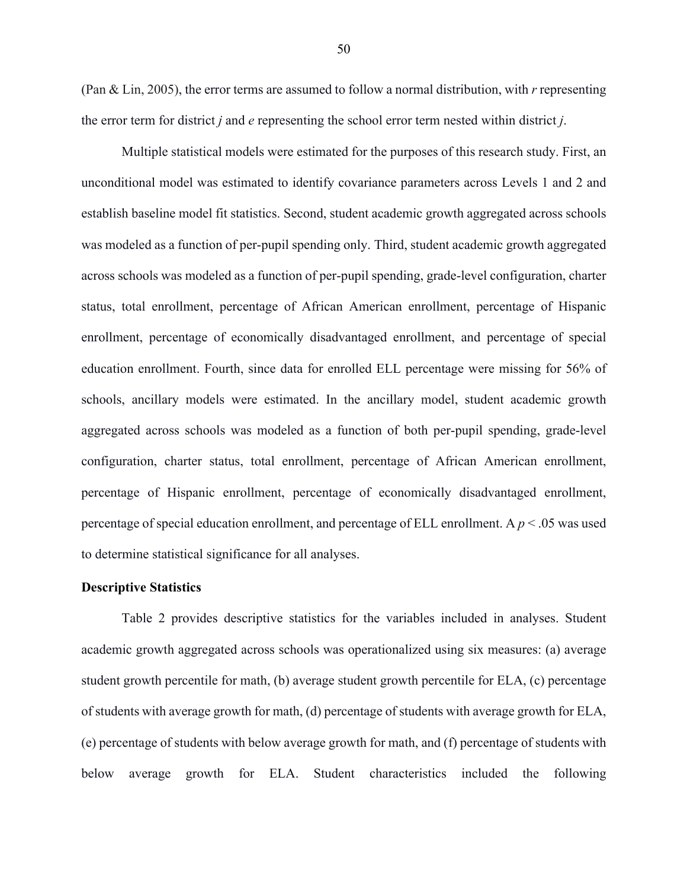(Pan & Lin, 2005), the error terms are assumed to follow a normal distribution, with *r* representing the error term for district *j* and *e* representing the school error term nested within district *j*.

Multiple statistical models were estimated for the purposes of this research study. First, an unconditional model was estimated to identify covariance parameters across Levels 1 and 2 and establish baseline model fit statistics. Second, student academic growth aggregated across schools was modeled as a function of per-pupil spending only. Third, student academic growth aggregated across schools was modeled as a function of per-pupil spending, grade-level configuration, charter status, total enrollment, percentage of African American enrollment, percentage of Hispanic enrollment, percentage of economically disadvantaged enrollment, and percentage of special education enrollment. Fourth, since data for enrolled ELL percentage were missing for 56% of schools, ancillary models were estimated. In the ancillary model, student academic growth aggregated across schools was modeled as a function of both per-pupil spending, grade-level configuration, charter status, total enrollment, percentage of African American enrollment, percentage of Hispanic enrollment, percentage of economically disadvantaged enrollment, percentage of special education enrollment, and percentage of ELL enrollment. A $p < .05$ was used to determine statistical significance for all analyses.

**Descriptive Statistics**

Table 2 provides descriptive statistics for the variables included in analyses. Student academic growth aggregated across schools was operationalized using six measures: (a) average student growth percentile for math, (b) average student growth percentile for ELA, (c) percentage of students with average growth for math, (d) percentage of students with average growth for ELA, (e) percentage of students with below average growth for math, and (f) percentage of students with below average growth for ELA. Student characteristics included the following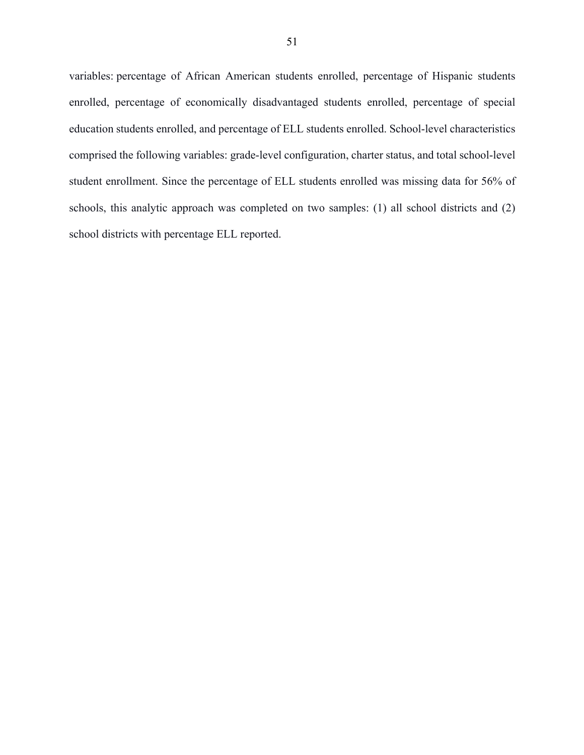variables: percentage of African American students enrolled, percentage of Hispanic students enrolled, percentage of economically disadvantaged students enrolled, percentage of special education students enrolled, and percentage of ELL students enrolled. School-level characteristics comprised the following variables: grade-level configuration, charter status, and total school-level student enrollment. Since the percentage of ELL students enrolled was missing data for 56% of schools, this analytic approach was completed on two samples: (1) all school districts and (2) school districts with percentage ELL reported.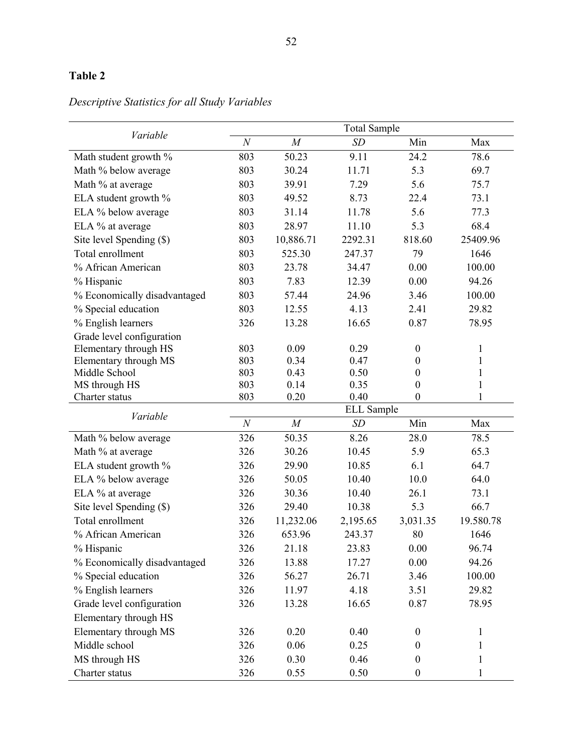**Table 2**

*Descriptive Statistics for all Study Variables*

| *Variable* | Total Sample | | | | |
|---|---|---|---|---|---|
| | *N* | *M* | *SD* | Min | Max |
| Math student growth % | 803 | 50.23 | 9.11 | 24.2 | 78.6 |
| Math % below average | 803 | 30.24 | 11.71 | 5.3 | 69.7 |
| Math % at average | 803 | 39.91 | 7.29 | 5.6 | 75.7 |
| ELA student growth % | 803 | 49.52 | 8.73 | 22.4 | 73.1 |
| ELA % below average | 803 | 31.14 | 11.78 | 5.6 | 77.3 |
| ELA % at average | 803 | 28.97 | 11.10 | 5.3 | 68.4 |
| Site level Spending ($) | 803 | 10,886.71 | 2292.31 | 818.60 | 25409.96 |
| Total enrollment | 803 | 525.30 | 247.37 | 79 | 1646 |
| % African American | 803 | 23.78 | 34.47 | 0.00 | 100.00 |
| % Hispanic | 803 | 7.83 | 12.39 | 0.00 | 94.26 |
| % Economically disadvantaged | 803 | 57.44 | 24.96 | 3.46 | 100.00 |
| % Special education | 803 | 12.55 | 4.13 | 2.41 | 29.82 |
| % English learners | 326 | 13.28 | 16.65 | 0.87 | 78.95 |
| Grade level configuration | | | | | |
| Elementary through HS | 803 | 0.09 | 0.29 | 0 | 1 |
| Elementary through MS | 803 | 0.34 | 0.47 | 0 | 1 |
| Middle School | 803 | 0.43 | 0.50 | 0 | 1 |
| MS through HS | 803 | 0.14 | 0.35 | 0 | 1 |
| Charter status | 803 | 0.20 | 0.40 | 0 | 1 |
| *Variable* | ELL Sample | | | | |
| | *N* | *M* | *SD* | Min | Max |
| Math % below average | 326 | 50.35 | 8.26 | 28.0 | 78.5 |
| Math % at average | 326 | 30.26 | 10.45 | 5.9 | 65.3 |
| ELA student growth % | 326 | 29.90 | 10.85 | 6.1 | 64.7 |
| ELA % below average | 326 | 50.05 | 10.40 | 10.0 | 64.0 |
| ELA % at average | 326 | 30.36 | 10.40 | 26.1 | 73.1 |
| Site level Spending ($) | 326 | 29.40 | 10.38 | 5.3 | 66.7 |
| Total enrollment | 326 | 11,232.06 | 2,195.65 | 3,031.35 | 19.580.78 |
| % African American | 326 | 653.96 | 243.37 | 80 | 1646 |
| % Hispanic | 326 | 21.18 | 23.83 | 0.00 | 96.74 |
| % Economically disadvantaged | 326 | 13.88 | 17.27 | 0.00 | 94.26 |
| % Special education | 326 | 56.27 | 26.71 | 3.46 | 100.00 |
| % English learners | 326 | 11.97 | 4.18 | 3.51 | 29.82 |
| Grade level configuration | 326 | 13.28 | 16.65 | 0.87 | 78.95 |
| Elementary through HS | | | | | |
| Elementary through MS | 326 | 0.20 | 0.40 | 0 | 1 |
| Middle school | 326 | 0.06 | 0.25 | 0 | 1 |
| MS through HS | 326 | 0.30 | 0.46 | 0 | 1 |
| Charter status | 326 | 0.55 | 0.50 | 0 | 1 |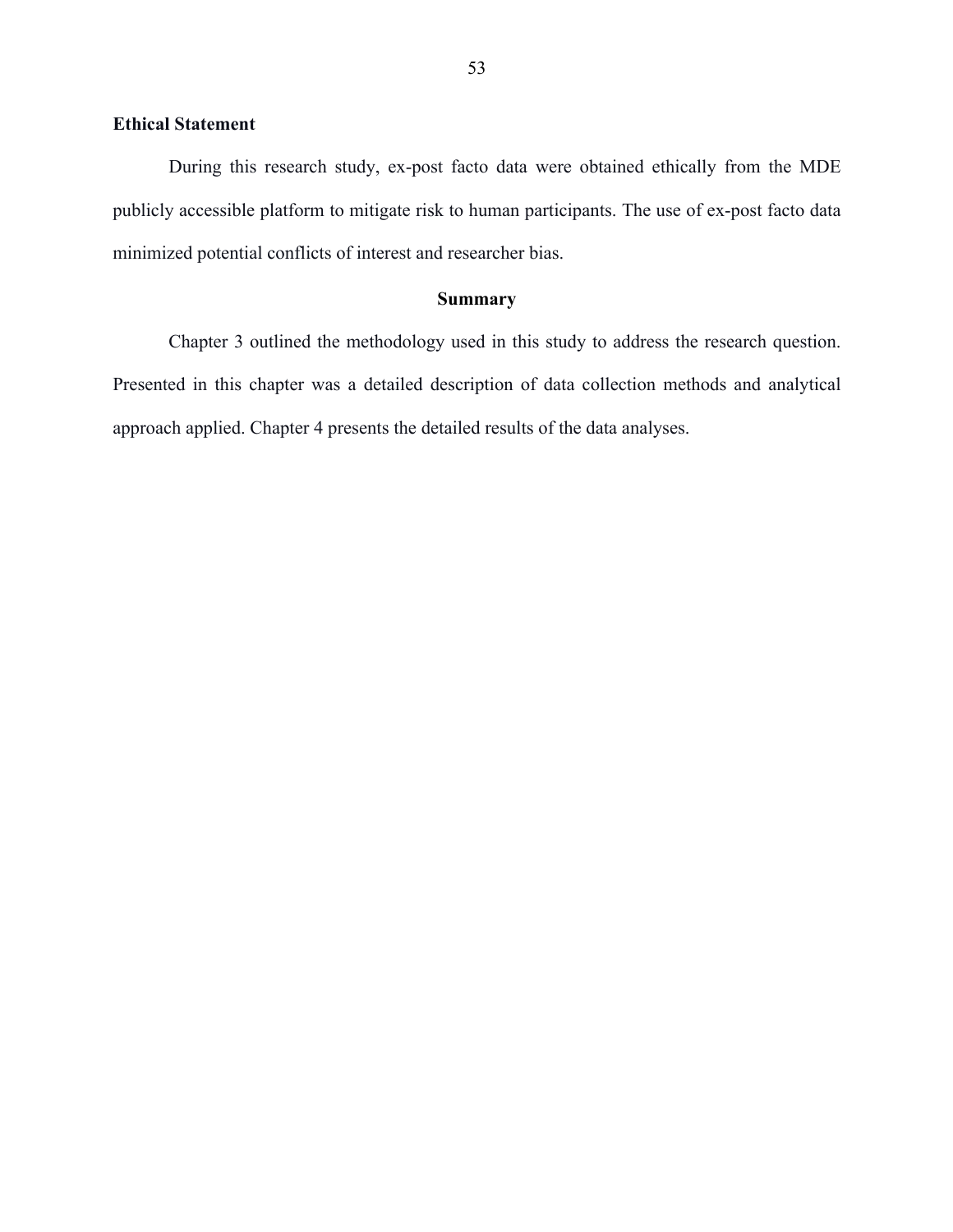### Ethical Statement

During this research study, ex-post facto data were obtained ethically from the MDE publicly accessible platform to mitigate risk to human participants. The use of ex-post facto data minimized potential conflicts of interest and researcher bias.

## Summary

Chapter 3 outlined the methodology used in this study to address the research question. Presented in this chapter was a detailed description of data collection methods and analytical approach applied. Chapter 4 presents the detailed results of the data analyses.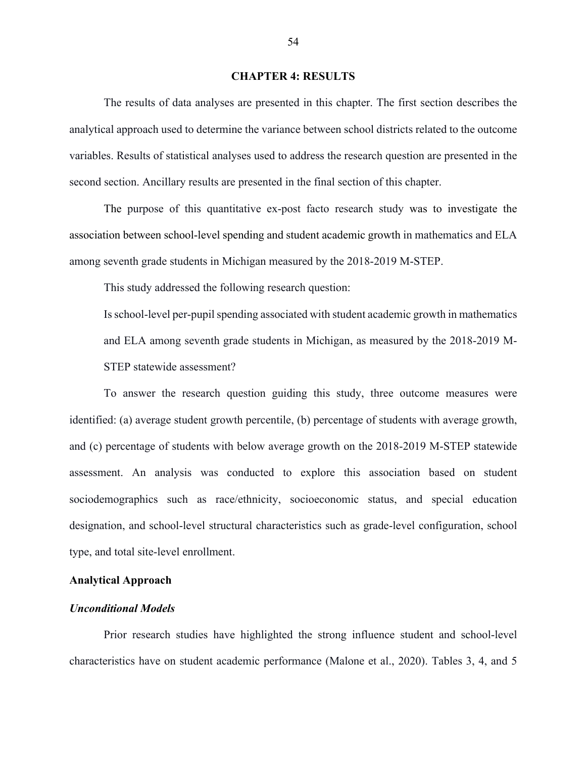# CHAPTER 4: RESULTS

The results of data analyses are presented in this chapter. The first section describes the analytical approach used to determine the variance between school districts related to the outcome variables. Results of statistical analyses used to address the research question are presented in the second section. Ancillary results are presented in the final section of this chapter.

The purpose of this quantitative ex-post facto research study was to investigate the association between school-level spending and student academic growth in mathematics and ELA among seventh grade students in Michigan measured by the 2018-2019 M-STEP.

This study addressed the following research question:

> Is school-level per-pupil spending associated with student academic growth in mathematics and ELA among seventh grade students in Michigan, as measured by the 2018-2019 M-STEP statewide assessment?

To answer the research question guiding this study, three outcome measures were identified: (a) average student growth percentile, (b) percentage of students with average growth, and (c) percentage of students with below average growth on the 2018-2019 M-STEP statewide assessment. An analysis was conducted to explore this association based on student sociodemographics such as race/ethnicity, socioeconomic status, and special education designation, and school-level structural characteristics such as grade-level configuration, school type, and total site-level enrollment.

## Analytical Approach

### *Unconditional Models*

Prior research studies have highlighted the strong influence student and school-level characteristics have on student academic performance (Malone et al., 2020). Tables 3, 4, and 5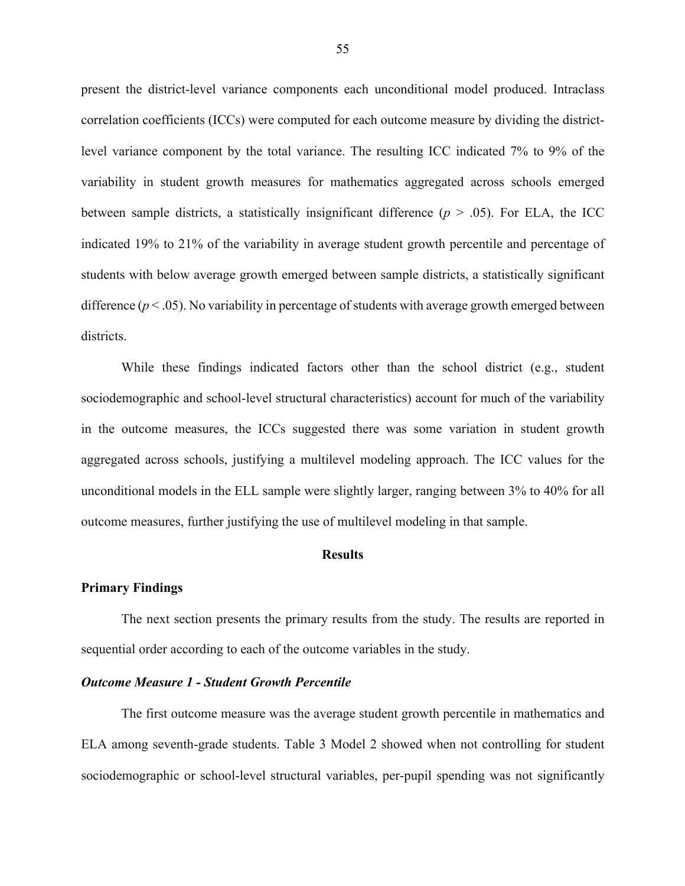present the district-level variance components each unconditional model produced. Intraclass correlation coefficients (ICCs) were computed for each outcome measure by dividing the district-level variance component by the total variance. The resulting ICC indicated 7% to 9% of the variability in student growth measures for mathematics aggregated across schools emerged between sample districts, a statistically insignificant difference ($p > .05$). For ELA, the ICC indicated 19% to 21% of the variability in average student growth percentile and percentage of students with below average growth emerged between sample districts, a statistically significant difference ($p < .05$). No variability in percentage of students with average growth emerged between districts.

While these findings indicated factors other than the school district (e.g., student sociodemographic and school-level structural characteristics) account for much of the variability in the outcome measures, the ICCs suggested there was some variation in student growth aggregated across schools, justifying a multilevel modeling approach. The ICC values for the unconditional models in the ELL sample were slightly larger, ranging between 3% to 40% for all outcome measures, further justifying the use of multilevel modeling in that sample.

## Results

### Primary Findings

The next section presents the primary results from the study. The results are reported in sequential order according to each of the outcome variables in the study.

#### *Outcome Measure 1 - Student Growth Percentile*

The first outcome measure was the average student growth percentile in mathematics and ELA among seventh-grade students. Table 3 Model 2 showed when not controlling for student sociodemographic or school-level structural variables, per-pupil spending was not significantly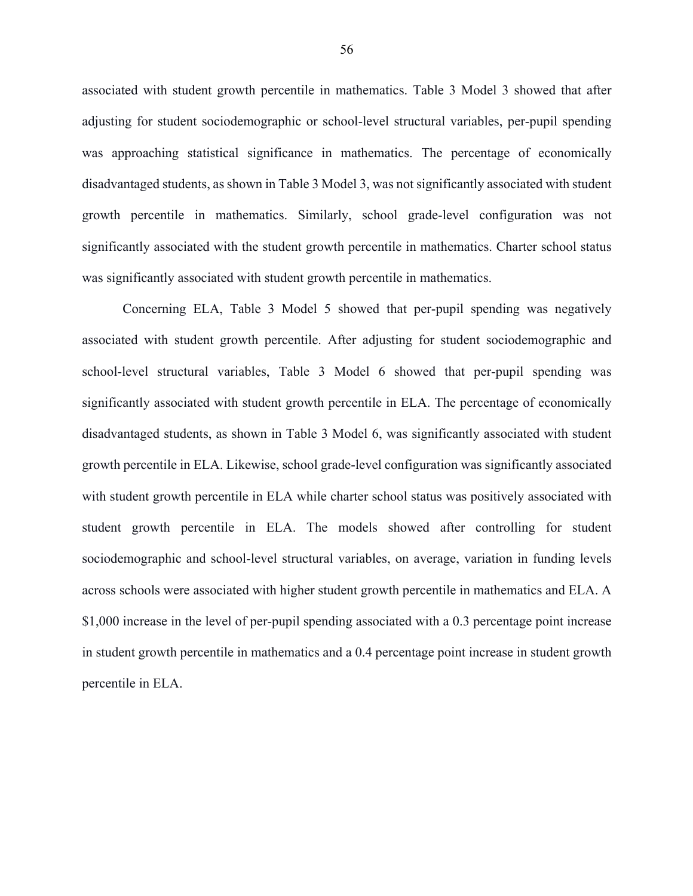associated with student growth percentile in mathematics. Table 3 Model 3 showed that after adjusting for student sociodemographic or school-level structural variables, per-pupil spending was approaching statistical significance in mathematics. The percentage of economically disadvantaged students, as shown in Table 3 Model 3, was not significantly associated with student growth percentile in mathematics. Similarly, school grade-level configuration was not significantly associated with the student growth percentile in mathematics. Charter school status was significantly associated with student growth percentile in mathematics.

Concerning ELA, Table 3 Model 5 showed that per-pupil spending was negatively associated with student growth percentile. After adjusting for student sociodemographic and school-level structural variables, Table 3 Model 6 showed that per-pupil spending was significantly associated with student growth percentile in ELA. The percentage of economically disadvantaged students, as shown in Table 3 Model 6, was significantly associated with student growth percentile in ELA. Likewise, school grade-level configuration was significantly associated with student growth percentile in ELA while charter school status was positively associated with student growth percentile in ELA. The models showed after controlling for student sociodemographic and school-level structural variables, on average, variation in funding levels across schools were associated with higher student growth percentile in mathematics and ELA. A $1,000 increase in the level of per-pupil spending associated with a 0.3 percentage point increase in student growth percentile in mathematics and a 0.4 percentage point increase in student growth percentile in ELA.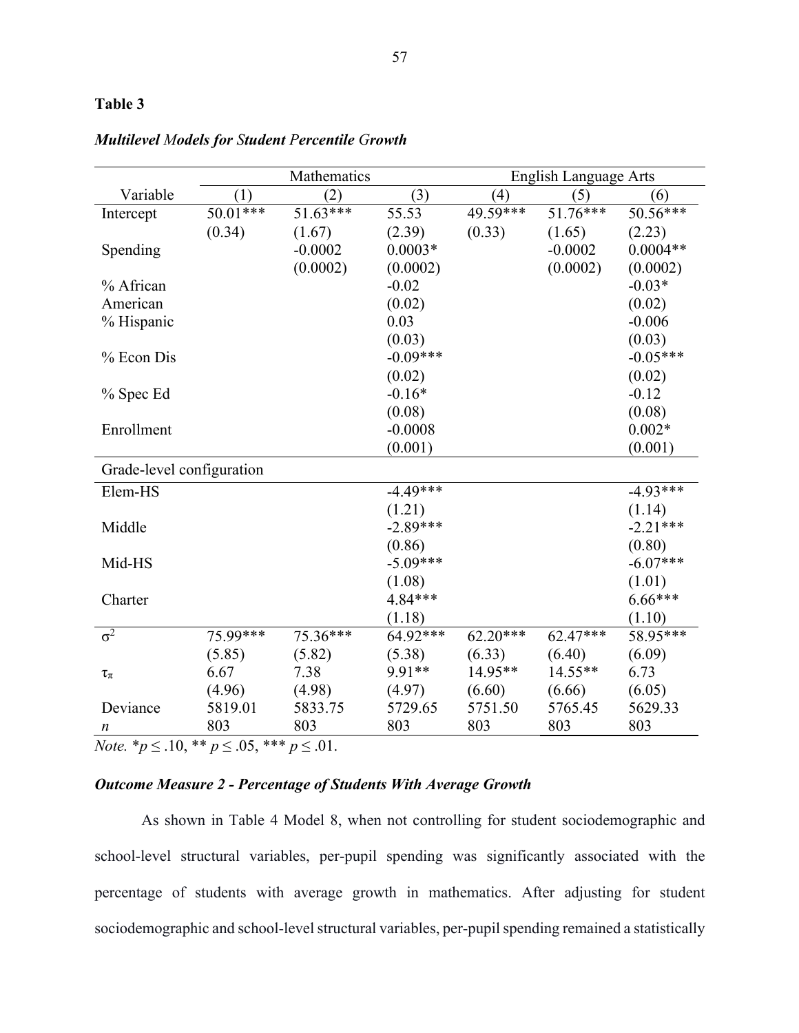**Table 3**

***Multilevel Models for Student Percentile Growth***

| | Mathematics | | | English Language Arts | | |
|---|---|---|---|---|---|---|
| Variable | (1) | (2) | (3) | (4) | (5) | (6) |
| Intercept | 50.01*** | 51.63*** | 55.53 | 49.59*** | 51.76*** | 50.56*** |
| | (0.34) | (1.67) | (2.39) | (0.33) | (1.65) | (2.23) |
| Spending | | -0.0002 | 0.0003* | | -0.0002 | 0.0004** |
| | | (0.0002) | (0.0002) | | (0.0002) | (0.0002) |
| % African American | | | -0.02 | | | -0.03* |
| | | | (0.02) | | | (0.02) |
| % Hispanic | | | 0.03 | | | -0.006 |
| | | | (0.03) | | | (0.03) |
| % Econ Dis | | | -0.09*** | | | -0.05*** |
| | | | (0.02) | | | (0.02) |
| % Spec Ed | | | -0.16* | | | -0.12 |
| | | | (0.08) | | | (0.08) |
| Enrollment | | | -0.0008 | | | 0.002* |
| | | | (0.001) | | | (0.001) |
| Grade-level configuration | | | | | | |
| Elem-HS | | | -4.49*** | | | -4.93*** |
| | | | (1.21) | | | (1.14) |
| Middle | | | -2.89*** | | | -2.21*** |
| | | | (0.86) | | | (0.80) |
| Mid-HS | | | -5.09*** | | | -6.07*** |
| | | | (1.08) | | | (1.01) |
| Charter | | | 4.84*** | | | 6.66*** |
| | | | (1.18) | | | (1.10) |
| $\sigma^2$ | 75.99*** | 75.36*** | 64.92*** | 62.20*** | 62.47*** | 58.95*** |
| | (5.85) | (5.82) | (5.38) | (6.33) | (6.40) | (6.09) |
| $\tau_\pi$ | 6.67 | 7.38 | 9.91** | 14.95** | 14.55** | 6.73 |
| | (4.96) | (4.98) | (4.97) | (6.60) | (6.66) | (6.05) |
| Deviance | 5819.01 | 5833.75 | 5729.65 | 5751.50 | 5765.45 | 5629.33 |
| *n* | 803 | 803 | 803 | 803 | 803 | 803 |

*Note.* \*$p \leq .10$, \*\* $p \leq .05$, \*\*\* $p \leq .01$.

### ***Outcome Measure 2 - Percentage of Students With Average Growth***

As shown in Table 4 Model 8, when not controlling for student sociodemographic and school-level structural variables, per-pupil spending was significantly associated with the percentage of students with average growth in mathematics. After adjusting for student sociodemographic and school-level structural variables, per-pupil spending remained a statistically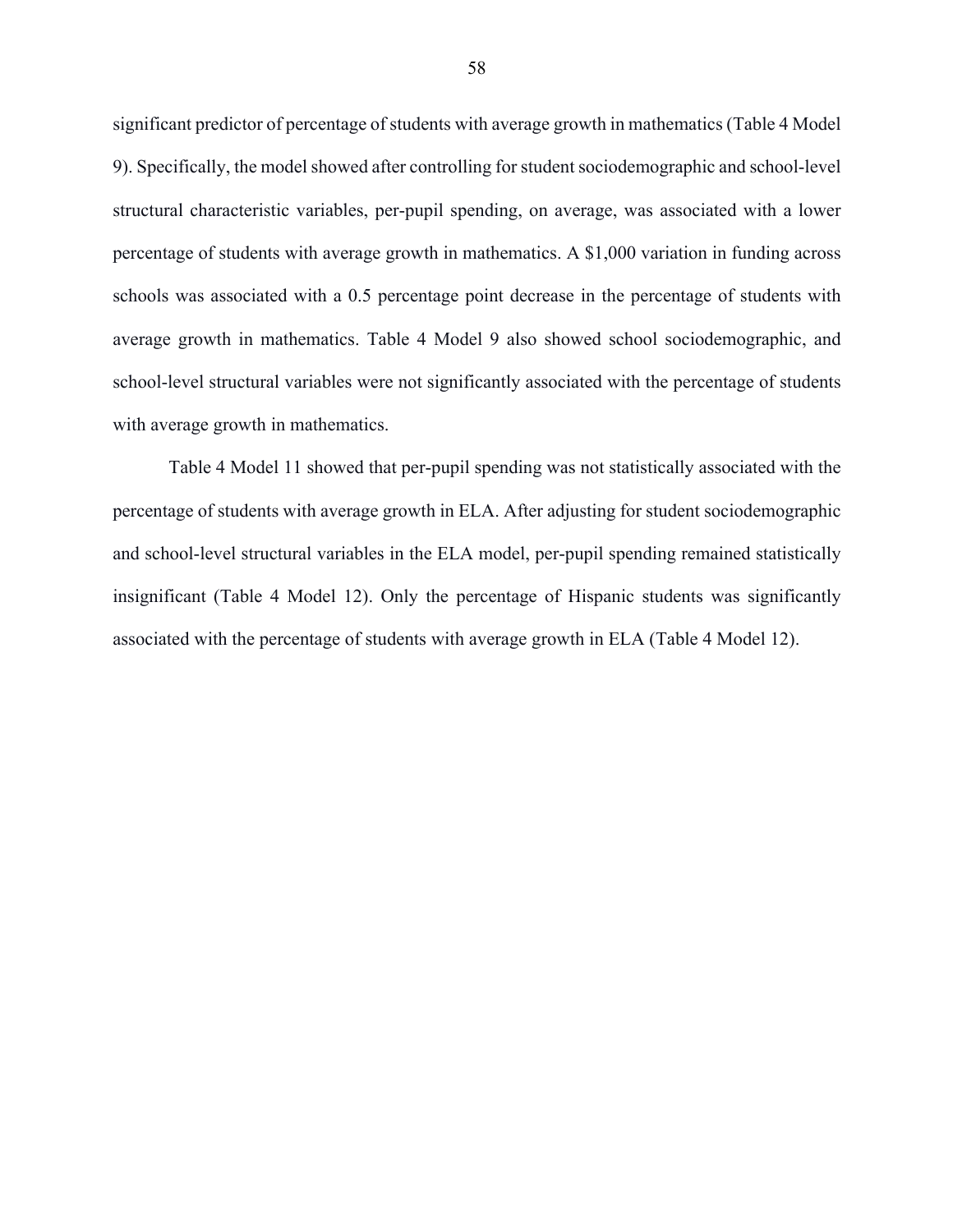significant predictor of percentage of students with average growth in mathematics (Table 4 Model 9). Specifically, the model showed after controlling for student sociodemographic and school-level structural characteristic variables, per-pupil spending, on average, was associated with a lower percentage of students with average growth in mathematics. A $1,000 variation in funding across schools was associated with a 0.5 percentage point decrease in the percentage of students with average growth in mathematics. Table 4 Model 9 also showed school sociodemographic, and school-level structural variables were not significantly associated with the percentage of students with average growth in mathematics.

Table 4 Model 11 showed that per-pupil spending was not statistically associated with the percentage of students with average growth in ELA. After adjusting for student sociodemographic and school-level structural variables in the ELA model, per-pupil spending remained statistically insignificant (Table 4 Model 12). Only the percentage of Hispanic students was significantly associated with the percentage of students with average growth in ELA (Table 4 Model 12).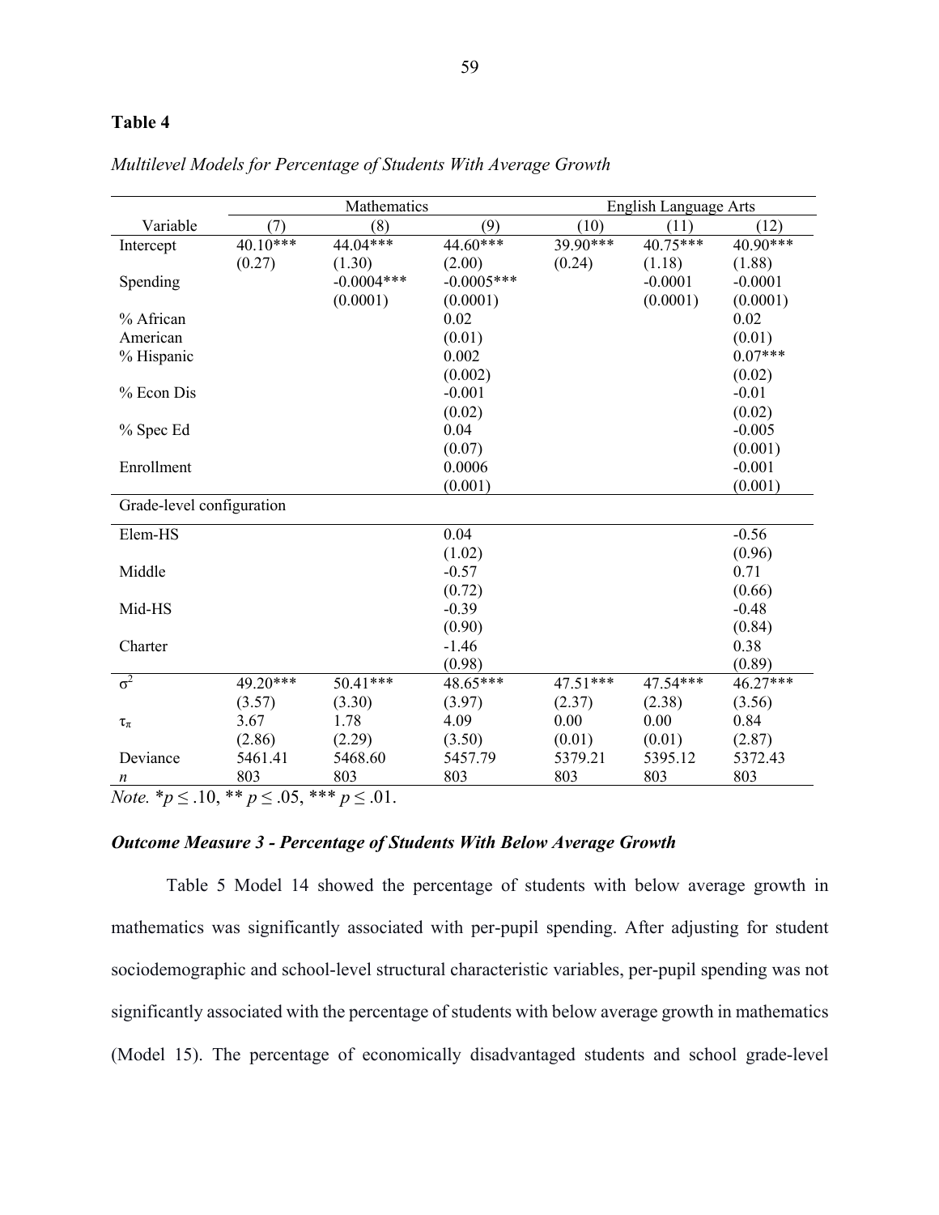**Table 4**

*Multilevel Models for Percentage of Students With Average Growth*

| Variable | Mathematics (7) | Mathematics (8) | Mathematics (9) | English Language Arts (10) | English Language Arts (11) | English Language Arts (12) |
|---|---|---|---|---|---|---|
| Intercept | 40.10*** | 44.04*** | 44.60*** | 39.90*** | 40.75*** | 40.90*** |
| | (0.27) | (1.30) | (2.00) | (0.24) | (1.18) | (1.88) |
| Spending | | -0.0004*** | -0.0005*** | | -0.0001 | -0.0001 |
| | | (0.0001) | (0.0001) | | (0.0001) | (0.0001) |
| % African American | | | 0.02 | | | 0.02 |
| | | | (0.01) | | | (0.01) |
| % Hispanic | | | 0.002 | | | 0.07*** |
| | | | (0.002) | | | (0.02) |
| % Econ Dis | | | -0.001 | | | -0.01 |
| | | | (0.02) | | | (0.02) |
| % Spec Ed | | | 0.04 | | | -0.005 |
| | | | (0.07) | | | (0.001) |
| Enrollment | | | 0.0006 | | | -0.001 |
| | | | (0.001) | | | (0.001) |
| Grade-level configuration | | | | | | |
| Elem-HS | | | 0.04 | | | -0.56 |
| | | | (1.02) | | | (0.96) |
| Middle | | | -0.57 | | | 0.71 |
| | | | (0.72) | | | (0.66) |
| Mid-HS | | | -0.39 | | | -0.48 |
| | | | (0.90) | | | (0.84) |
| Charter | | | -1.46 | | | 0.38 |
| | | | (0.98) | | | (0.89) |
| $\sigma^2$ | 49.20*** | 50.41*** | 48.65*** | 47.51*** | 47.54*** | 46.27*** |
| | (3.57) | (3.30) | (3.97) | (2.37) | (2.38) | (3.56) |
| $\tau_\pi$ | 3.67 | 1.78 | 4.09 | 0.00 | 0.00 | 0.84 |
| | (2.86) | (2.29) | (3.50) | (0.01) | (0.01) | (2.87) |
| Deviance | 5461.41 | 5468.60 | 5457.79 | 5379.21 | 5395.12 | 5372.43 |
| *n* | 803 | 803 | 803 | 803 | 803 | 803 |

*Note.* *$p \leq .10$, ** $p \leq .05$, *** $p \leq .01$.

### *Outcome Measure 3 - Percentage of Students With Below Average Growth*

Table 5 Model 14 showed the percentage of students with below average growth in mathematics was significantly associated with per-pupil spending. After adjusting for student sociodemographic and school-level structural characteristic variables, per-pupil spending was not significantly associated with the percentage of students with below average growth in mathematics (Model 15). The percentage of economically disadvantaged students and school grade-level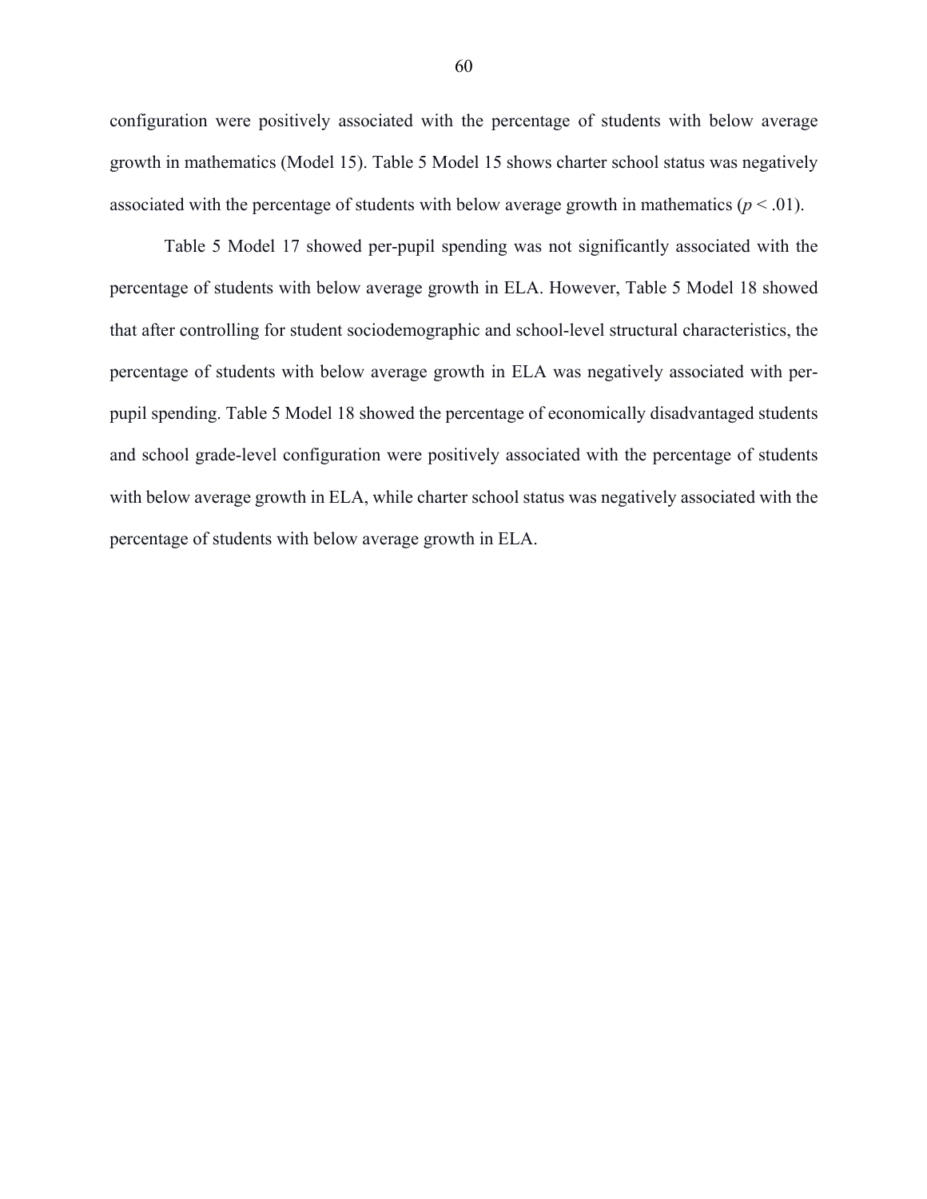configuration were positively associated with the percentage of students with below average growth in mathematics (Model 15). Table 5 Model 15 shows charter school status was negatively associated with the percentage of students with below average growth in mathematics ($p < .01$).

Table 5 Model 17 showed per-pupil spending was not significantly associated with the percentage of students with below average growth in ELA. However, Table 5 Model 18 showed that after controlling for student sociodemographic and school-level structural characteristics, the percentage of students with below average growth in ELA was negatively associated with per-pupil spending. Table 5 Model 18 showed the percentage of economically disadvantaged students and school grade-level configuration were positively associated with the percentage of students with below average growth in ELA, while charter school status was negatively associated with the percentage of students with below average growth in ELA.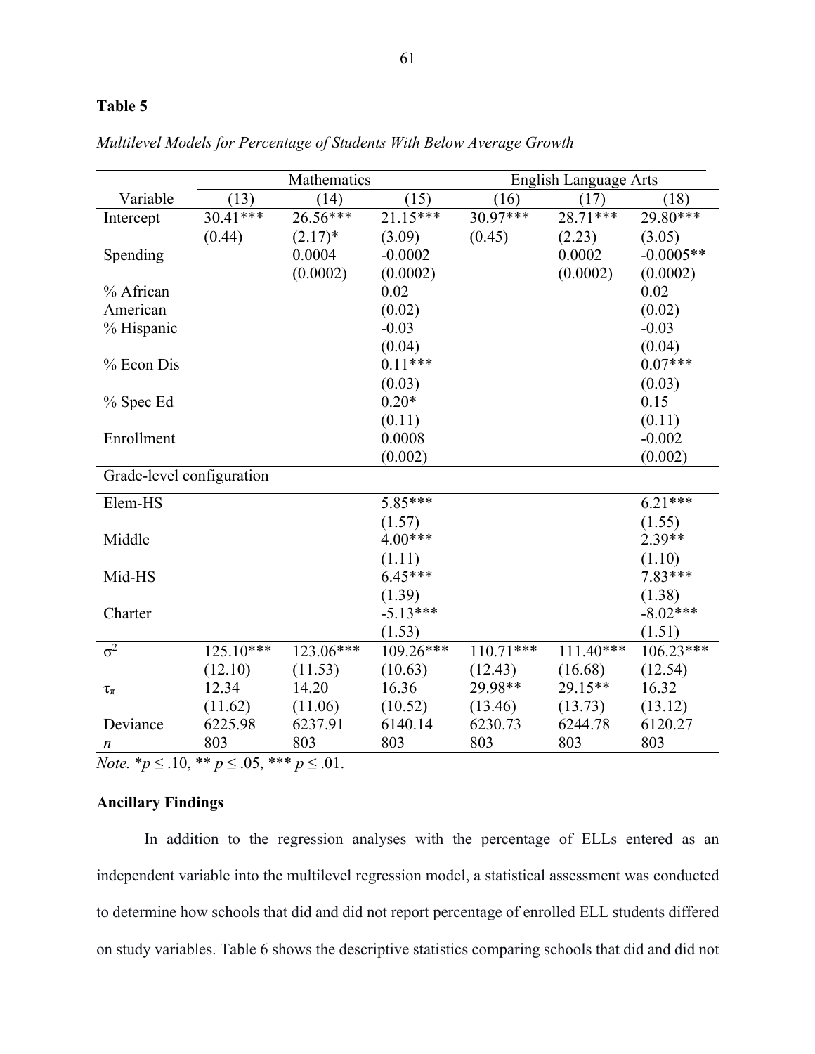**Table 5**

*Multilevel Models for Percentage of Students With Below Average Growth*

| | Mathematics | | | English Language Arts | | |
|---|---|---|---|---|---|---|
| Variable | (13) | (14) | (15) | (16) | (17) | (18) |
| Intercept | 30.41*** | 26.56*** | 21.15*** | 30.97*** | 28.71*** | 29.80*** |
| | (0.44) | (2.17)* | (3.09) | (0.45) | (2.23) | (3.05) |
| Spending | | 0.0004 | -0.0002 | | 0.0002 | -0.0005** |
| | | (0.0002) | (0.0002) | | (0.0002) | (0.0002) |
| % African American | | | 0.02 | | | 0.02 |
| | | | (0.02) | | | (0.02) |
| % Hispanic | | | -0.03 | | | -0.03 |
| | | | (0.04) | | | (0.04) |
| % Econ Dis | | | 0.11*** | | | 0.07*** |
| | | | (0.03) | | | (0.03) |
| % Spec Ed | | | 0.20* | | | 0.15 |
| | | | (0.11) | | | (0.11) |
| Enrollment | | | 0.0008 | | | -0.002 |
| | | | (0.002) | | | (0.002) |
| Grade-level configuration | | | | | | |
| Elem-HS | | | 5.85*** | | | 6.21*** |
| | | | (1.57) | | | (1.55) |
| Middle | | | 4.00*** | | | 2.39** |
| | | | (1.11) | | | (1.10) |
| Mid-HS | | | 6.45*** | | | 7.83*** |
| | | | (1.39) | | | (1.38) |
| Charter | | | -5.13*** | | | -8.02*** |
| | | | (1.53) | | | (1.51) |
| $\sigma^2$ | 125.10*** | 123.06*** | 109.26*** | 110.71*** | 111.40*** | 106.23*** |
| | (12.10) | (11.53) | (10.63) | (12.43) | (16.68) | (12.54) |
| $\tau_\pi$ | 12.34 | 14.20 | 16.36 | 29.98** | 29.15** | 16.32 |
| | (11.62) | (11.06) | (10.52) | (13.46) | (13.73) | (13.12) |
| Deviance | 6225.98 | 6237.91 | 6140.14 | 6230.73 | 6244.78 | 6120.27 |
| *n* | 803 | 803 | 803 | 803 | 803 | 803 |

*Note.* *$p \leq .10$, ** $p \leq .05$, *** $p \leq .01$.

## Ancillary Findings

In addition to the regression analyses with the percentage of ELLs entered as an independent variable into the multilevel regression model, a statistical assessment was conducted to determine how schools that did and did not report percentage of enrolled ELL students differed on study variables. Table 6 shows the descriptive statistics comparing schools that did and did not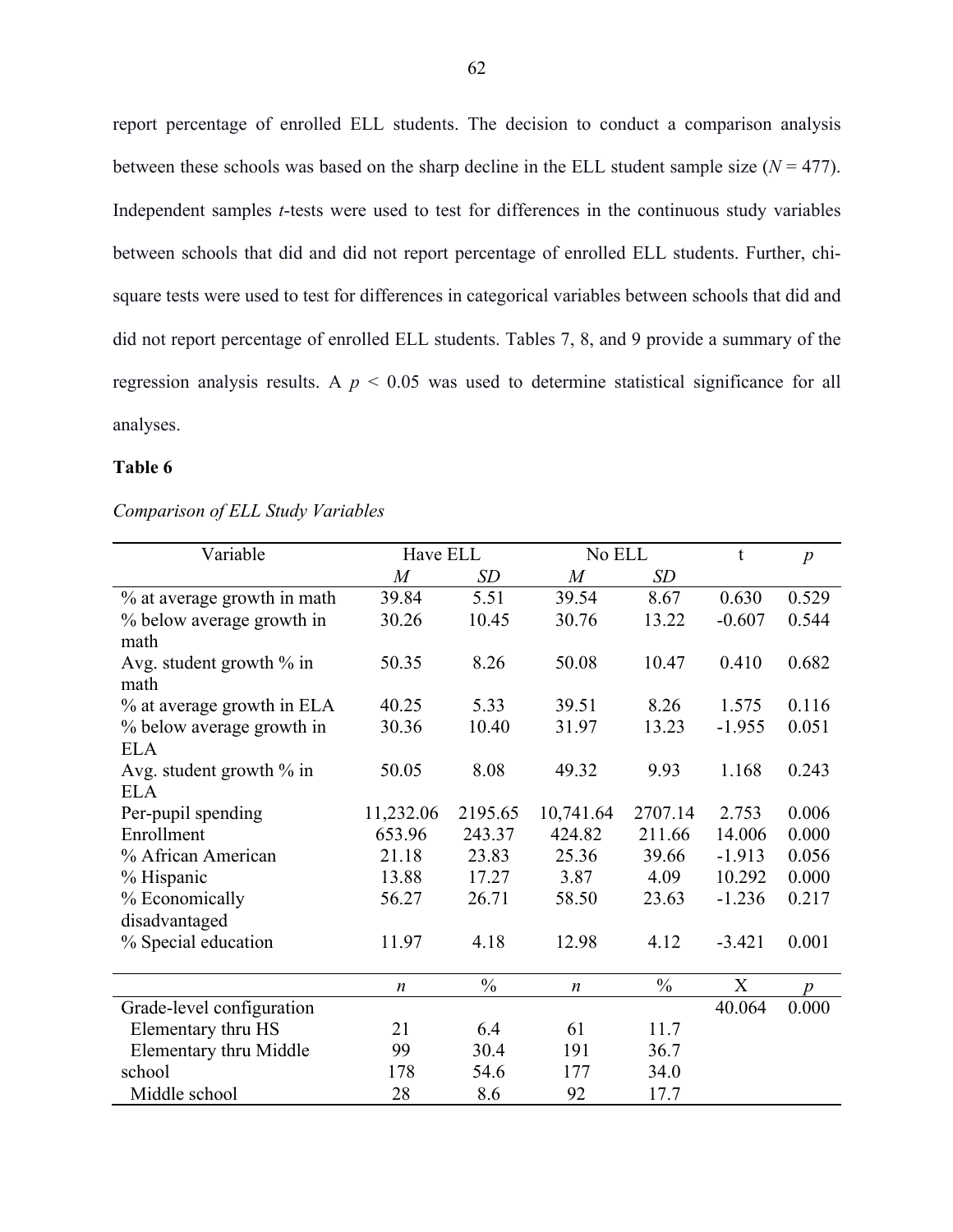report percentage of enrolled ELL students. The decision to conduct a comparison analysis between these schools was based on the sharp decline in the ELL student sample size ($N = 477$). Independent samples *t*-tests were used to test for differences in the continuous study variables between schools that did and did not report percentage of enrolled ELL students. Further, chi-square tests were used to test for differences in categorical variables between schools that did and did not report percentage of enrolled ELL students. Tables 7, 8, and 9 provide a summary of the regression analysis results. A $p < 0.05$ was used to determine statistical significance for all analyses.

**Table 6**

*Comparison of ELL Study Variables*

| Variable | Have ELL | | No ELL | | t | *p* |
|---|---|---|---|---|---|---|
| | *M* | *SD* | *M* | *SD* | | |
| % at average growth in math | 39.84 | 5.51 | 39.54 | 8.67 | 0.630 | 0.529 |
| % below average growth in math | 30.26 | 10.45 | 30.76 | 13.22 | -0.607 | 0.544 |
| Avg. student growth % in math | 50.35 | 8.26 | 50.08 | 10.47 | 0.410 | 0.682 |
| % at average growth in ELA | 40.25 | 5.33 | 39.51 | 8.26 | 1.575 | 0.116 |
| % below average growth in ELA | 30.36 | 10.40 | 31.97 | 13.23 | -1.955 | 0.051 |
| Avg. student growth % in ELA | 50.05 | 8.08 | 49.32 | 9.93 | 1.168 | 0.243 |
| Per-pupil spending | 11,232.06 | 2195.65 | 10,741.64 | 2707.14 | 2.753 | 0.006 |
| Enrollment | 653.96 | 243.37 | 424.82 | 211.66 | 14.006 | 0.000 |
| % African American | 21.18 | 23.83 | 25.36 | 39.66 | -1.913 | 0.056 |
| % Hispanic | 13.88 | 17.27 | 3.87 | 4.09 | 10.292 | 0.000 |
| % Economically disadvantaged | 56.27 | 26.71 | 58.50 | 23.63 | -1.236 | 0.217 |
| % Special education | 11.97 | 4.18 | 12.98 | 4.12 | -3.421 | 0.001 |
| | *n* | % | *n* | % | X | *p* |
| Grade-level configuration | | | | | 40.064 | 0.000 |
| Elementary thru HS | 21 | 6.4 | 61 | 11.7 | | |
| Elementary thru Middle | 99 | 30.4 | 191 | 36.7 | | |
| school | 178 | 54.6 | 177 | 34.0 | | |
| Middle school | 28 | 8.6 | 92 | 17.7 | | |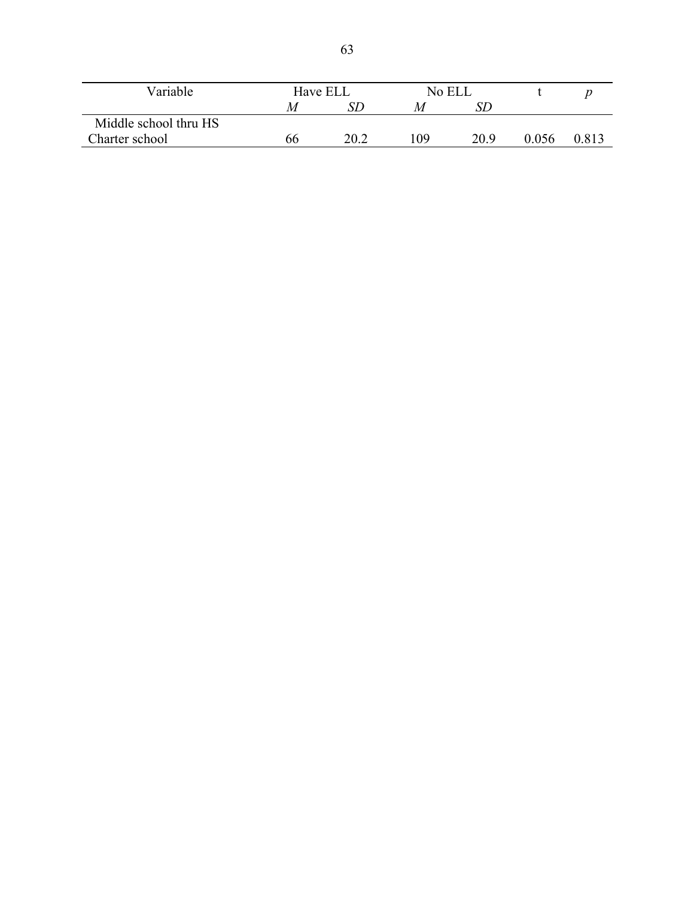| Variable | Have ELL | | No ELL | | t | *p* |
|---|---|---|---|---|---|---|
| | *M* | *SD* | *M* | *SD* | | |
| Middle school thru HS Charter school | 66 | 20.2 | 109 | 20.9 | 0.056 | 0.813 |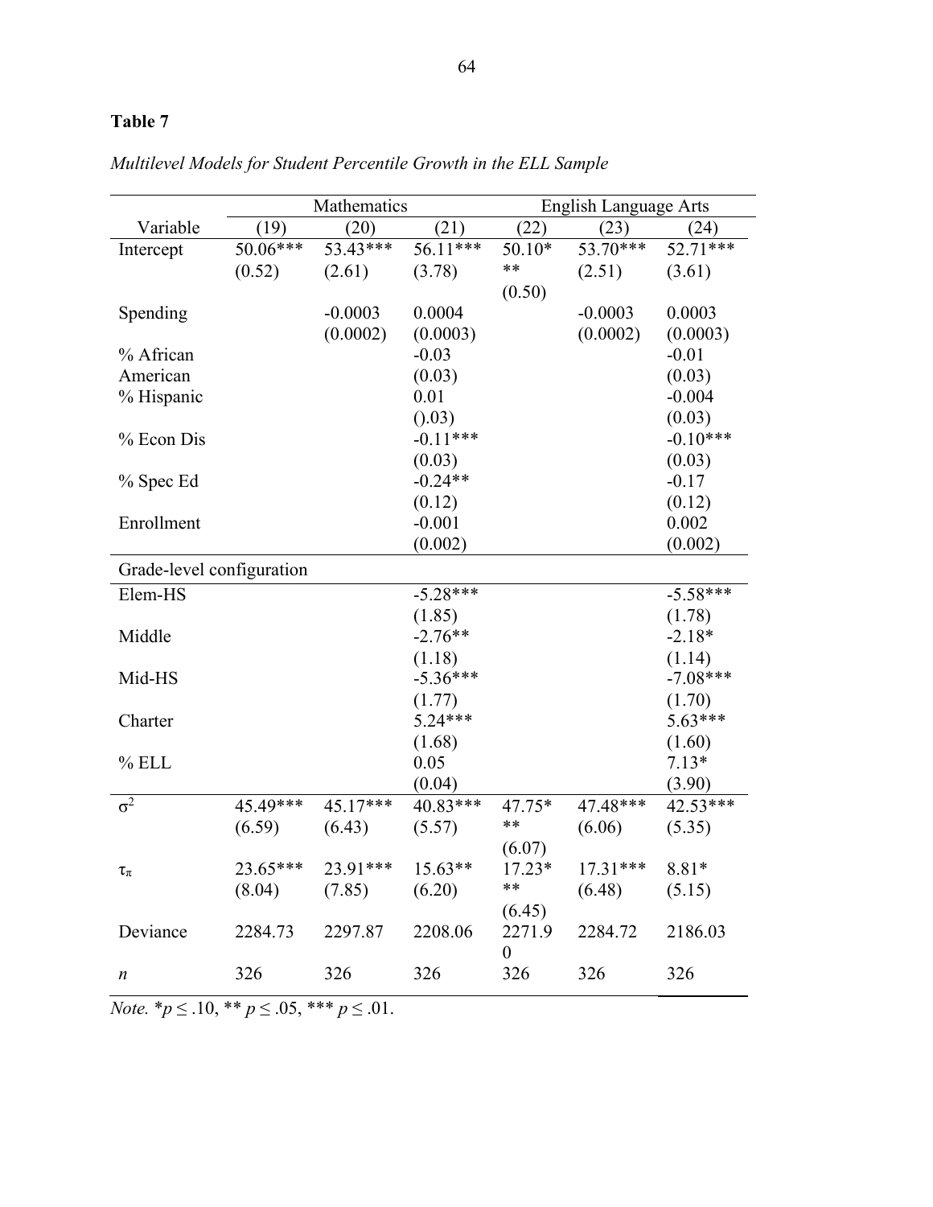**Table 7**

*Multilevel Models for Student Percentile Growth in the ELL Sample*

| | Mathematics | | | English Language Arts | | |
|---|---|---|---|---|---|---|
| Variable | (19) | (20) | (21) | (22) | (23) | (24) |
| Intercept | 50.06*** | 53.43*** | 56.11*** | 50.10*** | 53.70*** | 52.71*** |
| | (0.52) | (2.61) | (3.78) | (0.50) | (2.51) | (3.61) |
| Spending | | -0.0003 | 0.0004 | | -0.0003 | 0.0003 |
| | | (0.0002) | (0.0003) | | (0.0002) | (0.0003) |
| % African American | | | -0.03 | | | -0.01 |
| | | | (0.03) | | | (0.03) |
| % Hispanic | | | 0.01 | | | -0.004 |
| | | | ().03) | | | (0.03) |
| % Econ Dis | | | -0.11*** | | | -0.10*** |
| | | | (0.03) | | | (0.03) |
| % Spec Ed | | | -0.24** | | | -0.17 |
| | | | (0.12) | | | (0.12) |
| Enrollment | | | -0.001 | | | 0.002 |
| | | | (0.002) | | | (0.002) |
| Grade-level configuration | | | | | | |
| Elem-HS | | | -5.28*** | | | -5.58*** |
| | | | (1.85) | | | (1.78) |
| Middle | | | -2.76** | | | -2.18* |
| | | | (1.18) | | | (1.14) |
| Mid-HS | | | -5.36*** | | | -7.08*** |
| | | | (1.77) | | | (1.70) |
| Charter | | | 5.24*** | | | 5.63*** |
| | | | (1.68) | | | (1.60) |
| % ELL | | | 0.05 | | | 7.13* |
| | | | (0.04) | | | (3.90) |
| $\sigma^2$ | 45.49*** | 45.17*** | 40.83*** | 47.75*** | 47.48*** | 42.53*** |
| | (6.59) | (6.43) | (5.57) | (6.07) | (6.06) | (5.35) |
| $\tau_\pi$ | 23.65*** | 23.91*** | 15.63** | 17.23*** | 17.31*** | 8.81* |
| | (8.04) | (7.85) | (6.20) | (6.45) | (6.48) | (5.15) |
| Deviance | 2284.73 | 2297.87 | 2208.06 | 2271.90 | 2284.72 | 2186.03 |
| *n* | 326 | 326 | 326 | 326 | 326 | 326 |

*Note.* \*$p \leq .10$, \*\* $p \leq .05$, \*\*\* $p \leq .01$.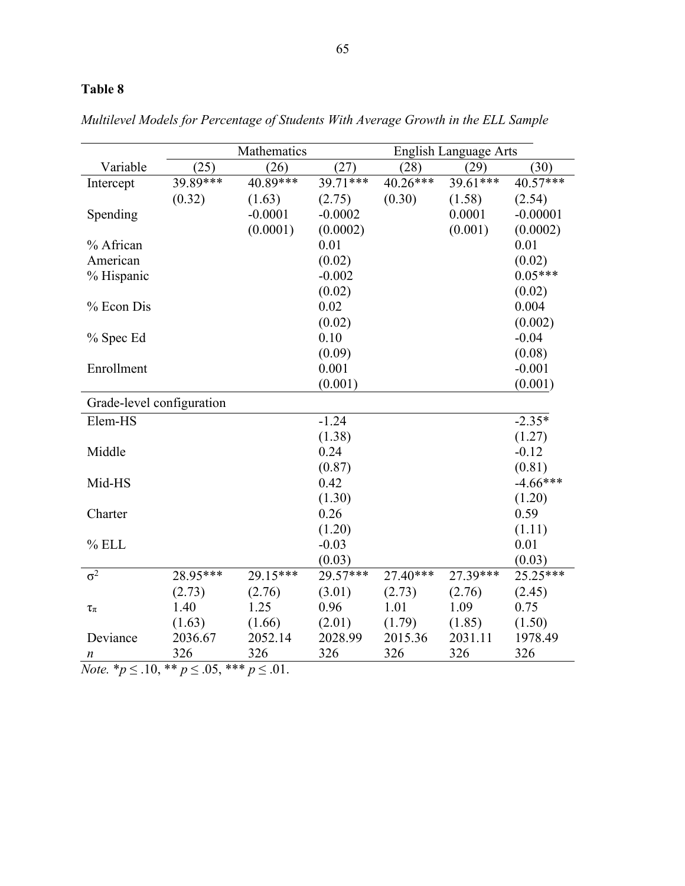**Table 8**

*Multilevel Models for Percentage of Students With Average Growth in the ELL Sample*

| Variable | Mathematics | | | English Language Arts | | |
|---|---|---|---|---|---|---|
| | (25) | (26) | (27) | (28) | (29) | (30) |
| Intercept | 39.89*** | 40.89*** | 39.71*** | 40.26*** | 39.61*** | 40.57*** |
| | (0.32) | (1.63) | (2.75) | (0.30) | (1.58) | (2.54) |
| Spending | | -0.0001 | -0.0002 | | 0.0001 | -0.00001 |
| | | (0.0001) | (0.0002) | | (0.001) | (0.0002) |
| % African American | | | 0.01 | | | 0.01 |
| | | | (0.02) | | | (0.02) |
| % Hispanic | | | -0.002 | | | 0.05*** |
| | | | (0.02) | | | (0.02) |
| % Econ Dis | | | 0.02 | | | 0.004 |
| | | | (0.02) | | | (0.002) |
| % Spec Ed | | | 0.10 | | | -0.04 |
| | | | (0.09) | | | (0.08) |
| Enrollment | | | 0.001 | | | -0.001 |
| | | | (0.001) | | | (0.001) |
| Grade-level configuration | | | | | | |
| Elem-HS | | | -1.24 | | | -2.35* |
| | | | (1.38) | | | (1.27) |
| Middle | | | 0.24 | | | -0.12 |
| | | | (0.87) | | | (0.81) |
| Mid-HS | | | 0.42 | | | -4.66*** |
| | | | (1.30) | | | (1.20) |
| Charter | | | 0.26 | | | 0.59 |
| | | | (1.20) | | | (1.11) |
| % ELL | | | -0.03 | | | 0.01 |
| | | | (0.03) | | | (0.03) |
| $\sigma^2$ | 28.95*** | 29.15*** | 29.57*** | 27.40*** | 27.39*** | 25.25*** |
| | (2.73) | (2.76) | (3.01) | (2.73) | (2.76) | (2.45) |
| $\tau_\pi$ | 1.40 | 1.25 | 0.96 | 1.01 | 1.09 | 0.75 |
| | (1.63) | (1.66) | (2.01) | (1.79) | (1.85) | (1.50) |
| Deviance | 2036.67 | 2052.14 | 2028.99 | 2015.36 | 2031.11 | 1978.49 |
| *n* | 326 | 326 | 326 | 326 | 326 | 326 |

*Note.* $*p \leq .10$, $** p \leq .05$, $*** p \leq .01$.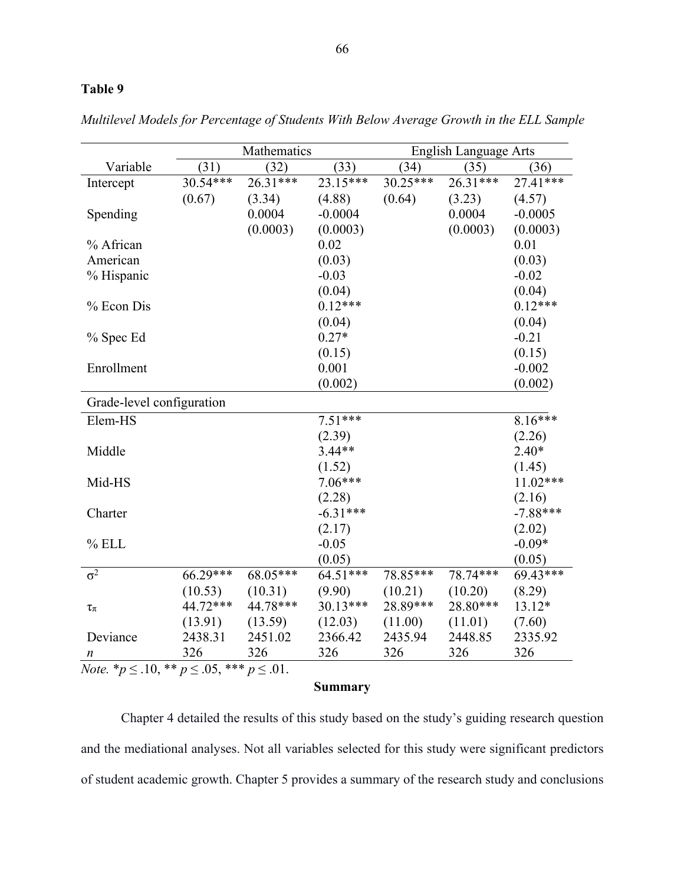**Table 9**

*Multilevel Models for Percentage of Students With Below Average Growth in the ELL Sample*

| | Mathematics | | | English Language Arts | | |
|---|---|---|---|---|---|---|
| Variable | (31) | (32) | (33) | (34) | (35) | (36) |
| Intercept | 30.54*** | 26.31*** | 23.15*** | 30.25*** | 26.31*** | 27.41*** |
| | (0.67) | (3.34) | (4.88) | (0.64) | (3.23) | (4.57) |
| Spending | | 0.0004 | -0.0004 | | 0.0004 | -0.0005 |
| | | (0.0003) | (0.0003) | | (0.0003) | (0.0003) |
| % African American | | | 0.02 | | | 0.01 |
| | | | (0.03) | | | (0.03) |
| % Hispanic | | | -0.03 | | | -0.02 |
| | | | (0.04) | | | (0.04) |
| % Econ Dis | | | 0.12*** | | | 0.12*** |
| | | | (0.04) | | | (0.04) |
| % Spec Ed | | | 0.27* | | | -0.21 |
| | | | (0.15) | | | (0.15) |
| Enrollment | | | 0.001 | | | -0.002 |
| | | | (0.002) | | | (0.002) |
| Grade-level configuration | | | | | | |
| Elem-HS | | | 7.51*** | | | 8.16*** |
| | | | (2.39) | | | (2.26) |
| Middle | | | 3.44** | | | 2.40* |
| | | | (1.52) | | | (1.45) |
| Mid-HS | | | 7.06*** | | | 11.02*** |
| | | | (2.28) | | | (2.16) |
| Charter | | | -6.31*** | | | -7.88*** |
| | | | (2.17) | | | (2.02) |
| % ELL | | | -0.05 | | | -0.09* |
| | | | (0.05) | | | (0.05) |
| $\sigma^2$ | 66.29*** | 68.05*** | 64.51*** | 78.85*** | 78.74*** | 69.43*** |
| | (10.53) | (10.31) | (9.90) | (10.21) | (10.20) | (8.29) |
| $\tau_\pi$ | 44.72*** | 44.78*** | 30.13*** | 28.89*** | 28.80*** | 13.12* |
| | (13.91) | (13.59) | (12.03) | (11.00) | (11.01) | (7.60) |
| Deviance | 2438.31 | 2451.02 | 2366.42 | 2435.94 | 2448.85 | 2335.92 |
| *n* | 326 | 326 | 326 | 326 | 326 | 326 |

*Note.* $*p \leq .10$, $** p \leq .05$, $*** p \leq .01$.

**Summary**

Chapter 4 detailed the results of this study based on the study's guiding research question and the mediational analyses. Not all variables selected for this study were significant predictors of student academic growth. Chapter 5 provides a summary of the research study and conclusions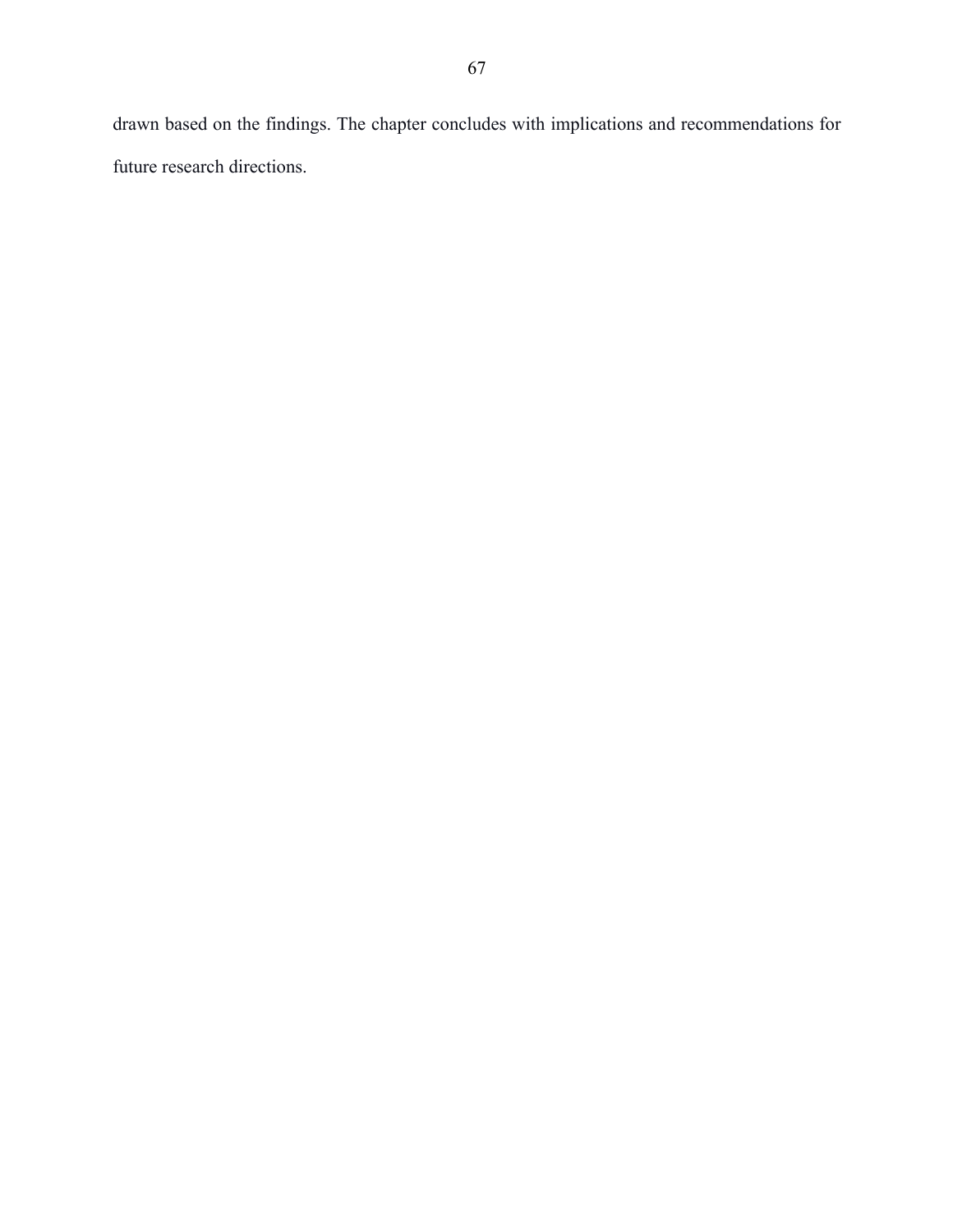drawn based on the findings. The chapter concludes with implications and recommendations for future research directions.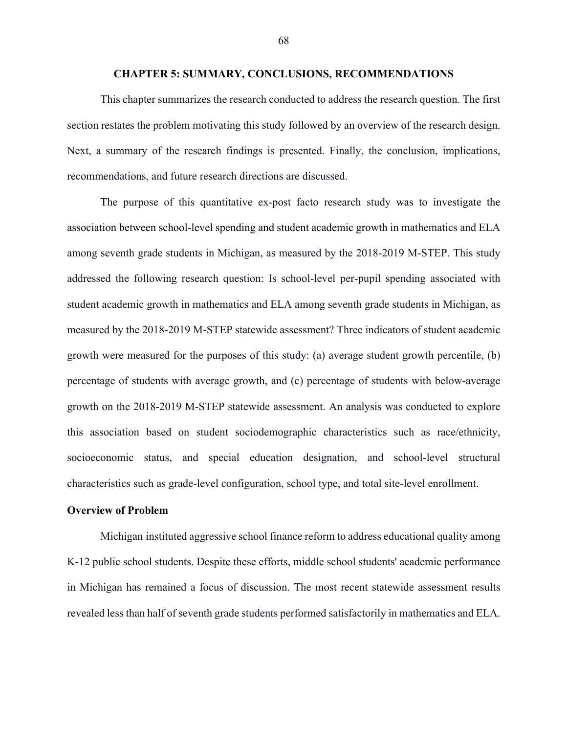# CHAPTER 5: SUMMARY, CONCLUSIONS, RECOMMENDATIONS

This chapter summarizes the research conducted to address the research question. The first section restates the problem motivating this study followed by an overview of the research design. Next, a summary of the research findings is presented. Finally, the conclusion, implications, recommendations, and future research directions are discussed.

The purpose of this quantitative ex-post facto research study was to investigate the association between school-level spending and student academic growth in mathematics and ELA among seventh grade students in Michigan, as measured by the 2018-2019 M-STEP. This study addressed the following research question: Is school-level per-pupil spending associated with student academic growth in mathematics and ELA among seventh grade students in Michigan, as measured by the 2018-2019 M-STEP statewide assessment? Three indicators of student academic growth were measured for the purposes of this study: (a) average student growth percentile, (b) percentage of students with average growth, and (c) percentage of students with below-average growth on the 2018-2019 M-STEP statewide assessment. An analysis was conducted to explore this association based on student sociodemographic characteristics such as race/ethnicity, socioeconomic status, and special education designation, and school-level structural characteristics such as grade-level configuration, school type, and total site-level enrollment.

## Overview of Problem

Michigan instituted aggressive school finance reform to address educational quality among K-12 public school students. Despite these efforts, middle school students' academic performance in Michigan has remained a focus of discussion. The most recent statewide assessment results revealed less than half of seventh grade students performed satisfactorily in mathematics and ELA.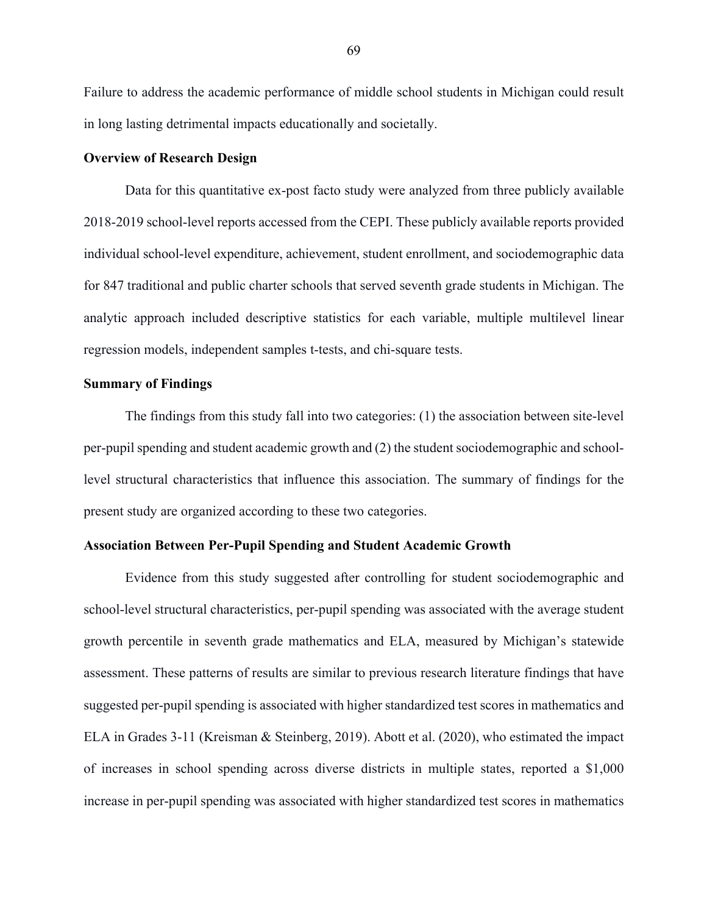Failure to address the academic performance of middle school students in Michigan could result in long lasting detrimental impacts educationally and societally.

### Overview of Research Design

Data for this quantitative ex-post facto study were analyzed from three publicly available 2018-2019 school-level reports accessed from the CEPI. These publicly available reports provided individual school-level expenditure, achievement, student enrollment, and sociodemographic data for 847 traditional and public charter schools that served seventh grade students in Michigan. The analytic approach included descriptive statistics for each variable, multiple multilevel linear regression models, independent samples t-tests, and chi-square tests.

### Summary of Findings

The findings from this study fall into two categories: (1) the association between site-level per-pupil spending and student academic growth and (2) the student sociodemographic and school-level structural characteristics that influence this association. The summary of findings for the present study are organized according to these two categories.

### Association Between Per-Pupil Spending and Student Academic Growth

Evidence from this study suggested after controlling for student sociodemographic and school-level structural characteristics, per-pupil spending was associated with the average student growth percentile in seventh grade mathematics and ELA, measured by Michigan's statewide assessment. These patterns of results are similar to previous research literature findings that have suggested per-pupil spending is associated with higher standardized test scores in mathematics and ELA in Grades 3-11 (Kreisman & Steinberg, 2019). Abott et al. (2020), who estimated the impact of increases in school spending across diverse districts in multiple states, reported a $1,000 increase in per-pupil spending was associated with higher standardized test scores in mathematics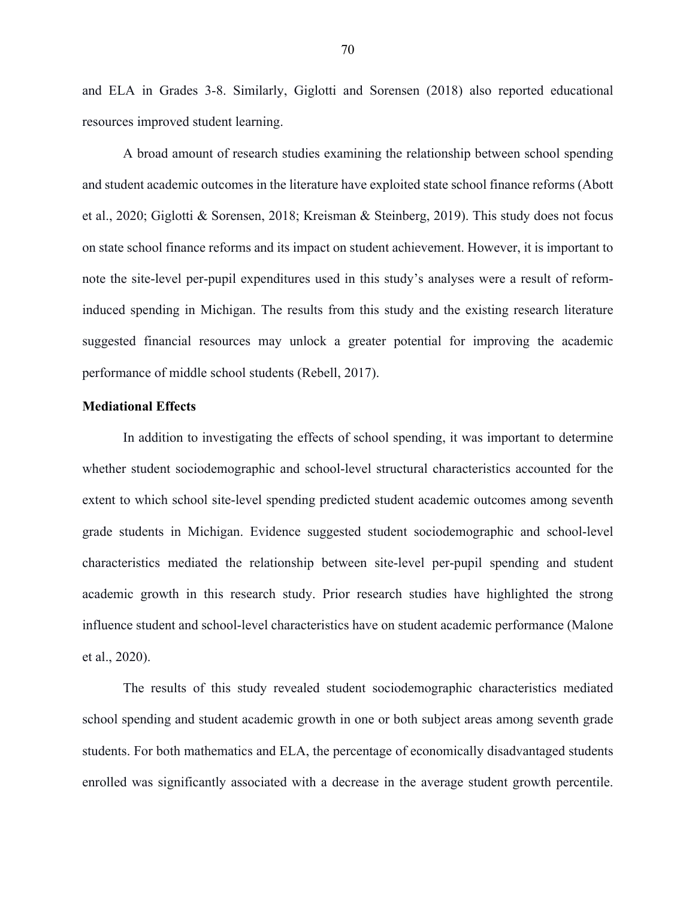and ELA in Grades 3-8. Similarly, Giglotti and Sorensen (2018) also reported educational resources improved student learning.

A broad amount of research studies examining the relationship between school spending and student academic outcomes in the literature have exploited state school finance reforms (Abott et al., 2020; Giglotti & Sorensen, 2018; Kreisman & Steinberg, 2019). This study does not focus on state school finance reforms and its impact on student achievement. However, it is important to note the site-level per-pupil expenditures used in this study's analyses were a result of reform-induced spending in Michigan. The results from this study and the existing research literature suggested financial resources may unlock a greater potential for improving the academic performance of middle school students (Rebell, 2017).

### Mediational Effects

In addition to investigating the effects of school spending, it was important to determine whether student sociodemographic and school-level structural characteristics accounted for the extent to which school site-level spending predicted student academic outcomes among seventh grade students in Michigan. Evidence suggested student sociodemographic and school-level characteristics mediated the relationship between site-level per-pupil spending and student academic growth in this research study. Prior research studies have highlighted the strong influence student and school-level characteristics have on student academic performance (Malone et al., 2020).

The results of this study revealed student sociodemographic characteristics mediated school spending and student academic growth in one or both subject areas among seventh grade students. For both mathematics and ELA, the percentage of economically disadvantaged students enrolled was significantly associated with a decrease in the average student growth percentile.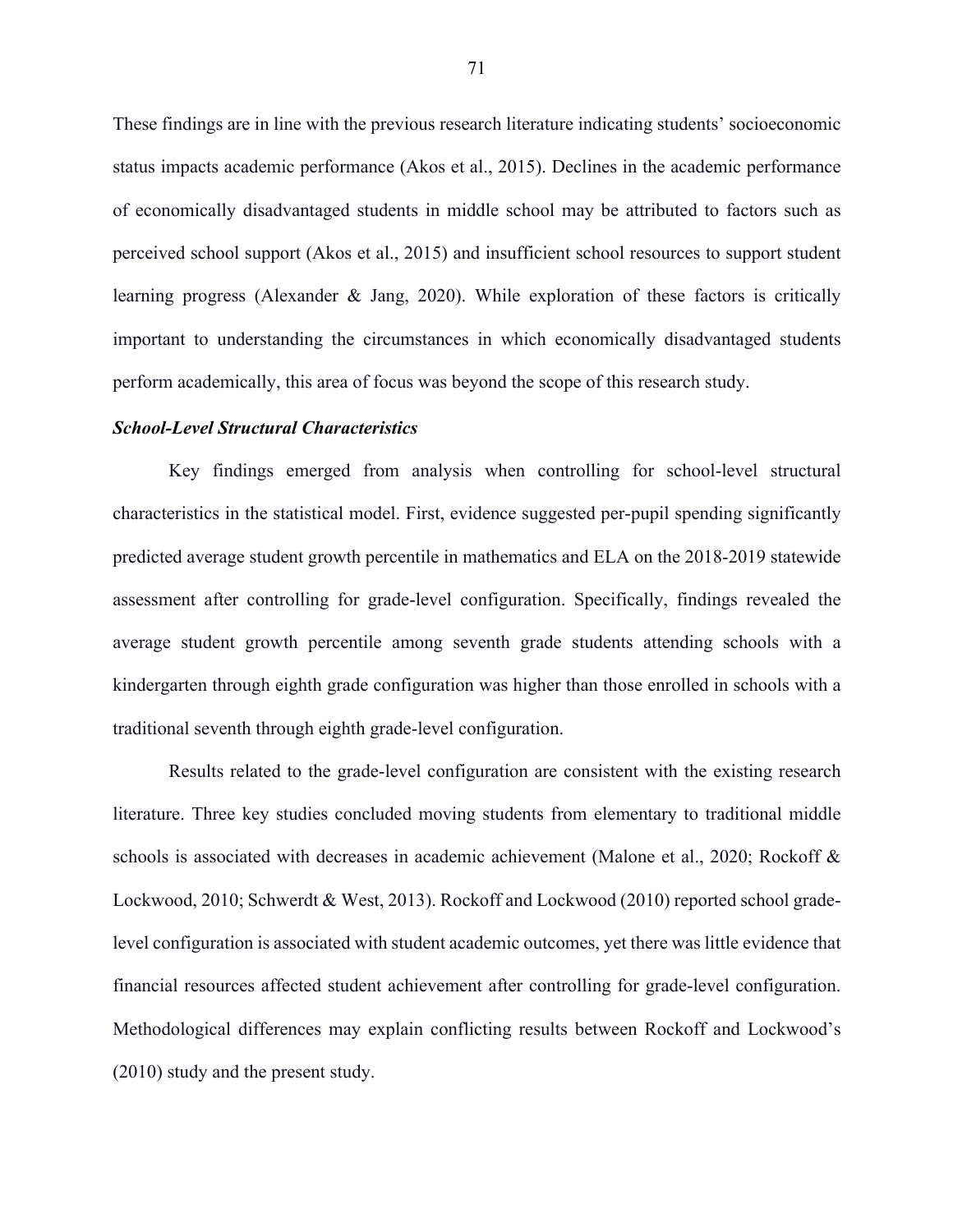These findings are in line with the previous research literature indicating students' socioeconomic status impacts academic performance (Akos et al., 2015). Declines in the academic performance of economically disadvantaged students in middle school may be attributed to factors such as perceived school support (Akos et al., 2015) and insufficient school resources to support student learning progress (Alexander & Jang, 2020). While exploration of these factors is critically important to understanding the circumstances in which economically disadvantaged students perform academically, this area of focus was beyond the scope of this research study.

### *School-Level Structural Characteristics*

Key findings emerged from analysis when controlling for school-level structural characteristics in the statistical model. First, evidence suggested per-pupil spending significantly predicted average student growth percentile in mathematics and ELA on the 2018-2019 statewide assessment after controlling for grade-level configuration. Specifically, findings revealed the average student growth percentile among seventh grade students attending schools with a kindergarten through eighth grade configuration was higher than those enrolled in schools with a traditional seventh through eighth grade-level configuration.

Results related to the grade-level configuration are consistent with the existing research literature. Three key studies concluded moving students from elementary to traditional middle schools is associated with decreases in academic achievement (Malone et al., 2020; Rockoff & Lockwood, 2010; Schwerdt & West, 2013). Rockoff and Lockwood (2010) reported school grade-level configuration is associated with student academic outcomes, yet there was little evidence that financial resources affected student achievement after controlling for grade-level configuration. Methodological differences may explain conflicting results between Rockoff and Lockwood's (2010) study and the present study.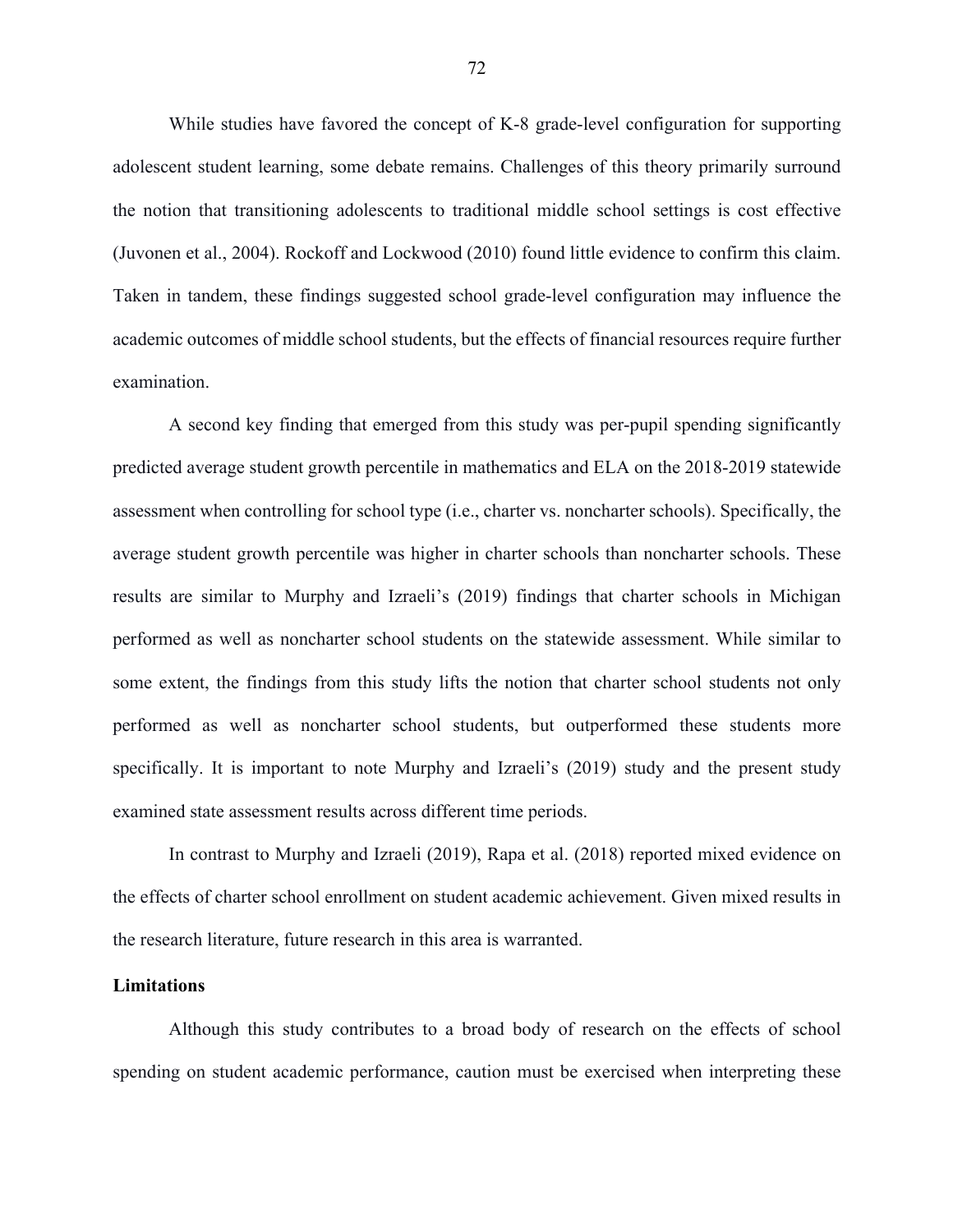While studies have favored the concept of K-8 grade-level configuration for supporting adolescent student learning, some debate remains. Challenges of this theory primarily surround the notion that transitioning adolescents to traditional middle school settings is cost effective (Juvonen et al., 2004). Rockoff and Lockwood (2010) found little evidence to confirm this claim. Taken in tandem, these findings suggested school grade-level configuration may influence the academic outcomes of middle school students, but the effects of financial resources require further examination.

A second key finding that emerged from this study was per-pupil spending significantly predicted average student growth percentile in mathematics and ELA on the 2018-2019 statewide assessment when controlling for school type (i.e., charter vs. noncharter schools). Specifically, the average student growth percentile was higher in charter schools than noncharter schools. These results are similar to Murphy and Izraeli's (2019) findings that charter schools in Michigan performed as well as noncharter school students on the statewide assessment. While similar to some extent, the findings from this study lifts the notion that charter school students not only performed as well as noncharter school students, but outperformed these students more specifically. It is important to note Murphy and Izraeli's (2019) study and the present study examined state assessment results across different time periods.

In contrast to Murphy and Izraeli (2019), Rapa et al. (2018) reported mixed evidence on the effects of charter school enrollment on student academic achievement. Given mixed results in the research literature, future research in this area is warranted.

**Limitations**

Although this study contributes to a broad body of research on the effects of school spending on student academic performance, caution must be exercised when interpreting these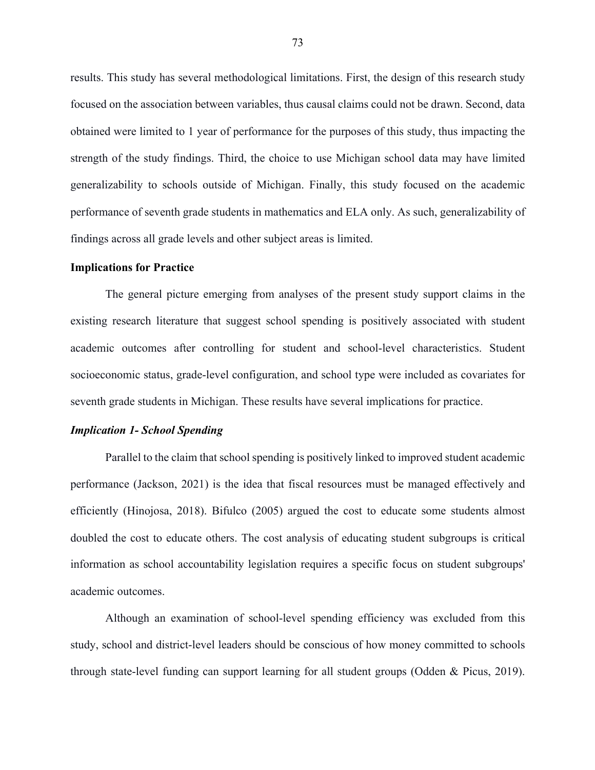results. This study has several methodological limitations. First, the design of this research study focused on the association between variables, thus causal claims could not be drawn. Second, data obtained were limited to 1 year of performance for the purposes of this study, thus impacting the strength of the study findings. Third, the choice to use Michigan school data may have limited generalizability to schools outside of Michigan. Finally, this study focused on the academic performance of seventh grade students in mathematics and ELA only. As such, generalizability of findings across all grade levels and other subject areas is limited.

## Implications for Practice

The general picture emerging from analyses of the present study support claims in the existing research literature that suggest school spending is positively associated with student academic outcomes after controlling for student and school-level characteristics. Student socioeconomic status, grade-level configuration, and school type were included as covariates for seventh grade students in Michigan. These results have several implications for practice.

### *Implication 1- School Spending*

Parallel to the claim that school spending is positively linked to improved student academic performance (Jackson, 2021) is the idea that fiscal resources must be managed effectively and efficiently (Hinojosa, 2018). Bifulco (2005) argued the cost to educate some students almost doubled the cost to educate others. The cost analysis of educating student subgroups is critical information as school accountability legislation requires a specific focus on student subgroups' academic outcomes.

Although an examination of school-level spending efficiency was excluded from this study, school and district-level leaders should be conscious of how money committed to schools through state-level funding can support learning for all student groups (Odden & Picus, 2019).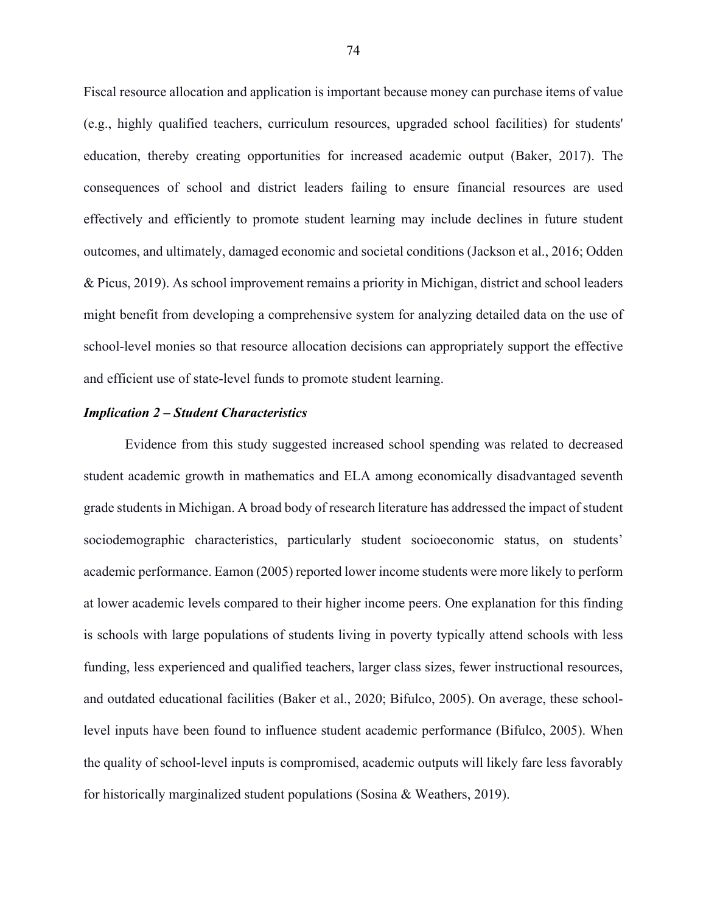Fiscal resource allocation and application is important because money can purchase items of value (e.g., highly qualified teachers, curriculum resources, upgraded school facilities) for students' education, thereby creating opportunities for increased academic output (Baker, 2017). The consequences of school and district leaders failing to ensure financial resources are used effectively and efficiently to promote student learning may include declines in future student outcomes, and ultimately, damaged economic and societal conditions (Jackson et al., 2016; Odden & Picus, 2019). As school improvement remains a priority in Michigan, district and school leaders might benefit from developing a comprehensive system for analyzing detailed data on the use of school-level monies so that resource allocation decisions can appropriately support the effective and efficient use of state-level funds to promote student learning.

### *Implication 2 – Student Characteristics*

Evidence from this study suggested increased school spending was related to decreased student academic growth in mathematics and ELA among economically disadvantaged seventh grade students in Michigan. A broad body of research literature has addressed the impact of student sociodemographic characteristics, particularly student socioeconomic status, on students' academic performance. Eamon (2005) reported lower income students were more likely to perform at lower academic levels compared to their higher income peers. One explanation for this finding is schools with large populations of students living in poverty typically attend schools with less funding, less experienced and qualified teachers, larger class sizes, fewer instructional resources, and outdated educational facilities (Baker et al., 2020; Bifulco, 2005). On average, these school-level inputs have been found to influence student academic performance (Bifulco, 2005). When the quality of school-level inputs is compromised, academic outputs will likely fare less favorably for historically marginalized student populations (Sosina & Weathers, 2019).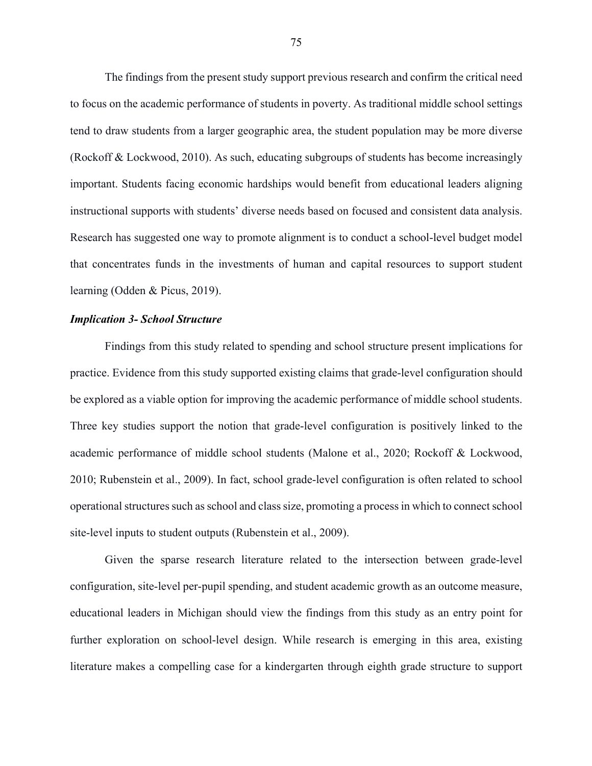The findings from the present study support previous research and confirm the critical need to focus on the academic performance of students in poverty. As traditional middle school settings tend to draw students from a larger geographic area, the student population may be more diverse (Rockoff & Lockwood, 2010). As such, educating subgroups of students has become increasingly important. Students facing economic hardships would benefit from educational leaders aligning instructional supports with students' diverse needs based on focused and consistent data analysis. Research has suggested one way to promote alignment is to conduct a school-level budget model that concentrates funds in the investments of human and capital resources to support student learning (Odden & Picus, 2019).

### *Implication 3- School Structure*

Findings from this study related to spending and school structure present implications for practice. Evidence from this study supported existing claims that grade-level configuration should be explored as a viable option for improving the academic performance of middle school students. Three key studies support the notion that grade-level configuration is positively linked to the academic performance of middle school students (Malone et al., 2020; Rockoff & Lockwood, 2010; Rubenstein et al., 2009). In fact, school grade-level configuration is often related to school operational structures such as school and class size, promoting a process in which to connect school site-level inputs to student outputs (Rubenstein et al., 2009).

Given the sparse research literature related to the intersection between grade-level configuration, site-level per-pupil spending, and student academic growth as an outcome measure, educational leaders in Michigan should view the findings from this study as an entry point for further exploration on school-level design. While research is emerging in this area, existing literature makes a compelling case for a kindergarten through eighth grade structure to support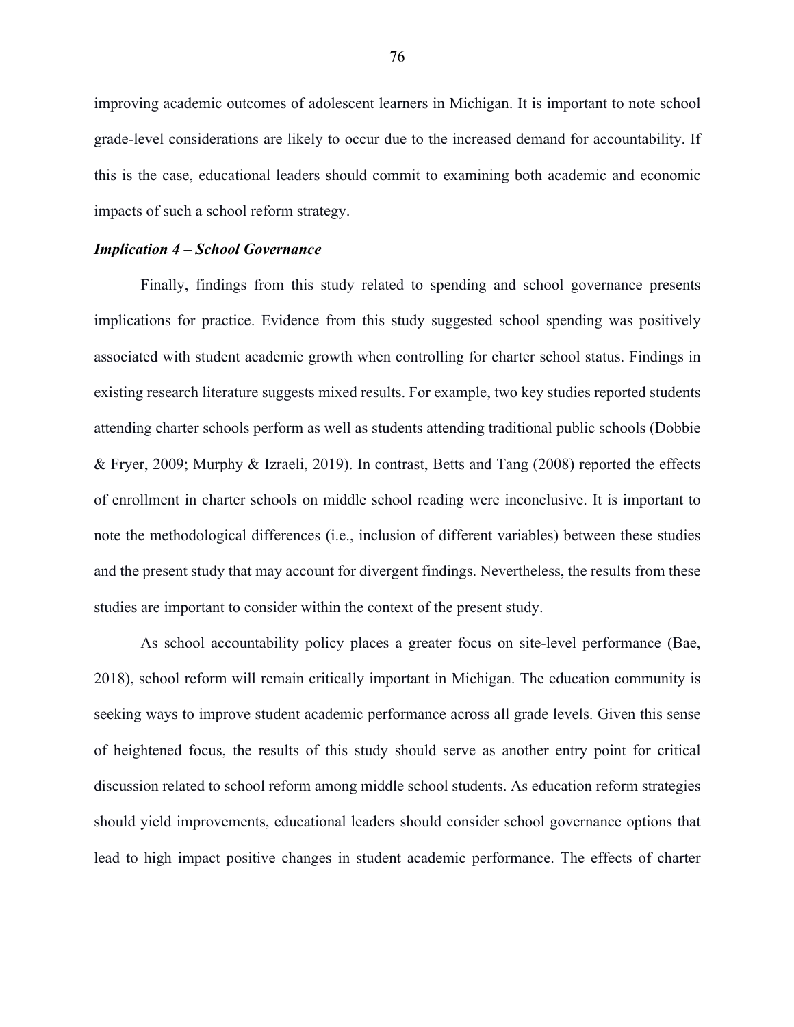improving academic outcomes of adolescent learners in Michigan. It is important to note school grade-level considerations are likely to occur due to the increased demand for accountability. If this is the case, educational leaders should commit to examining both academic and economic impacts of such a school reform strategy.

### *Implication 4 – School Governance*

Finally, findings from this study related to spending and school governance presents implications for practice. Evidence from this study suggested school spending was positively associated with student academic growth when controlling for charter school status. Findings in existing research literature suggests mixed results. For example, two key studies reported students attending charter schools perform as well as students attending traditional public schools (Dobbie & Fryer, 2009; Murphy & Izraeli, 2019). In contrast, Betts and Tang (2008) reported the effects of enrollment in charter schools on middle school reading were inconclusive. It is important to note the methodological differences (i.e., inclusion of different variables) between these studies and the present study that may account for divergent findings. Nevertheless, the results from these studies are important to consider within the context of the present study.

As school accountability policy places a greater focus on site-level performance (Bae, 2018), school reform will remain critically important in Michigan. The education community is seeking ways to improve student academic performance across all grade levels. Given this sense of heightened focus, the results of this study should serve as another entry point for critical discussion related to school reform among middle school students. As education reform strategies should yield improvements, educational leaders should consider school governance options that lead to high impact positive changes in student academic performance. The effects of charter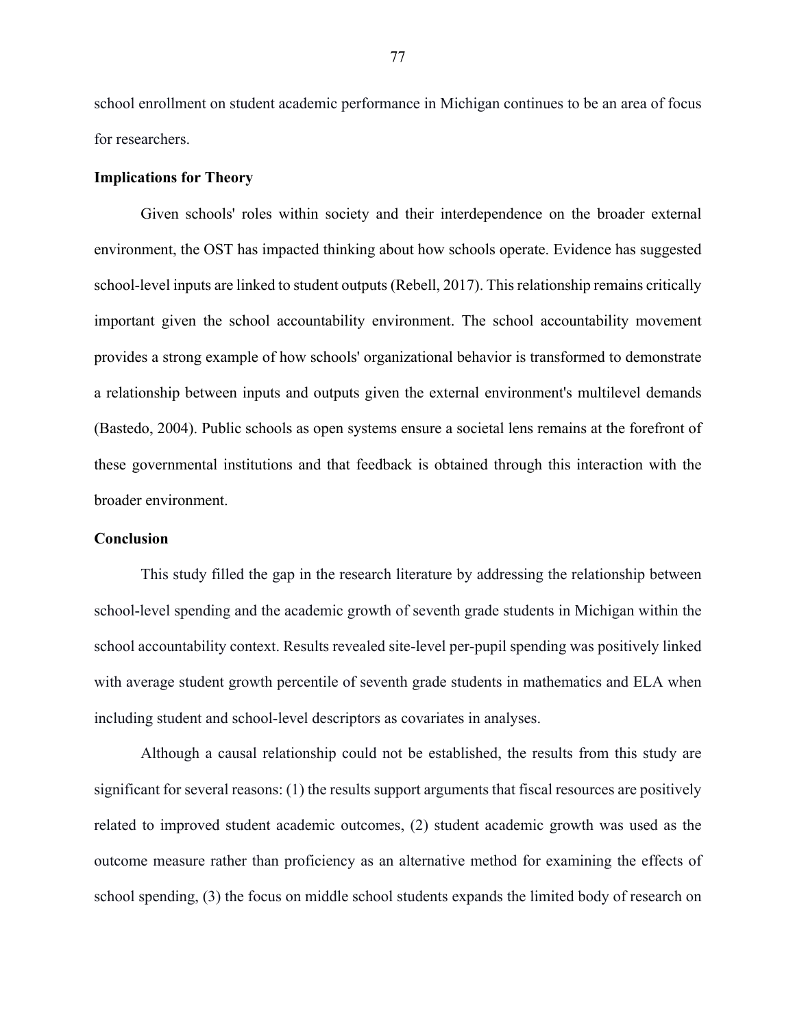school enrollment on student academic performance in Michigan continues to be an area of focus for researchers.

### Implications for Theory

Given schools' roles within society and their interdependence on the broader external environment, the OST has impacted thinking about how schools operate. Evidence has suggested school-level inputs are linked to student outputs (Rebell, 2017). This relationship remains critically important given the school accountability environment. The school accountability movement provides a strong example of how schools' organizational behavior is transformed to demonstrate a relationship between inputs and outputs given the external environment's multilevel demands (Bastedo, 2004). Public schools as open systems ensure a societal lens remains at the forefront of these governmental institutions and that feedback is obtained through this interaction with the broader environment.

### Conclusion

This study filled the gap in the research literature by addressing the relationship between school-level spending and the academic growth of seventh grade students in Michigan within the school accountability context. Results revealed site-level per-pupil spending was positively linked with average student growth percentile of seventh grade students in mathematics and ELA when including student and school-level descriptors as covariates in analyses.

Although a causal relationship could not be established, the results from this study are significant for several reasons: (1) the results support arguments that fiscal resources are positively related to improved student academic outcomes, (2) student academic growth was used as the outcome measure rather than proficiency as an alternative method for examining the effects of school spending, (3) the focus on middle school students expands the limited body of research on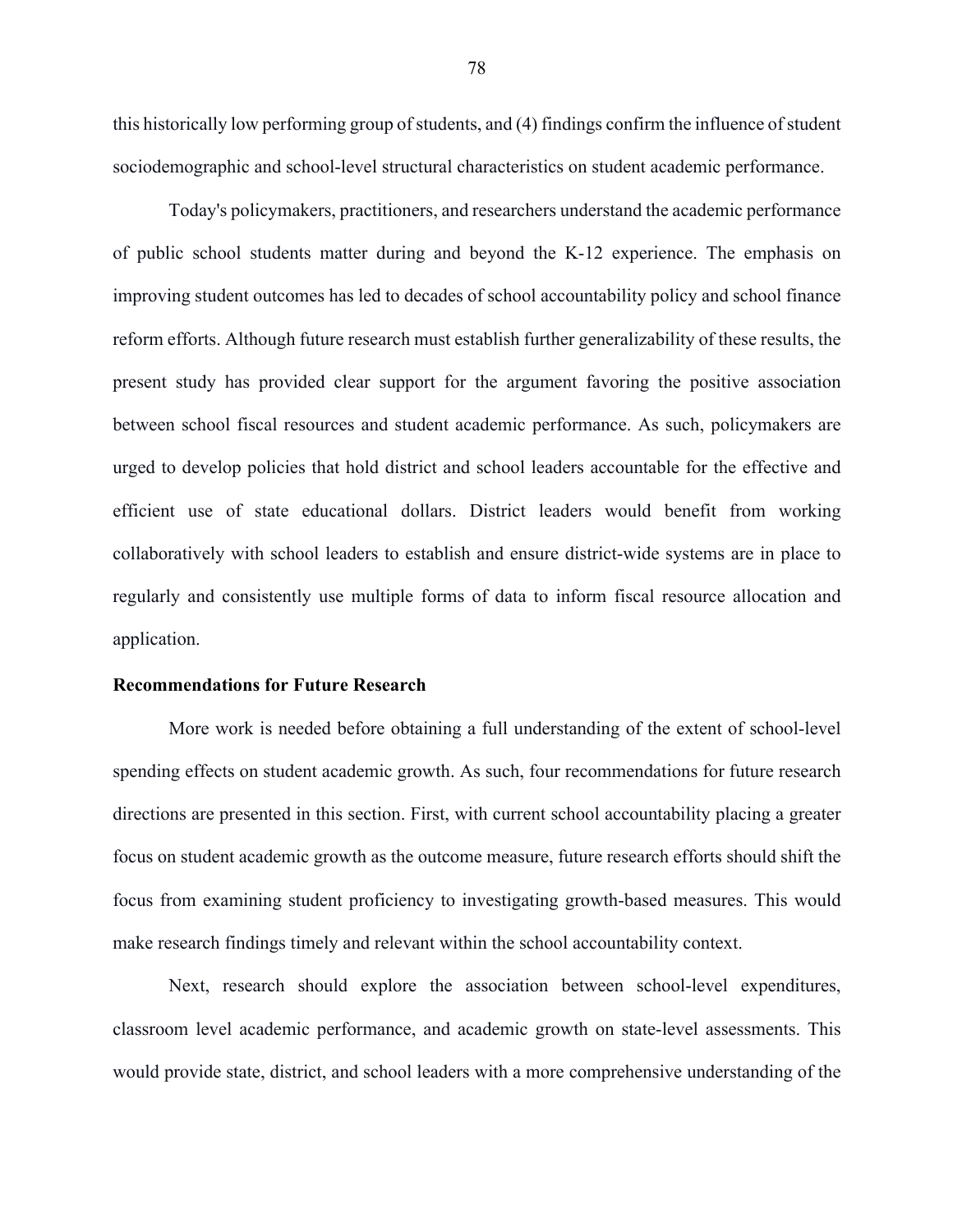this historically low performing group of students, and (4) findings confirm the influence of student sociodemographic and school-level structural characteristics on student academic performance.

Today's policymakers, practitioners, and researchers understand the academic performance of public school students matter during and beyond the K-12 experience. The emphasis on improving student outcomes has led to decades of school accountability policy and school finance reform efforts. Although future research must establish further generalizability of these results, the present study has provided clear support for the argument favoring the positive association between school fiscal resources and student academic performance. As such, policymakers are urged to develop policies that hold district and school leaders accountable for the effective and efficient use of state educational dollars. District leaders would benefit from working collaboratively with school leaders to establish and ensure district-wide systems are in place to regularly and consistently use multiple forms of data to inform fiscal resource allocation and application.

**Recommendations for Future Research**

More work is needed before obtaining a full understanding of the extent of school-level spending effects on student academic growth. As such, four recommendations for future research directions are presented in this section. First, with current school accountability placing a greater focus on student academic growth as the outcome measure, future research efforts should shift the focus from examining student proficiency to investigating growth-based measures. This would make research findings timely and relevant within the school accountability context.

Next, research should explore the association between school-level expenditures, classroom level academic performance, and academic growth on state-level assessments. This would provide state, district, and school leaders with a more comprehensive understanding of the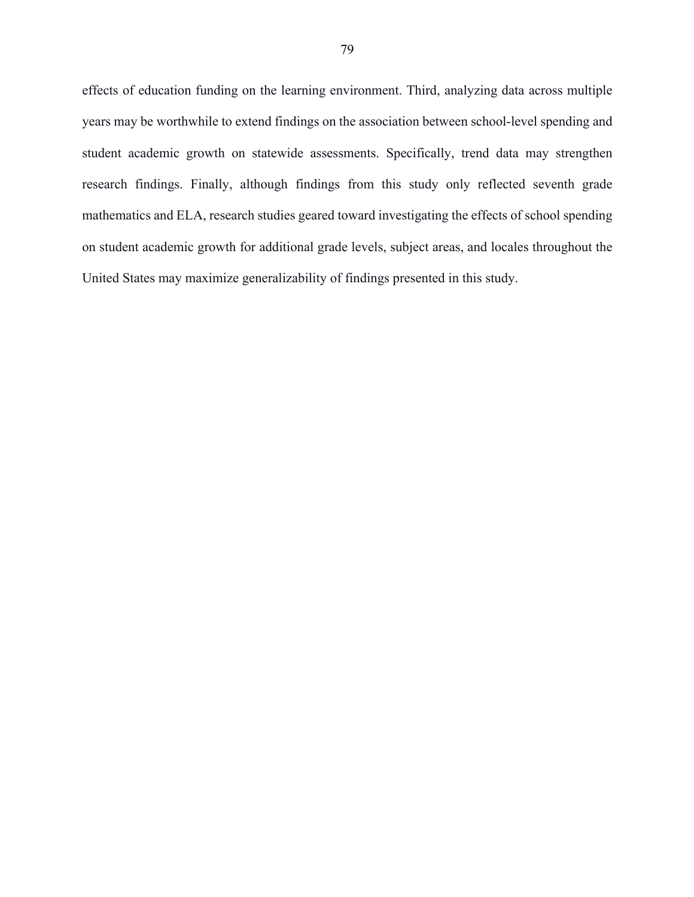effects of education funding on the learning environment. Third, analyzing data across multiple years may be worthwhile to extend findings on the association between school-level spending and student academic growth on statewide assessments. Specifically, trend data may strengthen research findings. Finally, although findings from this study only reflected seventh grade mathematics and ELA, research studies geared toward investigating the effects of school spending on student academic growth for additional grade levels, subject areas, and locales throughout the United States may maximize generalizability of findings presented in this study.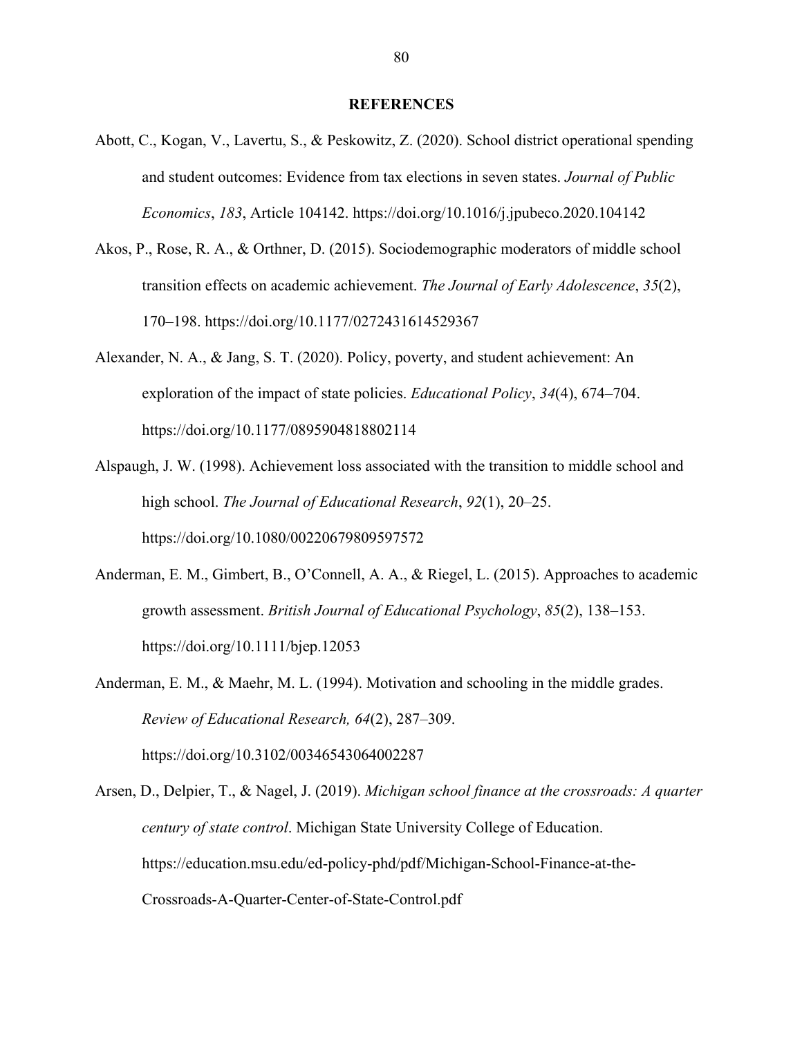# REFERENCES

Abott, C., Kogan, V., Lavertu, S., & Peskowitz, Z. (2020). School district operational spending and student outcomes: Evidence from tax elections in seven states. *Journal of Public Economics*, *183*, Article 104142. https://doi.org/10.1016/j.jpubeco.2020.104142

Akos, P., Rose, R. A., & Orthner, D. (2015). Sociodemographic moderators of middle school transition effects on academic achievement. *The Journal of Early Adolescence*, *35*(2), 170–198. https://doi.org/10.1177/0272431614529367

Alexander, N. A., & Jang, S. T. (2020). Policy, poverty, and student achievement: An exploration of the impact of state policies. *Educational Policy*, *34*(4), 674–704. https://doi.org/10.1177/0895904818802114

Alspaugh, J. W. (1998). Achievement loss associated with the transition to middle school and high school. *The Journal of Educational Research*, *92*(1), 20–25. https://doi.org/10.1080/00220679809597572

Anderman, E. M., Gimbert, B., O'Connell, A. A., & Riegel, L. (2015). Approaches to academic growth assessment. *British Journal of Educational Psychology*, *85*(2), 138–153. https://doi.org/10.1111/bjep.12053

Anderman, E. M., & Maehr, M. L. (1994). Motivation and schooling in the middle grades. *Review of Educational Research, 64*(2), 287–309. https://doi.org/10.3102/00346543064002287

Arsen, D., Delpier, T., & Nagel, J. (2019). *Michigan school finance at the crossroads: A quarter century of state control*. Michigan State University College of Education. https://education.msu.edu/ed-policy-phd/pdf/Michigan-School-Finance-at-the-Crossroads-A-Quarter-Center-of-State-Control.pdf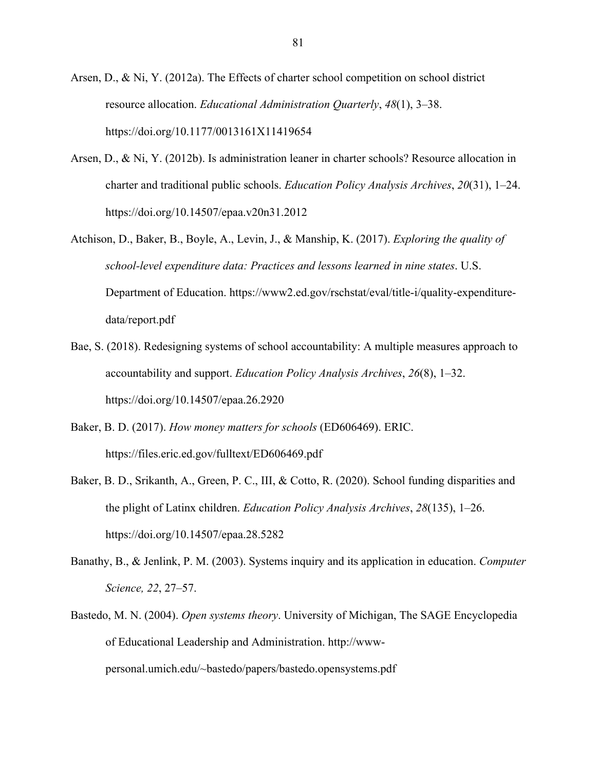Arsen, D., & Ni, Y. (2012a). The Effects of charter school competition on school district resource allocation. *Educational Administration Quarterly*, *48*(1), 3–38. https://doi.org/10.1177/0013161X11419654

Arsen, D., & Ni, Y. (2012b). Is administration leaner in charter schools? Resource allocation in charter and traditional public schools. *Education Policy Analysis Archives*, *20*(31), 1–24. https://doi.org/10.14507/epaa.v20n31.2012

Atchison, D., Baker, B., Boyle, A., Levin, J., & Manship, K. (2017). *Exploring the quality of school-level expenditure data: Practices and lessons learned in nine states*. U.S. Department of Education. https://www2.ed.gov/rschstat/eval/title-i/quality-expenditure-data/report.pdf

Bae, S. (2018). Redesigning systems of school accountability: A multiple measures approach to accountability and support. *Education Policy Analysis Archives*, *26*(8), 1–32. https://doi.org/10.14507/epaa.26.2920

Baker, B. D. (2017). *How money matters for schools* (ED606469). ERIC. https://files.eric.ed.gov/fulltext/ED606469.pdf

Baker, B. D., Srikanth, A., Green, P. C., III, & Cotto, R. (2020). School funding disparities and the plight of Latinx children. *Education Policy Analysis Archives*, *28*(135), 1–26. https://doi.org/10.14507/epaa.28.5282

Banathy, B., & Jenlink, P. M. (2003). Systems inquiry and its application in education. *Computer Science, 22*, 27–57.

Bastedo, M. N. (2004). *Open systems theory*. University of Michigan, The SAGE Encyclopedia of Educational Leadership and Administration. http://www-personal.umich.edu/~bastedo/papers/bastedo.opensystems.pdf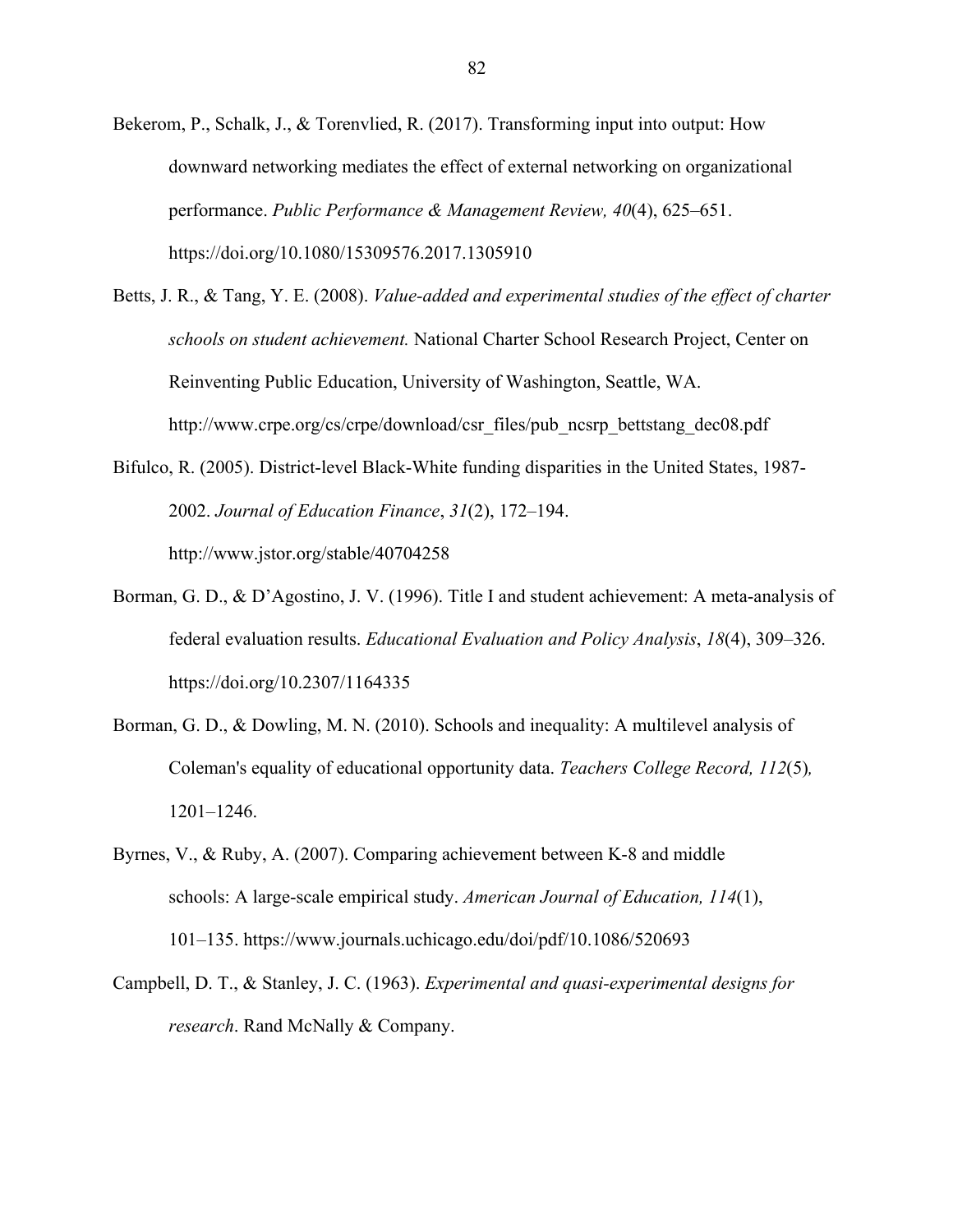Bekerom, P., Schalk, J., & Torenvlied, R. (2017). Transforming input into output: How downward networking mediates the effect of external networking on organizational performance. *Public Performance & Management Review, 40*(4), 625–651. https://doi.org/10.1080/15309576.2017.1305910

Betts, J. R., & Tang, Y. E. (2008). *Value-added and experimental studies of the effect of charter schools on student achievement.* National Charter School Research Project, Center on Reinventing Public Education, University of Washington, Seattle, WA. http://www.crpe.org/cs/crpe/download/csr_files/pub_ncsrp_bettstang_dec08.pdf

Bifulco, R. (2005). District-level Black-White funding disparities in the United States, 1987-2002. *Journal of Education Finance*, *31*(2), 172–194. http://www.jstor.org/stable/40704258

Borman, G. D., & D'Agostino, J. V. (1996). Title I and student achievement: A meta-analysis of federal evaluation results. *Educational Evaluation and Policy Analysis*, *18*(4), 309–326. https://doi.org/10.2307/1164335

Borman, G. D., & Dowling, M. N. (2010). Schools and inequality: A multilevel analysis of Coleman's equality of educational opportunity data. *Teachers College Record, 112*(5)*,* 1201–1246.

Byrnes, V., & Ruby, A. (2007). Comparing achievement between K-8 and middle schools: A large-scale empirical study. *American Journal of Education, 114*(1), 101–135. https://www.journals.uchicago.edu/doi/pdf/10.1086/520693

Campbell, D. T., & Stanley, J. C. (1963). *Experimental and quasi-experimental designs for research*. Rand McNally & Company.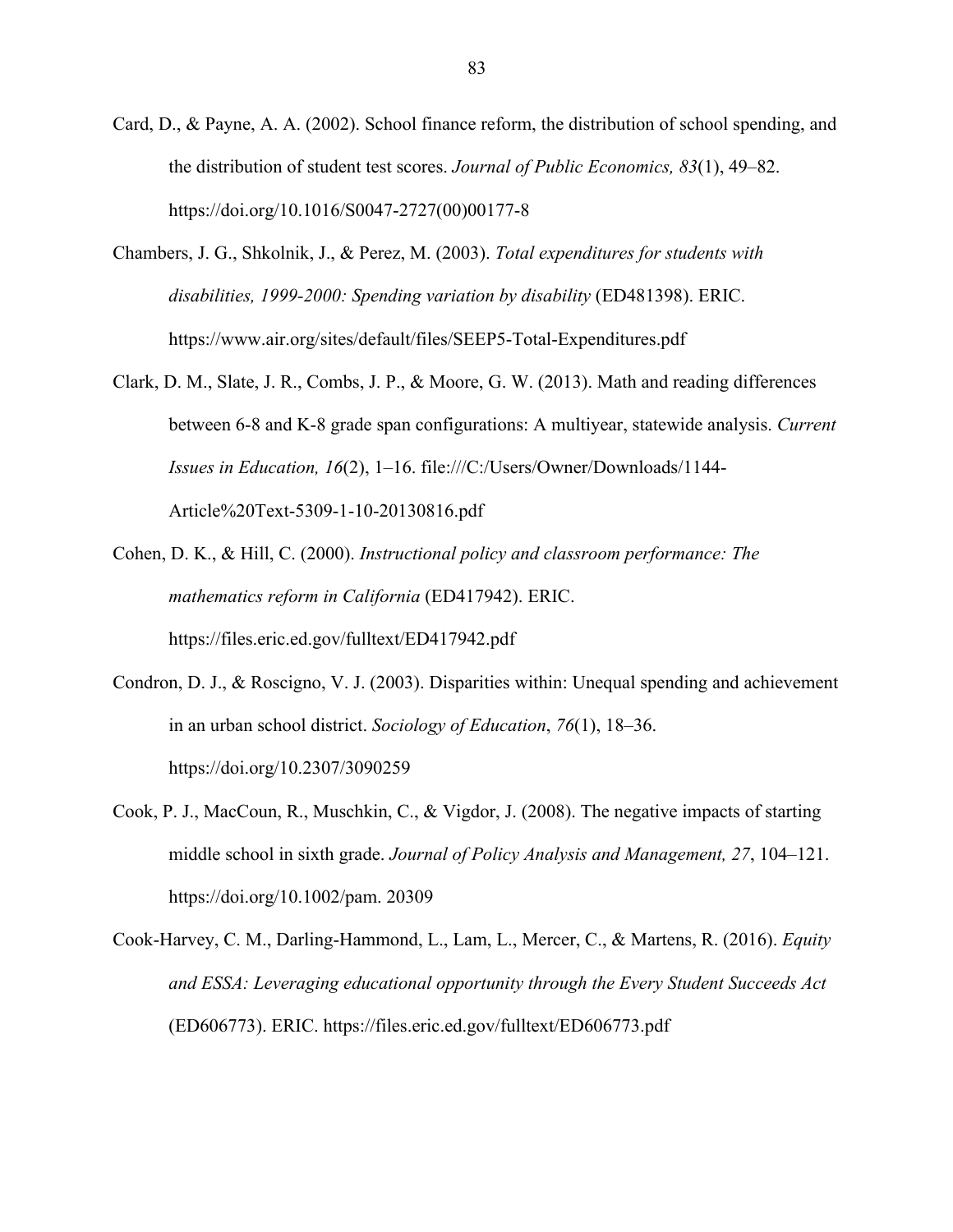Card, D., & Payne, A. A. (2002). School finance reform, the distribution of school spending, and the distribution of student test scores. *Journal of Public Economics, 83*(1), 49–82. https://doi.org/10.1016/S0047-2727(00)00177-8

Chambers, J. G., Shkolnik, J., & Perez, M. (2003). *Total expenditures for students with disabilities, 1999-2000: Spending variation by disability* (ED481398). ERIC. https://www.air.org/sites/default/files/SEEP5-Total-Expenditures.pdf

Clark, D. M., Slate, J. R., Combs, J. P., & Moore, G. W. (2013). Math and reading differences between 6-8 and K-8 grade span configurations: A multiyear, statewide analysis. *Current Issues in Education, 16*(2), 1–16. file:///C:/Users/Owner/Downloads/1144-Article%20Text-5309-1-10-20130816.pdf

Cohen, D. K., & Hill, C. (2000). *Instructional policy and classroom performance: The mathematics reform in California* (ED417942). ERIC. https://files.eric.ed.gov/fulltext/ED417942.pdf

Condron, D. J., & Roscigno, V. J. (2003). Disparities within: Unequal spending and achievement in an urban school district. *Sociology of Education*, *76*(1), 18–36. https://doi.org/10.2307/3090259

Cook, P. J., MacCoun, R., Muschkin, C., & Vigdor, J. (2008). The negative impacts of starting middle school in sixth grade. *Journal of Policy Analysis and Management, 27*, 104–121. https://doi.org/10.1002/pam. 20309

Cook-Harvey, C. M., Darling-Hammond, L., Lam, L., Mercer, C., & Martens, R. (2016). *Equity and ESSA: Leveraging educational opportunity through the Every Student Succeeds Act* (ED606773). ERIC. https://files.eric.ed.gov/fulltext/ED606773.pdf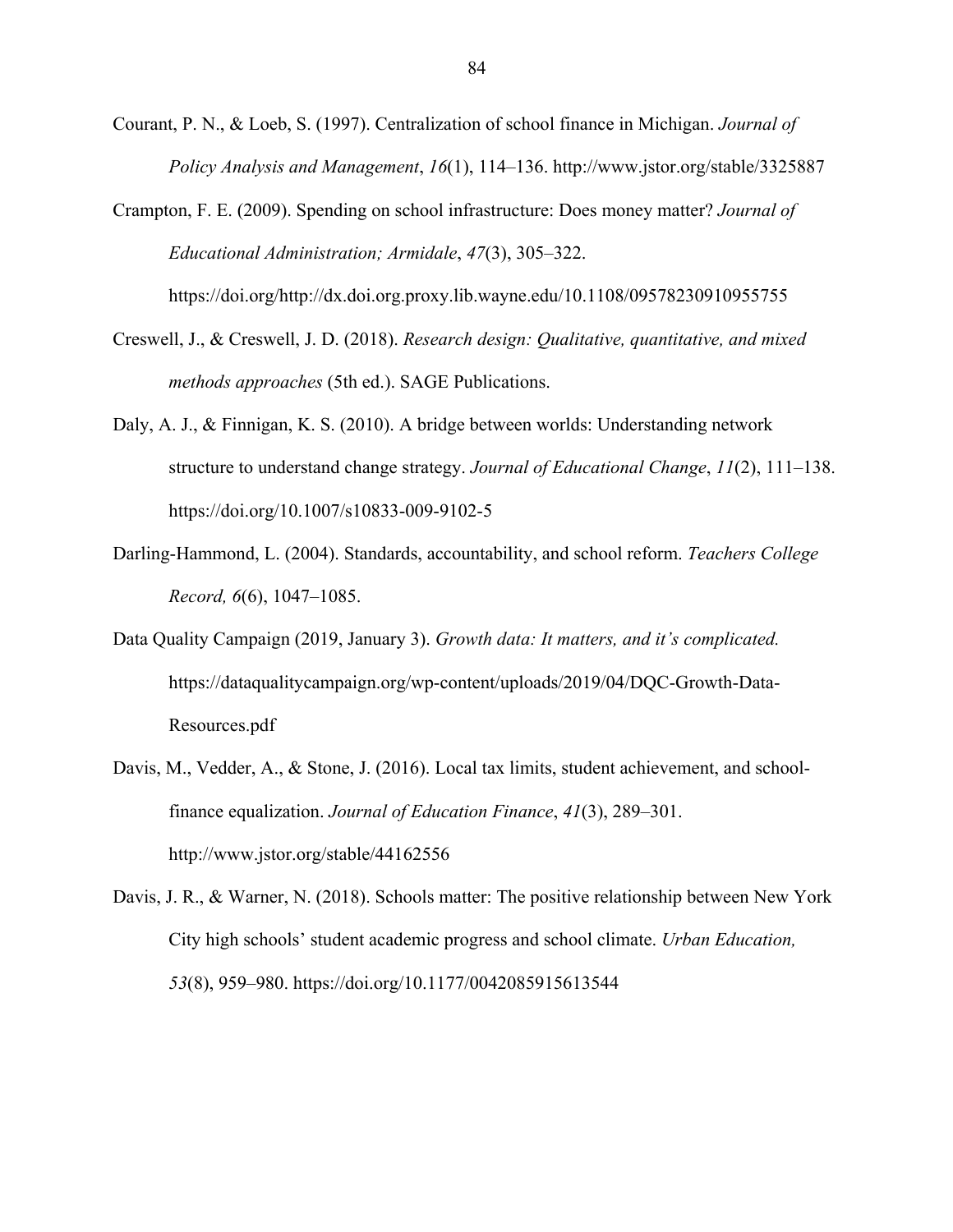Courant, P. N., & Loeb, S. (1997). Centralization of school finance in Michigan. *Journal of Policy Analysis and Management*, *16*(1), 114–136. http://www.jstor.org/stable/3325887

Crampton, F. E. (2009). Spending on school infrastructure: Does money matter? *Journal of Educational Administration; Armidale*, *47*(3), 305–322. https://doi.org/http://dx.doi.org.proxy.lib.wayne.edu/10.1108/09578230910955755

Creswell, J., & Creswell, J. D. (2018). *Research design: Qualitative, quantitative, and mixed methods approaches* (5th ed.). SAGE Publications.

Daly, A. J., & Finnigan, K. S. (2010). A bridge between worlds: Understanding network structure to understand change strategy. *Journal of Educational Change*, *11*(2), 111–138. https://doi.org/10.1007/s10833-009-9102-5

Darling-Hammond, L. (2004). Standards, accountability, and school reform. *Teachers College Record, 6*(6), 1047–1085.

Data Quality Campaign (2019, January 3). *Growth data: It matters, and it's complicated.* https://dataqualitycampaign.org/wp-content/uploads/2019/04/DQC-Growth-Data-Resources.pdf

Davis, M., Vedder, A., & Stone, J. (2016). Local tax limits, student achievement, and school-finance equalization. *Journal of Education Finance*, *41*(3), 289–301. http://www.jstor.org/stable/44162556

Davis, J. R., & Warner, N. (2018). Schools matter: The positive relationship between New York City high schools' student academic progress and school climate. *Urban Education, 53*(8), 959–980. https://doi.org/10.1177/0042085915613544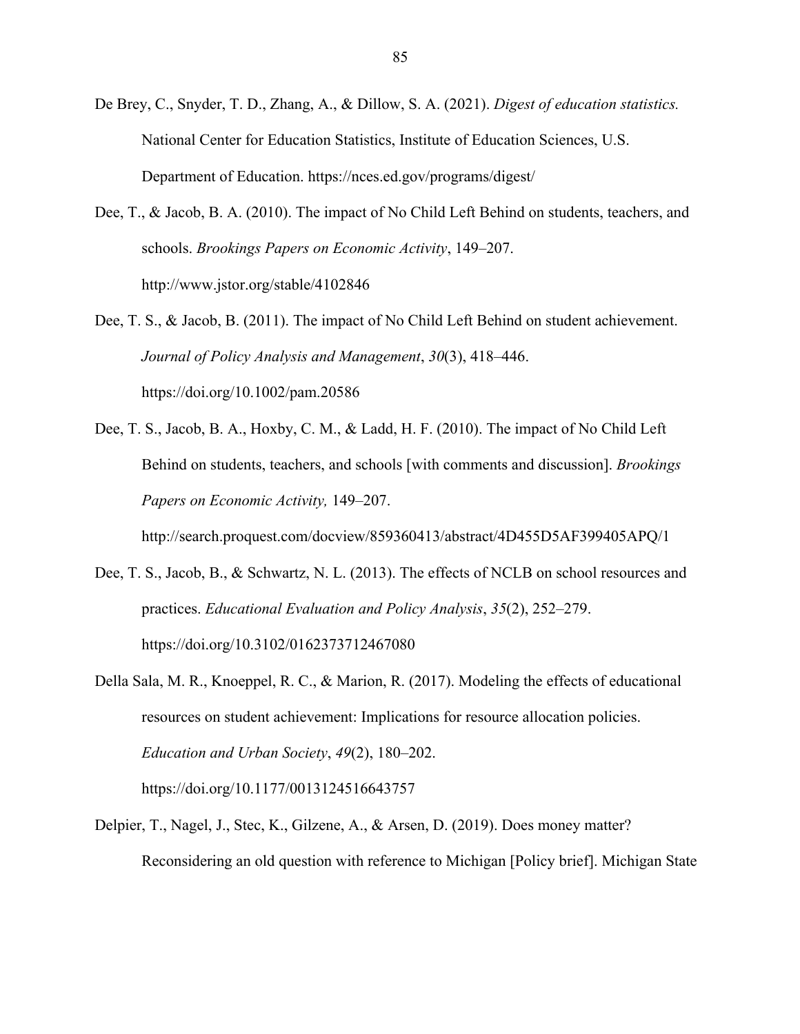De Brey, C., Snyder, T. D., Zhang, A., & Dillow, S. A. (2021). *Digest of education statistics.* National Center for Education Statistics, Institute of Education Sciences, U.S. Department of Education. https://nces.ed.gov/programs/digest/

Dee, T., & Jacob, B. A. (2010). The impact of No Child Left Behind on students, teachers, and schools. *Brookings Papers on Economic Activity*, 149–207. http://www.jstor.org/stable/4102846

Dee, T. S., & Jacob, B. (2011). The impact of No Child Left Behind on student achievement. *Journal of Policy Analysis and Management*, *30*(3), 418–446. https://doi.org/10.1002/pam.20586

Dee, T. S., Jacob, B. A., Hoxby, C. M., & Ladd, H. F. (2010). The impact of No Child Left Behind on students, teachers, and schools [with comments and discussion]. *Brookings Papers on Economic Activity,* 149–207. http://search.proquest.com/docview/859360413/abstract/4D455D5AF399405APQ/1

Dee, T. S., Jacob, B., & Schwartz, N. L. (2013). The effects of NCLB on school resources and practices. *Educational Evaluation and Policy Analysis*, *35*(2), 252–279. https://doi.org/10.3102/0162373712467080

Della Sala, M. R., Knoeppel, R. C., & Marion, R. (2017). Modeling the effects of educational resources on student achievement: Implications for resource allocation policies. *Education and Urban Society*, *49*(2), 180–202. https://doi.org/10.1177/0013124516643757

Delpier, T., Nagel, J., Stec, K., Gilzene, A., & Arsen, D. (2019). Does money matter? Reconsidering an old question with reference to Michigan [Policy brief]. Michigan State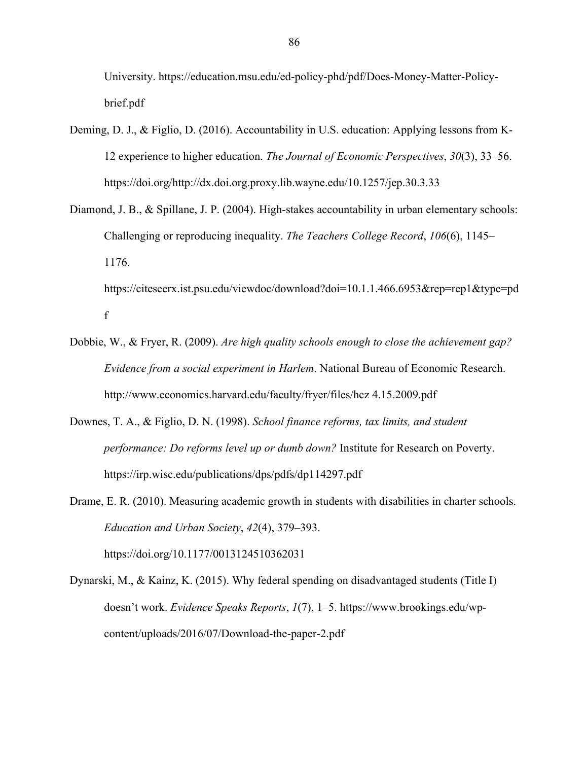University. https://education.msu.edu/ed-policy-phd/pdf/Does-Money-Matter-Policy-brief.pdf

Deming, D. J., & Figlio, D. (2016). Accountability in U.S. education: Applying lessons from K-12 experience to higher education. *The Journal of Economic Perspectives*, *30*(3), 33–56. https://doi.org/http://dx.doi.org.proxy.lib.wayne.edu/10.1257/jep.30.3.33

Diamond, J. B., & Spillane, J. P. (2004). High-stakes accountability in urban elementary schools: Challenging or reproducing inequality. *The Teachers College Record*, *106*(6), 1145–1176. https://citeseerx.ist.psu.edu/viewdoc/download?doi=10.1.1.466.6953&rep=rep1&type=pdf

Dobbie, W., & Fryer, R. (2009). *Are high quality schools enough to close the achievement gap? Evidence from a social experiment in Harlem*. National Bureau of Economic Research. http://www.economics.harvard.edu/faculty/fryer/files/hcz 4.15.2009.pdf

Downes, T. A., & Figlio, D. N. (1998). *School finance reforms, tax limits, and student performance: Do reforms level up or dumb down?* Institute for Research on Poverty. https://irp.wisc.edu/publications/dps/pdfs/dp114297.pdf

Drame, E. R. (2010). Measuring academic growth in students with disabilities in charter schools. *Education and Urban Society*, *42*(4), 379–393. https://doi.org/10.1177/0013124510362031

Dynarski, M., & Kainz, K. (2015). Why federal spending on disadvantaged students (Title I) doesn't work. *Evidence Speaks Reports*, *1*(7), 1–5. https://www.brookings.edu/wp-content/uploads/2016/07/Download-the-paper-2.pdf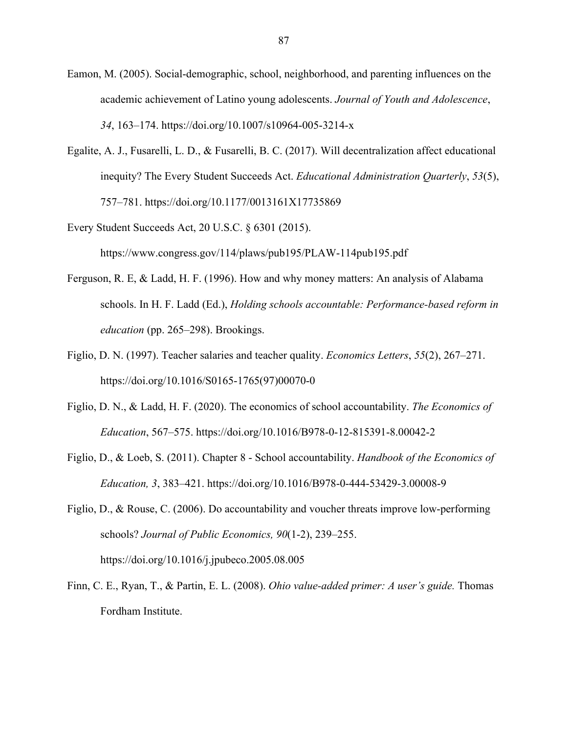Eamon, M. (2005). Social-demographic, school, neighborhood, and parenting influences on the academic achievement of Latino young adolescents. *Journal of Youth and Adolescence*, *34*, 163–174. https://doi.org/10.1007/s10964-005-3214-x

Egalite, A. J., Fusarelli, L. D., & Fusarelli, B. C. (2017). Will decentralization affect educational inequity? The Every Student Succeeds Act. *Educational Administration Quarterly*, *53*(5), 757–781. https://doi.org/10.1177/0013161X17735869

Every Student Succeeds Act, 20 U.S.C. § 6301 (2015). https://www.congress.gov/114/plaws/pub195/PLAW-114pub195.pdf

Ferguson, R. E, & Ladd, H. F. (1996). How and why money matters: An analysis of Alabama schools. In H. F. Ladd (Ed.), *Holding schools accountable: Performance-based reform in education* (pp. 265–298). Brookings.

Figlio, D. N. (1997). Teacher salaries and teacher quality. *Economics Letters*, *55*(2), 267–271. https://doi.org/10.1016/S0165-1765(97)00070-0

Figlio, D. N., & Ladd, H. F. (2020). The economics of school accountability. *The Economics of Education*, 567–575. https://doi.org/10.1016/B978-0-12-815391-8.00042-2

Figlio, D., & Loeb, S. (2011). Chapter 8 - School accountability. *Handbook of the Economics of Education, 3*, 383–421. https://doi.org/10.1016/B978-0-444-53429-3.00008-9

Figlio, D., & Rouse, C. (2006). Do accountability and voucher threats improve low-performing schools? *Journal of Public Economics, 90*(1-2), 239–255. https://doi.org/10.1016/j.jpubeco.2005.08.005

Finn, C. E., Ryan, T., & Partin, E. L. (2008). *Ohio value-added primer: A user's guide.* Thomas Fordham Institute.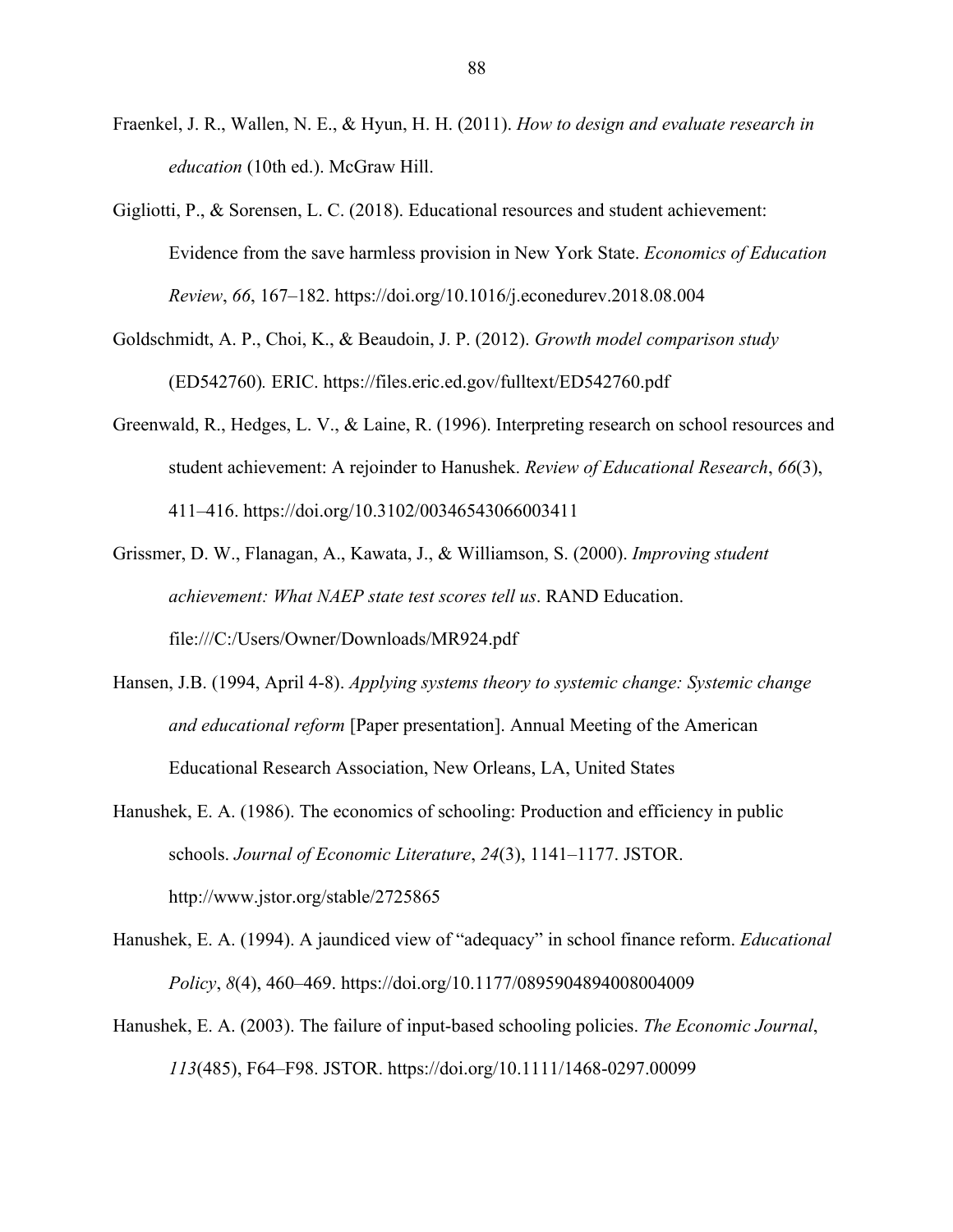Fraenkel, J. R., Wallen, N. E., & Hyun, H. H. (2011). *How to design and evaluate research in education* (10th ed.). McGraw Hill.

Gigliotti, P., & Sorensen, L. C. (2018). Educational resources and student achievement: Evidence from the save harmless provision in New York State. *Economics of Education Review*, *66*, 167–182. https://doi.org/10.1016/j.econedurev.2018.08.004

Goldschmidt, A. P., Choi, K., & Beaudoin, J. P. (2012). *Growth model comparison study* (ED542760)*.* ERIC. https://files.eric.ed.gov/fulltext/ED542760.pdf

Greenwald, R., Hedges, L. V., & Laine, R. (1996). Interpreting research on school resources and student achievement: A rejoinder to Hanushek. *Review of Educational Research*, *66*(3), 411–416. https://doi.org/10.3102/00346543066003411

Grissmer, D. W., Flanagan, A., Kawata, J., & Williamson, S. (2000). *Improving student achievement: What NAEP state test scores tell us*. RAND Education. file:///C:/Users/Owner/Downloads/MR924.pdf

Hansen, J.B. (1994, April 4-8). *Applying systems theory to systemic change: Systemic change and educational reform* [Paper presentation]. Annual Meeting of the American Educational Research Association, New Orleans, LA, United States

Hanushek, E. A. (1986). The economics of schooling: Production and efficiency in public schools. *Journal of Economic Literature*, *24*(3), 1141–1177. JSTOR. http://www.jstor.org/stable/2725865

Hanushek, E. A. (1994). A jaundiced view of "adequacy" in school finance reform. *Educational Policy*, *8*(4), 460–469. https://doi.org/10.1177/0895904894008004009

Hanushek, E. A. (2003). The failure of input-based schooling policies. *The Economic Journal*, *113*(485), F64–F98. JSTOR. https://doi.org/10.1111/1468-0297.00099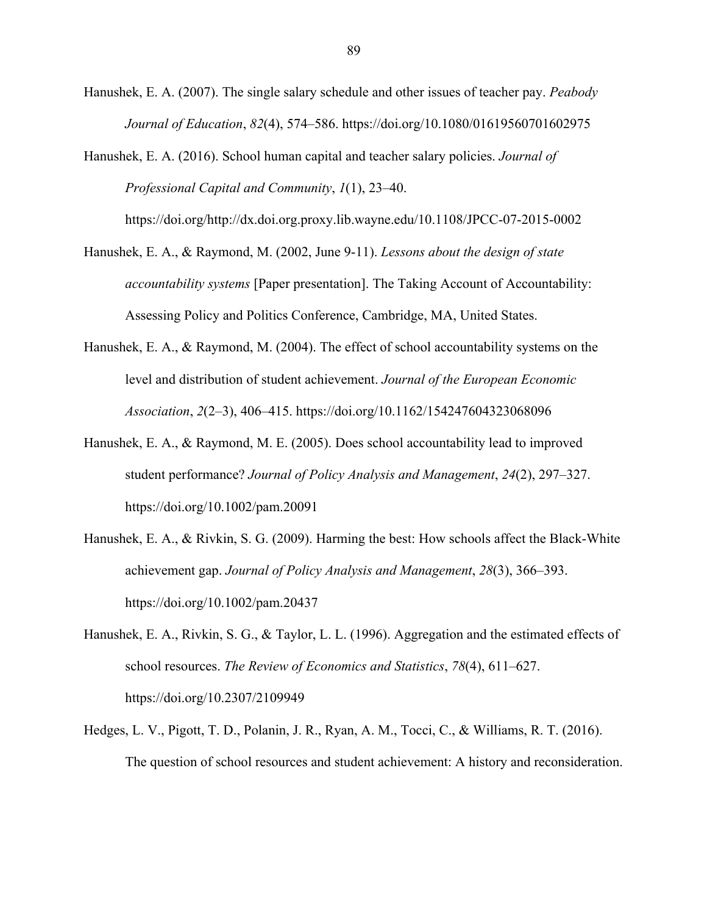Hanushek, E. A. (2007). The single salary schedule and other issues of teacher pay. *Peabody Journal of Education*, *82*(4), 574–586. https://doi.org/10.1080/01619560701602975

Hanushek, E. A. (2016). School human capital and teacher salary policies. *Journal of Professional Capital and Community*, *1*(1), 23–40. https://doi.org/http://dx.doi.org.proxy.lib.wayne.edu/10.1108/JPCC-07-2015-0002

Hanushek, E. A., & Raymond, M. (2002, June 9-11). *Lessons about the design of state accountability systems* [Paper presentation]. The Taking Account of Accountability: Assessing Policy and Politics Conference, Cambridge, MA, United States.

Hanushek, E. A., & Raymond, M. (2004). The effect of school accountability systems on the level and distribution of student achievement. *Journal of the European Economic Association*, *2*(2–3), 406–415. https://doi.org/10.1162/154247604323068096

Hanushek, E. A., & Raymond, M. E. (2005). Does school accountability lead to improved student performance? *Journal of Policy Analysis and Management*, *24*(2), 297–327. https://doi.org/10.1002/pam.20091

Hanushek, E. A., & Rivkin, S. G. (2009). Harming the best: How schools affect the Black-White achievement gap. *Journal of Policy Analysis and Management*, *28*(3), 366–393. https://doi.org/10.1002/pam.20437

Hanushek, E. A., Rivkin, S. G., & Taylor, L. L. (1996). Aggregation and the estimated effects of school resources. *The Review of Economics and Statistics*, *78*(4), 611–627. https://doi.org/10.2307/2109949

Hedges, L. V., Pigott, T. D., Polanin, J. R., Ryan, A. M., Tocci, C., & Williams, R. T. (2016). The question of school resources and student achievement: A history and reconsideration.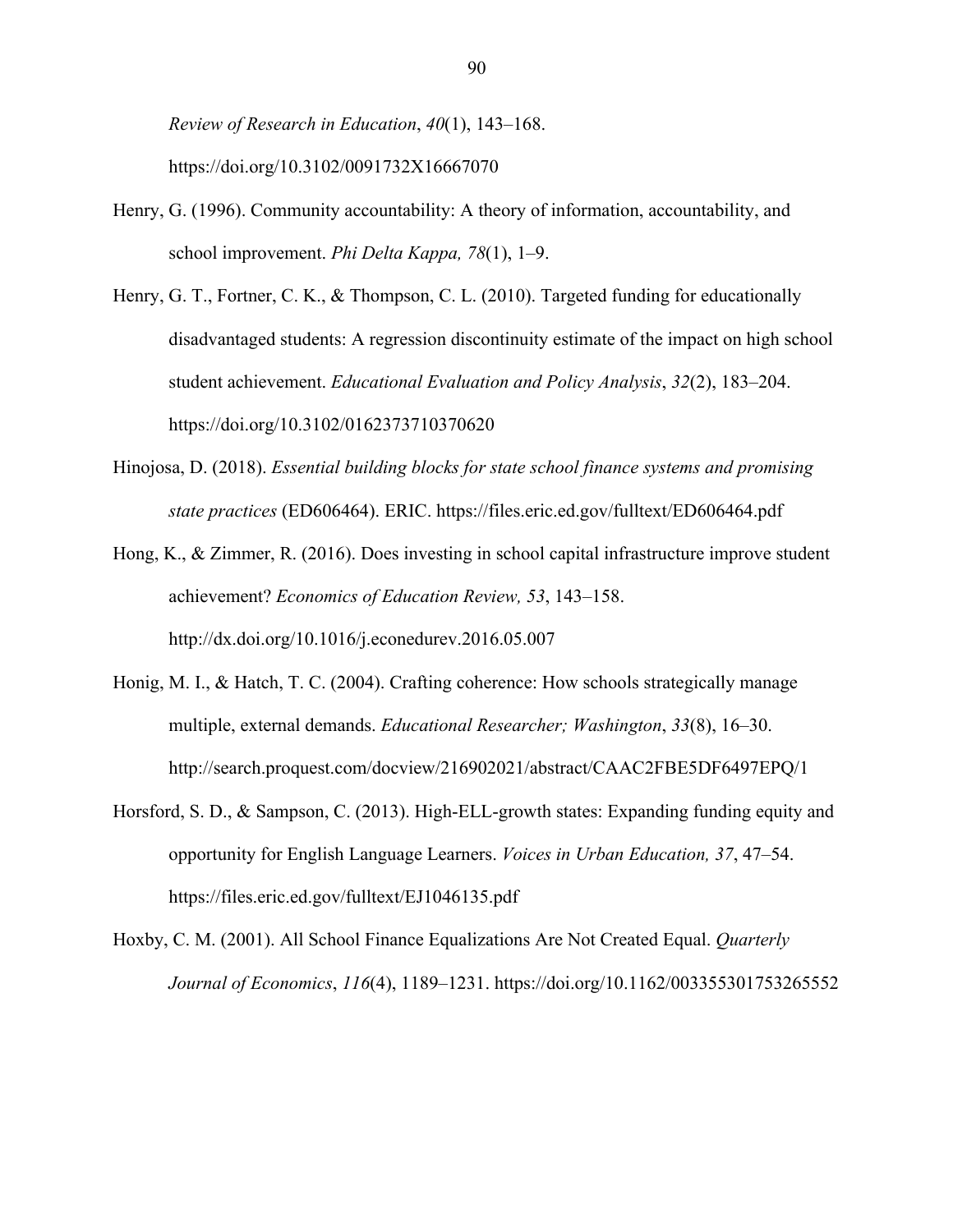*Review of Research in Education*, *40*(1), 143–168. https://doi.org/10.3102/0091732X16667070

Henry, G. (1996). Community accountability: A theory of information, accountability, and school improvement. *Phi Delta Kappa, 78*(1), 1–9.

Henry, G. T., Fortner, C. K., & Thompson, C. L. (2010). Targeted funding for educationally disadvantaged students: A regression discontinuity estimate of the impact on high school student achievement. *Educational Evaluation and Policy Analysis*, *32*(2), 183–204. https://doi.org/10.3102/0162373710370620

Hinojosa, D. (2018). *Essential building blocks for state school finance systems and promising state practices* (ED606464). ERIC. https://files.eric.ed.gov/fulltext/ED606464.pdf

Hong, K., & Zimmer, R. (2016). Does investing in school capital infrastructure improve student achievement? *Economics of Education Review, 53*, 143–158. http://dx.doi.org/10.1016/j.econedurev.2016.05.007

Honig, M. I., & Hatch, T. C. (2004). Crafting coherence: How schools strategically manage multiple, external demands. *Educational Researcher; Washington*, *33*(8), 16–30. http://search.proquest.com/docview/216902021/abstract/CAAC2FBE5DF6497EPQ/1

Horsford, S. D., & Sampson, C. (2013). High-ELL-growth states: Expanding funding equity and opportunity for English Language Learners. *Voices in Urban Education, 37*, 47–54. https://files.eric.ed.gov/fulltext/EJ1046135.pdf

Hoxby, C. M. (2001). All School Finance Equalizations Are Not Created Equal. *Quarterly Journal of Economics*, *116*(4), 1189–1231. https://doi.org/10.1162/003355301753265552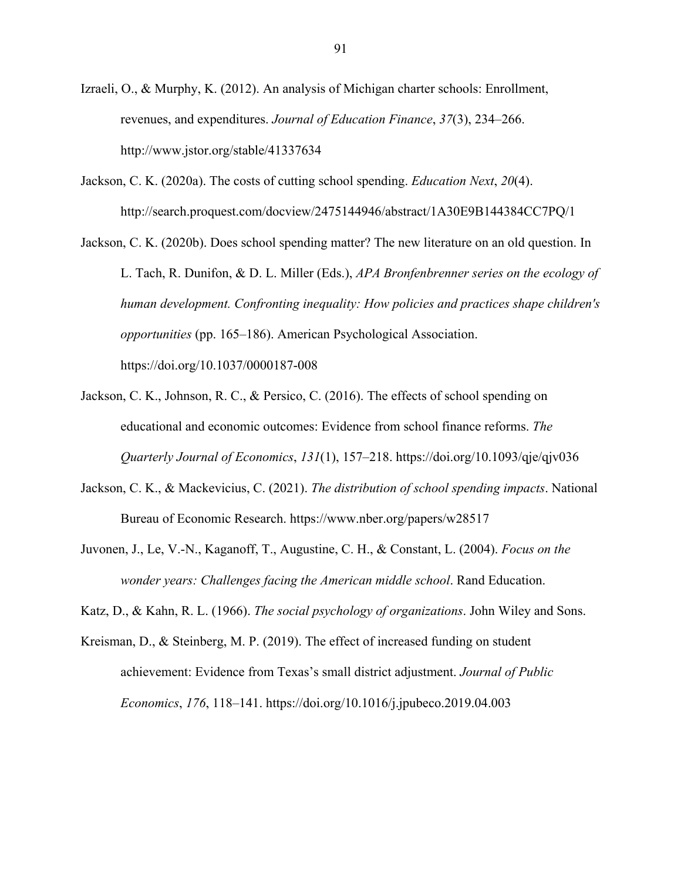Izraeli, O., & Murphy, K. (2012). An analysis of Michigan charter schools: Enrollment, revenues, and expenditures. *Journal of Education Finance*, *37*(3), 234–266. http://www.jstor.org/stable/41337634

Jackson, C. K. (2020a). The costs of cutting school spending. *Education Next*, *20*(4). http://search.proquest.com/docview/2475144946/abstract/1A30E9B144384CC7PQ/1

Jackson, C. K. (2020b). Does school spending matter? The new literature on an old question. In L. Tach, R. Dunifon, & D. L. Miller (Eds.), *APA Bronfenbrenner series on the ecology of human development. Confronting inequality: How policies and practices shape children's opportunities* (pp. 165–186). American Psychological Association. https://doi.org/10.1037/0000187-008

Jackson, C. K., Johnson, R. C., & Persico, C. (2016). The effects of school spending on educational and economic outcomes: Evidence from school finance reforms. *The Quarterly Journal of Economics*, *131*(1), 157–218. https://doi.org/10.1093/qje/qjv036

Jackson, C. K., & Mackevicius, C. (2021). *The distribution of school spending impacts*. National Bureau of Economic Research. https://www.nber.org/papers/w28517

Juvonen, J., Le, V.-N., Kaganoff, T., Augustine, C. H., & Constant, L. (2004). *Focus on the wonder years: Challenges facing the American middle school*. Rand Education.

Katz, D., & Kahn, R. L. (1966). *The social psychology of organizations*. John Wiley and Sons.

Kreisman, D., & Steinberg, M. P. (2019). The effect of increased funding on student achievement: Evidence from Texas's small district adjustment. *Journal of Public Economics*, *176*, 118–141. https://doi.org/10.1016/j.jpubeco.2019.04.003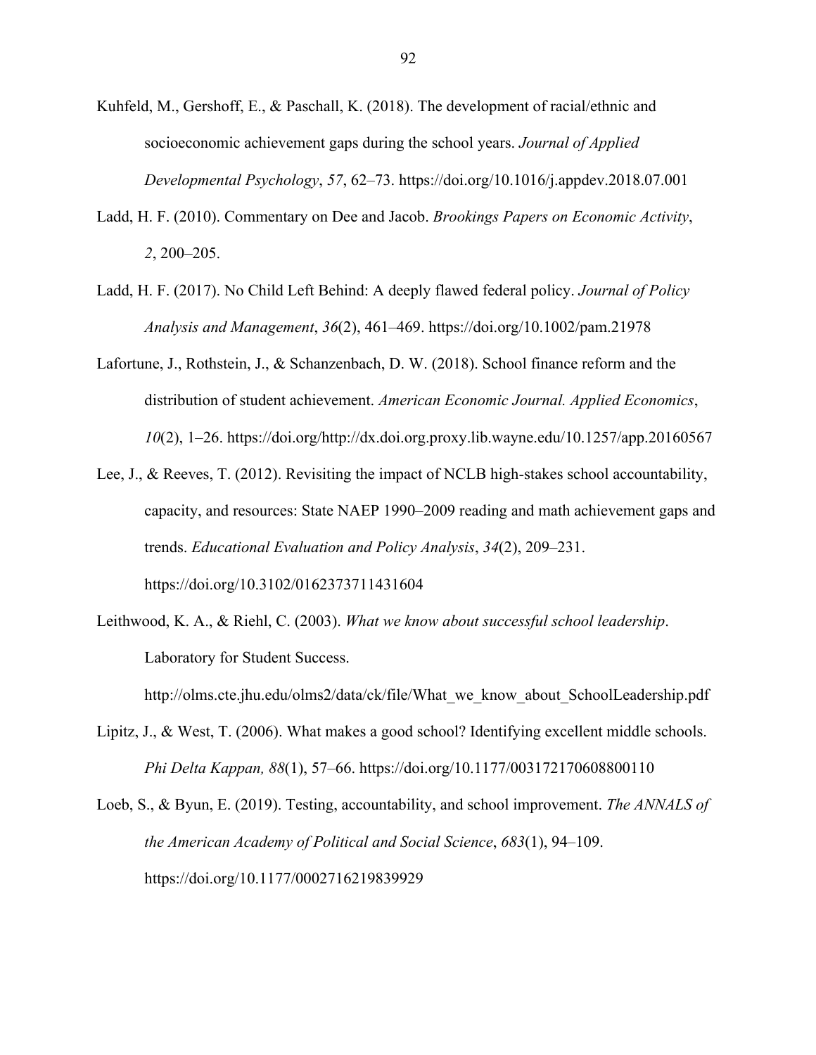Kuhfeld, M., Gershoff, E., & Paschall, K. (2018). The development of racial/ethnic and socioeconomic achievement gaps during the school years. *Journal of Applied Developmental Psychology*, *57*, 62–73. https://doi.org/10.1016/j.appdev.2018.07.001

Ladd, H. F. (2010). Commentary on Dee and Jacob. *Brookings Papers on Economic Activity*, *2*, 200–205.

Ladd, H. F. (2017). No Child Left Behind: A deeply flawed federal policy. *Journal of Policy Analysis and Management*, *36*(2), 461–469. https://doi.org/10.1002/pam.21978

Lafortune, J., Rothstein, J., & Schanzenbach, D. W. (2018). School finance reform and the distribution of student achievement. *American Economic Journal. Applied Economics*, *10*(2), 1–26. https://doi.org/http://dx.doi.org.proxy.lib.wayne.edu/10.1257/app.20160567

Lee, J., & Reeves, T. (2012). Revisiting the impact of NCLB high-stakes school accountability, capacity, and resources: State NAEP 1990–2009 reading and math achievement gaps and trends. *Educational Evaluation and Policy Analysis*, *34*(2), 209–231. https://doi.org/10.3102/0162373711431604

Leithwood, K. A., & Riehl, C. (2003). *What we know about successful school leadership*. Laboratory for Student Success. http://olms.cte.jhu.edu/olms2/data/ck/file/What_we_know_about_SchoolLeadership.pdf

Lipitz, J., & West, T. (2006). What makes a good school? Identifying excellent middle schools. *Phi Delta Kappan, 88*(1), 57–66. https://doi.org/10.1177/003172170608800110

Loeb, S., & Byun, E. (2019). Testing, accountability, and school improvement. *The ANNALS of the American Academy of Political and Social Science*, *683*(1), 94–109. https://doi.org/10.1177/0002716219839929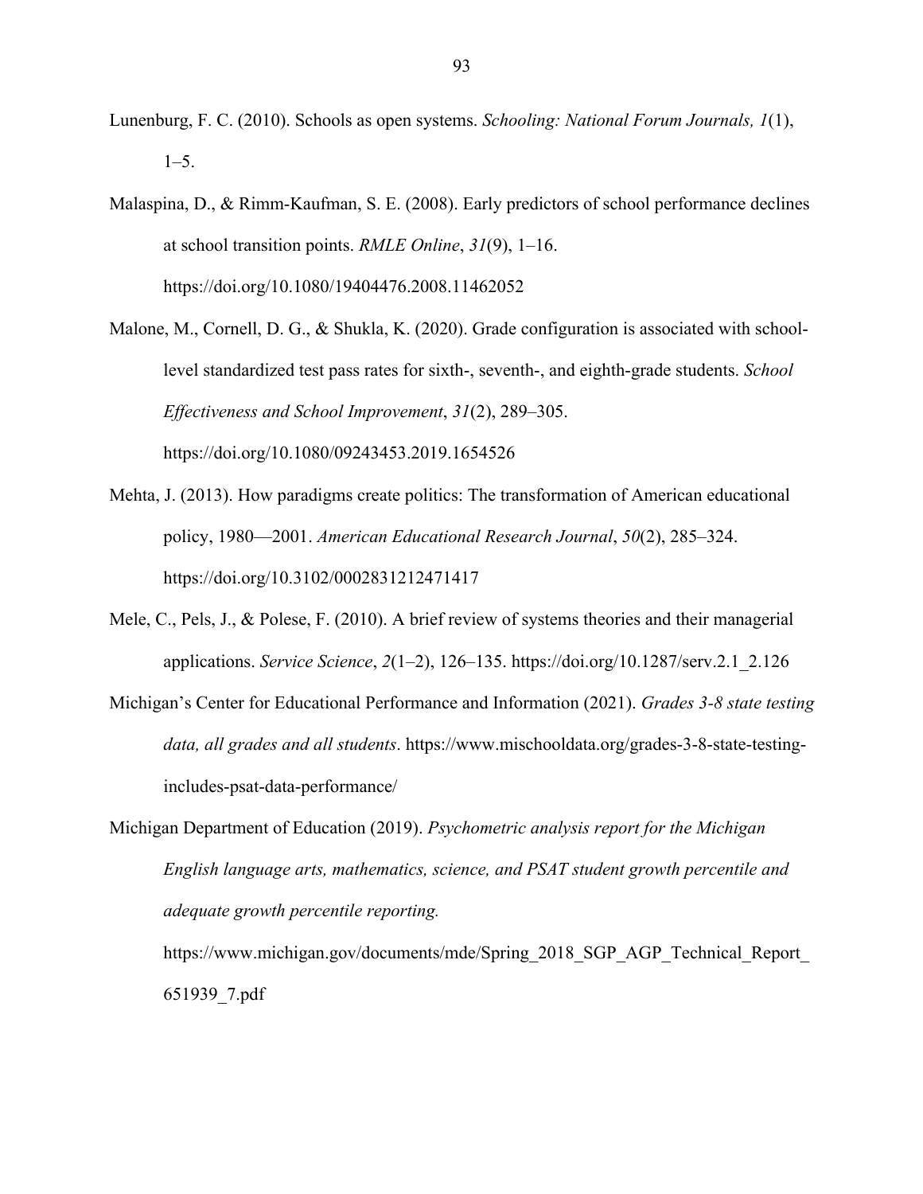Lunenburg, F. C. (2010). Schools as open systems. *Schooling: National Forum Journals, 1*(1), 1–5.

Malaspina, D., & Rimm-Kaufman, S. E. (2008). Early predictors of school performance declines at school transition points. *RMLE Online*, *31*(9), 1–16. https://doi.org/10.1080/19404476.2008.11462052

Malone, M., Cornell, D. G., & Shukla, K. (2020). Grade configuration is associated with school-level standardized test pass rates for sixth-, seventh-, and eighth-grade students. *School Effectiveness and School Improvement*, *31*(2), 289–305. https://doi.org/10.1080/09243453.2019.1654526

Mehta, J. (2013). How paradigms create politics: The transformation of American educational policy, 1980—2001. *American Educational Research Journal*, *50*(2), 285–324. https://doi.org/10.3102/0002831212471417

Mele, C., Pels, J., & Polese, F. (2010). A brief review of systems theories and their managerial applications. *Service Science*, *2*(1–2), 126–135. https://doi.org/10.1287/serv.2.1_2.126

Michigan's Center for Educational Performance and Information (2021). *Grades 3-8 state testing data, all grades and all students*. https://www.mischooldata.org/grades-3-8-state-testing-includes-psat-data-performance/

Michigan Department of Education (2019). *Psychometric analysis report for the Michigan English language arts, mathematics, science, and PSAT student growth percentile and adequate growth percentile reporting.* https://www.michigan.gov/documents/mde/Spring_2018_SGP_AGP_Technical_Report_651939_7.pdf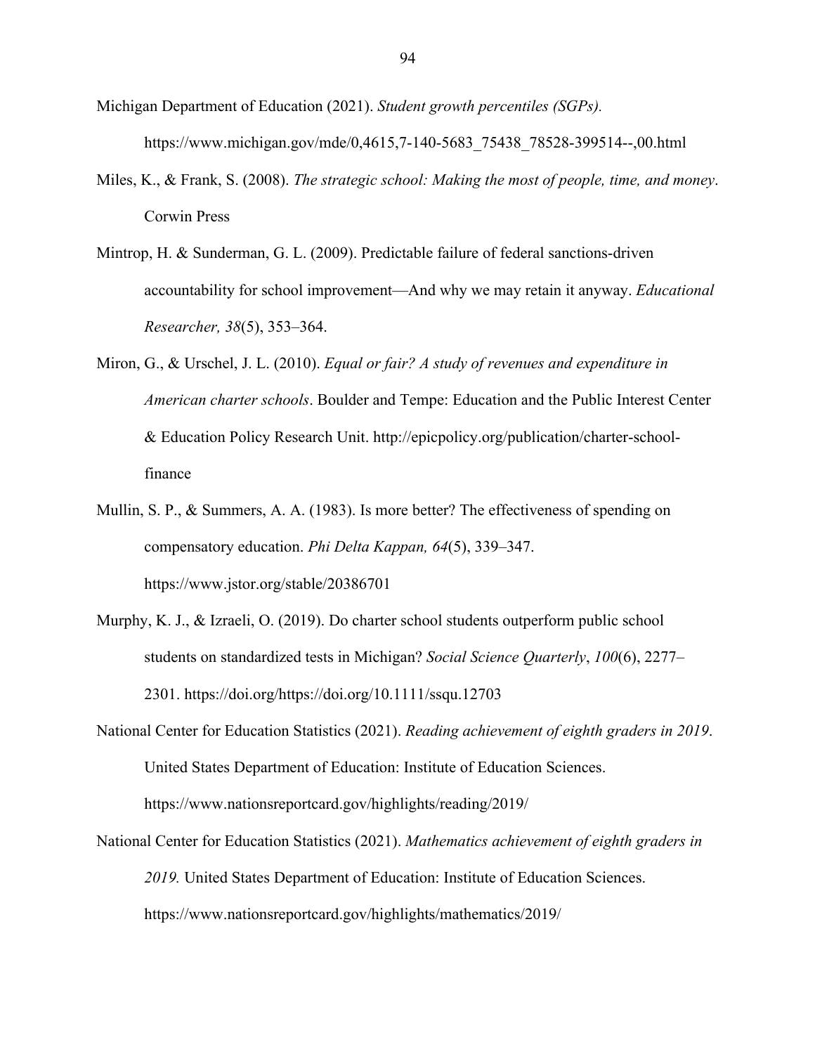Michigan Department of Education (2021). *Student growth percentiles (SGPs).* https://www.michigan.gov/mde/0,4615,7-140-5683_75438_78528-399514--,00.html

Miles, K., & Frank, S. (2008). *The strategic school: Making the most of people, time, and money*. Corwin Press

Mintrop, H. & Sunderman, G. L. (2009). Predictable failure of federal sanctions-driven accountability for school improvement—And why we may retain it anyway. *Educational Researcher, 38*(5), 353–364.

Miron, G., & Urschel, J. L. (2010). *Equal or fair? A study of revenues and expenditure in American charter schools*. Boulder and Tempe: Education and the Public Interest Center & Education Policy Research Unit. http://epicpolicy.org/publication/charter-school-finance

Mullin, S. P., & Summers, A. A. (1983). Is more better? The effectiveness of spending on compensatory education. *Phi Delta Kappan, 64*(5), 339–347. https://www.jstor.org/stable/20386701

Murphy, K. J., & Izraeli, O. (2019). Do charter school students outperform public school students on standardized tests in Michigan? *Social Science Quarterly*, *100*(6), 2277–2301. https://doi.org/https://doi.org/10.1111/ssqu.12703

National Center for Education Statistics (2021). *Reading achievement of eighth graders in 2019*. United States Department of Education: Institute of Education Sciences. https://www.nationsreportcard.gov/highlights/reading/2019/

National Center for Education Statistics (2021). *Mathematics achievement of eighth graders in 2019.* United States Department of Education: Institute of Education Sciences. https://www.nationsreportcard.gov/highlights/mathematics/2019/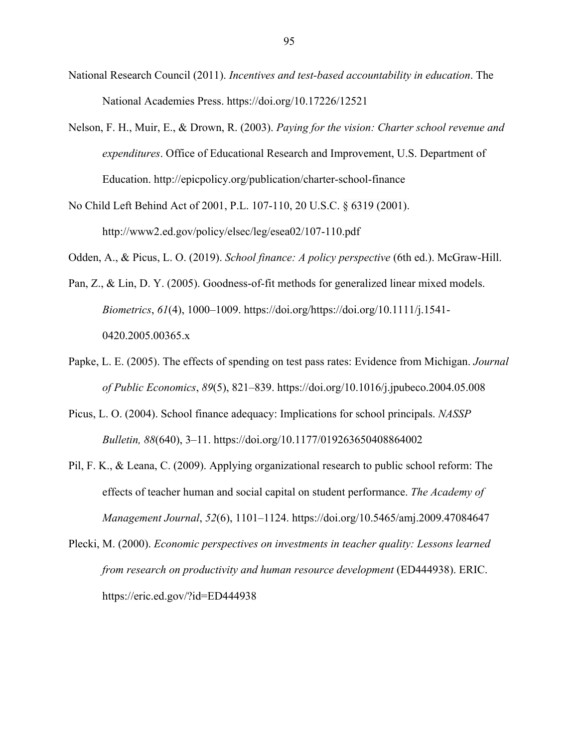National Research Council (2011). *Incentives and test-based accountability in education*. The National Academies Press. https://doi.org/10.17226/12521

Nelson, F. H., Muir, E., & Drown, R. (2003). *Paying for the vision: Charter school revenue and expenditures*. Office of Educational Research and Improvement, U.S. Department of Education. http://epicpolicy.org/publication/charter-school-finance

No Child Left Behind Act of 2001, P.L. 107-110, 20 U.S.C. § 6319 (2001). http://www2.ed.gov/policy/elsec/leg/esea02/107-110.pdf

Odden, A., & Picus, L. O. (2019). *School finance: A policy perspective* (6th ed.). McGraw-Hill.

Pan, Z., & Lin, D. Y. (2005). Goodness-of-fit methods for generalized linear mixed models. *Biometrics*, *61*(4), 1000–1009. https://doi.org/https://doi.org/10.1111/j.1541-0420.2005.00365.x

Papke, L. E. (2005). The effects of spending on test pass rates: Evidence from Michigan. *Journal of Public Economics*, *89*(5), 821–839. https://doi.org/10.1016/j.jpubeco.2004.05.008

Picus, L. O. (2004). School finance adequacy: Implications for school principals. *NASSP Bulletin, 88*(640), 3–11. https://doi.org/10.1177/019263650408864002

Pil, F. K., & Leana, C. (2009). Applying organizational research to public school reform: The effects of teacher human and social capital on student performance. *The Academy of Management Journal*, *52*(6), 1101–1124. https://doi.org/10.5465/amj.2009.47084647

Plecki, M. (2000). *Economic perspectives on investments in teacher quality: Lessons learned from research on productivity and human resource development* (ED444938). ERIC. https://eric.ed.gov/?id=ED444938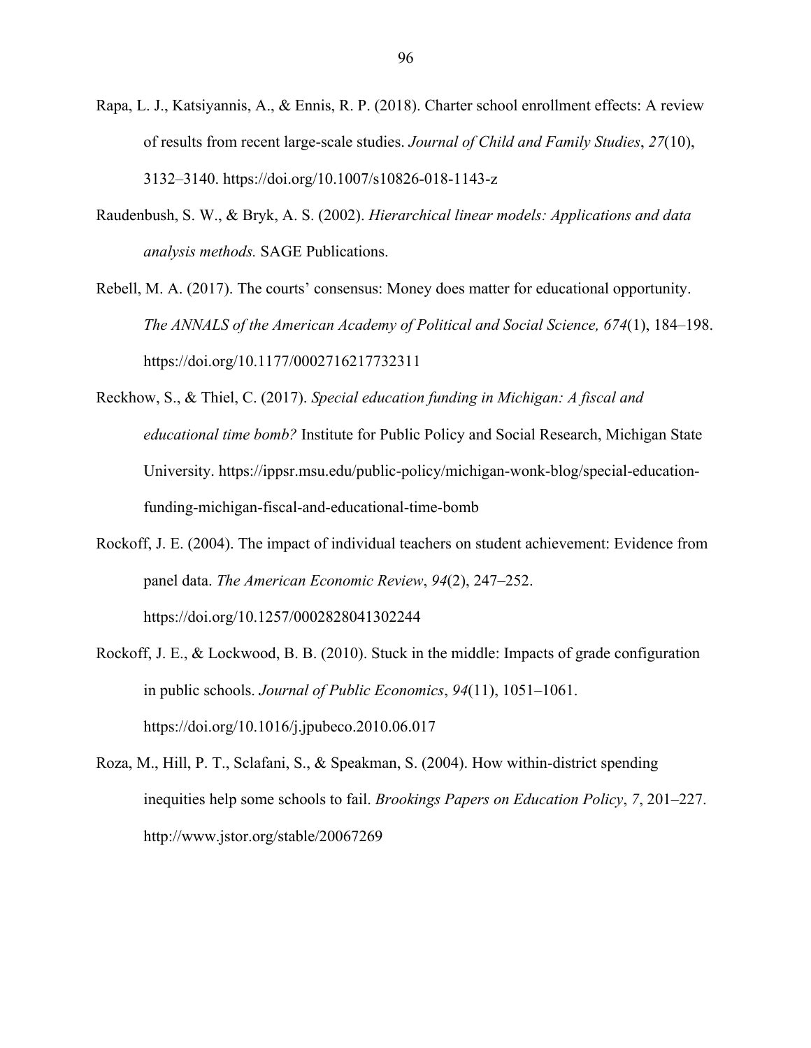Rapa, L. J., Katsiyannis, A., & Ennis, R. P. (2018). Charter school enrollment effects: A review of results from recent large-scale studies. *Journal of Child and Family Studies*, *27*(10), 3132–3140. https://doi.org/10.1007/s10826-018-1143-z

Raudenbush, S. W., & Bryk, A. S. (2002). *Hierarchical linear models: Applications and data analysis methods.* SAGE Publications.

Rebell, M. A. (2017). The courts' consensus: Money does matter for educational opportunity. *The ANNALS of the American Academy of Political and Social Science, 674*(1), 184–198. https://doi.org/10.1177/0002716217732311

Reckhow, S., & Thiel, C. (2017). *Special education funding in Michigan: A fiscal and educational time bomb?* Institute for Public Policy and Social Research, Michigan State University. https://ippsr.msu.edu/public-policy/michigan-wonk-blog/special-education-funding-michigan-fiscal-and-educational-time-bomb

Rockoff, J. E. (2004). The impact of individual teachers on student achievement: Evidence from panel data. *The American Economic Review*, *94*(2), 247–252. https://doi.org/10.1257/0002828041302244

Rockoff, J. E., & Lockwood, B. B. (2010). Stuck in the middle: Impacts of grade configuration in public schools. *Journal of Public Economics*, *94*(11), 1051–1061. https://doi.org/10.1016/j.jpubeco.2010.06.017

Roza, M., Hill, P. T., Sclafani, S., & Speakman, S. (2004). How within-district spending inequities help some schools to fail. *Brookings Papers on Education Policy*, *7*, 201–227. http://www.jstor.org/stable/20067269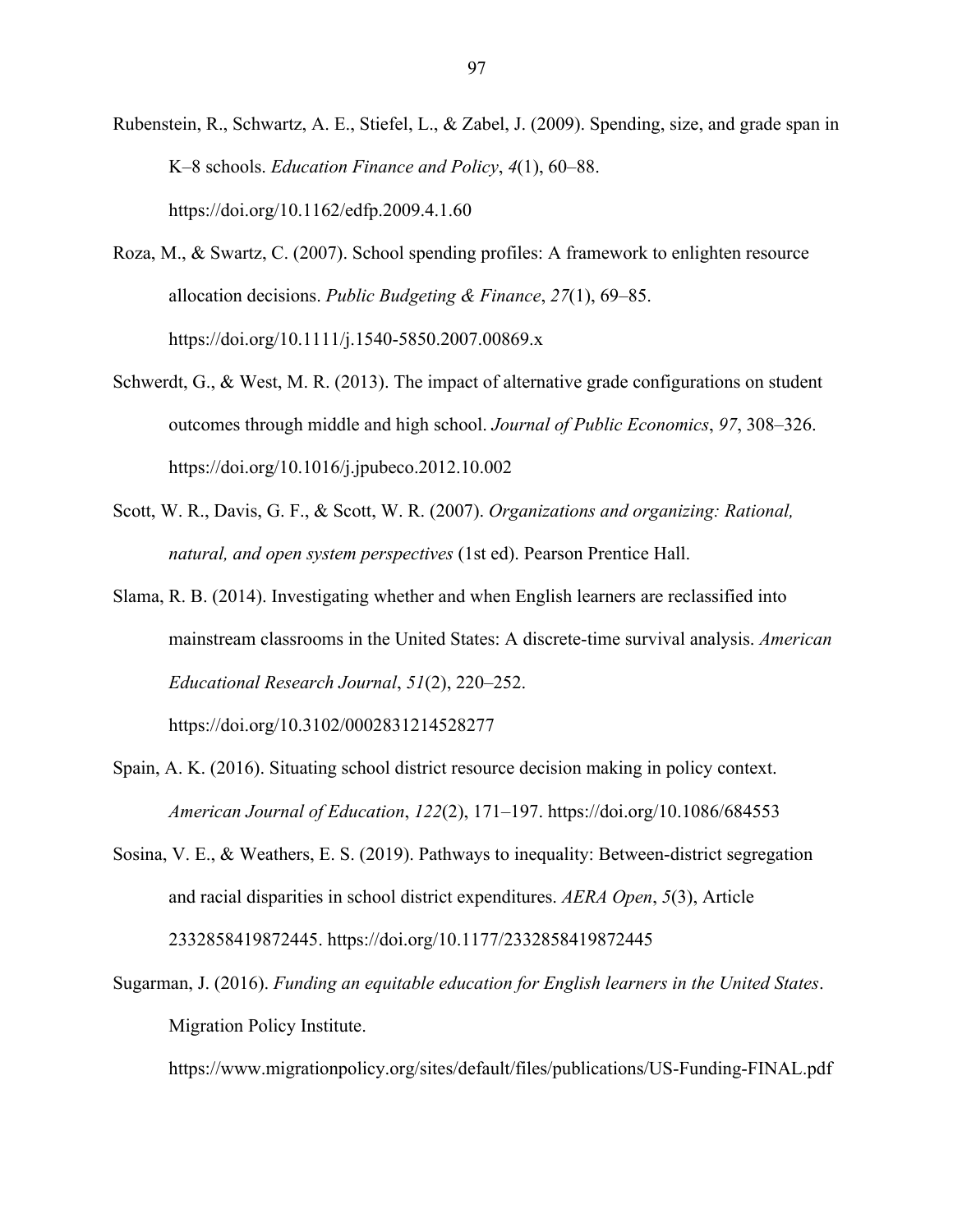Rubenstein, R., Schwartz, A. E., Stiefel, L., & Zabel, J. (2009). Spending, size, and grade span in K–8 schools. *Education Finance and Policy*, *4*(1), 60–88. https://doi.org/10.1162/edfp.2009.4.1.60

Roza, M., & Swartz, C. (2007). School spending profiles: A framework to enlighten resource allocation decisions. *Public Budgeting & Finance*, *27*(1), 69–85. https://doi.org/10.1111/j.1540-5850.2007.00869.x

Schwerdt, G., & West, M. R. (2013). The impact of alternative grade configurations on student outcomes through middle and high school. *Journal of Public Economics*, *97*, 308–326. https://doi.org/10.1016/j.jpubeco.2012.10.002

Scott, W. R., Davis, G. F., & Scott, W. R. (2007). *Organizations and organizing: Rational, natural, and open system perspectives* (1st ed). Pearson Prentice Hall.

Slama, R. B. (2014). Investigating whether and when English learners are reclassified into mainstream classrooms in the United States: A discrete-time survival analysis. *American Educational Research Journal*, *51*(2), 220–252. https://doi.org/10.3102/0002831214528277

Spain, A. K. (2016). Situating school district resource decision making in policy context. *American Journal of Education*, *122*(2), 171–197. https://doi.org/10.1086/684553

Sosina, V. E., & Weathers, E. S. (2019). Pathways to inequality: Between-district segregation and racial disparities in school district expenditures. *AERA Open*, *5*(3), Article 2332858419872445. https://doi.org/10.1177/2332858419872445

Sugarman, J. (2016). *Funding an equitable education for English learners in the United States*. Migration Policy Institute. https://www.migrationpolicy.org/sites/default/files/publications/US-Funding-FINAL.pdf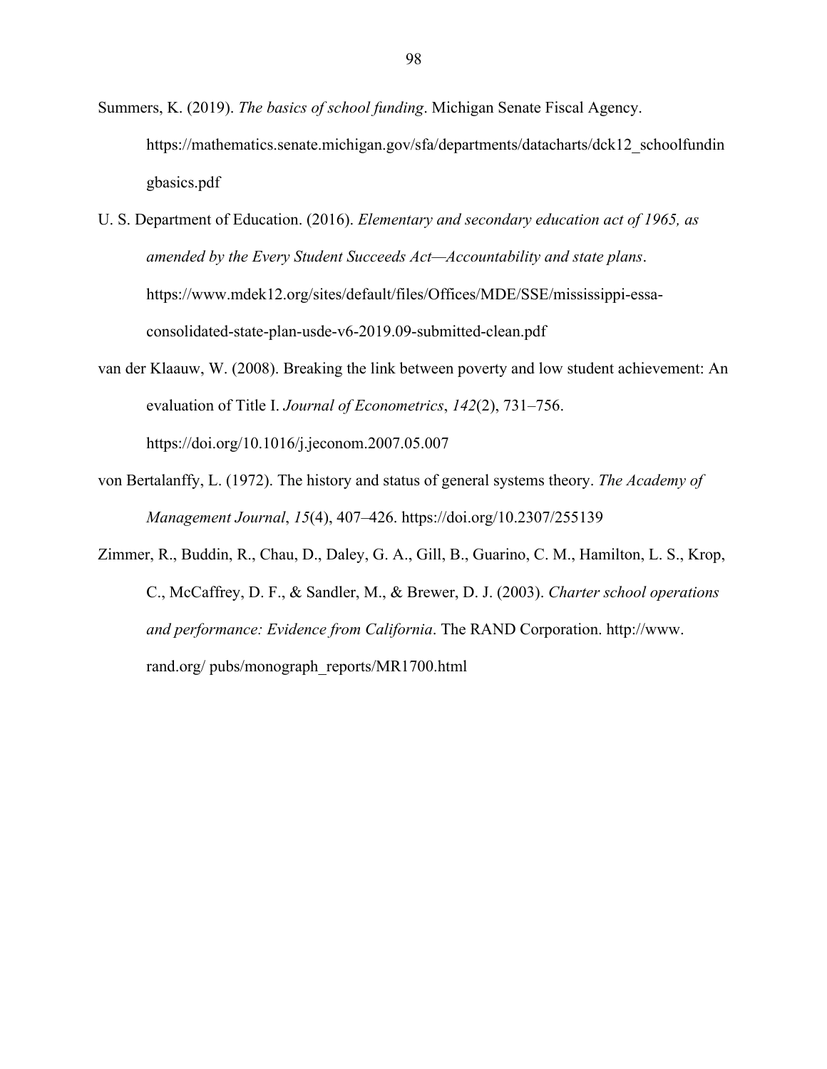Summers, K. (2019). *The basics of school funding*. Michigan Senate Fiscal Agency. https://mathematics.senate.michigan.gov/sfa/departments/datacharts/dck12_schoolfundingbasics.pdf

U. S. Department of Education. (2016). *Elementary and secondary education act of 1965, as amended by the Every Student Succeeds Act—Accountability and state plans*. https://www.mdek12.org/sites/default/files/Offices/MDE/SSE/mississippi-essa-consolidated-state-plan-usde-v6-2019.09-submitted-clean.pdf

van der Klaauw, W. (2008). Breaking the link between poverty and low student achievement: An evaluation of Title I. *Journal of Econometrics*, *142*(2), 731–756. https://doi.org/10.1016/j.jeconom.2007.05.007

von Bertalanffy, L. (1972). The history and status of general systems theory. *The Academy of Management Journal*, *15*(4), 407–426. https://doi.org/10.2307/255139

Zimmer, R., Buddin, R., Chau, D., Daley, G. A., Gill, B., Guarino, C. M., Hamilton, L. S., Krop, C., McCaffrey, D. F., & Sandler, M., & Brewer, D. J. (2003). *Charter school operations and performance: Evidence from California*. The RAND Corporation. http://www. rand.org/ pubs/monograph_reports/MR1700.html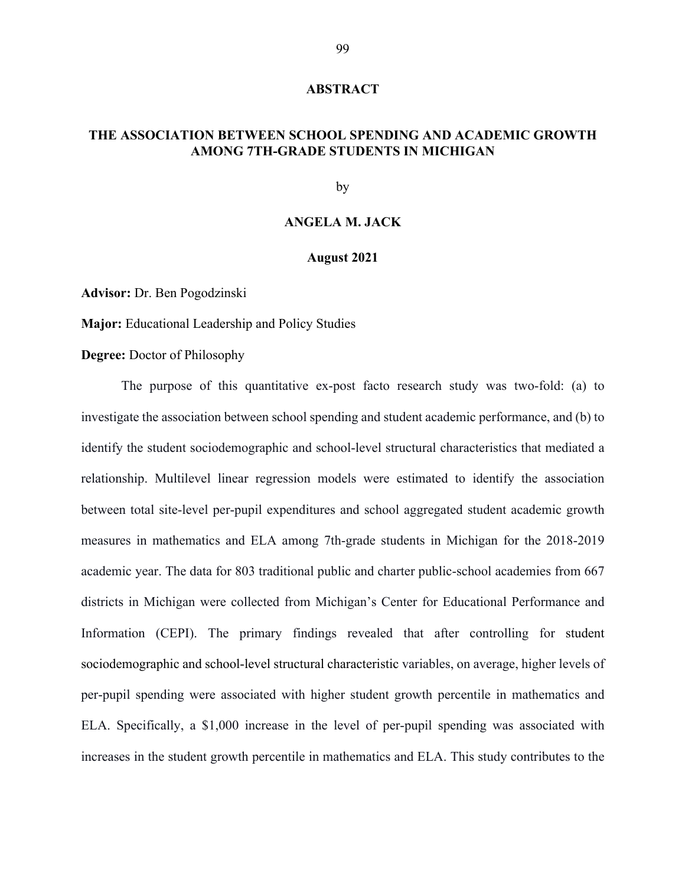# ABSTRACT

## THE ASSOCIATION BETWEEN SCHOOL SPENDING AND ACADEMIC GROWTH AMONG 7TH-GRADE STUDENTS IN MICHIGAN

by

**ANGELA M. JACK**

**August 2021**

**Advisor:** Dr. Ben Pogodzinski

**Major:** Educational Leadership and Policy Studies

**Degree:** Doctor of Philosophy

The purpose of this quantitative ex-post facto research study was two-fold: (a) to investigate the association between school spending and student academic performance, and (b) to identify the student sociodemographic and school-level structural characteristics that mediated a relationship. Multilevel linear regression models were estimated to identify the association between total site-level per-pupil expenditures and school aggregated student academic growth measures in mathematics and ELA among 7th-grade students in Michigan for the 2018-2019 academic year. The data for 803 traditional public and charter public-school academies from 667 districts in Michigan were collected from Michigan's Center for Educational Performance and Information (CEPI). The primary findings revealed that after controlling for student sociodemographic and school-level structural characteristic variables, on average, higher levels of per-pupil spending were associated with higher student growth percentile in mathematics and ELA. Specifically, a $1,000 increase in the level of per-pupil spending was associated with increases in the student growth percentile in mathematics and ELA. This study contributes to the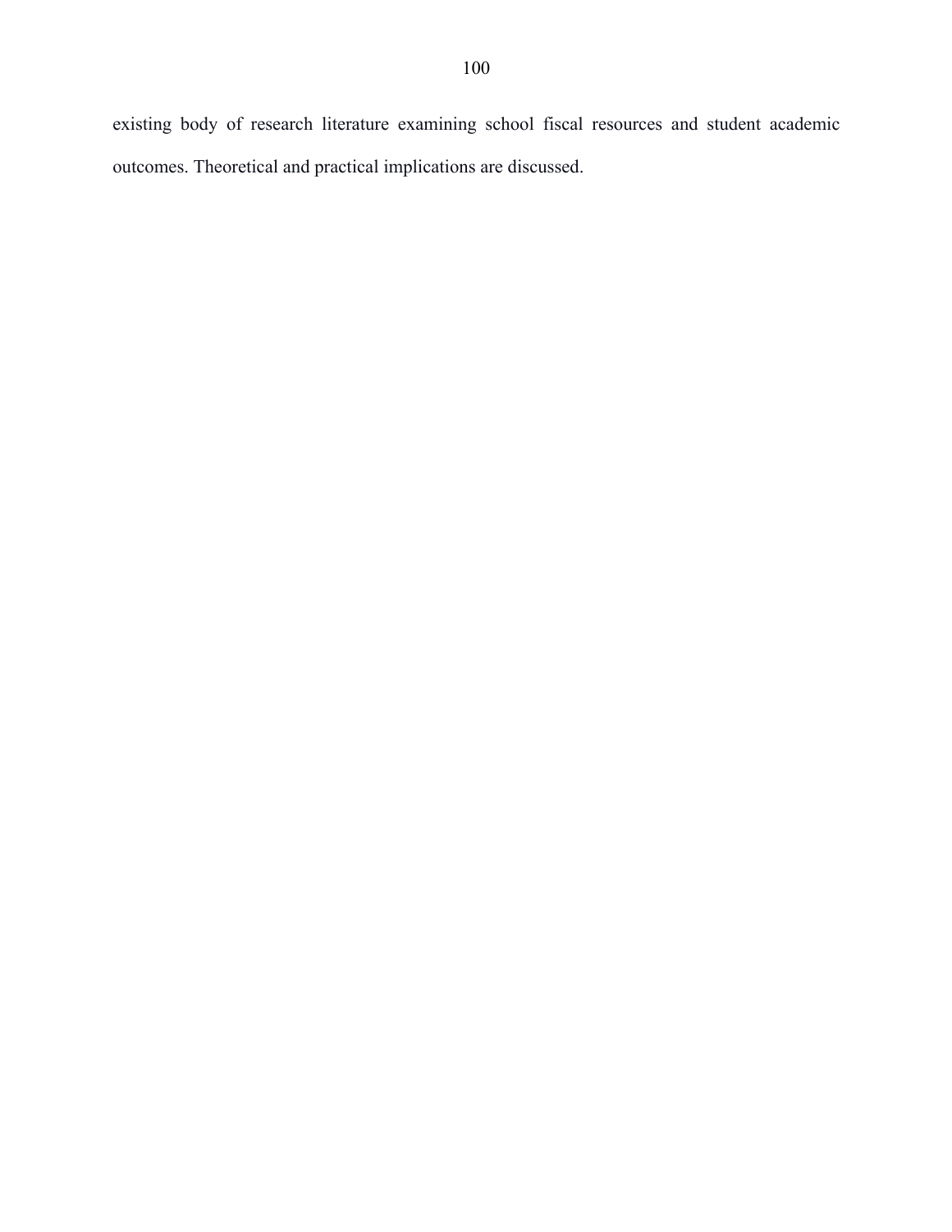existing body of research literature examining school fiscal resources and student academic outcomes. Theoretical and practical implications are discussed.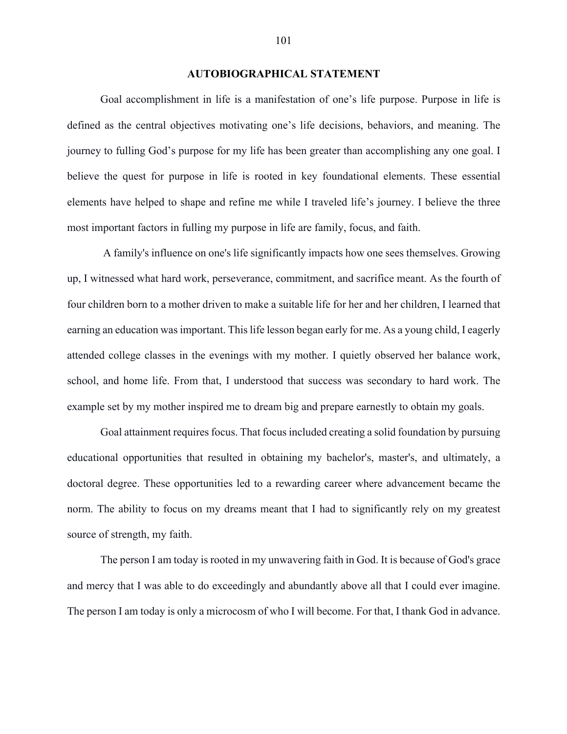## AUTOBIOGRAPHICAL STATEMENT

Goal accomplishment in life is a manifestation of one's life purpose. Purpose in life is defined as the central objectives motivating one's life decisions, behaviors, and meaning. The journey to fulling God's purpose for my life has been greater than accomplishing any one goal. I believe the quest for purpose in life is rooted in key foundational elements. These essential elements have helped to shape and refine me while I traveled life's journey. I believe the three most important factors in fulling my purpose in life are family, focus, and faith.

A family's influence on one's life significantly impacts how one sees themselves. Growing up, I witnessed what hard work, perseverance, commitment, and sacrifice meant. As the fourth of four children born to a mother driven to make a suitable life for her and her children, I learned that earning an education was important. This life lesson began early for me. As a young child, I eagerly attended college classes in the evenings with my mother. I quietly observed her balance work, school, and home life. From that, I understood that success was secondary to hard work. The example set by my mother inspired me to dream big and prepare earnestly to obtain my goals.

Goal attainment requires focus. That focus included creating a solid foundation by pursuing educational opportunities that resulted in obtaining my bachelor's, master's, and ultimately, a doctoral degree. These opportunities led to a rewarding career where advancement became the norm. The ability to focus on my dreams meant that I had to significantly rely on my greatest source of strength, my faith.

The person I am today is rooted in my unwavering faith in God. It is because of God's grace and mercy that I was able to do exceedingly and abundantly above all that I could ever imagine. The person I am today is only a microcosm of who I will become. For that, I thank God in advance.